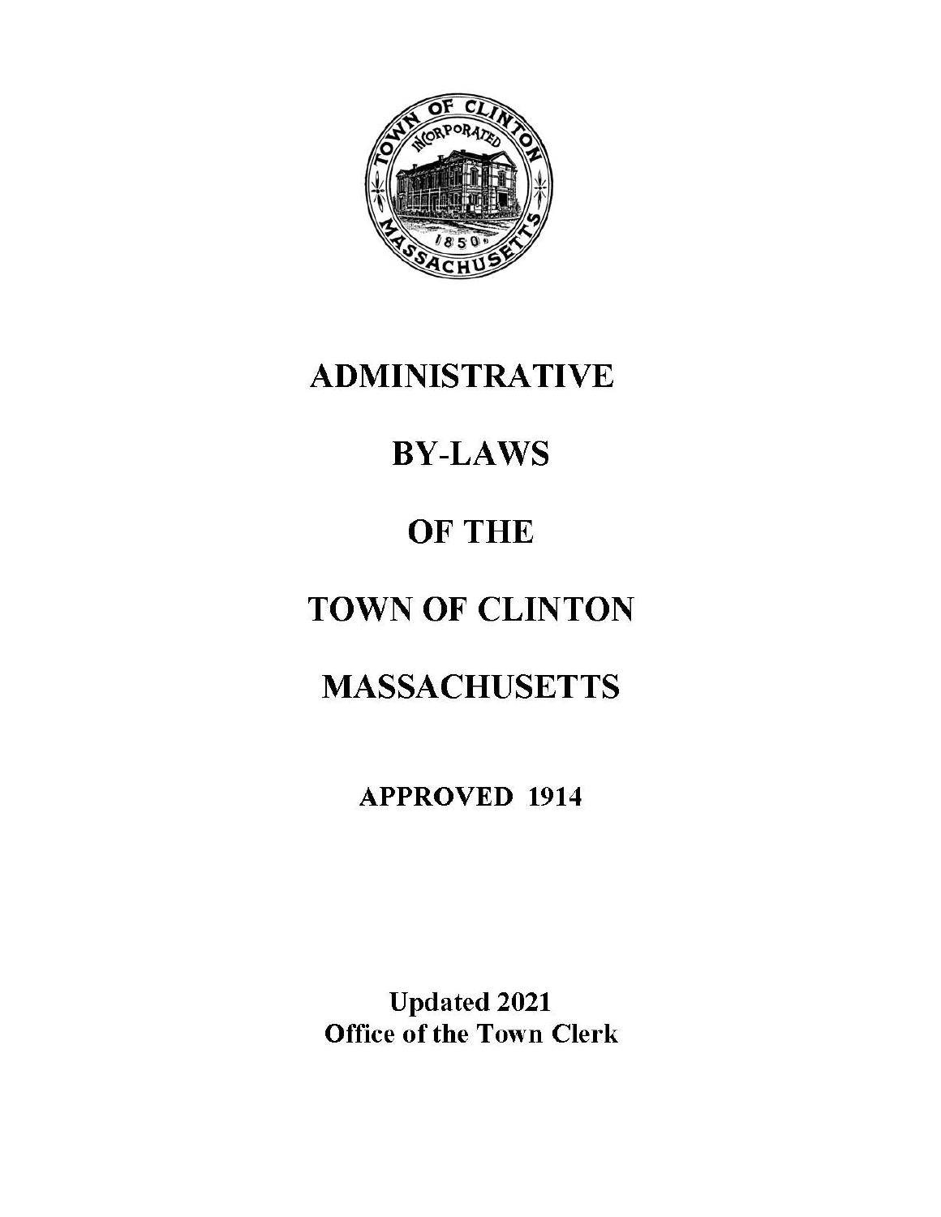# ADMINISTRATIVE

# BY-LAWS

# OF THE

# TOWN OF CLINTON

# MASSACHUSETTS

**APPROVED 1914**

**Updated 2021**
**Office of the Town Clerk**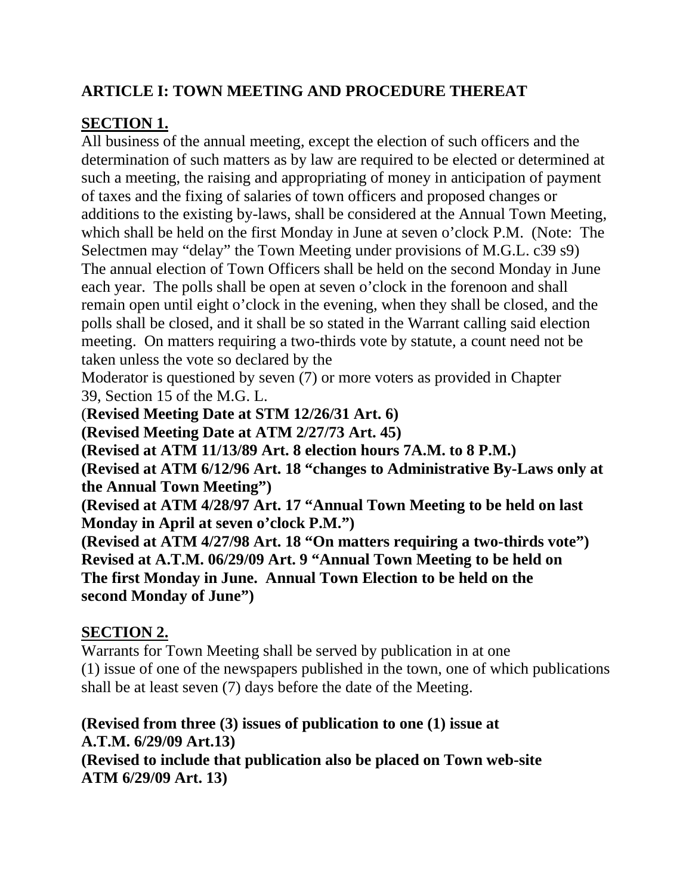## ARTICLE I: TOWN MEETING AND PROCEDURE THEREAT

### SECTION 1.

All business of the annual meeting, except the election of such officers and the determination of such matters as by law are required to be elected or determined at such a meeting, the raising and appropriating of money in anticipation of payment of taxes and the fixing of salaries of town officers and proposed changes or additions to the existing by-laws, shall be considered at the Annual Town Meeting, which shall be held on the first Monday in June at seven o'clock P.M. (Note: The Selectmen may "delay" the Town Meeting under provisions of M.G.L. c39 s9) The annual election of Town Officers shall be held on the second Monday in June each year. The polls shall be open at seven o'clock in the forenoon and shall remain open until eight o'clock in the evening, when they shall be closed, and the polls shall be closed, and it shall be so stated in the Warrant calling said election meeting. On matters requiring a two-thirds vote by statute, a count need not be taken unless the vote so declared by the Moderator is questioned by seven (7) or more voters as provided in Chapter 39, Section 15 of the M.G. L.

**(Revised Meeting Date at STM 12/26/31 Art. 6)**
**(Revised Meeting Date at ATM 2/27/73 Art. 45)**
**(Revised at ATM 11/13/89 Art. 8 election hours 7A.M. to 8 P.M.)**
**(Revised at ATM 6/12/96 Art. 18 "changes to Administrative By-Laws only at the Annual Town Meeting")**
**(Revised at ATM 4/28/97 Art. 17 "Annual Town Meeting to be held on last Monday in April at seven o'clock P.M.")**
**(Revised at ATM 4/27/98 Art. 18 "On matters requiring a two-thirds vote")**
**Revised at A.T.M. 06/29/09 Art. 9 "Annual Town Meeting to be held on The first Monday in June. Annual Town Election to be held on the second Monday of June")**

### SECTION 2.

Warrants for Town Meeting shall be served by publication in at one (1) issue of one of the newspapers published in the town, one of which publications shall be at least seven (7) days before the date of the Meeting.

**(Revised from three (3) issues of publication to one (1) issue at A.T.M. 6/29/09 Art.13)**
**(Revised to include that publication also be placed on Town web-site ATM 6/29/09 Art. 13)**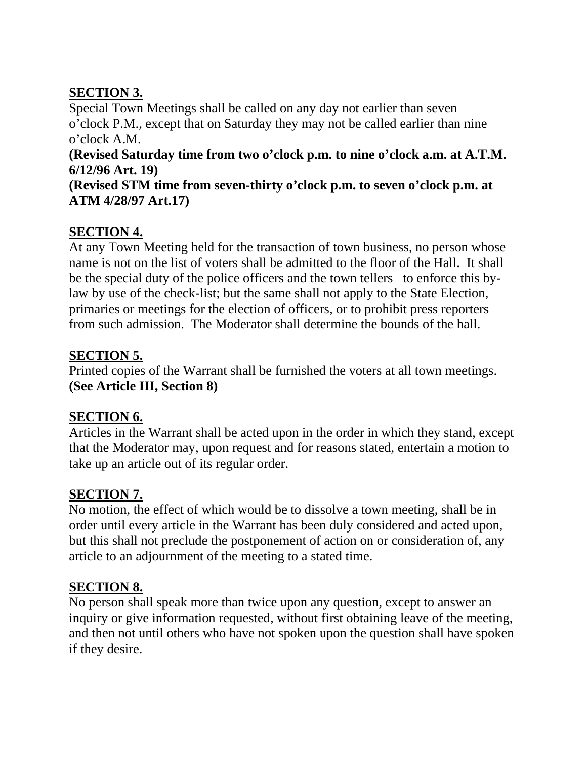## SECTION 3.

Special Town Meetings shall be called on any day not earlier than seven o'clock P.M., except that on Saturday they may not be called earlier than nine o'clock A.M.

**(Revised Saturday time from two o'clock p.m. to nine o'clock a.m. at A.T.M. 6/12/96 Art. 19)**

**(Revised STM time from seven-thirty o'clock p.m. to seven o'clock p.m. at ATM 4/28/97 Art.17)**

## SECTION 4.

At any Town Meeting held for the transaction of town business, no person whose name is not on the list of voters shall be admitted to the floor of the Hall. It shall be the special duty of the police officers and the town tellers to enforce this by-law by use of the check-list; but the same shall not apply to the State Election, primaries or meetings for the election of officers, or to prohibit press reporters from such admission. The Moderator shall determine the bounds of the hall.

## SECTION 5.

Printed copies of the Warrant shall be furnished the voters at all town meetings. **(See Article III, Section 8)**

## SECTION 6.

Articles in the Warrant shall be acted upon in the order in which they stand, except that the Moderator may, upon request and for reasons stated, entertain a motion to take up an article out of its regular order.

## SECTION 7.

No motion, the effect of which would be to dissolve a town meeting, shall be in order until every article in the Warrant has been duly considered and acted upon, but this shall not preclude the postponement of action on or consideration of, any article to an adjournment of the meeting to a stated time.

## SECTION 8.

No person shall speak more than twice upon any question, except to answer an inquiry or give information requested, without first obtaining leave of the meeting, and then not until others who have not spoken upon the question shall have spoken if they desire.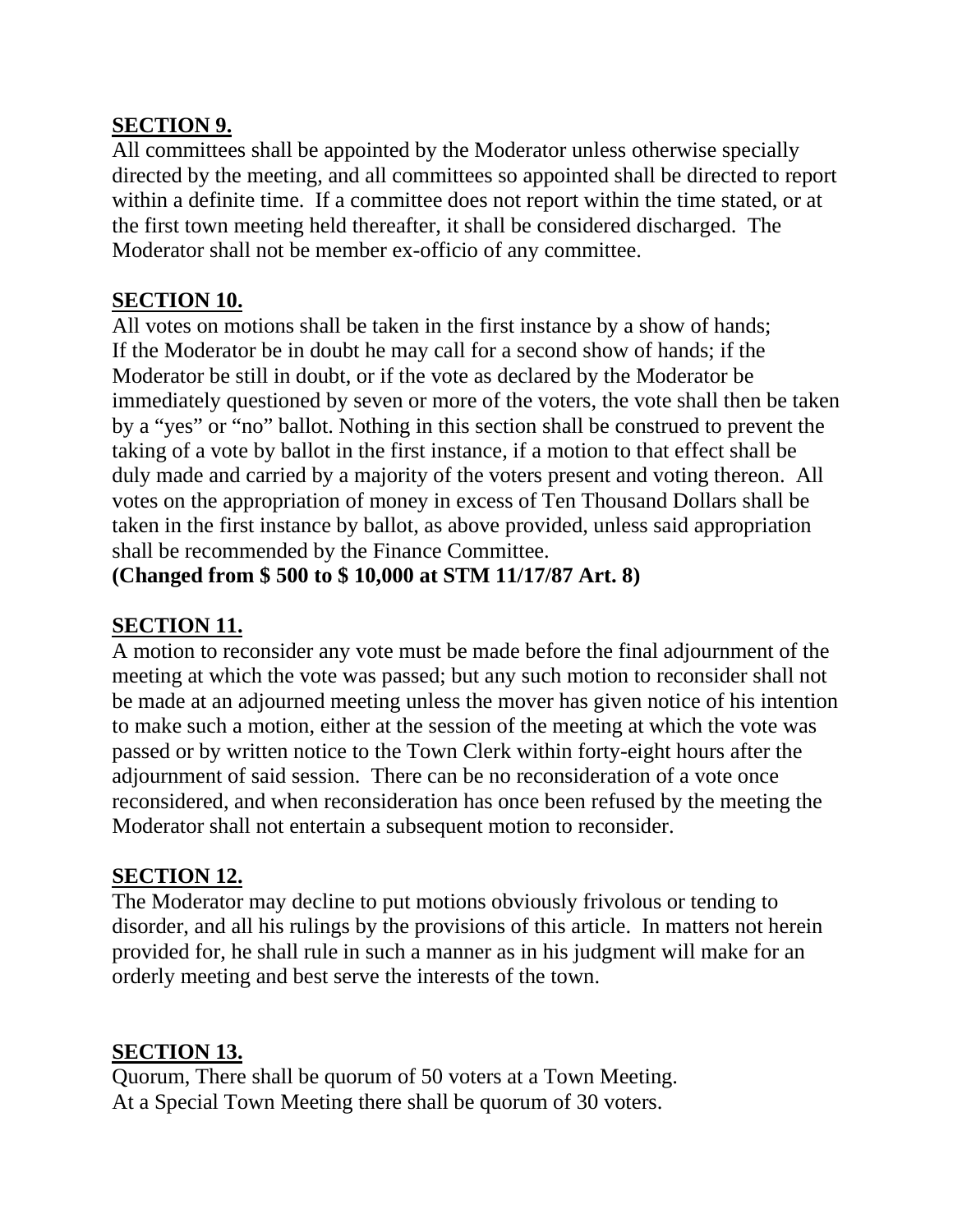**SECTION 9.**

All committees shall be appointed by the Moderator unless otherwise specially directed by the meeting, and all committees so appointed shall be directed to report within a definite time. If a committee does not report within the time stated, or at the first town meeting held thereafter, it shall be considered discharged. The Moderator shall not be member ex-officio of any committee.

**SECTION 10.**

All votes on motions shall be taken in the first instance by a show of hands; If the Moderator be in doubt he may call for a second show of hands; if the Moderator be still in doubt, or if the vote as declared by the Moderator be immediately questioned by seven or more of the voters, the vote shall then be taken by a "yes" or "no" ballot. Nothing in this section shall be construed to prevent the taking of a vote by ballot in the first instance, if a motion to that effect shall be duly made and carried by a majority of the voters present and voting thereon. All votes on the appropriation of money in excess of Ten Thousand Dollars shall be taken in the first instance by ballot, as above provided, unless said appropriation shall be recommended by the Finance Committee.

**(Changed from $ 500 to $ 10,000 at STM 11/17/87 Art. 8)**

**SECTION 11.**

A motion to reconsider any vote must be made before the final adjournment of the meeting at which the vote was passed; but any such motion to reconsider shall not be made at an adjourned meeting unless the mover has given notice of his intention to make such a motion, either at the session of the meeting at which the vote was passed or by written notice to the Town Clerk within forty-eight hours after the adjournment of said session. There can be no reconsideration of a vote once reconsidered, and when reconsideration has once been refused by the meeting the Moderator shall not entertain a subsequent motion to reconsider.

**SECTION 12.**

The Moderator may decline to put motions obviously frivolous or tending to disorder, and all his rulings by the provisions of this article. In matters not herein provided for, he shall rule in such a manner as in his judgment will make for an orderly meeting and best serve the interests of the town.

**SECTION 13.**

Quorum, There shall be quorum of 50 voters at a Town Meeting.
At a Special Town Meeting there shall be quorum of 30 voters.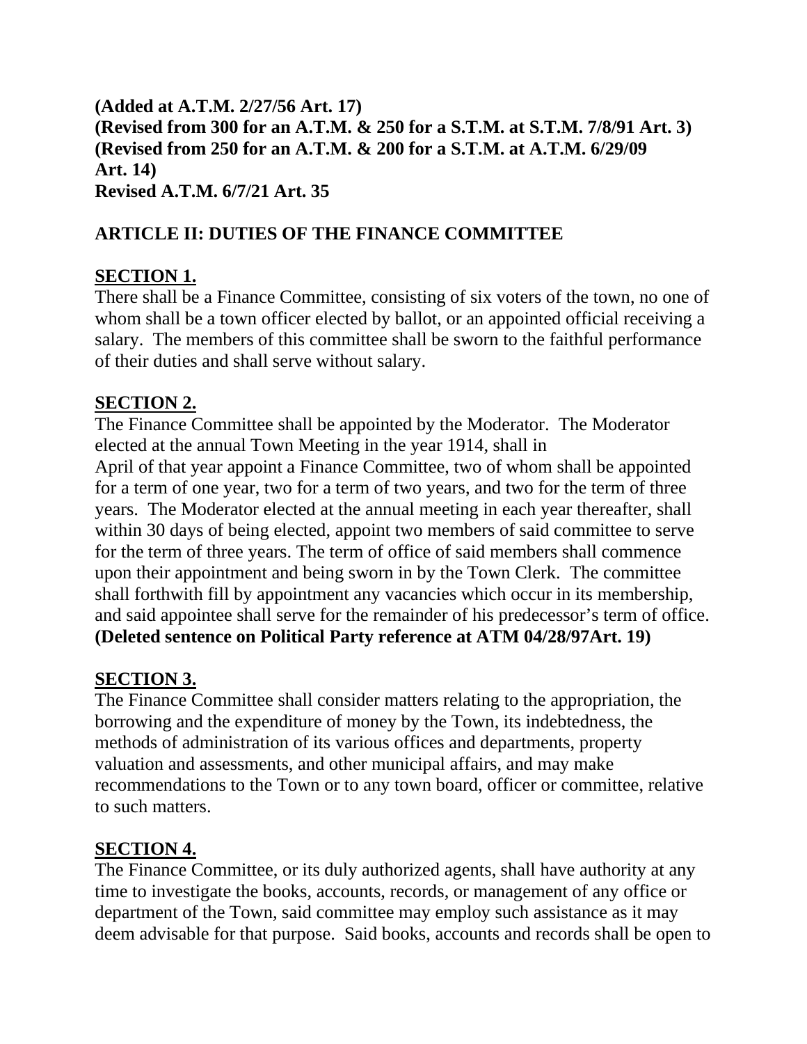**(Added at A.T.M. 2/27/56 Art. 17)**
**(Revised from 300 for an A.T.M. & 250 for a S.T.M. at S.T.M. 7/8/91 Art. 3)**
**(Revised from 250 for an A.T.M. & 200 for a S.T.M. at A.T.M. 6/29/09 Art. 14)**
**Revised A.T.M. 6/7/21 Art. 35**

## ARTICLE II: DUTIES OF THE FINANCE COMMITTEE

### SECTION 1.

There shall be a Finance Committee, consisting of six voters of the town, no one of whom shall be a town officer elected by ballot, or an appointed official receiving a salary. The members of this committee shall be sworn to the faithful performance of their duties and shall serve without salary.

### SECTION 2.

The Finance Committee shall be appointed by the Moderator. The Moderator elected at the annual Town Meeting in the year 1914, shall in April of that year appoint a Finance Committee, two of whom shall be appointed for a term of one year, two for a term of two years, and two for the term of three years. The Moderator elected at the annual meeting in each year thereafter, shall within 30 days of being elected, appoint two members of said committee to serve for the term of three years. The term of office of said members shall commence upon their appointment and being sworn in by the Town Clerk. The committee shall forthwith fill by appointment any vacancies which occur in its membership, and said appointee shall serve for the remainder of his predecessor's term of office. **(Deleted sentence on Political Party reference at ATM 04/28/97Art. 19)**

### SECTION 3.

The Finance Committee shall consider matters relating to the appropriation, the borrowing and the expenditure of money by the Town, its indebtedness, the methods of administration of its various offices and departments, property valuation and assessments, and other municipal affairs, and may make recommendations to the Town or to any town board, officer or committee, relative to such matters.

### SECTION 4.

The Finance Committee, or its duly authorized agents, shall have authority at any time to investigate the books, accounts, records, or management of any office or department of the Town, said committee may employ such assistance as it may deem advisable for that purpose. Said books, accounts and records shall be open to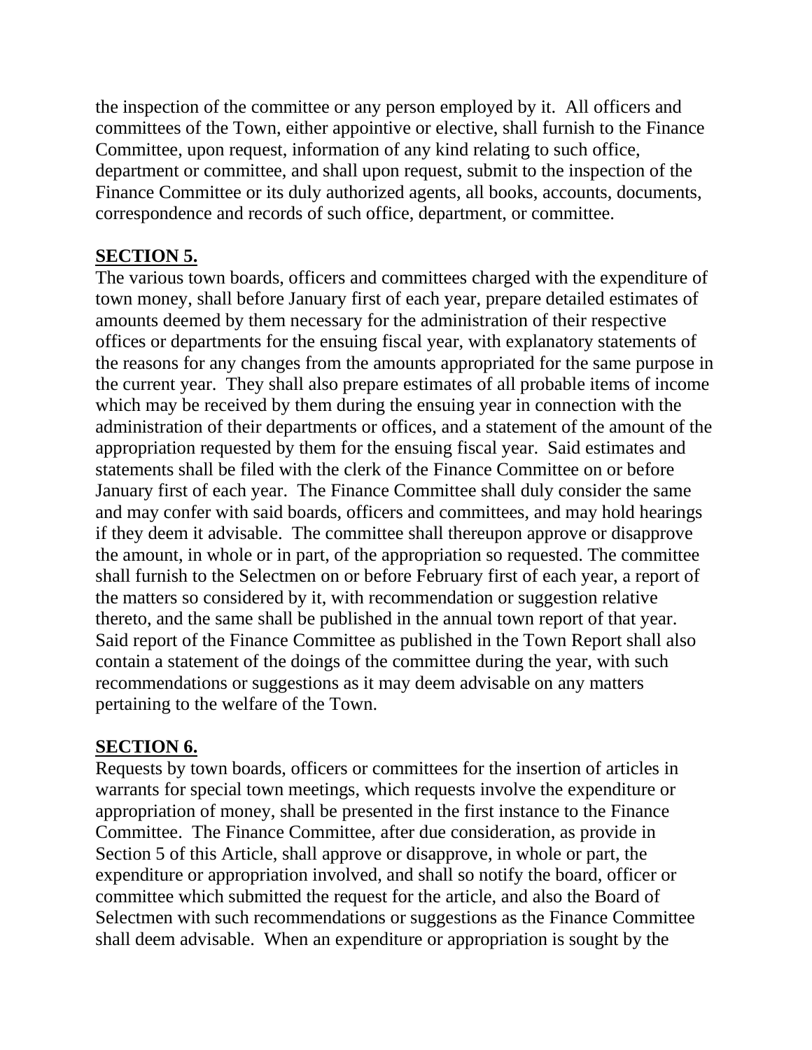the inspection of the committee or any person employed by it. All officers and committees of the Town, either appointive or elective, shall furnish to the Finance Committee, upon request, information of any kind relating to such office, department or committee, and shall upon request, submit to the inspection of the Finance Committee or its duly authorized agents, all books, accounts, documents, correspondence and records of such office, department, or committee.

**SECTION 5.**

The various town boards, officers and committees charged with the expenditure of town money, shall before January first of each year, prepare detailed estimates of amounts deemed by them necessary for the administration of their respective offices or departments for the ensuing fiscal year, with explanatory statements of the reasons for any changes from the amounts appropriated for the same purpose in the current year. They shall also prepare estimates of all probable items of income which may be received by them during the ensuing year in connection with the administration of their departments or offices, and a statement of the amount of the appropriation requested by them for the ensuing fiscal year. Said estimates and statements shall be filed with the clerk of the Finance Committee on or before January first of each year. The Finance Committee shall duly consider the same and may confer with said boards, officers and committees, and may hold hearings if they deem it advisable. The committee shall thereupon approve or disapprove the amount, in whole or in part, of the appropriation so requested. The committee shall furnish to the Selectmen on or before February first of each year, a report of the matters so considered by it, with recommendation or suggestion relative thereto, and the same shall be published in the annual town report of that year. Said report of the Finance Committee as published in the Town Report shall also contain a statement of the doings of the committee during the year, with such recommendations or suggestions as it may deem advisable on any matters pertaining to the welfare of the Town.

**SECTION 6.**

Requests by town boards, officers or committees for the insertion of articles in warrants for special town meetings, which requests involve the expenditure or appropriation of money, shall be presented in the first instance to the Finance Committee. The Finance Committee, after due consideration, as provide in Section 5 of this Article, shall approve or disapprove, in whole or part, the expenditure or appropriation involved, and shall so notify the board, officer or committee which submitted the request for the article, and also the Board of Selectmen with such recommendations or suggestions as the Finance Committee shall deem advisable. When an expenditure or appropriation is sought by the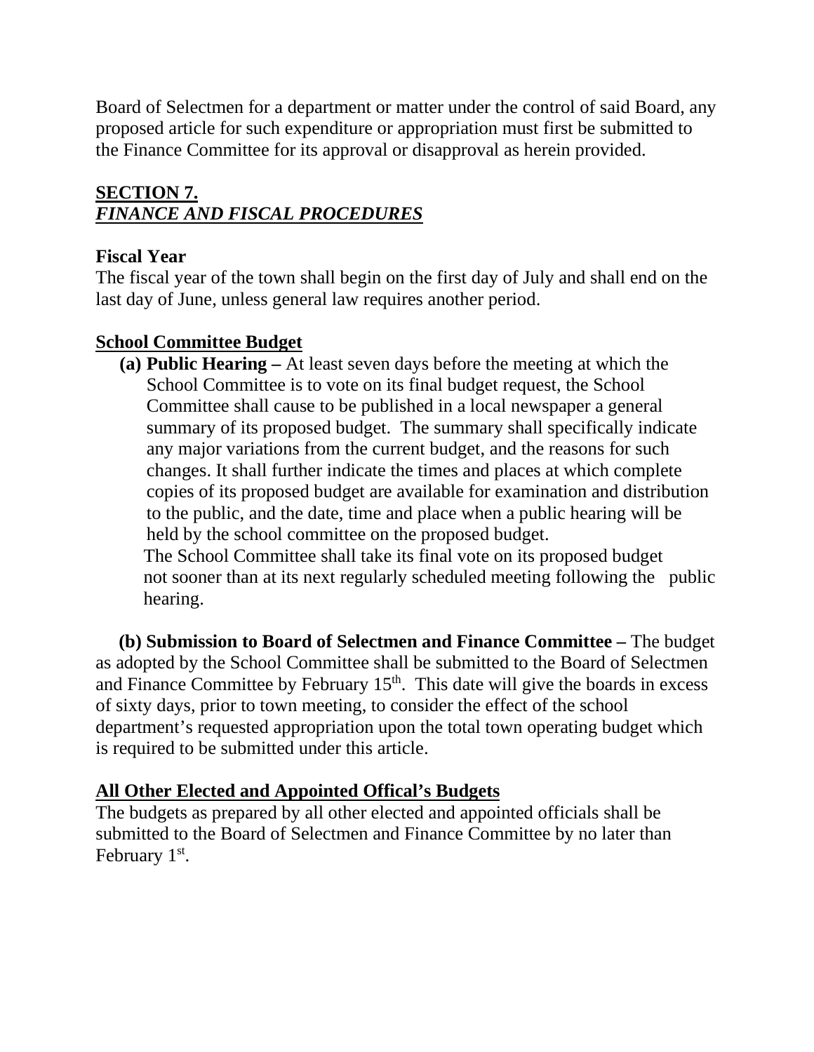Board of Selectmen for a department or matter under the control of said Board, any proposed article for such expenditure or appropriation must first be submitted to the Finance Committee for its approval or disapproval as herein provided.

## SECTION 7.
## *FINANCE AND FISCAL PROCEDURES*

**Fiscal Year**

The fiscal year of the town shall begin on the first day of July and shall end on the last day of June, unless general law requires another period.

**School Committee Budget**

**(a) Public Hearing –** At least seven days before the meeting at which the School Committee is to vote on its final budget request, the School Committee shall cause to be published in a local newspaper a general summary of its proposed budget. The summary shall specifically indicate any major variations from the current budget, and the reasons for such changes. It shall further indicate the times and places at which complete copies of its proposed budget are available for examination and distribution to the public, and the date, time and place when a public hearing will be held by the school committee on the proposed budget.

The School Committee shall take its final vote on its proposed budget not sooner than at its next regularly scheduled meeting following the public hearing.

**(b) Submission to Board of Selectmen and Finance Committee –** The budget as adopted by the School Committee shall be submitted to the Board of Selectmen and Finance Committee by February 15th. This date will give the boards in excess of sixty days, prior to town meeting, to consider the effect of the school department's requested appropriation upon the total town operating budget which is required to be submitted under this article.

**All Other Elected and Appointed Offical's Budgets**

The budgets as prepared by all other elected and appointed officials shall be submitted to the Board of Selectmen and Finance Committee by no later than February 1st.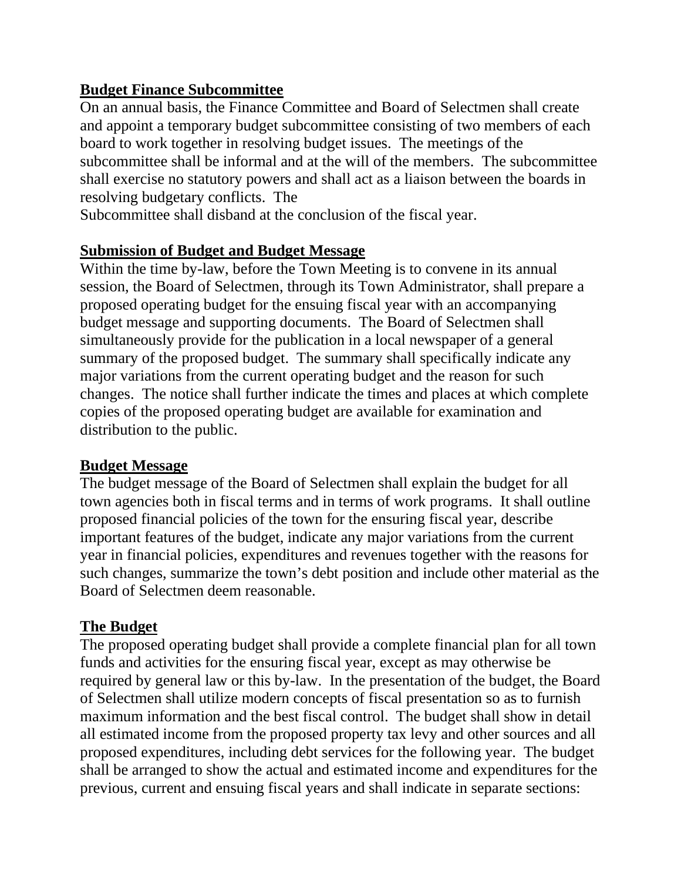**Budget Finance Subcommittee**

On an annual basis, the Finance Committee and Board of Selectmen shall create and appoint a temporary budget subcommittee consisting of two members of each board to work together in resolving budget issues. The meetings of the subcommittee shall be informal and at the will of the members. The subcommittee shall exercise no statutory powers and shall act as a liaison between the boards in resolving budgetary conflicts. The
Subcommittee shall disband at the conclusion of the fiscal year.

**Submission of Budget and Budget Message**

Within the time by-law, before the Town Meeting is to convene in its annual session, the Board of Selectmen, through its Town Administrator, shall prepare a proposed operating budget for the ensuing fiscal year with an accompanying budget message and supporting documents. The Board of Selectmen shall simultaneously provide for the publication in a local newspaper of a general summary of the proposed budget. The summary shall specifically indicate any major variations from the current operating budget and the reason for such changes. The notice shall further indicate the times and places at which complete copies of the proposed operating budget are available for examination and distribution to the public.

**Budget Message**

The budget message of the Board of Selectmen shall explain the budget for all town agencies both in fiscal terms and in terms of work programs. It shall outline proposed financial policies of the town for the ensuring fiscal year, describe important features of the budget, indicate any major variations from the current year in financial policies, expenditures and revenues together with the reasons for such changes, summarize the town's debt position and include other material as the Board of Selectmen deem reasonable.

**The Budget**

The proposed operating budget shall provide a complete financial plan for all town funds and activities for the ensuring fiscal year, except as may otherwise be required by general law or this by-law. In the presentation of the budget, the Board of Selectmen shall utilize modern concepts of fiscal presentation so as to furnish maximum information and the best fiscal control. The budget shall show in detail all estimated income from the proposed property tax levy and other sources and all proposed expenditures, including debt services for the following year. The budget shall be arranged to show the actual and estimated income and expenditures for the previous, current and ensuing fiscal years and shall indicate in separate sections: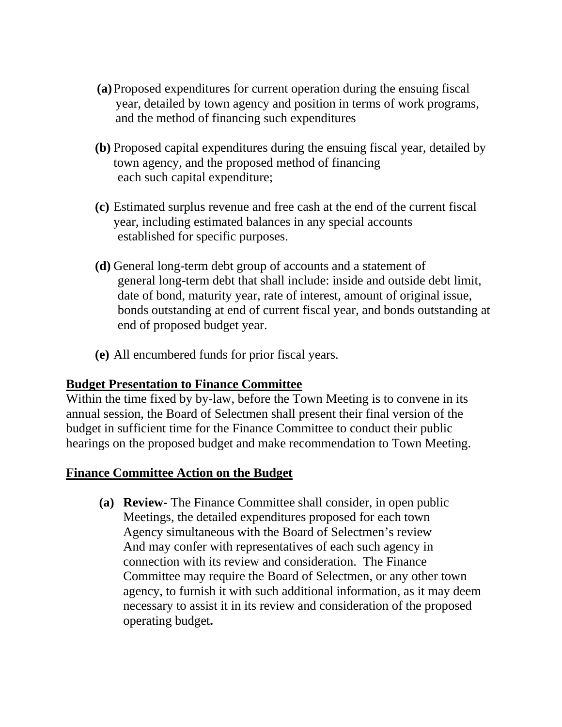- **(a)** Proposed expenditures for current operation during the ensuing fiscal year, detailed by town agency and position in terms of work programs, and the method of financing such expenditures

- **(b)** Proposed capital expenditures during the ensuing fiscal year, detailed by town agency, and the proposed method of financing each such capital expenditure;

- **(c)** Estimated surplus revenue and free cash at the end of the current fiscal year, including estimated balances in any special accounts established for specific purposes.

- **(d)** General long-term debt group of accounts and a statement of general long-term debt that shall include: inside and outside debt limit, date of bond, maturity year, rate of interest, amount of original issue, bonds outstanding at end of current fiscal year, and bonds outstanding at end of proposed budget year.

- **(e)** All encumbered funds for prior fiscal years.

**Budget Presentation to Finance Committee**

Within the time fixed by by-law, before the Town Meeting is to convene in its annual session, the Board of Selectmen shall present their final version of the budget in sufficient time for the Finance Committee to conduct their public hearings on the proposed budget and make recommendation to Town Meeting.

**Finance Committee Action on the Budget**

- **(a) Review-** The Finance Committee shall consider, in open public Meetings, the detailed expenditures proposed for each town Agency simultaneous with the Board of Selectmen's review And may confer with representatives of each such agency in connection with its review and consideration. The Finance Committee may require the Board of Selectmen, or any other town agency, to furnish it with such additional information, as it may deem necessary to assist it in its review and consideration of the proposed operating budget**.**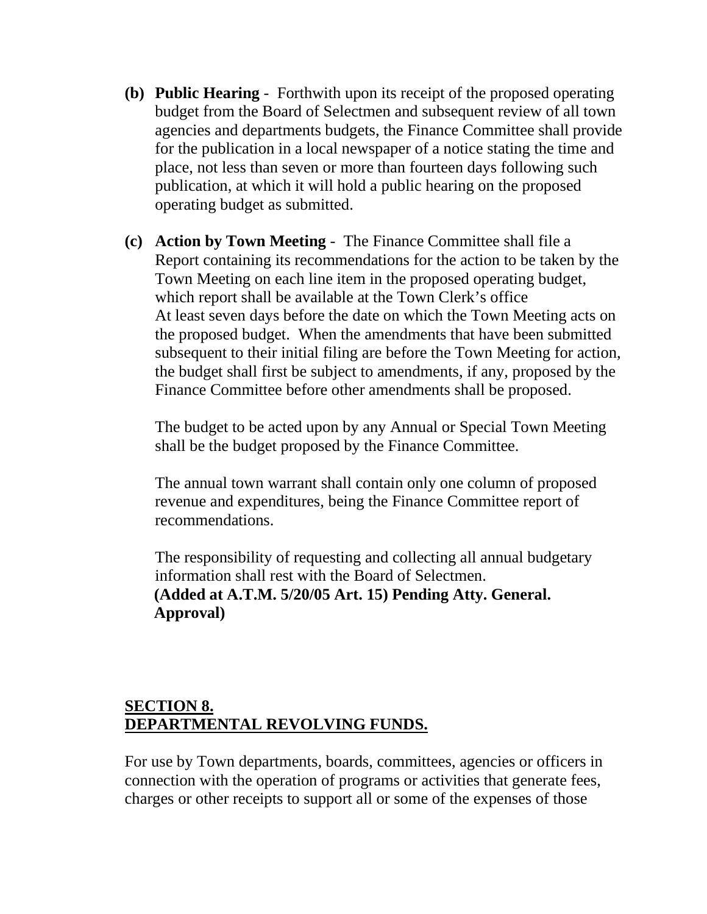**(b) Public Hearing** - Forthwith upon its receipt of the proposed operating budget from the Board of Selectmen and subsequent review of all town agencies and departments budgets, the Finance Committee shall provide for the publication in a local newspaper of a notice stating the time and place, not less than seven or more than fourteen days following such publication, at which it will hold a public hearing on the proposed operating budget as submitted.

**(c) Action by Town Meeting** - The Finance Committee shall file a Report containing its recommendations for the action to be taken by the Town Meeting on each line item in the proposed operating budget, which report shall be available at the Town Clerk's office At least seven days before the date on which the Town Meeting acts on the proposed budget. When the amendments that have been submitted subsequent to their initial filing are before the Town Meeting for action, the budget shall first be subject to amendments, if any, proposed by the Finance Committee before other amendments shall be proposed.

The budget to be acted upon by any Annual or Special Town Meeting shall be the budget proposed by the Finance Committee.

The annual town warrant shall contain only one column of proposed revenue and expenditures, being the Finance Committee report of recommendations.

The responsibility of requesting and collecting all annual budgetary information shall rest with the Board of Selectmen.
**(Added at A.T.M. 5/20/05 Art. 15) Pending Atty. General. Approval)**

## SECTION 8.
## DEPARTMENTAL REVOLVING FUNDS.

For use by Town departments, boards, committees, agencies or officers in connection with the operation of programs or activities that generate fees, charges or other receipts to support all or some of the expenses of those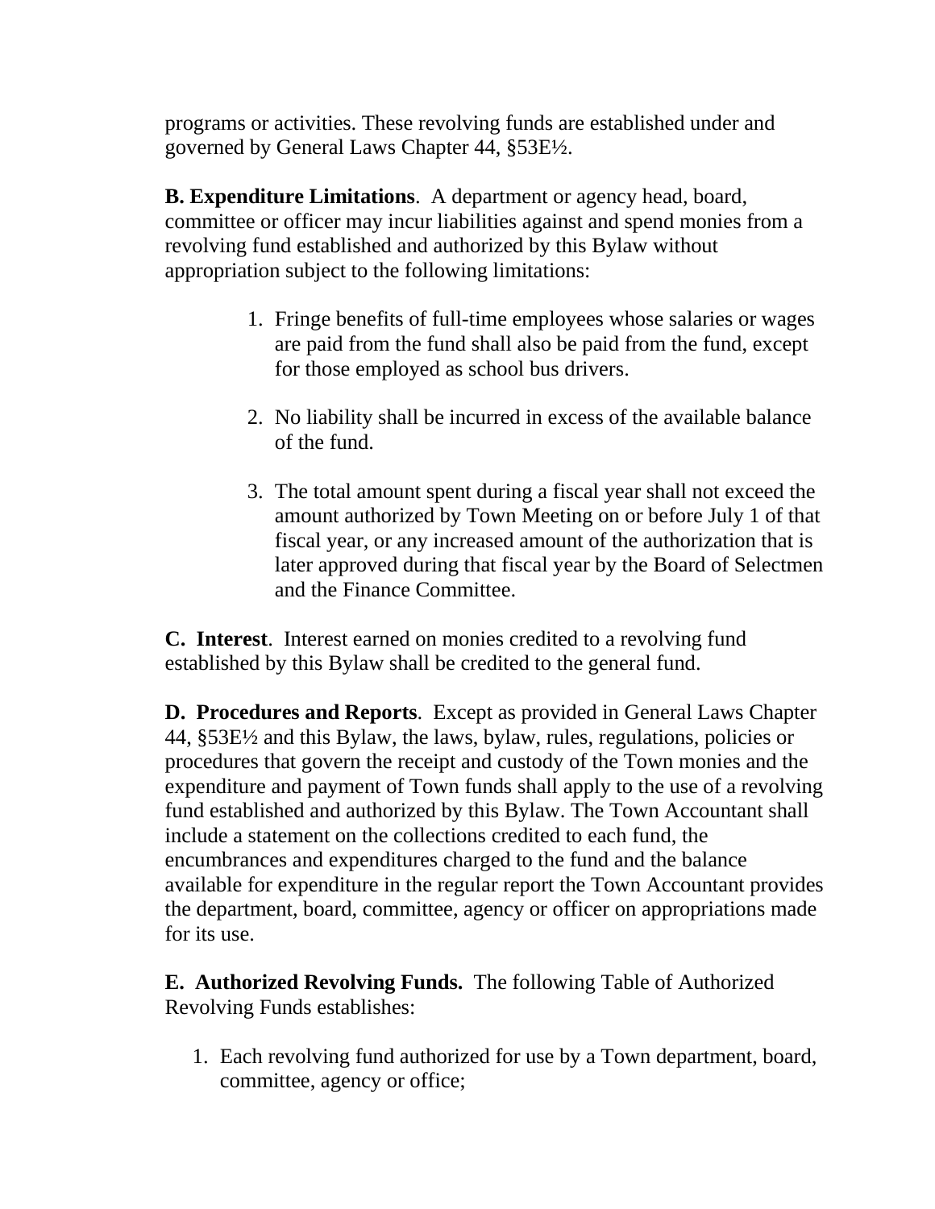programs or activities. These revolving funds are established under and governed by General Laws Chapter 44, §53E½.

**B. Expenditure Limitations**. A department or agency head, board, committee or officer may incur liabilities against and spend monies from a revolving fund established and authorized by this Bylaw without appropriation subject to the following limitations:

1. Fringe benefits of full-time employees whose salaries or wages are paid from the fund shall also be paid from the fund, except for those employed as school bus drivers.

2. No liability shall be incurred in excess of the available balance of the fund.

3. The total amount spent during a fiscal year shall not exceed the amount authorized by Town Meeting on or before July 1 of that fiscal year, or any increased amount of the authorization that is later approved during that fiscal year by the Board of Selectmen and the Finance Committee.

**C. Interest**. Interest earned on monies credited to a revolving fund established by this Bylaw shall be credited to the general fund.

**D. Procedures and Reports**. Except as provided in General Laws Chapter 44, §53E½ and this Bylaw, the laws, bylaw, rules, regulations, policies or procedures that govern the receipt and custody of the Town monies and the expenditure and payment of Town funds shall apply to the use of a revolving fund established and authorized by this Bylaw. The Town Accountant shall include a statement on the collections credited to each fund, the encumbrances and expenditures charged to the fund and the balance available for expenditure in the regular report the Town Accountant provides the department, board, committee, agency or officer on appropriations made for its use.

**E. Authorized Revolving Funds.** The following Table of Authorized Revolving Funds establishes:

1. Each revolving fund authorized for use by a Town department, board, committee, agency or office;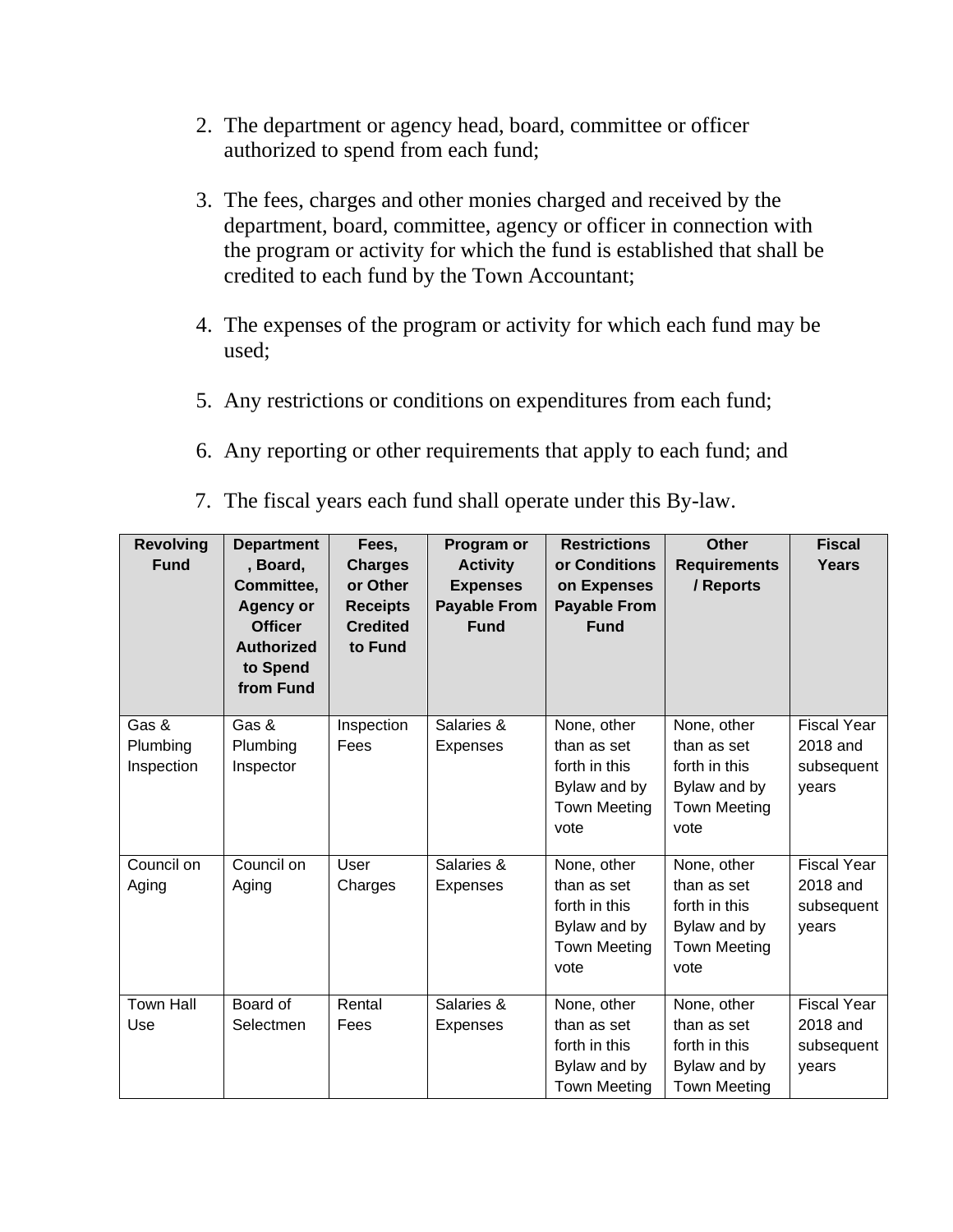2. The department or agency head, board, committee or officer authorized to spend from each fund;

3. The fees, charges and other monies charged and received by the department, board, committee, agency or officer in connection with the program or activity for which the fund is established that shall be credited to each fund by the Town Accountant;

4. The expenses of the program or activity for which each fund may be used;

5. Any restrictions or conditions on expenditures from each fund;

6. Any reporting or other requirements that apply to each fund; and

7. The fiscal years each fund shall operate under this By-law.

| Revolving Fund | Department, Board, Committee, Agency or Officer Authorized to Spend from Fund | Fees, Charges or Other Receipts Credited to Fund | Program or Activity Expenses Payable From Fund | Restrictions or Conditions on Expenses Payable From Fund | Other Requirements / Reports | Fiscal Years |
|---|---|---|---|---|---|---|
| Gas & Plumbing Inspection | Gas & Plumbing Inspector | Inspection Fees | Salaries & Expenses | None, other than as set forth in this Bylaw and by Town Meeting vote | None, other than as set forth in this Bylaw and by Town Meeting vote | Fiscal Year 2018 and subsequent years |
| Council on Aging | Council on Aging | User Charges | Salaries & Expenses | None, other than as set forth in this Bylaw and by Town Meeting vote | None, other than as set forth in this Bylaw and by Town Meeting vote | Fiscal Year 2018 and subsequent years |
| Town Hall Use | Board of Selectmen | Rental Fees | Salaries & Expenses | None, other than as set forth in this Bylaw and by Town Meeting | None, other than as set forth in this Bylaw and by Town Meeting | Fiscal Year 2018 and subsequent years |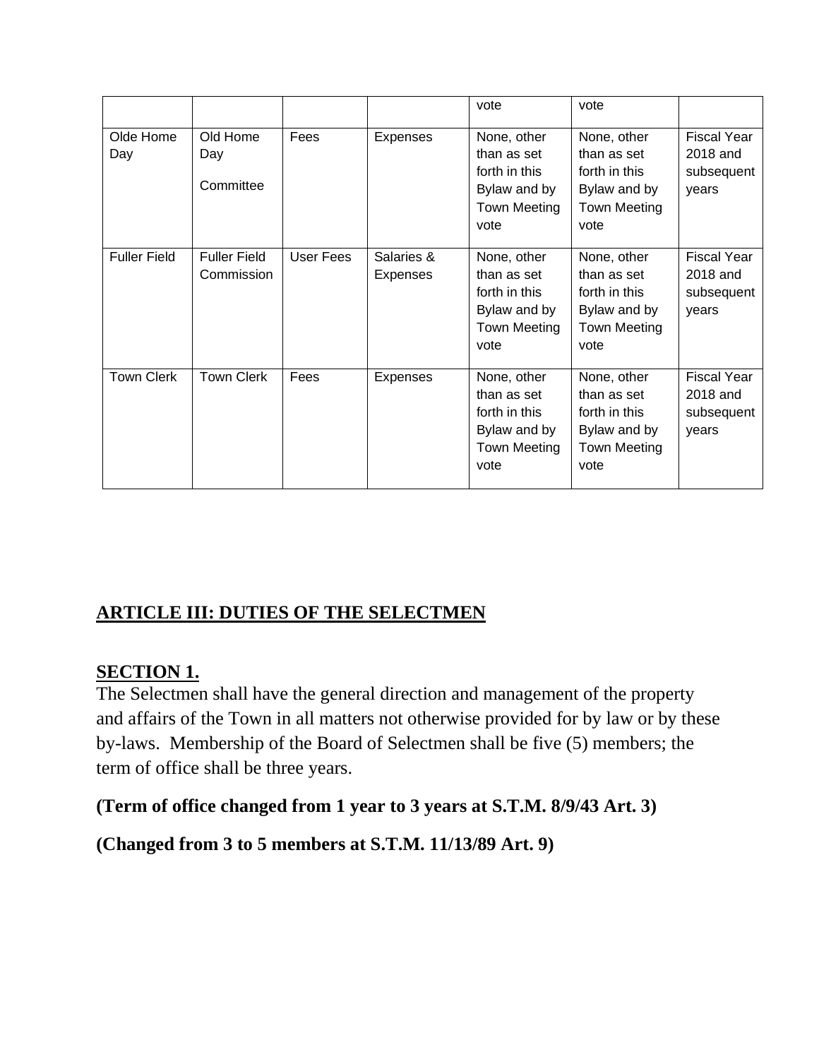| | | | | vote | vote | |
|---|---|---|---|---|---|---|
| Olde Home Day | Old Home Day Committee | Fees | Expenses | None, other than as set forth in this Bylaw and by Town Meeting vote | None, other than as set forth in this Bylaw and by Town Meeting vote | Fiscal Year 2018 and subsequent years |
| Fuller Field | Fuller Field Commission | User Fees | Salaries & Expenses | None, other than as set forth in this Bylaw and by Town Meeting vote | None, other than as set forth in this Bylaw and by Town Meeting vote | Fiscal Year 2018 and subsequent years |
| Town Clerk | Town Clerk | Fees | Expenses | None, other than as set forth in this Bylaw and by Town Meeting vote | None, other than as set forth in this Bylaw and by Town Meeting vote | Fiscal Year 2018 and subsequent years |

## ARTICLE III: DUTIES OF THE SELECTMEN

### SECTION 1.

The Selectmen shall have the general direction and management of the property and affairs of the Town in all matters not otherwise provided for by law or by these by-laws. Membership of the Board of Selectmen shall be five (5) members; the term of office shall be three years.

**(Term of office changed from 1 year to 3 years at S.T.M. 8/9/43 Art. 3)**

**(Changed from 3 to 5 members at S.T.M. 11/13/89 Art. 9)**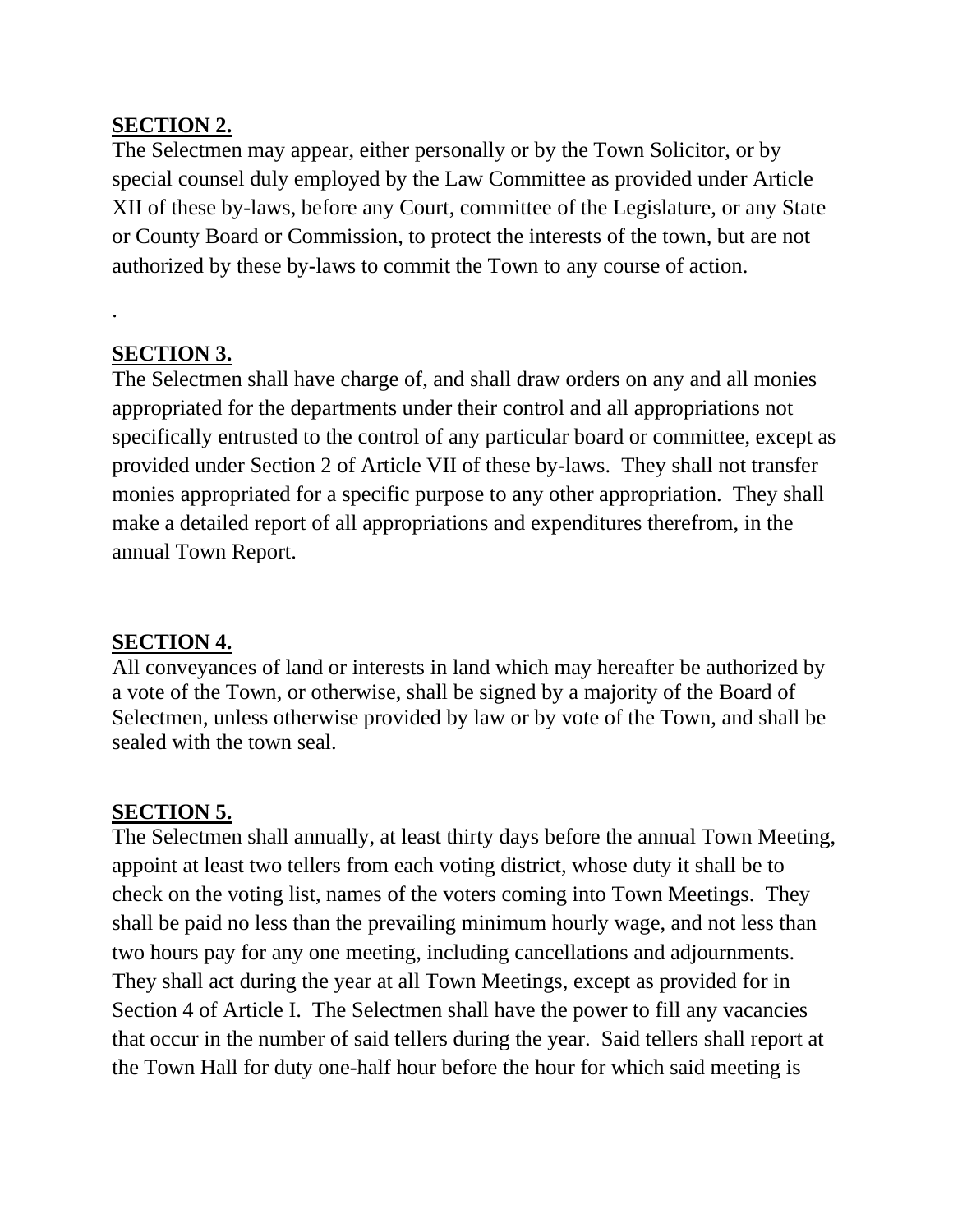**SECTION 2.**

The Selectmen may appear, either personally or by the Town Solicitor, or by special counsel duly employed by the Law Committee as provided under Article XII of these by-laws, before any Court, committee of the Legislature, or any State or County Board or Commission, to protect the interests of the town, but are not authorized by these by-laws to commit the Town to any course of action.

.

**SECTION 3.**

The Selectmen shall have charge of, and shall draw orders on any and all monies appropriated for the departments under their control and all appropriations not specifically entrusted to the control of any particular board or committee, except as provided under Section 2 of Article VII of these by-laws. They shall not transfer monies appropriated for a specific purpose to any other appropriation. They shall make a detailed report of all appropriations and expenditures therefrom, in the annual Town Report.

**SECTION 4.**

All conveyances of land or interests in land which may hereafter be authorized by a vote of the Town, or otherwise, shall be signed by a majority of the Board of Selectmen, unless otherwise provided by law or by vote of the Town, and shall be sealed with the town seal.

**SECTION 5.**

The Selectmen shall annually, at least thirty days before the annual Town Meeting, appoint at least two tellers from each voting district, whose duty it shall be to check on the voting list, names of the voters coming into Town Meetings. They shall be paid no less than the prevailing minimum hourly wage, and not less than two hours pay for any one meeting, including cancellations and adjournments. They shall act during the year at all Town Meetings, except as provided for in Section 4 of Article I. The Selectmen shall have the power to fill any vacancies that occur in the number of said tellers during the year. Said tellers shall report at the Town Hall for duty one-half hour before the hour for which said meeting is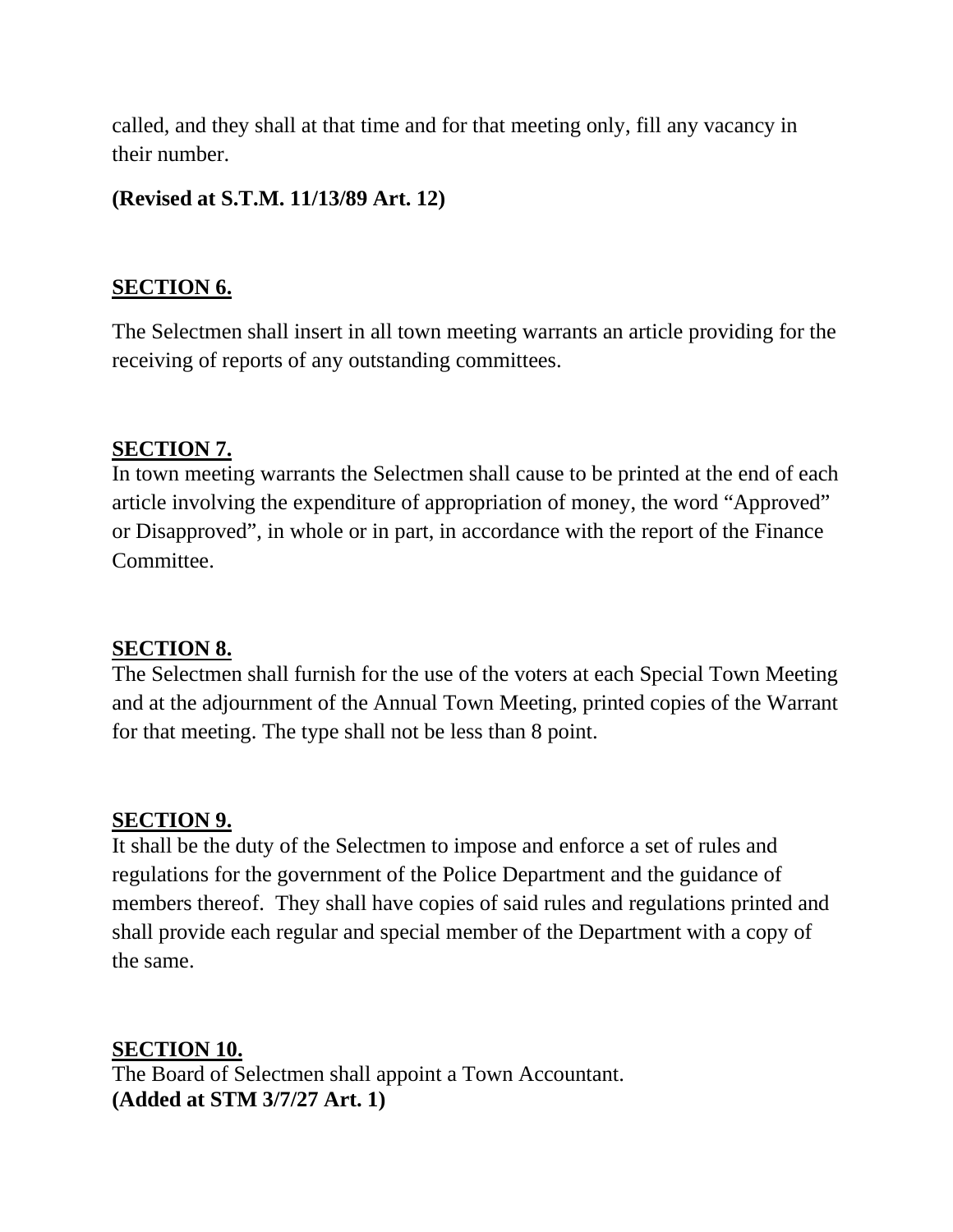called, and they shall at that time and for that meeting only, fill any vacancy in their number.

**(Revised at S.T.M. 11/13/89 Art. 12)**

## SECTION 6.

The Selectmen shall insert in all town meeting warrants an article providing for the receiving of reports of any outstanding committees.

## SECTION 7.

In town meeting warrants the Selectmen shall cause to be printed at the end of each article involving the expenditure of appropriation of money, the word "Approved" or Disapproved", in whole or in part, in accordance with the report of the Finance Committee.

## SECTION 8.

The Selectmen shall furnish for the use of the voters at each Special Town Meeting and at the adjournment of the Annual Town Meeting, printed copies of the Warrant for that meeting. The type shall not be less than 8 point.

## SECTION 9.

It shall be the duty of the Selectmen to impose and enforce a set of rules and regulations for the government of the Police Department and the guidance of members thereof. They shall have copies of said rules and regulations printed and shall provide each regular and special member of the Department with a copy of the same.

## SECTION 10.

The Board of Selectmen shall appoint a Town Accountant.
**(Added at STM 3/7/27 Art. 1)**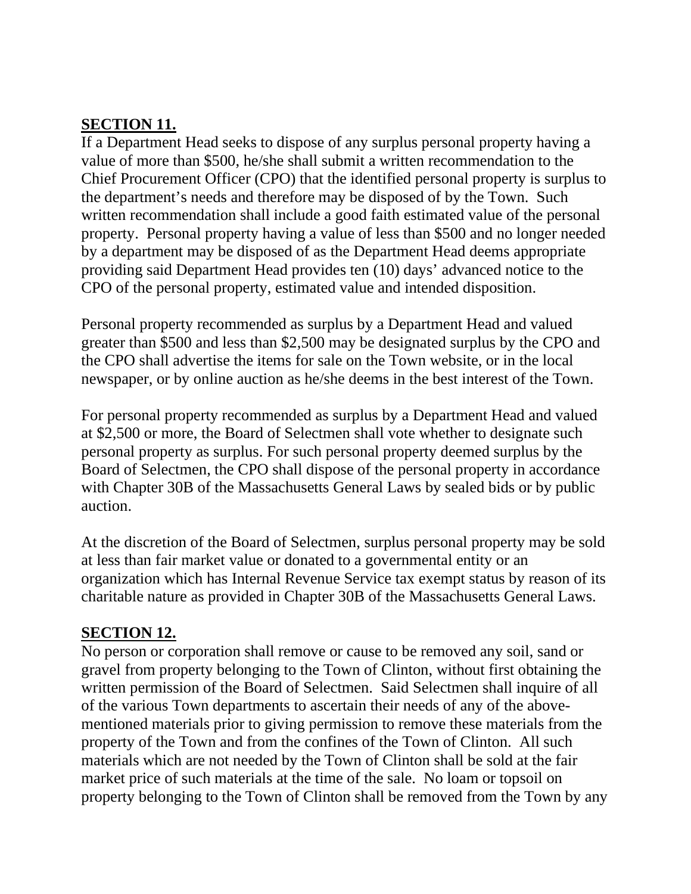**SECTION 11.**

If a Department Head seeks to dispose of any surplus personal property having a value of more than $500, he/she shall submit a written recommendation to the Chief Procurement Officer (CPO) that the identified personal property is surplus to the department's needs and therefore may be disposed of by the Town. Such written recommendation shall include a good faith estimated value of the personal property. Personal property having a value of less than $500 and no longer needed by a department may be disposed of as the Department Head deems appropriate providing said Department Head provides ten (10) days' advanced notice to the CPO of the personal property, estimated value and intended disposition.

Personal property recommended as surplus by a Department Head and valued greater than $500 and less than $2,500 may be designated surplus by the CPO and the CPO shall advertise the items for sale on the Town website, or in the local newspaper, or by online auction as he/she deems in the best interest of the Town.

For personal property recommended as surplus by a Department Head and valued at $2,500 or more, the Board of Selectmen shall vote whether to designate such personal property as surplus. For such personal property deemed surplus by the Board of Selectmen, the CPO shall dispose of the personal property in accordance with Chapter 30B of the Massachusetts General Laws by sealed bids or by public auction.

At the discretion of the Board of Selectmen, surplus personal property may be sold at less than fair market value or donated to a governmental entity or an organization which has Internal Revenue Service tax exempt status by reason of its charitable nature as provided in Chapter 30B of the Massachusetts General Laws.

**SECTION 12.**

No person or corporation shall remove or cause to be removed any soil, sand or gravel from property belonging to the Town of Clinton, without first obtaining the written permission of the Board of Selectmen. Said Selectmen shall inquire of all of the various Town departments to ascertain their needs of any of the above-mentioned materials prior to giving permission to remove these materials from the property of the Town and from the confines of the Town of Clinton. All such materials which are not needed by the Town of Clinton shall be sold at the fair market price of such materials at the time of the sale. No loam or topsoil on property belonging to the Town of Clinton shall be removed from the Town by any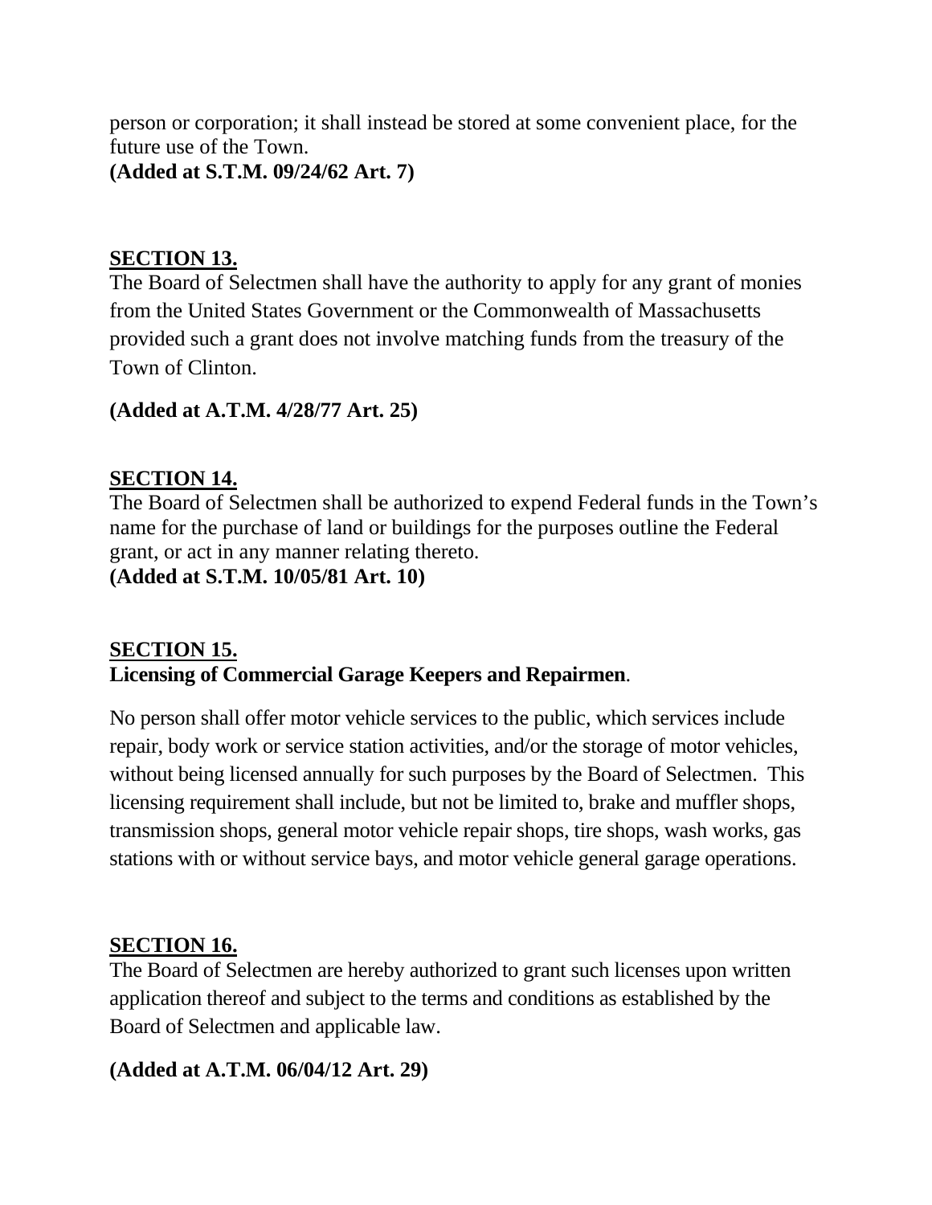person or corporation; it shall instead be stored at some convenient place, for the future use of the Town.
**(Added at S.T.M. 09/24/62 Art. 7)**

## SECTION 13.

The Board of Selectmen shall have the authority to apply for any grant of monies from the United States Government or the Commonwealth of Massachusetts provided such a grant does not involve matching funds from the treasury of the Town of Clinton.

**(Added at A.T.M. 4/28/77 Art. 25)**

## SECTION 14.

The Board of Selectmen shall be authorized to expend Federal funds in the Town's name for the purchase of land or buildings for the purposes outline the Federal grant, or act in any manner relating thereto.
**(Added at S.T.M. 10/05/81 Art. 10)**

## SECTION 15.

**Licensing of Commercial Garage Keepers and Repairmen**.

No person shall offer motor vehicle services to the public, which services include repair, body work or service station activities, and/or the storage of motor vehicles, without being licensed annually for such purposes by the Board of Selectmen. This licensing requirement shall include, but not be limited to, brake and muffler shops, transmission shops, general motor vehicle repair shops, tire shops, wash works, gas stations with or without service bays, and motor vehicle general garage operations.

## SECTION 16.

The Board of Selectmen are hereby authorized to grant such licenses upon written application thereof and subject to the terms and conditions as established by the Board of Selectmen and applicable law.

**(Added at A.T.M. 06/04/12 Art. 29)**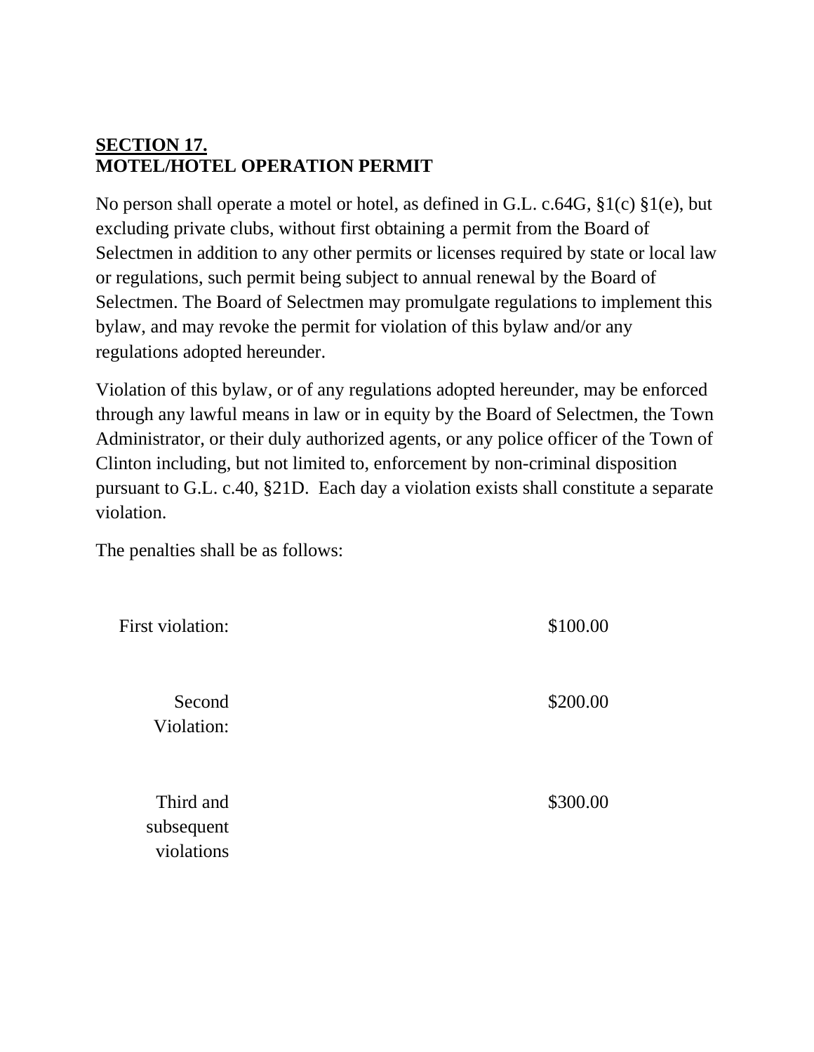## SECTION 17.
## MOTEL/HOTEL OPERATION PERMIT

No person shall operate a motel or hotel, as defined in G.L. c.64G, §1(c) §1(e), but excluding private clubs, without first obtaining a permit from the Board of Selectmen in addition to any other permits or licenses required by state or local law or regulations, such permit being subject to annual renewal by the Board of Selectmen. The Board of Selectmen may promulgate regulations to implement this bylaw, and may revoke the permit for violation of this bylaw and/or any regulations adopted hereunder.

Violation of this bylaw, or of any regulations adopted hereunder, may be enforced through any lawful means in law or in equity by the Board of Selectmen, the Town Administrator, or their duly authorized agents, or any police officer of the Town of Clinton including, but not limited to, enforcement by non-criminal disposition pursuant to G.L. c.40, §21D. Each day a violation exists shall constitute a separate violation.

The penalties shall be as follows:

| | |
|---|---|
| First violation: | $100.00 |
| Second Violation: | $200.00 |
| Third and subsequent violations | $300.00 |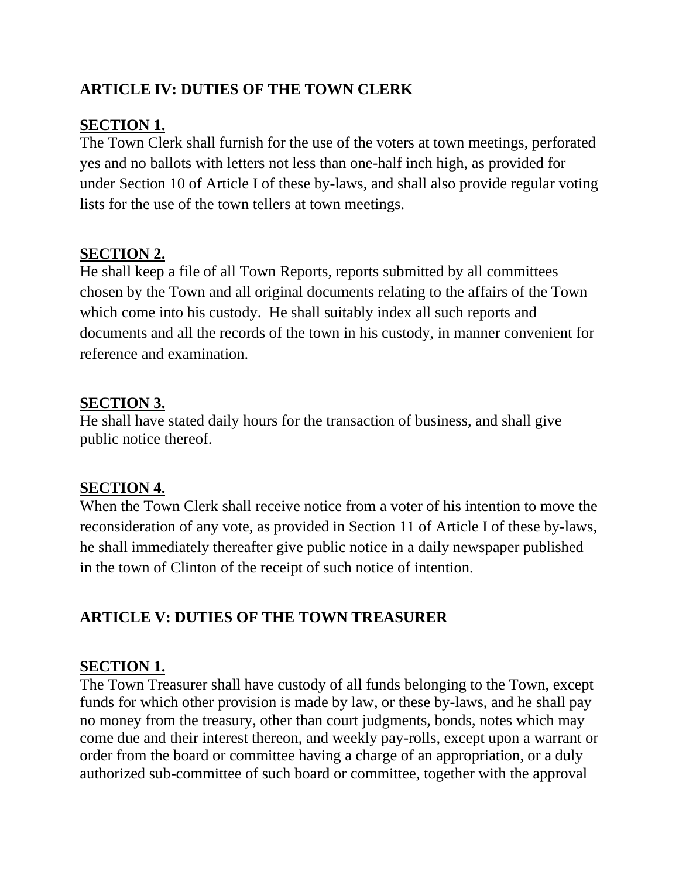## ARTICLE IV: DUTIES OF THE TOWN CLERK

**SECTION 1.**
The Town Clerk shall furnish for the use of the voters at town meetings, perforated yes and no ballots with letters not less than one-half inch high, as provided for under Section 10 of Article I of these by-laws, and shall also provide regular voting lists for the use of the town tellers at town meetings.

**SECTION 2.**
He shall keep a file of all Town Reports, reports submitted by all committees chosen by the Town and all original documents relating to the affairs of the Town which come into his custody. He shall suitably index all such reports and documents and all the records of the town in his custody, in manner convenient for reference and examination.

**SECTION 3.**
He shall have stated daily hours for the transaction of business, and shall give public notice thereof.

**SECTION 4.**
When the Town Clerk shall receive notice from a voter of his intention to move the reconsideration of any vote, as provided in Section 11 of Article I of these by-laws, he shall immediately thereafter give public notice in a daily newspaper published in the town of Clinton of the receipt of such notice of intention.

## ARTICLE V: DUTIES OF THE TOWN TREASURER

**SECTION 1.**
The Town Treasurer shall have custody of all funds belonging to the Town, except funds for which other provision is made by law, or these by-laws, and he shall pay no money from the treasury, other than court judgments, bonds, notes which may come due and their interest thereon, and weekly pay-rolls, except upon a warrant or order from the board or committee having a charge of an appropriation, or a duly authorized sub-committee of such board or committee, together with the approval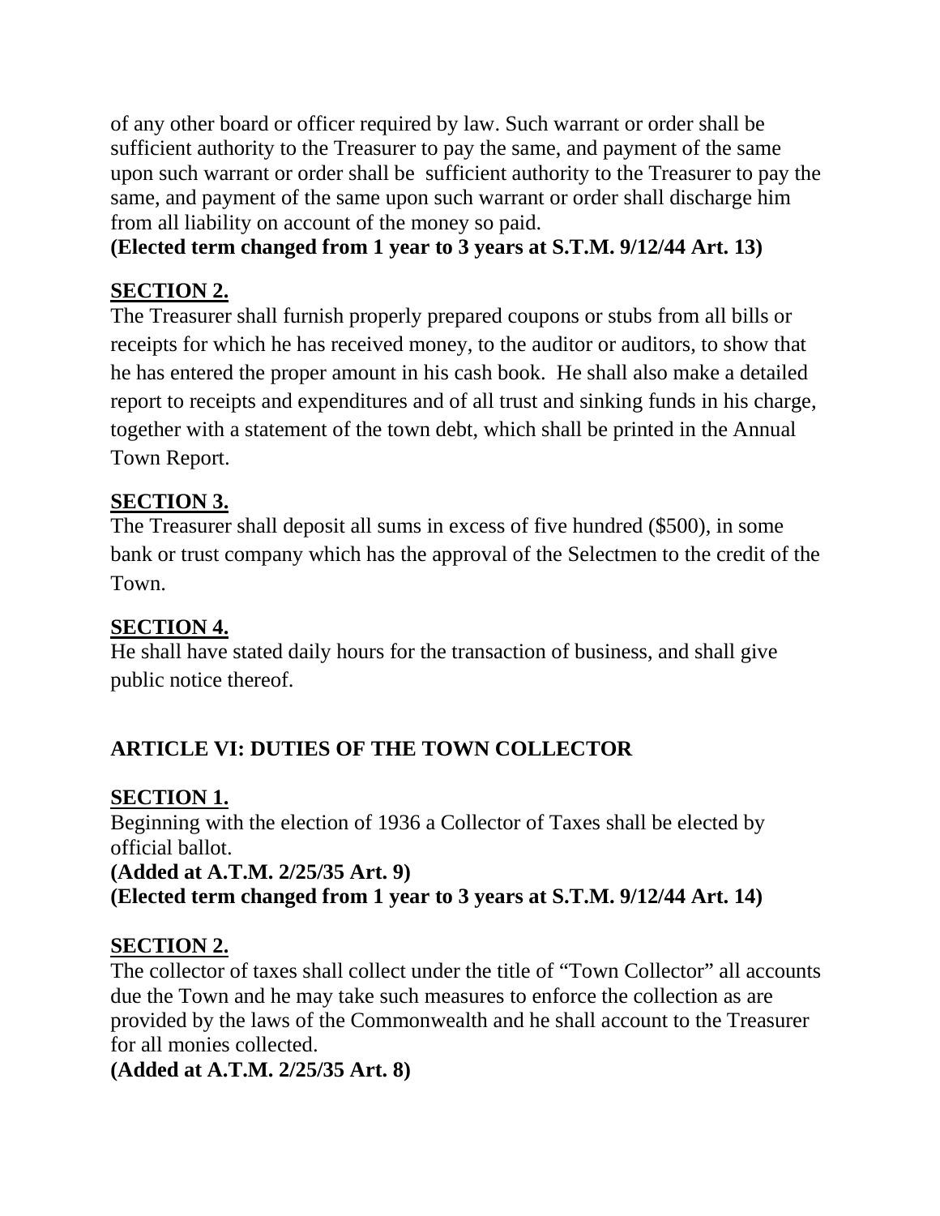of any other board or officer required by law. Such warrant or order shall be sufficient authority to the Treasurer to pay the same, and payment of the same upon such warrant or order shall be sufficient authority to the Treasurer to pay the same, and payment of the same upon such warrant or order shall discharge him from all liability on account of the money so paid.

**(Elected term changed from 1 year to 3 years at S.T.M. 9/12/44 Art. 13)**

**SECTION 2.**

The Treasurer shall furnish properly prepared coupons or stubs from all bills or receipts for which he has received money, to the auditor or auditors, to show that he has entered the proper amount in his cash book. He shall also make a detailed report to receipts and expenditures and of all trust and sinking funds in his charge, together with a statement of the town debt, which shall be printed in the Annual Town Report.

**SECTION 3.**

The Treasurer shall deposit all sums in excess of five hundred ($500), in some bank or trust company which has the approval of the Selectmen to the credit of the Town.

**SECTION 4.**

He shall have stated daily hours for the transaction of business, and shall give public notice thereof.

## ARTICLE VI: DUTIES OF THE TOWN COLLECTOR

**SECTION 1.**

Beginning with the election of 1936 a Collector of Taxes shall be elected by official ballot.

**(Added at A.T.M. 2/25/35 Art. 9)**
**(Elected term changed from 1 year to 3 years at S.T.M. 9/12/44 Art. 14)**

**SECTION 2.**

The collector of taxes shall collect under the title of "Town Collector" all accounts due the Town and he may take such measures to enforce the collection as are provided by the laws of the Commonwealth and he shall account to the Treasurer for all monies collected.

**(Added at A.T.M. 2/25/35 Art. 8)**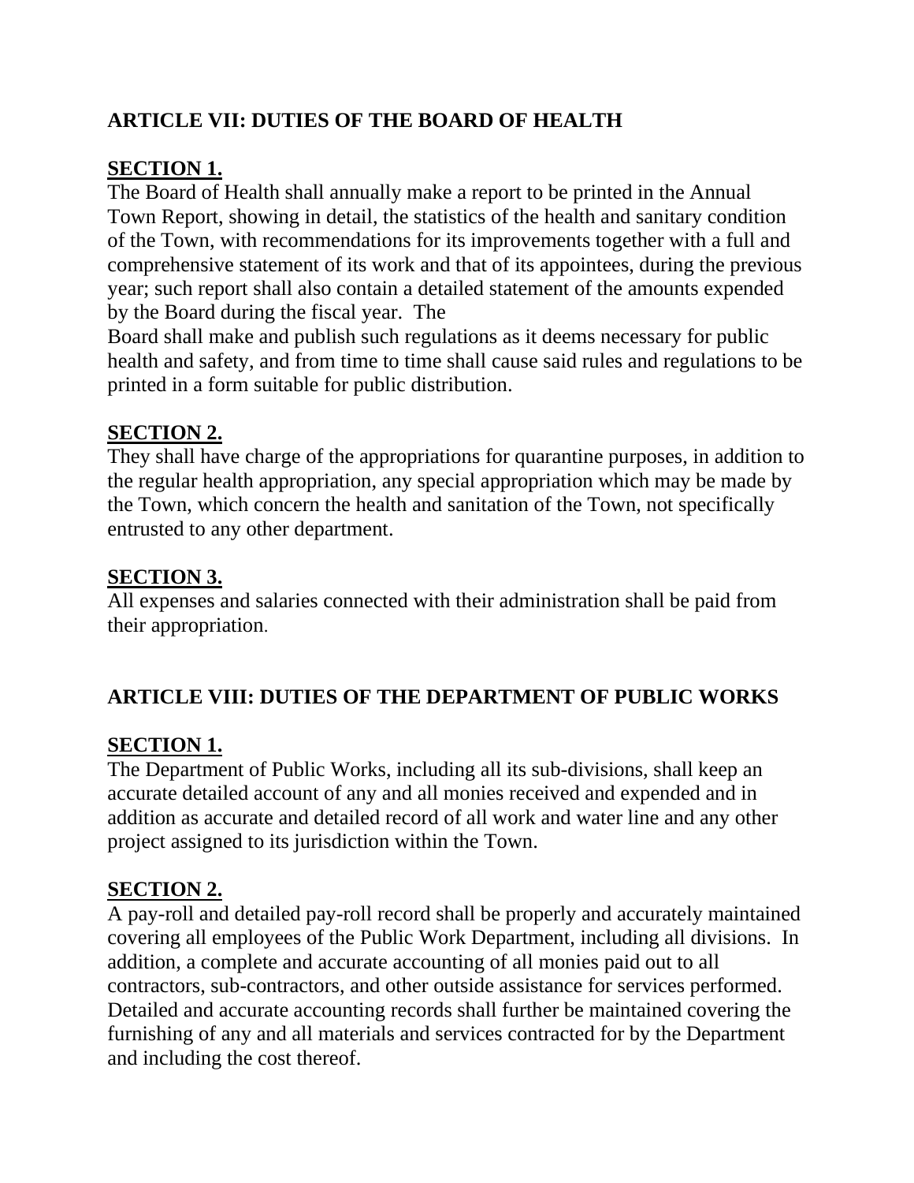## ARTICLE VII: DUTIES OF THE BOARD OF HEALTH

**SECTION 1.**

The Board of Health shall annually make a report to be printed in the Annual Town Report, showing in detail, the statistics of the health and sanitary condition of the Town, with recommendations for its improvements together with a full and comprehensive statement of its work and that of its appointees, during the previous year; such report shall also contain a detailed statement of the amounts expended by the Board during the fiscal year. The Board shall make and publish such regulations as it deems necessary for public health and safety, and from time to time shall cause said rules and regulations to be printed in a form suitable for public distribution.

**SECTION 2.**

They shall have charge of the appropriations for quarantine purposes, in addition to the regular health appropriation, any special appropriation which may be made by the Town, which concern the health and sanitation of the Town, not specifically entrusted to any other department.

**SECTION 3.**

All expenses and salaries connected with their administration shall be paid from their appropriation.

## ARTICLE VIII: DUTIES OF THE DEPARTMENT OF PUBLIC WORKS

**SECTION 1.**

The Department of Public Works, including all its sub-divisions, shall keep an accurate detailed account of any and all monies received and expended and in addition as accurate and detailed record of all work and water line and any other project assigned to its jurisdiction within the Town.

**SECTION 2.**

A pay-roll and detailed pay-roll record shall be properly and accurately maintained covering all employees of the Public Work Department, including all divisions. In addition, a complete and accurate accounting of all monies paid out to all contractors, sub-contractors, and other outside assistance for services performed. Detailed and accurate accounting records shall further be maintained covering the furnishing of any and all materials and services contracted for by the Department and including the cost thereof.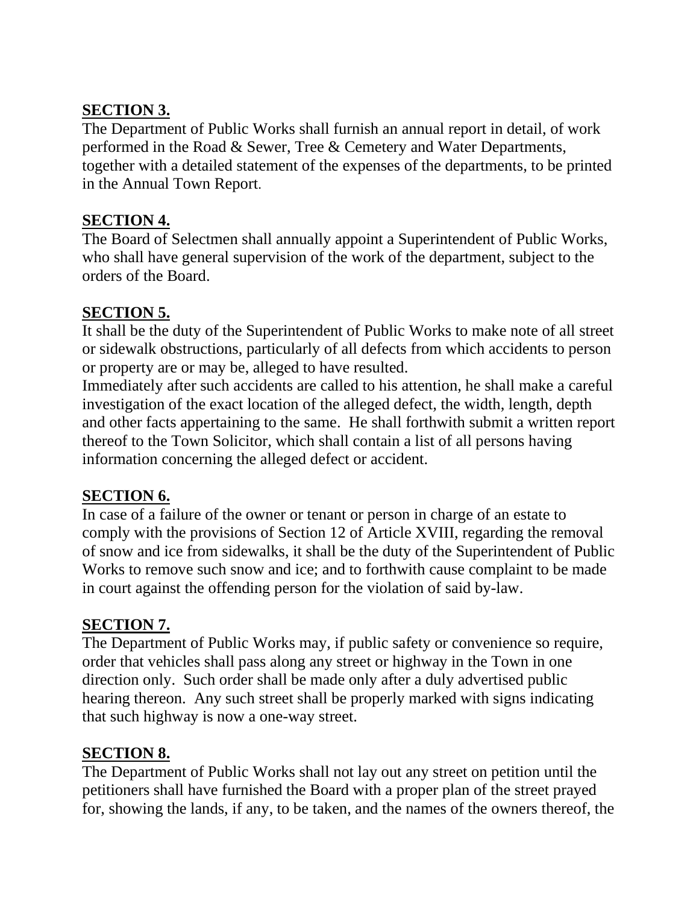**SECTION 3.**

The Department of Public Works shall furnish an annual report in detail, of work performed in the Road & Sewer, Tree & Cemetery and Water Departments, together with a detailed statement of the expenses of the departments, to be printed in the Annual Town Report.

**SECTION 4.**

The Board of Selectmen shall annually appoint a Superintendent of Public Works, who shall have general supervision of the work of the department, subject to the orders of the Board.

**SECTION 5.**

It shall be the duty of the Superintendent of Public Works to make note of all street or sidewalk obstructions, particularly of all defects from which accidents to person or property are or may be, alleged to have resulted.

Immediately after such accidents are called to his attention, he shall make a careful investigation of the exact location of the alleged defect, the width, length, depth and other facts appertaining to the same. He shall forthwith submit a written report thereof to the Town Solicitor, which shall contain a list of all persons having information concerning the alleged defect or accident.

**SECTION 6.**

In case of a failure of the owner or tenant or person in charge of an estate to comply with the provisions of Section 12 of Article XVIII, regarding the removal of snow and ice from sidewalks, it shall be the duty of the Superintendent of Public Works to remove such snow and ice; and to forthwith cause complaint to be made in court against the offending person for the violation of said by-law.

**SECTION 7.**

The Department of Public Works may, if public safety or convenience so require, order that vehicles shall pass along any street or highway in the Town in one direction only. Such order shall be made only after a duly advertised public hearing thereon. Any such street shall be properly marked with signs indicating that such highway is now a one-way street.

**SECTION 8.**

The Department of Public Works shall not lay out any street on petition until the petitioners shall have furnished the Board with a proper plan of the street prayed for, showing the lands, if any, to be taken, and the names of the owners thereof, the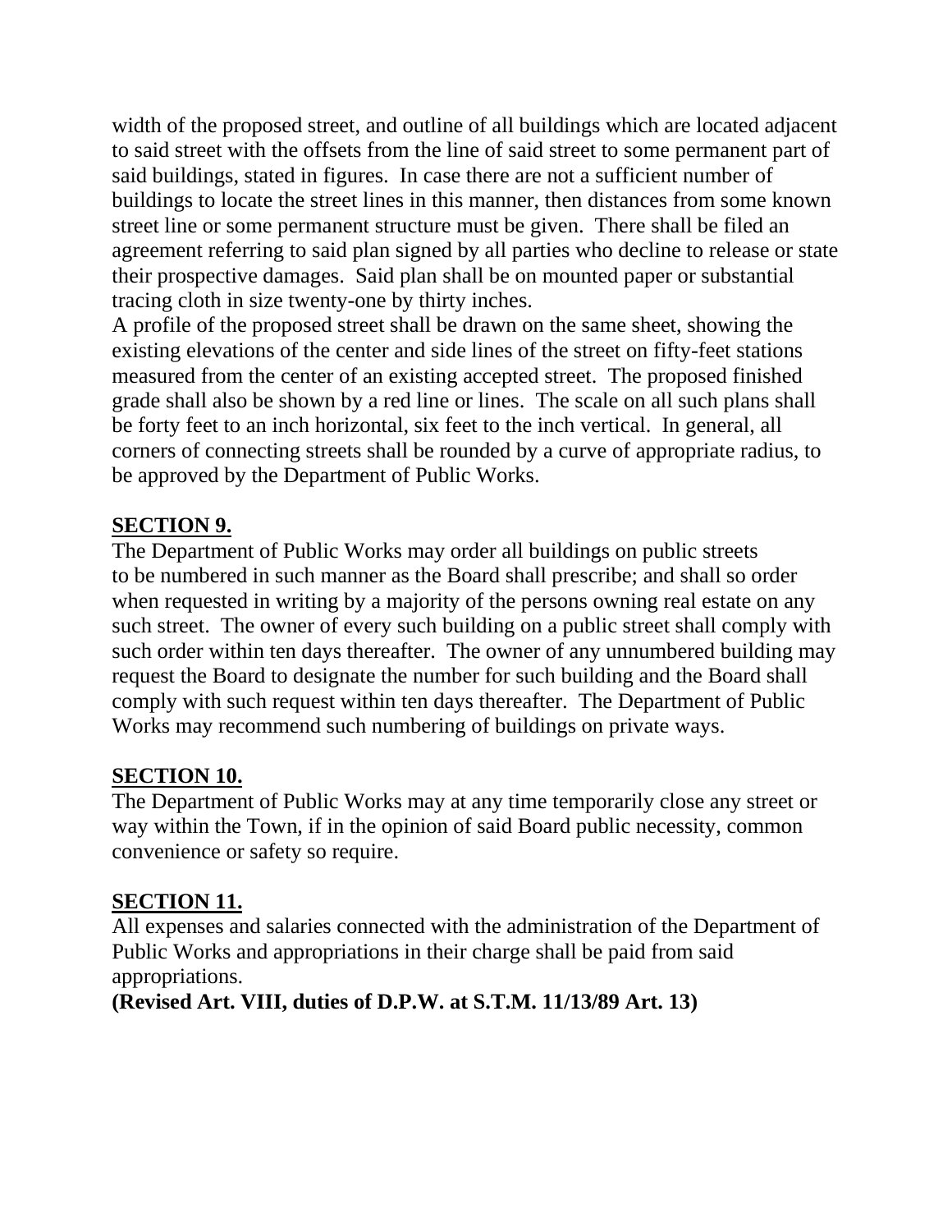width of the proposed street, and outline of all buildings which are located adjacent to said street with the offsets from the line of said street to some permanent part of said buildings, stated in figures. In case there are not a sufficient number of buildings to locate the street lines in this manner, then distances from some known street line or some permanent structure must be given. There shall be filed an agreement referring to said plan signed by all parties who decline to release or state their prospective damages. Said plan shall be on mounted paper or substantial tracing cloth in size twenty-one by thirty inches.
A profile of the proposed street shall be drawn on the same sheet, showing the existing elevations of the center and side lines of the street on fifty-feet stations measured from the center of an existing accepted street. The proposed finished grade shall also be shown by a red line or lines. The scale on all such plans shall be forty feet to an inch horizontal, six feet to the inch vertical. In general, all corners of connecting streets shall be rounded by a curve of appropriate radius, to be approved by the Department of Public Works.

**SECTION 9.**

The Department of Public Works may order all buildings on public streets to be numbered in such manner as the Board shall prescribe; and shall so order when requested in writing by a majority of the persons owning real estate on any such street. The owner of every such building on a public street shall comply with such order within ten days thereafter. The owner of any unnumbered building may request the Board to designate the number for such building and the Board shall comply with such request within ten days thereafter. The Department of Public Works may recommend such numbering of buildings on private ways.

**SECTION 10.**

The Department of Public Works may at any time temporarily close any street or way within the Town, if in the opinion of said Board public necessity, common convenience or safety so require.

**SECTION 11.**

All expenses and salaries connected with the administration of the Department of Public Works and appropriations in their charge shall be paid from said appropriations.
**(Revised Art. VIII, duties of D.P.W. at S.T.M. 11/13/89 Art. 13)**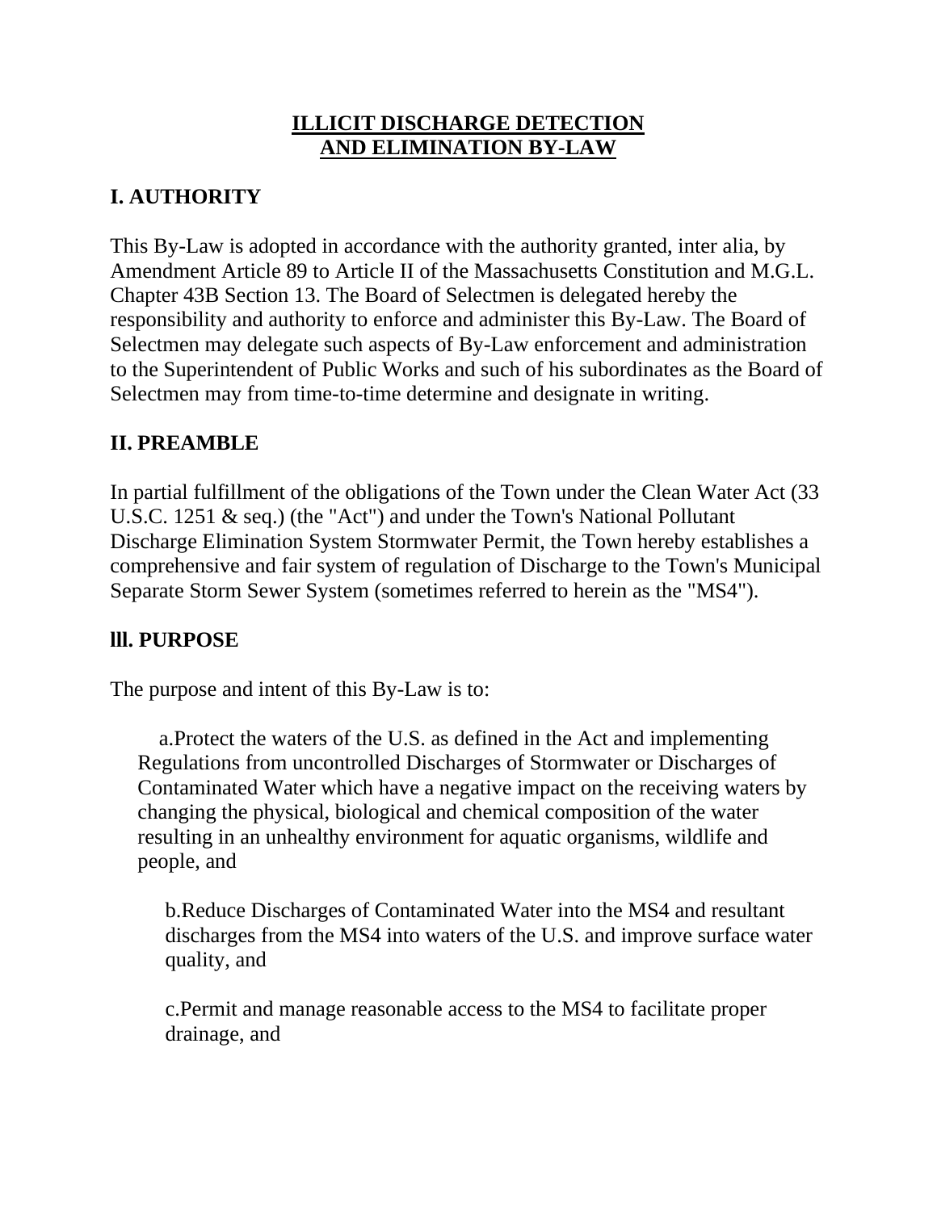# ILLICIT DISCHARGE DETECTION AND ELIMINATION BY-LAW

## I. AUTHORITY

This By-Law is adopted in accordance with the authority granted, inter alia, by Amendment Article 89 to Article II of the Massachusetts Constitution and M.G.L. Chapter 43B Section 13. The Board of Selectmen is delegated hereby the responsibility and authority to enforce and administer this By-Law. The Board of Selectmen may delegate such aspects of By-Law enforcement and administration to the Superintendent of Public Works and such of his subordinates as the Board of Selectmen may from time-to-time determine and designate in writing.

## II. PREAMBLE

In partial fulfillment of the obligations of the Town under the Clean Water Act (33 U.S.C. 1251 & seq.) (the "Act") and under the Town's National Pollutant Discharge Elimination System Stormwater Permit, the Town hereby establishes a comprehensive and fair system of regulation of Discharge to the Town's Municipal Separate Storm Sewer System (sometimes referred to herein as the "MS4").

## III. PURPOSE

The purpose and intent of this By-Law is to:

a. Protect the waters of the U.S. as defined in the Act and implementing Regulations from uncontrolled Discharges of Stormwater or Discharges of Contaminated Water which have a negative impact on the receiving waters by changing the physical, biological and chemical composition of the water resulting in an unhealthy environment for aquatic organisms, wildlife and people, and

b. Reduce Discharges of Contaminated Water into the MS4 and resultant discharges from the MS4 into waters of the U.S. and improve surface water quality, and

c. Permit and manage reasonable access to the MS4 to facilitate proper drainage, and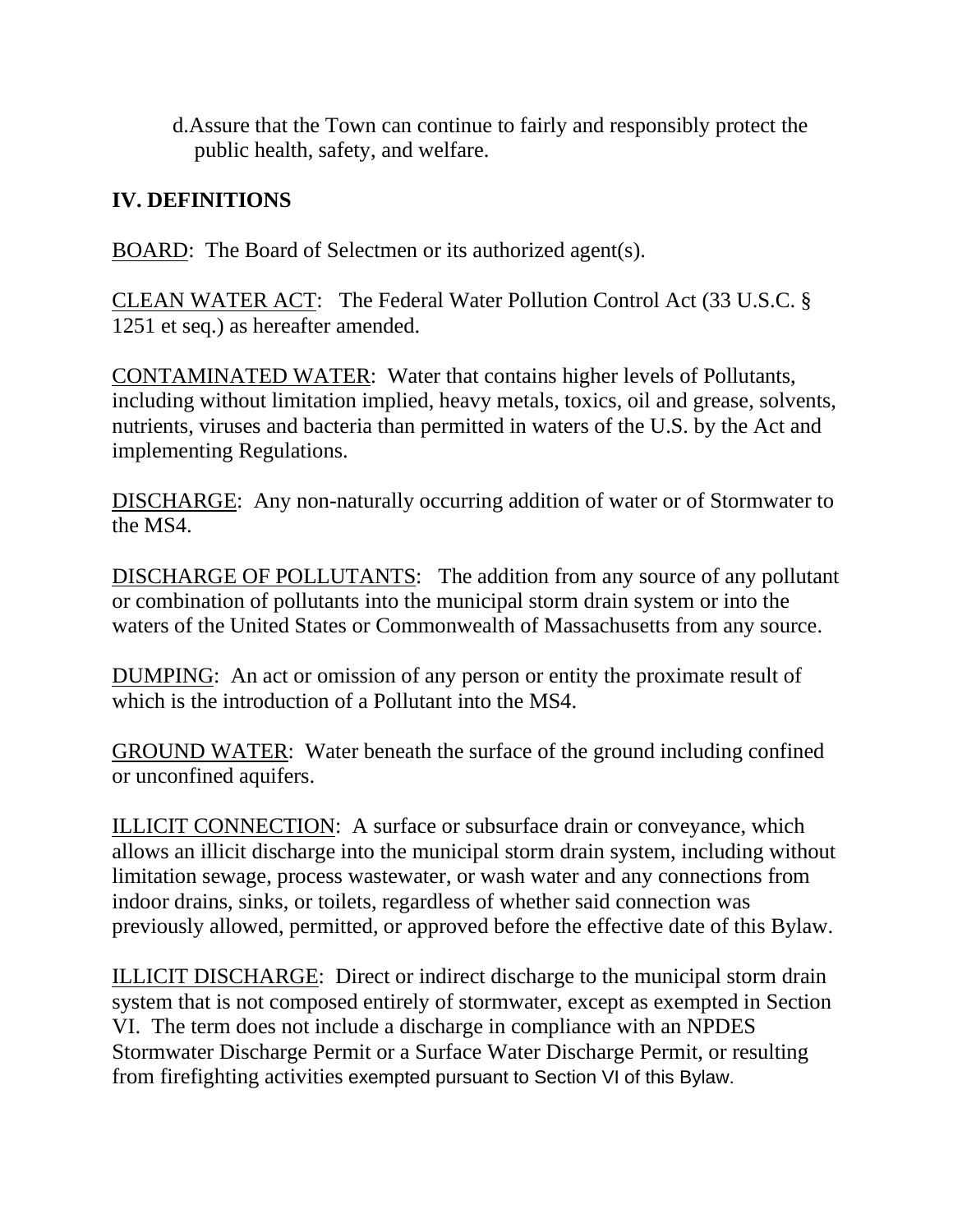d. Assure that the Town can continue to fairly and responsibly protect the public health, safety, and welfare.

## IV. DEFINITIONS

BOARD: The Board of Selectmen or its authorized agent(s).

CLEAN WATER ACT: The Federal Water Pollution Control Act (33 U.S.C. § 1251 et seq.) as hereafter amended.

CONTAMINATED WATER: Water that contains higher levels of Pollutants, including without limitation implied, heavy metals, toxics, oil and grease, solvents, nutrients, viruses and bacteria than permitted in waters of the U.S. by the Act and implementing Regulations.

DISCHARGE: Any non-naturally occurring addition of water or of Stormwater to the MS4.

DISCHARGE OF POLLUTANTS: The addition from any source of any pollutant or combination of pollutants into the municipal storm drain system or into the waters of the United States or Commonwealth of Massachusetts from any source.

DUMPING: An act or omission of any person or entity the proximate result of which is the introduction of a Pollutant into the MS4.

GROUND WATER: Water beneath the surface of the ground including confined or unconfined aquifers.

ILLICIT CONNECTION: A surface or subsurface drain or conveyance, which allows an illicit discharge into the municipal storm drain system, including without limitation sewage, process wastewater, or wash water and any connections from indoor drains, sinks, or toilets, regardless of whether said connection was previously allowed, permitted, or approved before the effective date of this Bylaw.

ILLICIT DISCHARGE: Direct or indirect discharge to the municipal storm drain system that is not composed entirely of stormwater, except as exempted in Section VI. The term does not include a discharge in compliance with an NPDES Stormwater Discharge Permit or a Surface Water Discharge Permit, or resulting from firefighting activities exempted pursuant to Section VI of this Bylaw.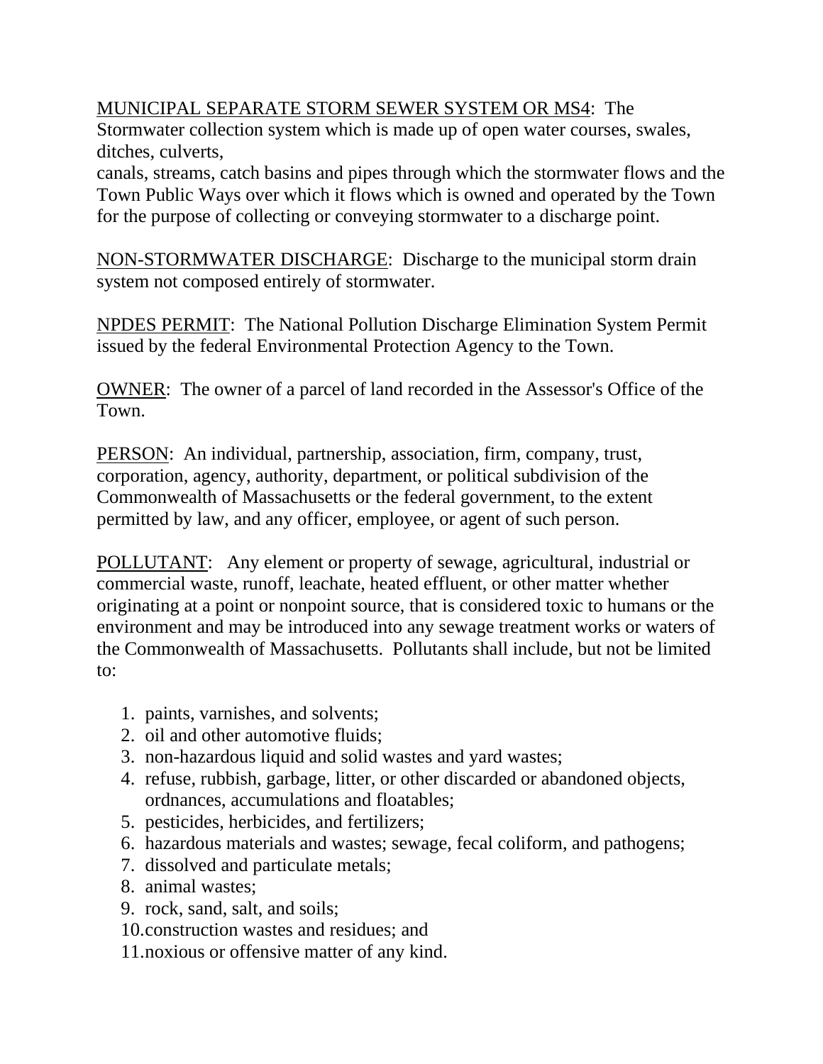<u>MUNICIPAL SEPARATE STORM SEWER SYSTEM OR MS4</u>: The Stormwater collection system which is made up of open water courses, swales, ditches, culverts, canals, streams, catch basins and pipes through which the stormwater flows and the Town Public Ways over which it flows which is owned and operated by the Town for the purpose of collecting or conveying stormwater to a discharge point.

<u>NON-STORMWATER DISCHARGE</u>: Discharge to the municipal storm drain system not composed entirely of stormwater.

<u>NPDES PERMIT</u>: The National Pollution Discharge Elimination System Permit issued by the federal Environmental Protection Agency to the Town.

<u>OWNER</u>: The owner of a parcel of land recorded in the Assessor's Office of the Town.

<u>PERSON</u>: An individual, partnership, association, firm, company, trust, corporation, agency, authority, department, or political subdivision of the Commonwealth of Massachusetts or the federal government, to the extent permitted by law, and any officer, employee, or agent of such person.

<u>POLLUTANT</u>: Any element or property of sewage, agricultural, industrial or commercial waste, runoff, leachate, heated effluent, or other matter whether originating at a point or nonpoint source, that is considered toxic to humans or the environment and may be introduced into any sewage treatment works or waters of the Commonwealth of Massachusetts. Pollutants shall include, but not be limited to:

1. paints, varnishes, and solvents;
2. oil and other automotive fluids;
3. non-hazardous liquid and solid wastes and yard wastes;
4. refuse, rubbish, garbage, litter, or other discarded or abandoned objects, ordnances, accumulations and floatables;
5. pesticides, herbicides, and fertilizers;
6. hazardous materials and wastes; sewage, fecal coliform, and pathogens;
7. dissolved and particulate metals;
8. animal wastes;
9. rock, sand, salt, and soils;
10. construction wastes and residues; and
11. noxious or offensive matter of any kind.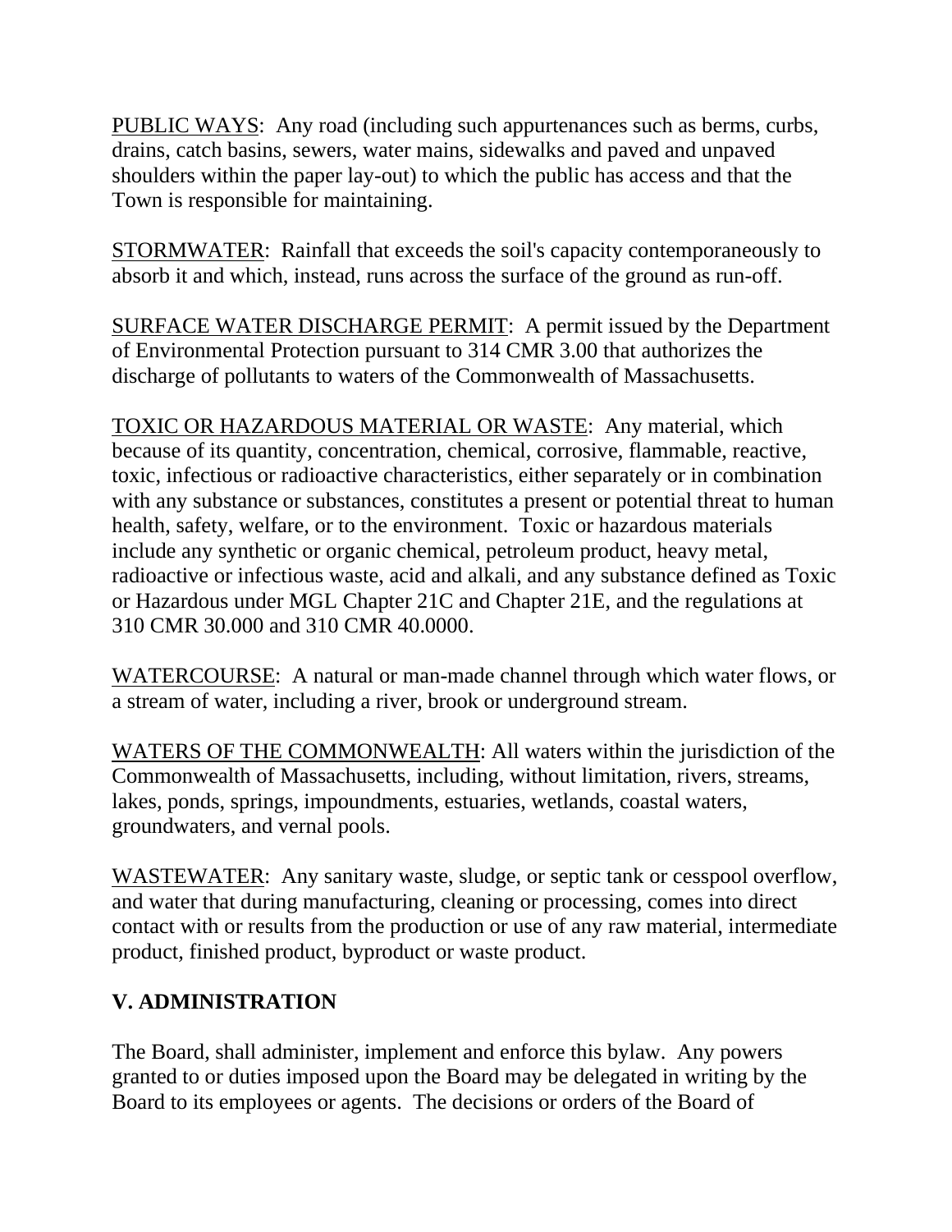<u>PUBLIC WAYS</u>: Any road (including such appurtenances such as berms, curbs, drains, catch basins, sewers, water mains, sidewalks and paved and unpaved shoulders within the paper lay-out) to which the public has access and that the Town is responsible for maintaining.

<u>STORMWATER</u>: Rainfall that exceeds the soil's capacity contemporaneously to absorb it and which, instead, runs across the surface of the ground as run-off.

<u>SURFACE WATER DISCHARGE PERMIT</u>: A permit issued by the Department of Environmental Protection pursuant to 314 CMR 3.00 that authorizes the discharge of pollutants to waters of the Commonwealth of Massachusetts.

<u>TOXIC OR HAZARDOUS MATERIAL OR WASTE</u>: Any material, which because of its quantity, concentration, chemical, corrosive, flammable, reactive, toxic, infectious or radioactive characteristics, either separately or in combination with any substance or substances, constitutes a present or potential threat to human health, safety, welfare, or to the environment. Toxic or hazardous materials include any synthetic or organic chemical, petroleum product, heavy metal, radioactive or infectious waste, acid and alkali, and any substance defined as Toxic or Hazardous under MGL Chapter 21C and Chapter 21E, and the regulations at 310 CMR 30.000 and 310 CMR 40.0000.

<u>WATERCOURSE</u>: A natural or man-made channel through which water flows, or a stream of water, including a river, brook or underground stream.

<u>WATERS OF THE COMMONWEALTH</u>: All waters within the jurisdiction of the Commonwealth of Massachusetts, including, without limitation, rivers, streams, lakes, ponds, springs, impoundments, estuaries, wetlands, coastal waters, groundwaters, and vernal pools.

<u>WASTEWATER</u>: Any sanitary waste, sludge, or septic tank or cesspool overflow, and water that during manufacturing, cleaning or processing, comes into direct contact with or results from the production or use of any raw material, intermediate product, finished product, byproduct or waste product.

## V. ADMINISTRATION

The Board, shall administer, implement and enforce this bylaw. Any powers granted to or duties imposed upon the Board may be delegated in writing by the Board to its employees or agents. The decisions or orders of the Board of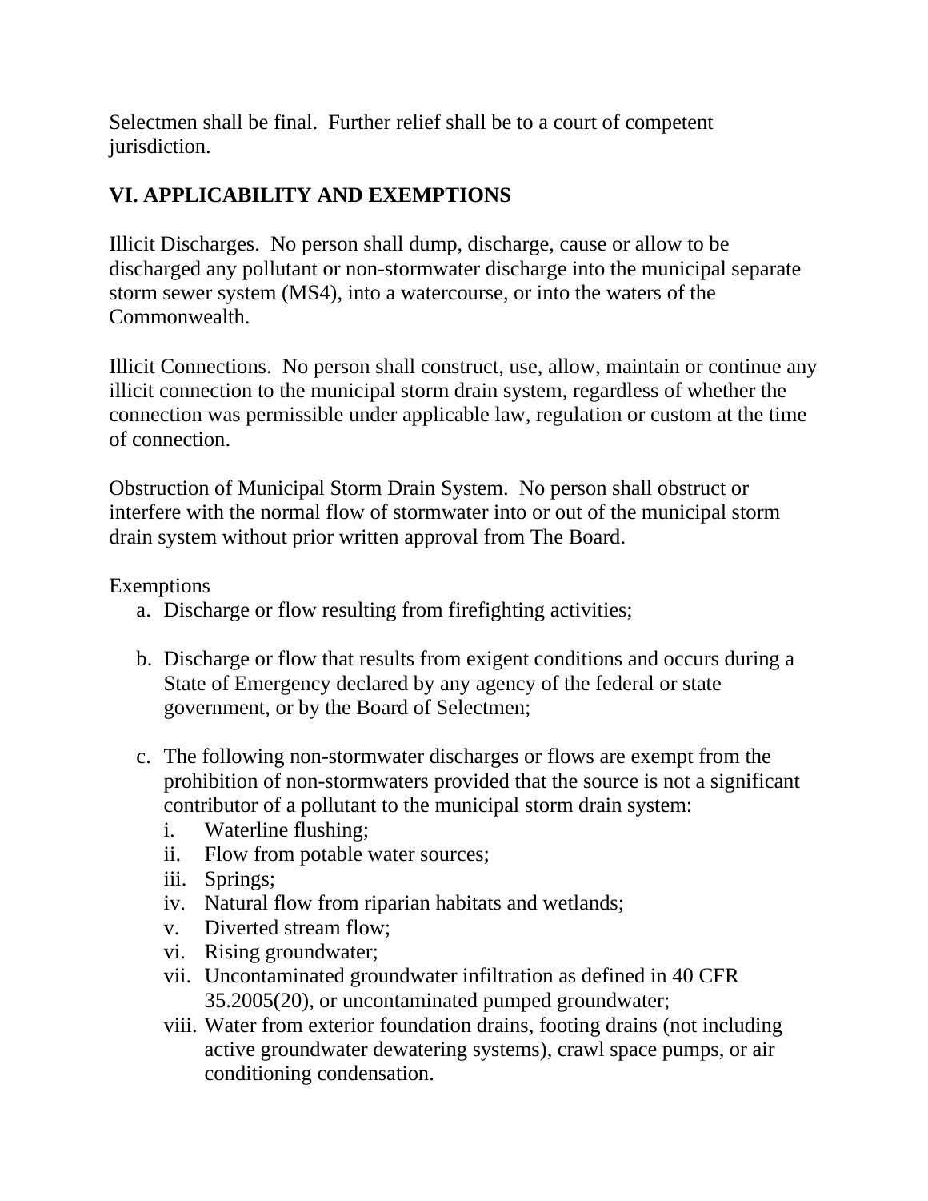Selectmen shall be final. Further relief shall be to a court of competent jurisdiction.

## VI. APPLICABILITY AND EXEMPTIONS

Illicit Discharges. No person shall dump, discharge, cause or allow to be discharged any pollutant or non-stormwater discharge into the municipal separate storm sewer system (MS4), into a watercourse, or into the waters of the Commonwealth.

Illicit Connections. No person shall construct, use, allow, maintain or continue any illicit connection to the municipal storm drain system, regardless of whether the connection was permissible under applicable law, regulation or custom at the time of connection.

Obstruction of Municipal Storm Drain System. No person shall obstruct or interfere with the normal flow of stormwater into or out of the municipal storm drain system without prior written approval from The Board.

Exemptions

a. Discharge or flow resulting from firefighting activities;

b. Discharge or flow that results from exigent conditions and occurs during a State of Emergency declared by any agency of the federal or state government, or by the Board of Selectmen;

c. The following non-stormwater discharges or flows are exempt from the prohibition of non-stormwaters provided that the source is not a significant contributor of a pollutant to the municipal storm drain system:
   i. Waterline flushing;
   ii. Flow from potable water sources;
   iii. Springs;
   iv. Natural flow from riparian habitats and wetlands;
   v. Diverted stream flow;
   vi. Rising groundwater;
   vii. Uncontaminated groundwater infiltration as defined in 40 CFR 35.2005(20), or uncontaminated pumped groundwater;
   viii. Water from exterior foundation drains, footing drains (not including active groundwater dewatering systems), crawl space pumps, or air conditioning condensation.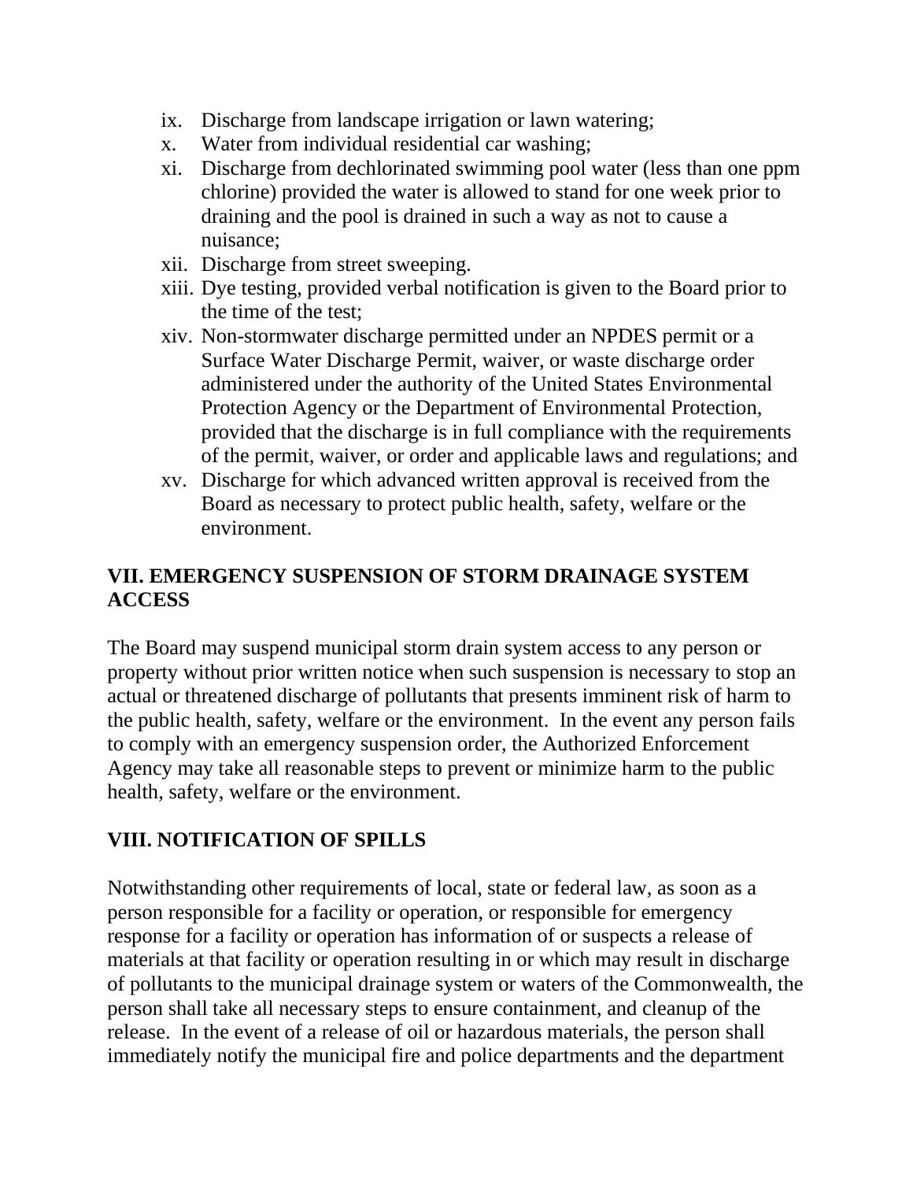ix. Discharge from landscape irrigation or lawn watering;
x. Water from individual residential car washing;
xi. Discharge from dechlorinated swimming pool water (less than one ppm chlorine) provided the water is allowed to stand for one week prior to draining and the pool is drained in such a way as not to cause a nuisance;
xii. Discharge from street sweeping.
xiii. Dye testing, provided verbal notification is given to the Board prior to the time of the test;
xiv. Non-stormwater discharge permitted under an NPDES permit or a Surface Water Discharge Permit, waiver, or waste discharge order administered under the authority of the United States Environmental Protection Agency or the Department of Environmental Protection, provided that the discharge is in full compliance with the requirements of the permit, waiver, or order and applicable laws and regulations; and
xv. Discharge for which advanced written approval is received from the Board as necessary to protect public health, safety, welfare or the environment.

## VII. EMERGENCY SUSPENSION OF STORM DRAINAGE SYSTEM ACCESS

The Board may suspend municipal storm drain system access to any person or property without prior written notice when such suspension is necessary to stop an actual or threatened discharge of pollutants that presents imminent risk of harm to the public health, safety, welfare or the environment. In the event any person fails to comply with an emergency suspension order, the Authorized Enforcement Agency may take all reasonable steps to prevent or minimize harm to the public health, safety, welfare or the environment.

## VIII. NOTIFICATION OF SPILLS

Notwithstanding other requirements of local, state or federal law, as soon as a person responsible for a facility or operation, or responsible for emergency response for a facility or operation has information of or suspects a release of materials at that facility or operation resulting in or which may result in discharge of pollutants to the municipal drainage system or waters of the Commonwealth, the person shall take all necessary steps to ensure containment, and cleanup of the release. In the event of a release of oil or hazardous materials, the person shall immediately notify the municipal fire and police departments and the department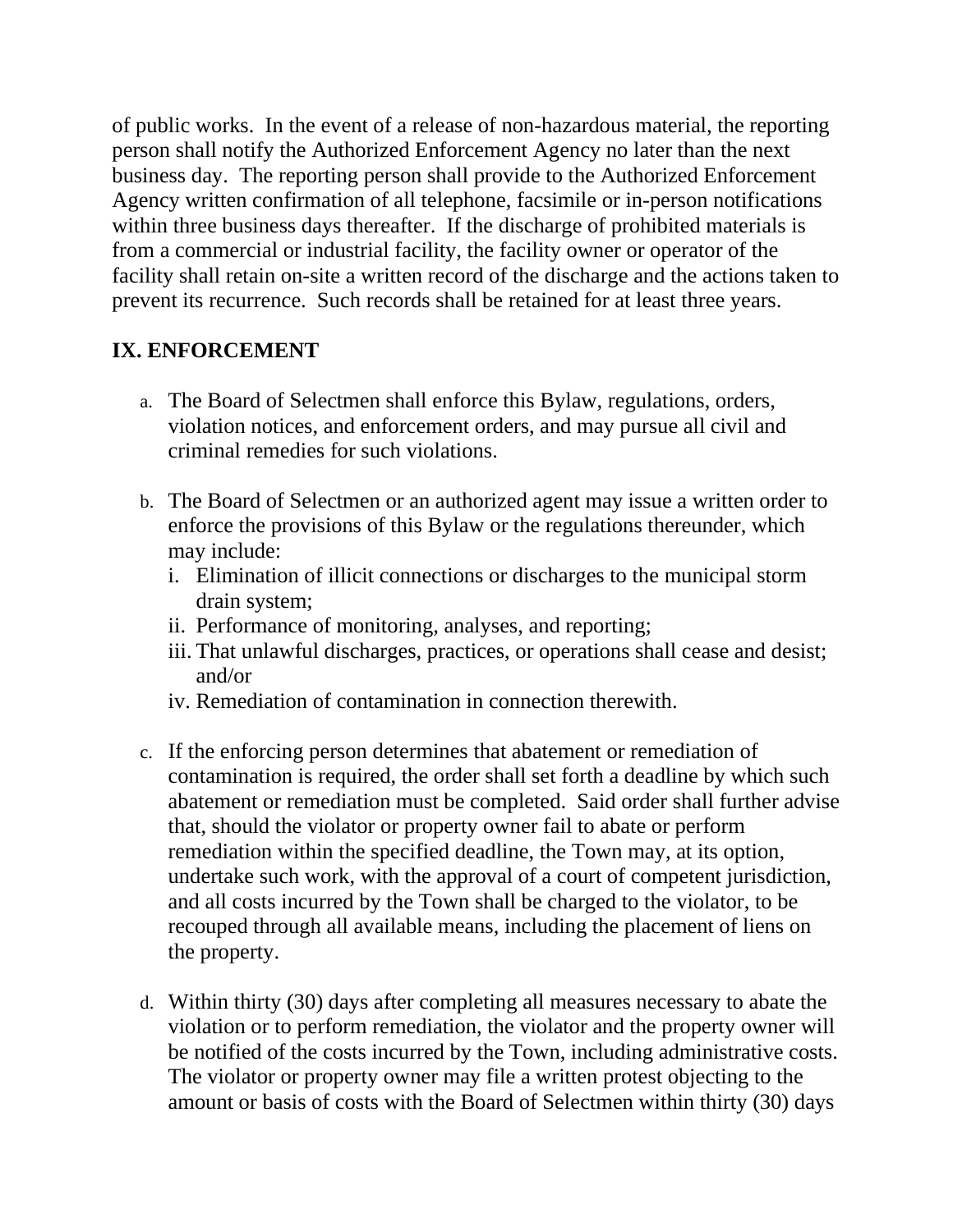of public works. In the event of a release of non-hazardous material, the reporting person shall notify the Authorized Enforcement Agency no later than the next business day. The reporting person shall provide to the Authorized Enforcement Agency written confirmation of all telephone, facsimile or in-person notifications within three business days thereafter. If the discharge of prohibited materials is from a commercial or industrial facility, the facility owner or operator of the facility shall retain on-site a written record of the discharge and the actions taken to prevent its recurrence. Such records shall be retained for at least three years.

## IX. ENFORCEMENT

a. The Board of Selectmen shall enforce this Bylaw, regulations, orders, violation notices, and enforcement orders, and may pursue all civil and criminal remedies for such violations.

b. The Board of Selectmen or an authorized agent may issue a written order to enforce the provisions of this Bylaw or the regulations thereunder, which may include:
   i. Elimination of illicit connections or discharges to the municipal storm drain system;
   ii. Performance of monitoring, analyses, and reporting;
   iii. That unlawful discharges, practices, or operations shall cease and desist; and/or
   iv. Remediation of contamination in connection therewith.

c. If the enforcing person determines that abatement or remediation of contamination is required, the order shall set forth a deadline by which such abatement or remediation must be completed. Said order shall further advise that, should the violator or property owner fail to abate or perform remediation within the specified deadline, the Town may, at its option, undertake such work, with the approval of a court of competent jurisdiction, and all costs incurred by the Town shall be charged to the violator, to be recouped through all available means, including the placement of liens on the property.

d. Within thirty (30) days after completing all measures necessary to abate the violation or to perform remediation, the violator and the property owner will be notified of the costs incurred by the Town, including administrative costs. The violator or property owner may file a written protest objecting to the amount or basis of costs with the Board of Selectmen within thirty (30) days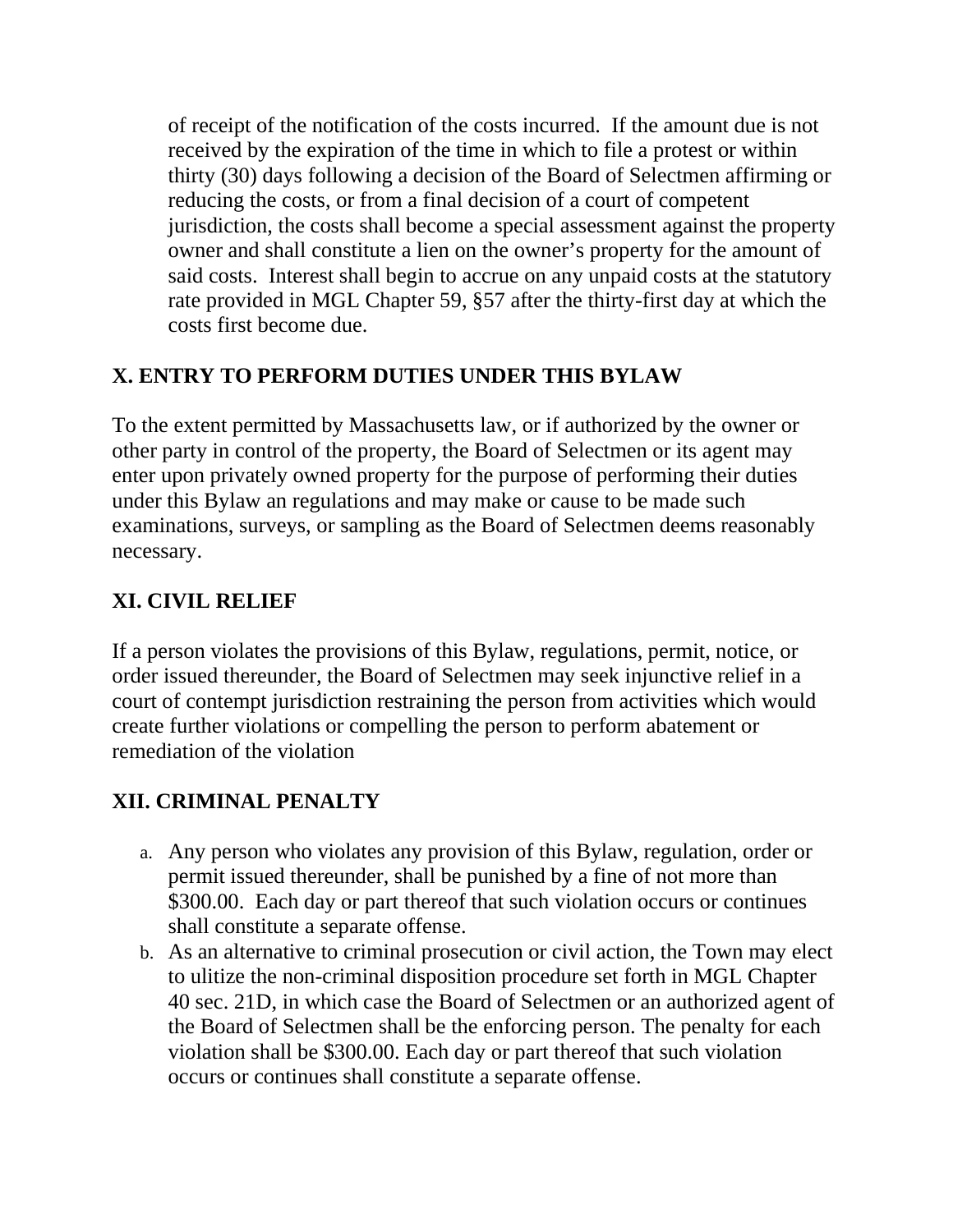of receipt of the notification of the costs incurred. If the amount due is not received by the expiration of the time in which to file a protest or within thirty (30) days following a decision of the Board of Selectmen affirming or reducing the costs, or from a final decision of a court of competent jurisdiction, the costs shall become a special assessment against the property owner and shall constitute a lien on the owner's property for the amount of said costs. Interest shall begin to accrue on any unpaid costs at the statutory rate provided in MGL Chapter 59, §57 after the thirty-first day at which the costs first become due.

## X. ENTRY TO PERFORM DUTIES UNDER THIS BYLAW

To the extent permitted by Massachusetts law, or if authorized by the owner or other party in control of the property, the Board of Selectmen or its agent may enter upon privately owned property for the purpose of performing their duties under this Bylaw an regulations and may make or cause to be made such examinations, surveys, or sampling as the Board of Selectmen deems reasonably necessary.

## XI. CIVIL RELIEF

If a person violates the provisions of this Bylaw, regulations, permit, notice, or order issued thereunder, the Board of Selectmen may seek injunctive relief in a court of contempt jurisdiction restraining the person from activities which would create further violations or compelling the person to perform abatement or remediation of the violation

## XII. CRIMINAL PENALTY

a. Any person who violates any provision of this Bylaw, regulation, order or permit issued thereunder, shall be punished by a fine of not more than $300.00. Each day or part thereof that such violation occurs or continues shall constitute a separate offense.
b. As an alternative to criminal prosecution or civil action, the Town may elect to ulitize the non-criminal disposition procedure set forth in MGL Chapter 40 sec. 21D, in which case the Board of Selectmen or an authorized agent of the Board of Selectmen shall be the enforcing person. The penalty for each violation shall be $300.00. Each day or part thereof that such violation occurs or continues shall constitute a separate offense.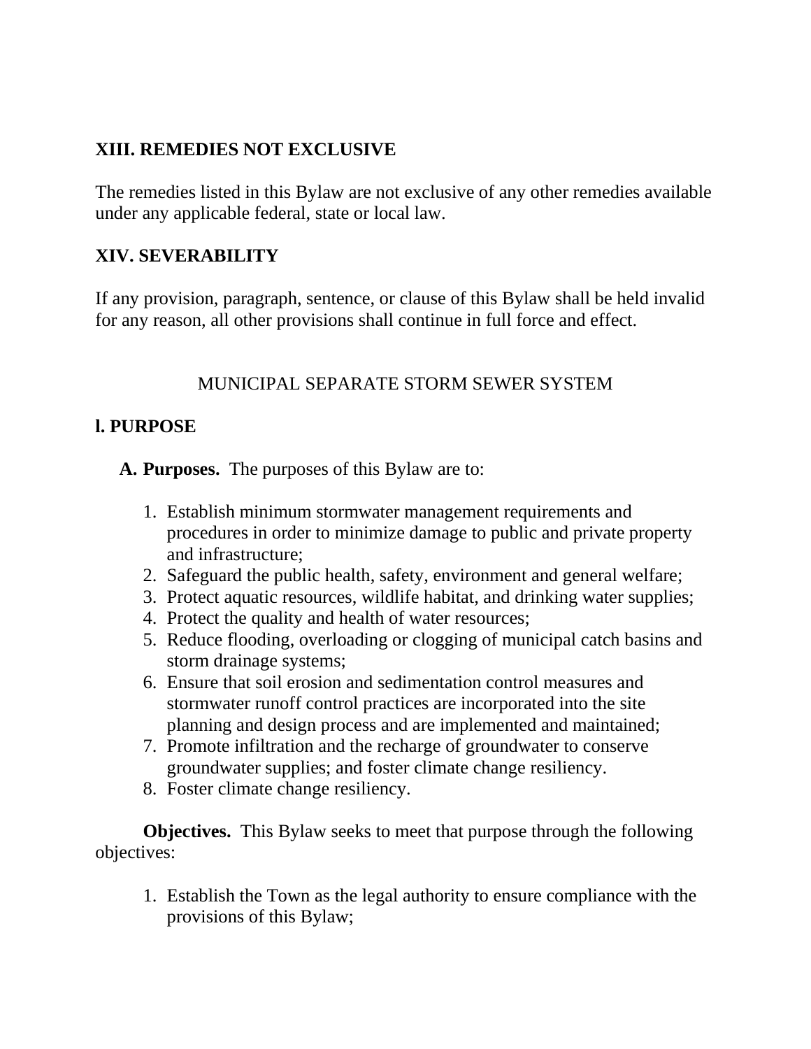## XIII. REMEDIES NOT EXCLUSIVE

The remedies listed in this Bylaw are not exclusive of any other remedies available under any applicable federal, state or local law.

## XIV. SEVERABILITY

If any provision, paragraph, sentence, or clause of this Bylaw shall be held invalid for any reason, all other provisions shall continue in full force and effect.

# MUNICIPAL SEPARATE STORM SEWER SYSTEM

## I. PURPOSE

**A. Purposes.** The purposes of this Bylaw are to:

1. Establish minimum stormwater management requirements and procedures in order to minimize damage to public and private property and infrastructure;
2. Safeguard the public health, safety, environment and general welfare;
3. Protect aquatic resources, wildlife habitat, and drinking water supplies;
4. Protect the quality and health of water resources;
5. Reduce flooding, overloading or clogging of municipal catch basins and storm drainage systems;
6. Ensure that soil erosion and sedimentation control measures and stormwater runoff control practices are incorporated into the site planning and design process and are implemented and maintained;
7. Promote infiltration and the recharge of groundwater to conserve groundwater supplies; and foster climate change resiliency.
8. Foster climate change resiliency.

**Objectives.** This Bylaw seeks to meet that purpose through the following objectives:

1. Establish the Town as the legal authority to ensure compliance with the provisions of this Bylaw;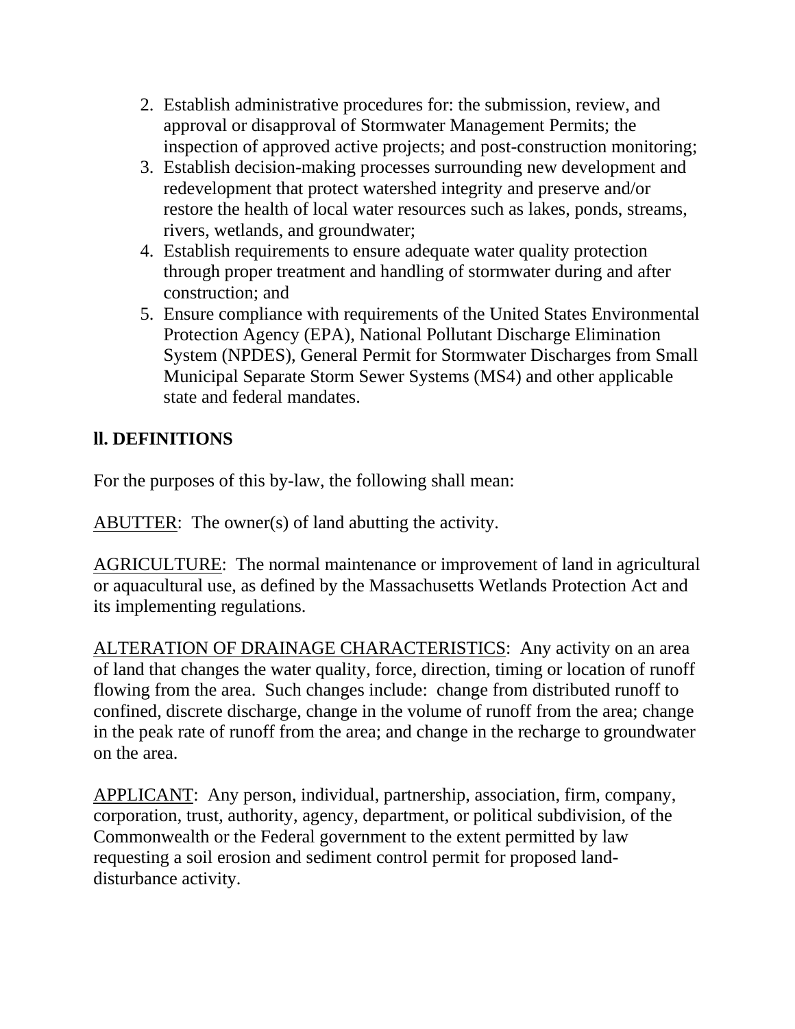2. Establish administrative procedures for: the submission, review, and approval or disapproval of Stormwater Management Permits; the inspection of approved active projects; and post-construction monitoring;
3. Establish decision-making processes surrounding new development and redevelopment that protect watershed integrity and preserve and/or restore the health of local water resources such as lakes, ponds, streams, rivers, wetlands, and groundwater;
4. Establish requirements to ensure adequate water quality protection through proper treatment and handling of stormwater during and after construction; and
5. Ensure compliance with requirements of the United States Environmental Protection Agency (EPA), National Pollutant Discharge Elimination System (NPDES), General Permit for Stormwater Discharges from Small Municipal Separate Storm Sewer Systems (MS4) and other applicable state and federal mandates.

## ll. DEFINITIONS

For the purposes of this by-law, the following shall mean:

<u>ABUTTER</u>: The owner(s) of land abutting the activity.

<u>AGRICULTURE</u>: The normal maintenance or improvement of land in agricultural or aquacultural use, as defined by the Massachusetts Wetlands Protection Act and its implementing regulations.

<u>ALTERATION OF DRAINAGE CHARACTERISTICS</u>: Any activity on an area of land that changes the water quality, force, direction, timing or location of runoff flowing from the area. Such changes include: change from distributed runoff to confined, discrete discharge, change in the volume of runoff from the area; change in the peak rate of runoff from the area; and change in the recharge to groundwater on the area.

<u>APPLICANT</u>: Any person, individual, partnership, association, firm, company, corporation, trust, authority, agency, department, or political subdivision, of the Commonwealth or the Federal government to the extent permitted by law requesting a soil erosion and sediment control permit for proposed land-disturbance activity.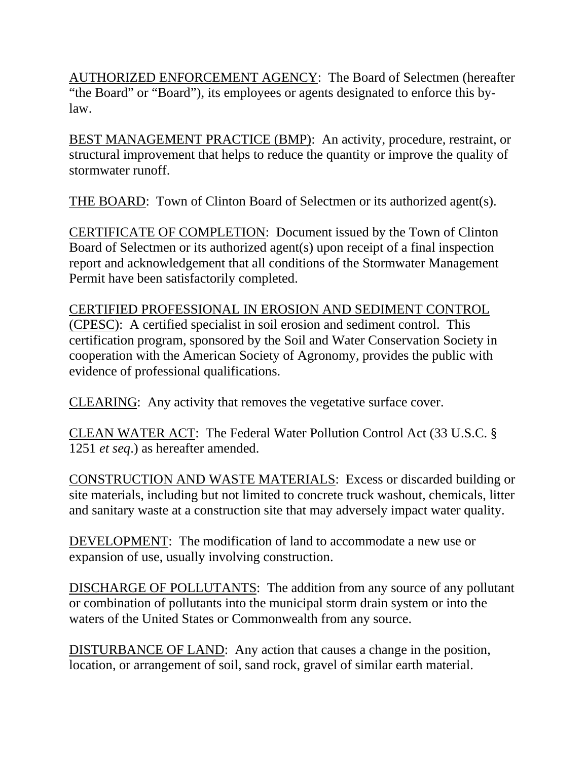<u>AUTHORIZED ENFORCEMENT AGENCY</u>: The Board of Selectmen (hereafter "the Board" or "Board"), its employees or agents designated to enforce this by-law.

<u>BEST MANAGEMENT PRACTICE (BMP)</u>: An activity, procedure, restraint, or structural improvement that helps to reduce the quantity or improve the quality of stormwater runoff.

<u>THE BOARD</u>: Town of Clinton Board of Selectmen or its authorized agent(s).

<u>CERTIFICATE OF COMPLETION</u>: Document issued by the Town of Clinton Board of Selectmen or its authorized agent(s) upon receipt of a final inspection report and acknowledgement that all conditions of the Stormwater Management Permit have been satisfactorily completed.

<u>CERTIFIED PROFESSIONAL IN EROSION AND SEDIMENT CONTROL (CPESC)</u>: A certified specialist in soil erosion and sediment control. This certification program, sponsored by the Soil and Water Conservation Society in cooperation with the American Society of Agronomy, provides the public with evidence of professional qualifications.

<u>CLEARING</u>: Any activity that removes the vegetative surface cover.

<u>CLEAN WATER ACT</u>: The Federal Water Pollution Control Act (33 U.S.C. § 1251 *et seq*.) as hereafter amended.

<u>CONSTRUCTION AND WASTE MATERIALS</u>: Excess or discarded building or site materials, including but not limited to concrete truck washout, chemicals, litter and sanitary waste at a construction site that may adversely impact water quality.

<u>DEVELOPMENT</u>: The modification of land to accommodate a new use or expansion of use, usually involving construction.

<u>DISCHARGE OF POLLUTANTS</u>: The addition from any source of any pollutant or combination of pollutants into the municipal storm drain system or into the waters of the United States or Commonwealth from any source.

<u>DISTURBANCE OF LAND</u>: Any action that causes a change in the position, location, or arrangement of soil, sand rock, gravel of similar earth material.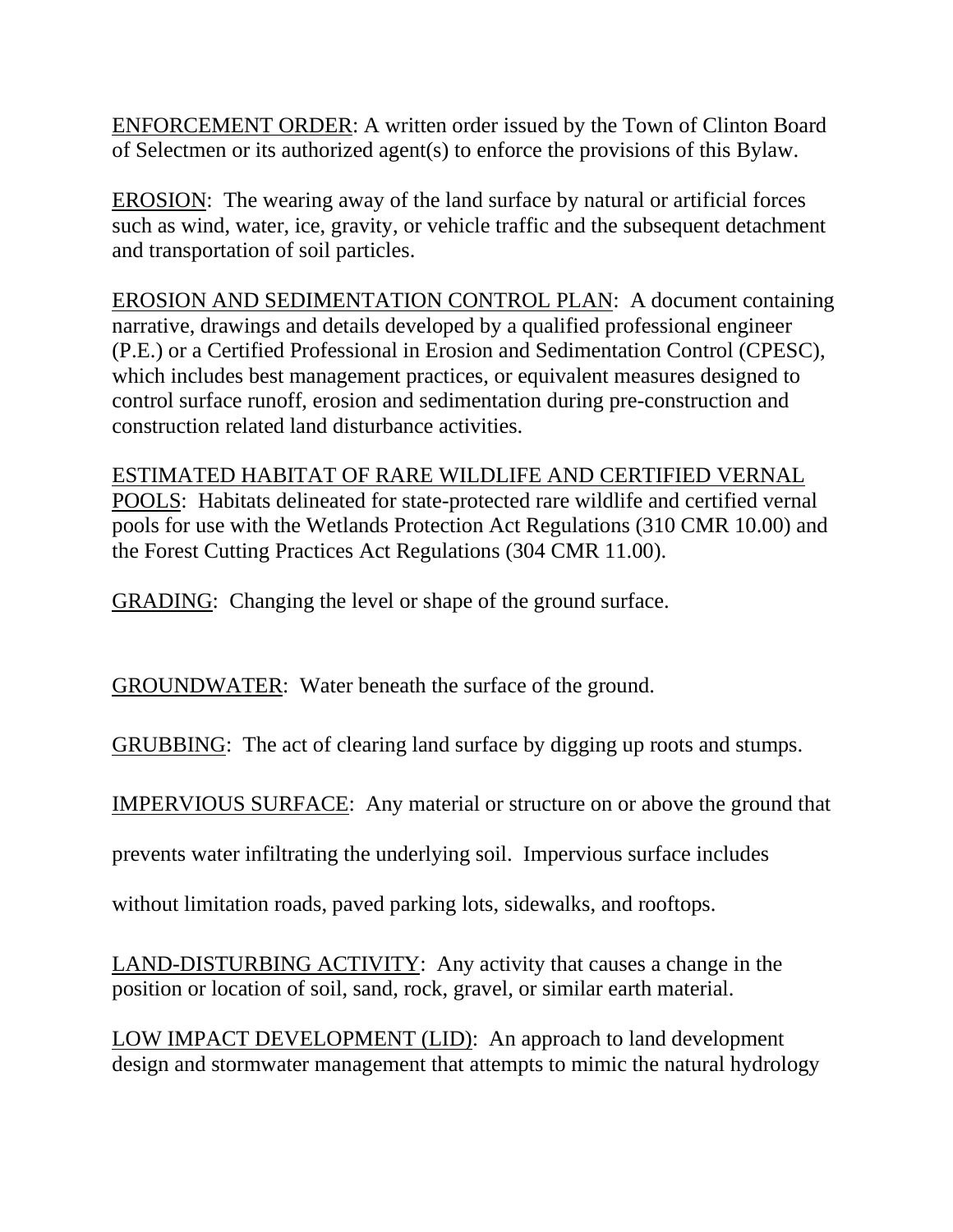ENFORCEMENT ORDER: A written order issued by the Town of Clinton Board of Selectmen or its authorized agent(s) to enforce the provisions of this Bylaw.

EROSION: The wearing away of the land surface by natural or artificial forces such as wind, water, ice, gravity, or vehicle traffic and the subsequent detachment and transportation of soil particles.

EROSION AND SEDIMENTATION CONTROL PLAN: A document containing narrative, drawings and details developed by a qualified professional engineer (P.E.) or a Certified Professional in Erosion and Sedimentation Control (CPESC), which includes best management practices, or equivalent measures designed to control surface runoff, erosion and sedimentation during pre-construction and construction related land disturbance activities.

ESTIMATED HABITAT OF RARE WILDLIFE AND CERTIFIED VERNAL POOLS: Habitats delineated for state-protected rare wildlife and certified vernal pools for use with the Wetlands Protection Act Regulations (310 CMR 10.00) and the Forest Cutting Practices Act Regulations (304 CMR 11.00).

GRADING: Changing the level or shape of the ground surface.

GROUNDWATER: Water beneath the surface of the ground.

GRUBBING: The act of clearing land surface by digging up roots and stumps.

IMPERVIOUS SURFACE: Any material or structure on or above the ground that prevents water infiltrating the underlying soil. Impervious surface includes without limitation roads, paved parking lots, sidewalks, and rooftops.

LAND-DISTURBING ACTIVITY: Any activity that causes a change in the position or location of soil, sand, rock, gravel, or similar earth material.

LOW IMPACT DEVELOPMENT (LID): An approach to land development design and stormwater management that attempts to mimic the natural hydrology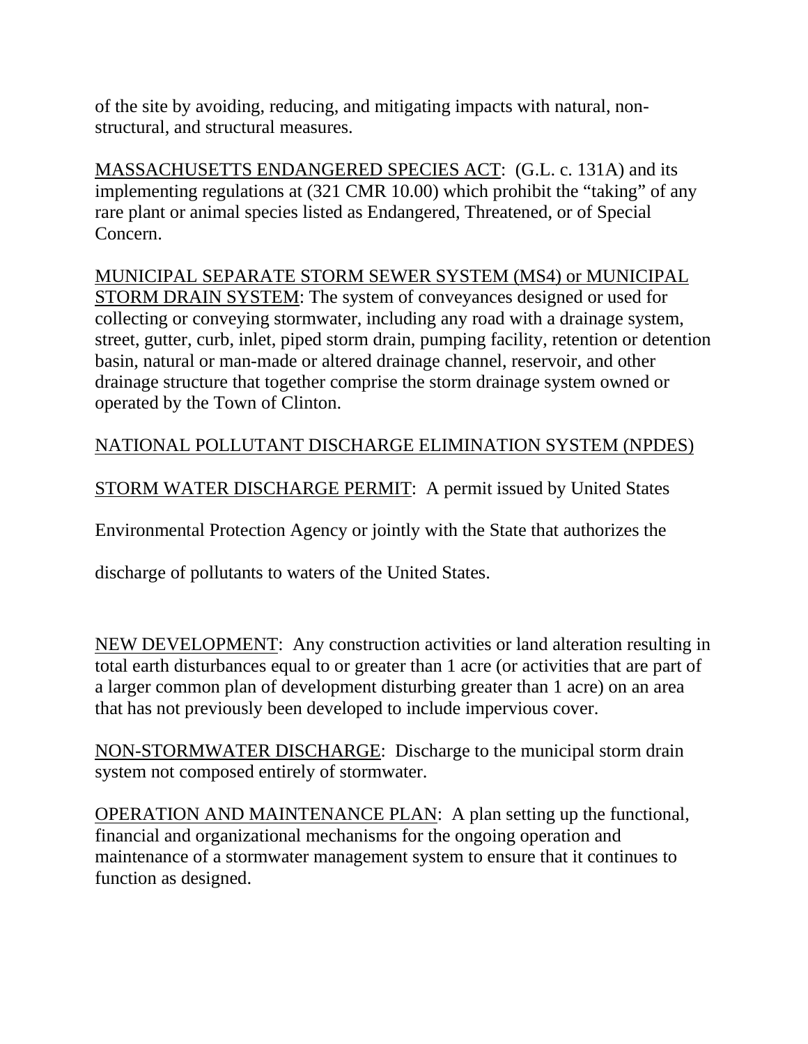of the site by avoiding, reducing, and mitigating impacts with natural, non-structural, and structural measures.

<u>MASSACHUSETTS ENDANGERED SPECIES ACT</u>: (G.L. c. 131A) and its implementing regulations at (321 CMR 10.00) which prohibit the "taking" of any rare plant or animal species listed as Endangered, Threatened, or of Special Concern.

<u>MUNICIPAL SEPARATE STORM SEWER SYSTEM (MS4) or MUNICIPAL STORM DRAIN SYSTEM</u>: The system of conveyances designed or used for collecting or conveying stormwater, including any road with a drainage system, street, gutter, curb, inlet, piped storm drain, pumping facility, retention or detention basin, natural or man-made or altered drainage channel, reservoir, and other drainage structure that together comprise the storm drainage system owned or operated by the Town of Clinton.

<u>NATIONAL POLLUTANT DISCHARGE ELIMINATION SYSTEM (NPDES)</u>

<u>STORM WATER DISCHARGE PERMIT</u>: A permit issued by United States Environmental Protection Agency or jointly with the State that authorizes the discharge of pollutants to waters of the United States.

<u>NEW DEVELOPMENT</u>: Any construction activities or land alteration resulting in total earth disturbances equal to or greater than 1 acre (or activities that are part of a larger common plan of development disturbing greater than 1 acre) on an area that has not previously been developed to include impervious cover.

<u>NON-STORMWATER DISCHARGE</u>: Discharge to the municipal storm drain system not composed entirely of stormwater.

<u>OPERATION AND MAINTENANCE PLAN</u>: A plan setting up the functional, financial and organizational mechanisms for the ongoing operation and maintenance of a stormwater management system to ensure that it continues to function as designed.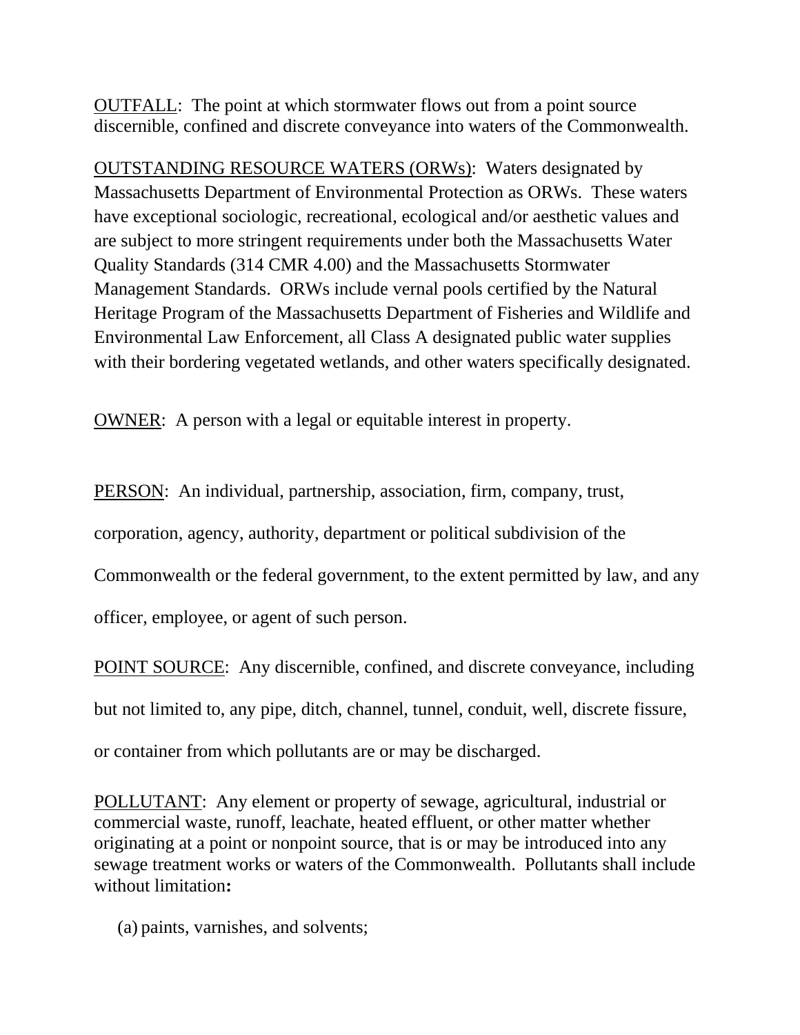<u>OUTFALL</u>: The point at which stormwater flows out from a point source discernible, confined and discrete conveyance into waters of the Commonwealth.

<u>OUTSTANDING RESOURCE WATERS (ORWs)</u>: Waters designated by Massachusetts Department of Environmental Protection as ORWs. These waters have exceptional sociologic, recreational, ecological and/or aesthetic values and are subject to more stringent requirements under both the Massachusetts Water Quality Standards (314 CMR 4.00) and the Massachusetts Stormwater Management Standards. ORWs include vernal pools certified by the Natural Heritage Program of the Massachusetts Department of Fisheries and Wildlife and Environmental Law Enforcement, all Class A designated public water supplies with their bordering vegetated wetlands, and other waters specifically designated.

<u>OWNER</u>: A person with a legal or equitable interest in property.

<u>PERSON</u>: An individual, partnership, association, firm, company, trust, corporation, agency, authority, department or political subdivision of the Commonwealth or the federal government, to the extent permitted by law, and any officer, employee, or agent of such person.

<u>POINT SOURCE</u>: Any discernible, confined, and discrete conveyance, including but not limited to, any pipe, ditch, channel, tunnel, conduit, well, discrete fissure, or container from which pollutants are or may be discharged.

<u>POLLUTANT</u>: Any element or property of sewage, agricultural, industrial or commercial waste, runoff, leachate, heated effluent, or other matter whether originating at a point or nonpoint source, that is or may be introduced into any sewage treatment works or waters of the Commonwealth. Pollutants shall include without limitation**:**

(a) paints, varnishes, and solvents;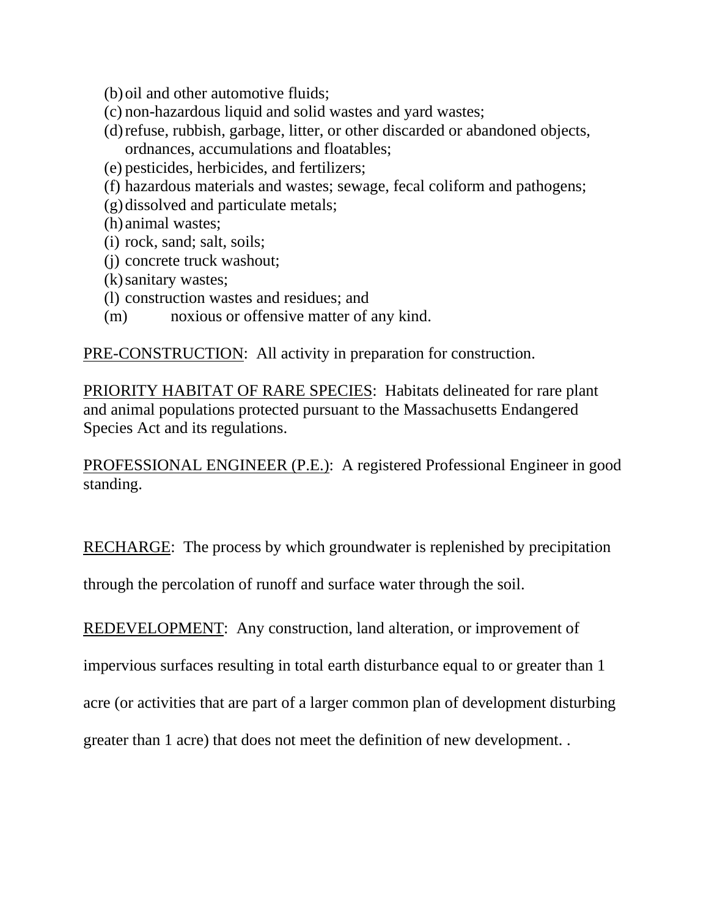(b) oil and other automotive fluids;
(c) non-hazardous liquid and solid wastes and yard wastes;
(d) refuse, rubbish, garbage, litter, or other discarded or abandoned objects, ordnances, accumulations and floatables;
(e) pesticides, herbicides, and fertilizers;
(f) hazardous materials and wastes; sewage, fecal coliform and pathogens;
(g) dissolved and particulate metals;
(h) animal wastes;
(i) rock, sand; salt, soils;
(j) concrete truck washout;
(k) sanitary wastes;
(l) construction wastes and residues; and
(m) noxious or offensive matter of any kind.

<u>PRE-CONSTRUCTION</u>: All activity in preparation for construction.

<u>PRIORITY HABITAT OF RARE SPECIES</u>: Habitats delineated for rare plant and animal populations protected pursuant to the Massachusetts Endangered Species Act and its regulations.

<u>PROFESSIONAL ENGINEER (P.E.)</u>: A registered Professional Engineer in good standing.

<u>RECHARGE</u>: The process by which groundwater is replenished by precipitation through the percolation of runoff and surface water through the soil.

<u>REDEVELOPMENT</u>: Any construction, land alteration, or improvement of impervious surfaces resulting in total earth disturbance equal to or greater than 1 acre (or activities that are part of a larger common plan of development disturbing greater than 1 acre) that does not meet the definition of new development. .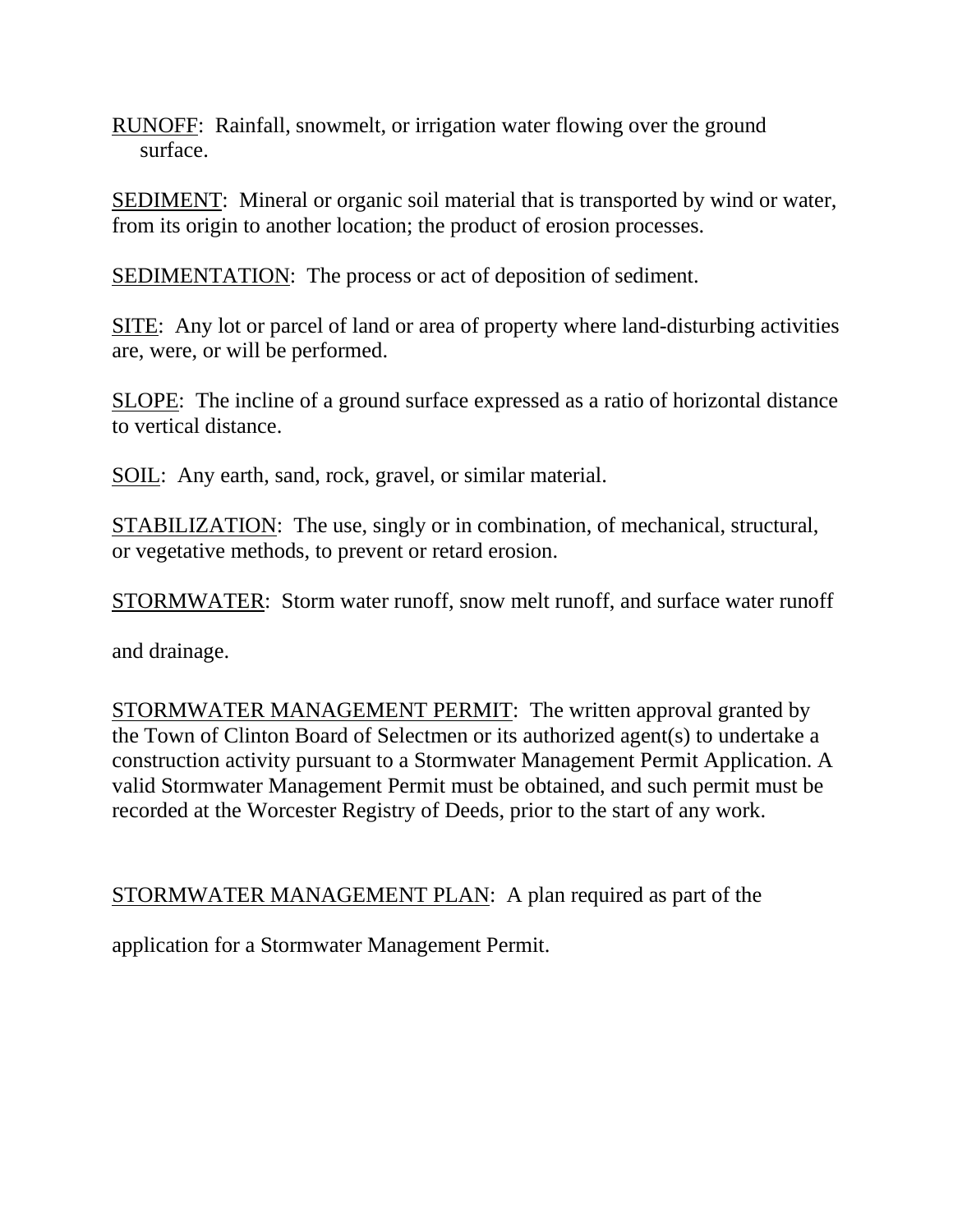<u>RUNOFF</u>: Rainfall, snowmelt, or irrigation water flowing over the ground surface.

<u>SEDIMENT</u>: Mineral or organic soil material that is transported by wind or water, from its origin to another location; the product of erosion processes.

<u>SEDIMENTATION</u>: The process or act of deposition of sediment.

<u>SITE</u>: Any lot or parcel of land or area of property where land-disturbing activities are, were, or will be performed.

<u>SLOPE</u>: The incline of a ground surface expressed as a ratio of horizontal distance to vertical distance.

<u>SOIL</u>: Any earth, sand, rock, gravel, or similar material.

<u>STABILIZATION</u>: The use, singly or in combination, of mechanical, structural, or vegetative methods, to prevent or retard erosion.

<u>STORMWATER</u>: Storm water runoff, snow melt runoff, and surface water runoff and drainage.

<u>STORMWATER MANAGEMENT PERMIT</u>: The written approval granted by the Town of Clinton Board of Selectmen or its authorized agent(s) to undertake a construction activity pursuant to a Stormwater Management Permit Application. A valid Stormwater Management Permit must be obtained, and such permit must be recorded at the Worcester Registry of Deeds, prior to the start of any work.

<u>STORMWATER MANAGEMENT PLAN</u>: A plan required as part of the application for a Stormwater Management Permit.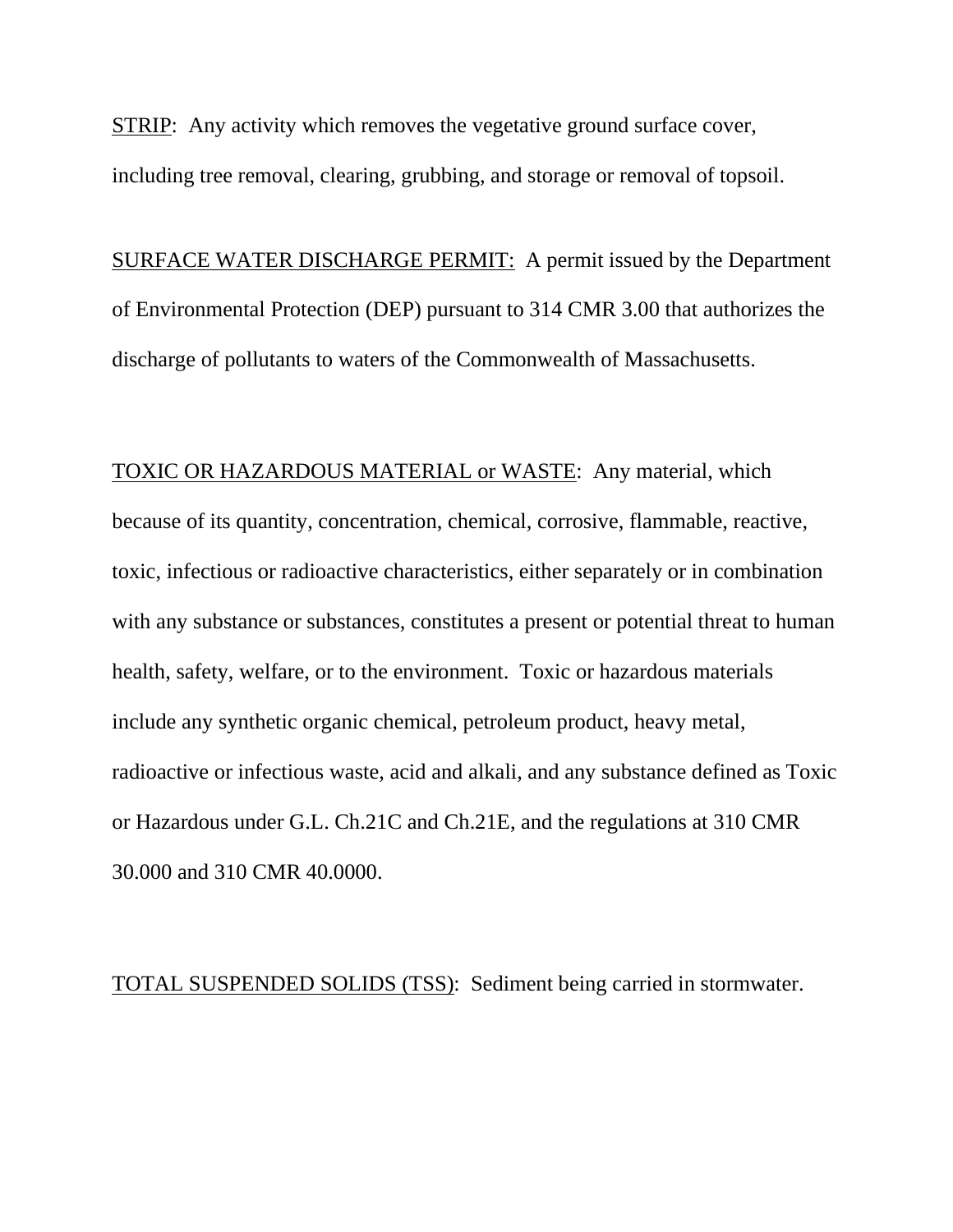<u>STRIP</u>: Any activity which removes the vegetative ground surface cover, including tree removal, clearing, grubbing, and storage or removal of topsoil.

<u>SURFACE WATER DISCHARGE PERMIT:</u> A permit issued by the Department of Environmental Protection (DEP) pursuant to 314 CMR 3.00 that authorizes the discharge of pollutants to waters of the Commonwealth of Massachusetts.

<u>TOXIC OR HAZARDOUS MATERIAL or WASTE</u>: Any material, which because of its quantity, concentration, chemical, corrosive, flammable, reactive, toxic, infectious or radioactive characteristics, either separately or in combination with any substance or substances, constitutes a present or potential threat to human health, safety, welfare, or to the environment. Toxic or hazardous materials include any synthetic organic chemical, petroleum product, heavy metal, radioactive or infectious waste, acid and alkali, and any substance defined as Toxic or Hazardous under G.L. Ch.21C and Ch.21E, and the regulations at 310 CMR 30.000 and 310 CMR 40.0000.

<u>TOTAL SUSPENDED SOLIDS (TSS)</u>: Sediment being carried in stormwater.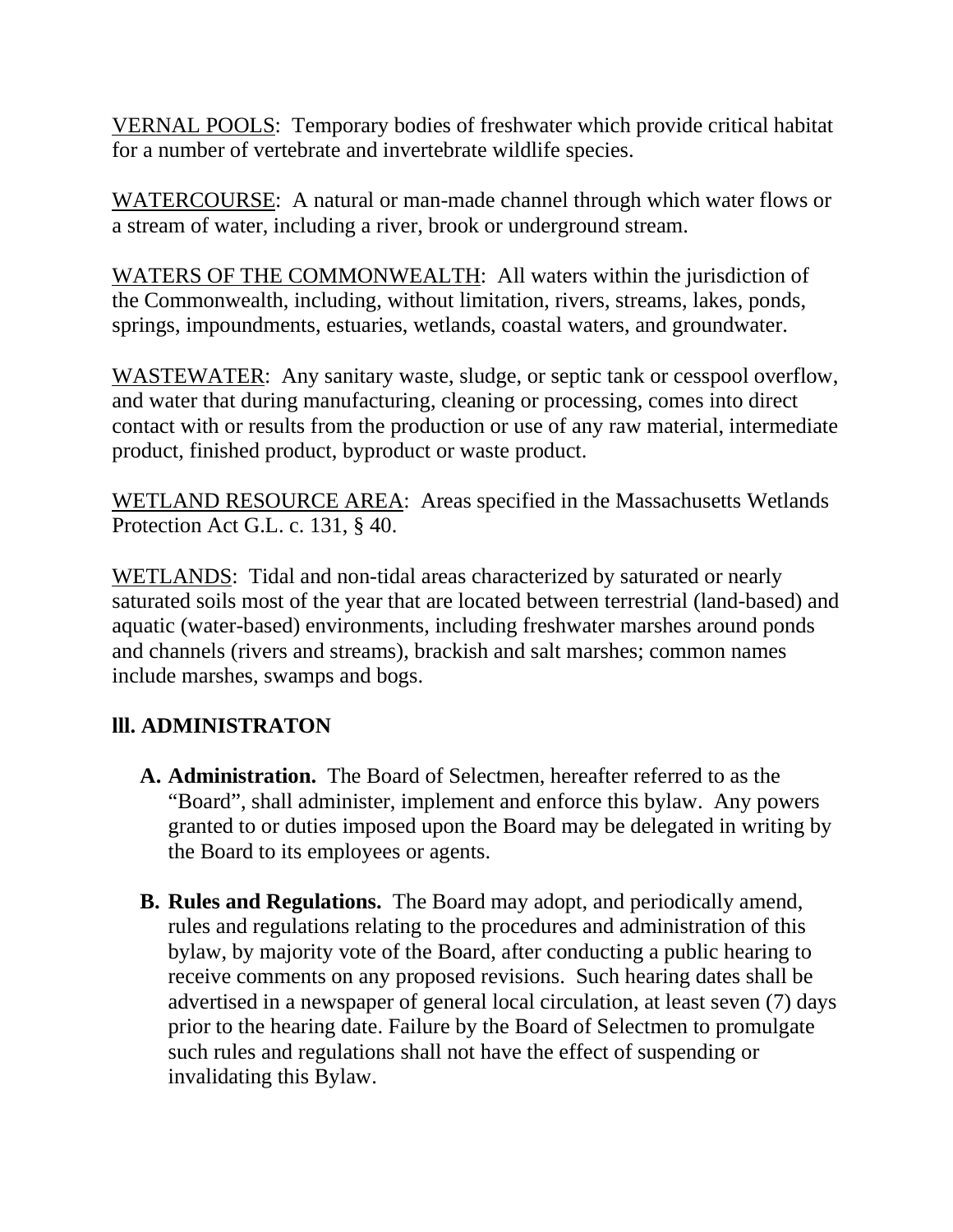VERNAL POOLS: Temporary bodies of freshwater which provide critical habitat for a number of vertebrate and invertebrate wildlife species.

WATERCOURSE: A natural or man-made channel through which water flows or a stream of water, including a river, brook or underground stream.

WATERS OF THE COMMONWEALTH: All waters within the jurisdiction of the Commonwealth, including, without limitation, rivers, streams, lakes, ponds, springs, impoundments, estuaries, wetlands, coastal waters, and groundwater.

WASTEWATER: Any sanitary waste, sludge, or septic tank or cesspool overflow, and water that during manufacturing, cleaning or processing, comes into direct contact with or results from the production or use of any raw material, intermediate product, finished product, byproduct or waste product.

WETLAND RESOURCE AREA: Areas specified in the Massachusetts Wetlands Protection Act G.L. c. 131, § 40.

WETLANDS: Tidal and non-tidal areas characterized by saturated or nearly saturated soils most of the year that are located between terrestrial (land-based) and aquatic (water-based) environments, including freshwater marshes around ponds and channels (rivers and streams), brackish and salt marshes; common names include marshes, swamps and bogs.

## lll. ADMINISTRATON

A. **Administration.** The Board of Selectmen, hereafter referred to as the "Board", shall administer, implement and enforce this bylaw. Any powers granted to or duties imposed upon the Board may be delegated in writing by the Board to its employees or agents.

B. **Rules and Regulations.** The Board may adopt, and periodically amend, rules and regulations relating to the procedures and administration of this bylaw, by majority vote of the Board, after conducting a public hearing to receive comments on any proposed revisions. Such hearing dates shall be advertised in a newspaper of general local circulation, at least seven (7) days prior to the hearing date. Failure by the Board of Selectmen to promulgate such rules and regulations shall not have the effect of suspending or invalidating this Bylaw.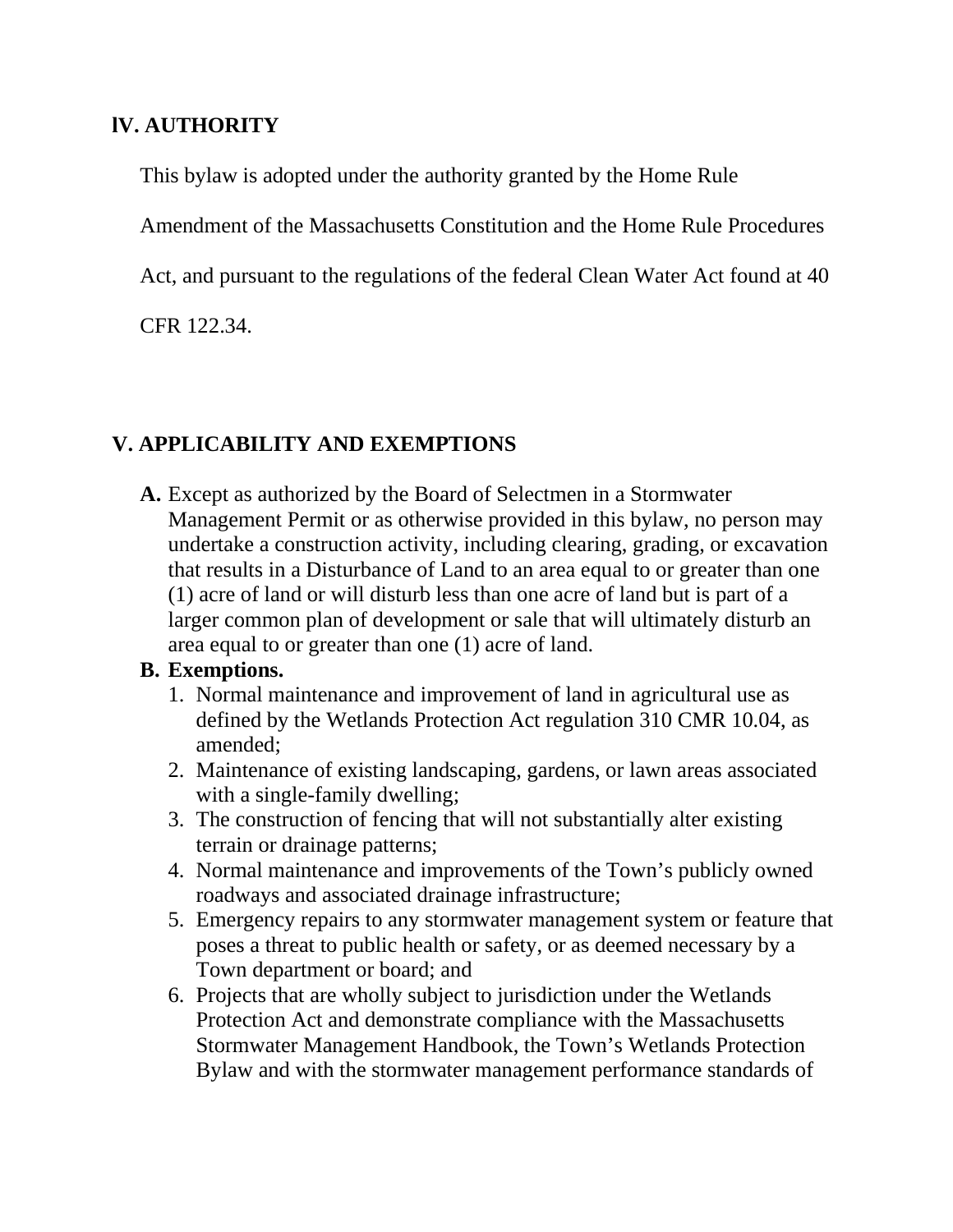## lV. AUTHORITY

This bylaw is adopted under the authority granted by the Home Rule Amendment of the Massachusetts Constitution and the Home Rule Procedures Act, and pursuant to the regulations of the federal Clean Water Act found at 40 CFR 122.34.

## V. APPLICABILITY AND EXEMPTIONS

**A.** Except as authorized by the Board of Selectmen in a Stormwater Management Permit or as otherwise provided in this bylaw, no person may undertake a construction activity, including clearing, grading, or excavation that results in a Disturbance of Land to an area equal to or greater than one (1) acre of land or will disturb less than one acre of land but is part of a larger common plan of development or sale that will ultimately disturb an area equal to or greater than one (1) acre of land.

**B. Exemptions.**

1. Normal maintenance and improvement of land in agricultural use as defined by the Wetlands Protection Act regulation 310 CMR 10.04, as amended;
2. Maintenance of existing landscaping, gardens, or lawn areas associated with a single-family dwelling;
3. The construction of fencing that will not substantially alter existing terrain or drainage patterns;
4. Normal maintenance and improvements of the Town's publicly owned roadways and associated drainage infrastructure;
5. Emergency repairs to any stormwater management system or feature that poses a threat to public health or safety, or as deemed necessary by a Town department or board; and
6. Projects that are wholly subject to jurisdiction under the Wetlands Protection Act and demonstrate compliance with the Massachusetts Stormwater Management Handbook, the Town's Wetlands Protection Bylaw and with the stormwater management performance standards of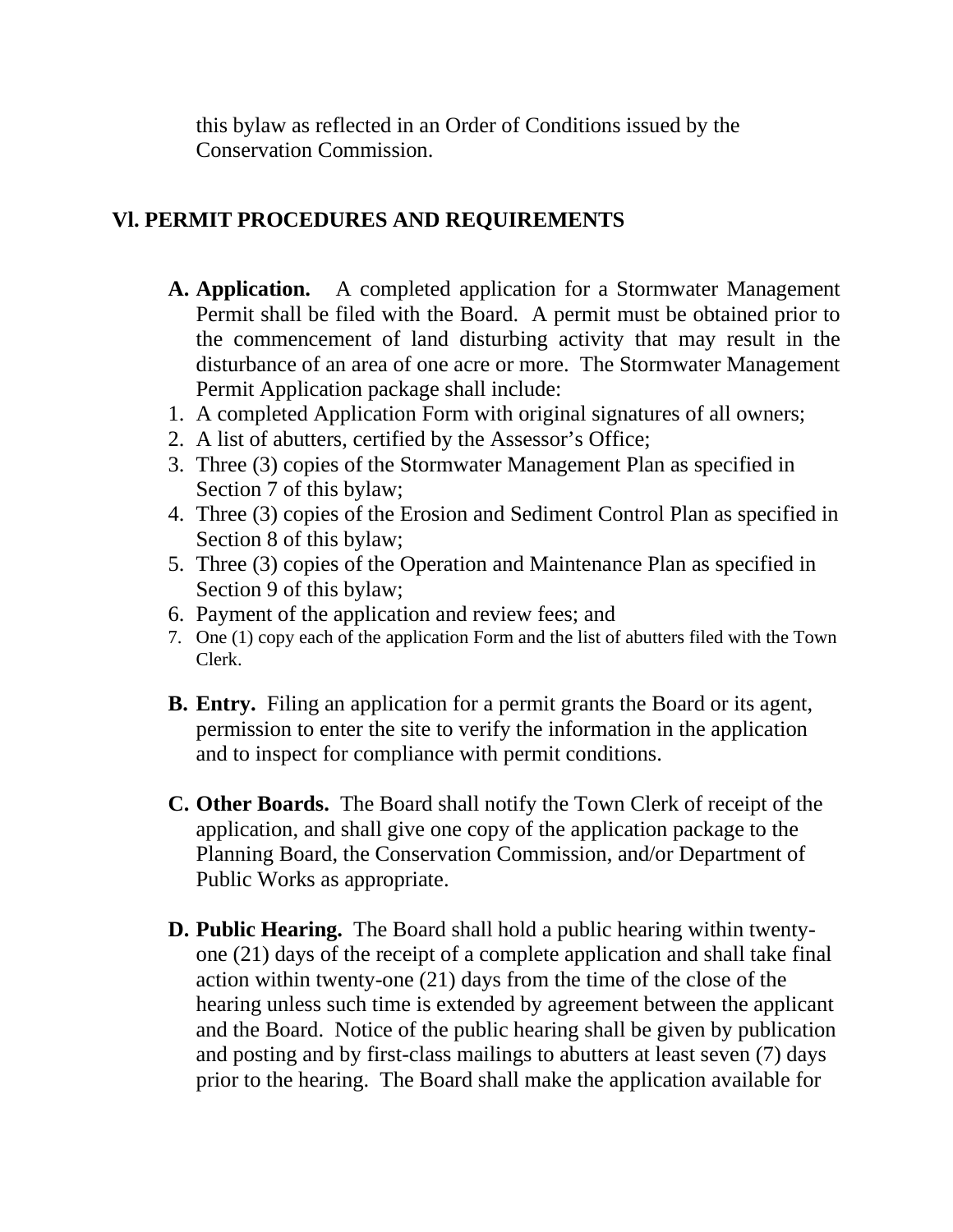this bylaw as reflected in an Order of Conditions issued by the Conservation Commission.

## Vl. PERMIT PROCEDURES AND REQUIREMENTS

**A. Application.** A completed application for a Stormwater Management Permit shall be filed with the Board. A permit must be obtained prior to the commencement of land disturbing activity that may result in the disturbance of an area of one acre or more. The Stormwater Management Permit Application package shall include:

1. A completed Application Form with original signatures of all owners;
2. A list of abutters, certified by the Assessor's Office;
3. Three (3) copies of the Stormwater Management Plan as specified in Section 7 of this bylaw;
4. Three (3) copies of the Erosion and Sediment Control Plan as specified in Section 8 of this bylaw;
5. Three (3) copies of the Operation and Maintenance Plan as specified in Section 9 of this bylaw;
6. Payment of the application and review fees; and
7. One (1) copy each of the application Form and the list of abutters filed with the Town Clerk.

**B. Entry.** Filing an application for a permit grants the Board or its agent, permission to enter the site to verify the information in the application and to inspect for compliance with permit conditions.

**C. Other Boards.** The Board shall notify the Town Clerk of receipt of the application, and shall give one copy of the application package to the Planning Board, the Conservation Commission, and/or Department of Public Works as appropriate.

**D. Public Hearing.** The Board shall hold a public hearing within twenty-one (21) days of the receipt of a complete application and shall take final action within twenty-one (21) days from the time of the close of the hearing unless such time is extended by agreement between the applicant and the Board. Notice of the public hearing shall be given by publication and posting and by first-class mailings to abutters at least seven (7) days prior to the hearing. The Board shall make the application available for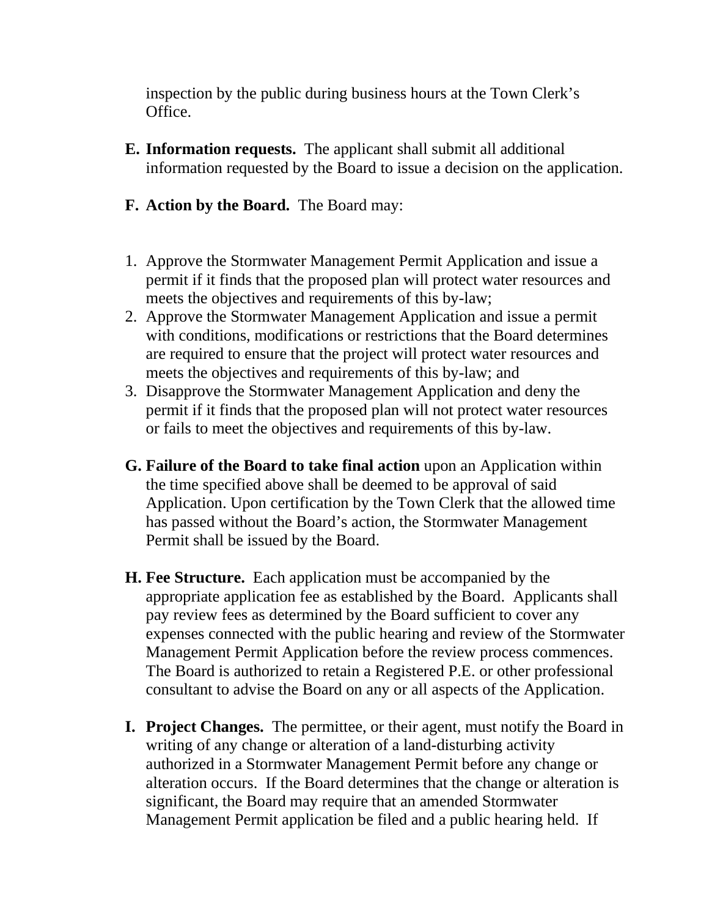inspection by the public during business hours at the Town Clerk's Office.

E. **Information requests.** The applicant shall submit all additional information requested by the Board to issue a decision on the application.

F. **Action by the Board.** The Board may:

1. Approve the Stormwater Management Permit Application and issue a permit if it finds that the proposed plan will protect water resources and meets the objectives and requirements of this by-law;
2. Approve the Stormwater Management Application and issue a permit with conditions, modifications or restrictions that the Board determines are required to ensure that the project will protect water resources and meets the objectives and requirements of this by-law; and
3. Disapprove the Stormwater Management Application and deny the permit if it finds that the proposed plan will not protect water resources or fails to meet the objectives and requirements of this by-law.

G. **Failure of the Board to take final action** upon an Application within the time specified above shall be deemed to be approval of said Application. Upon certification by the Town Clerk that the allowed time has passed without the Board's action, the Stormwater Management Permit shall be issued by the Board.

H. **Fee Structure.** Each application must be accompanied by the appropriate application fee as established by the Board. Applicants shall pay review fees as determined by the Board sufficient to cover any expenses connected with the public hearing and review of the Stormwater Management Permit Application before the review process commences. The Board is authorized to retain a Registered P.E. or other professional consultant to advise the Board on any or all aspects of the Application.

I. **Project Changes.** The permittee, or their agent, must notify the Board in writing of any change or alteration of a land-disturbing activity authorized in a Stormwater Management Permit before any change or alteration occurs. If the Board determines that the change or alteration is significant, the Board may require that an amended Stormwater Management Permit application be filed and a public hearing held. If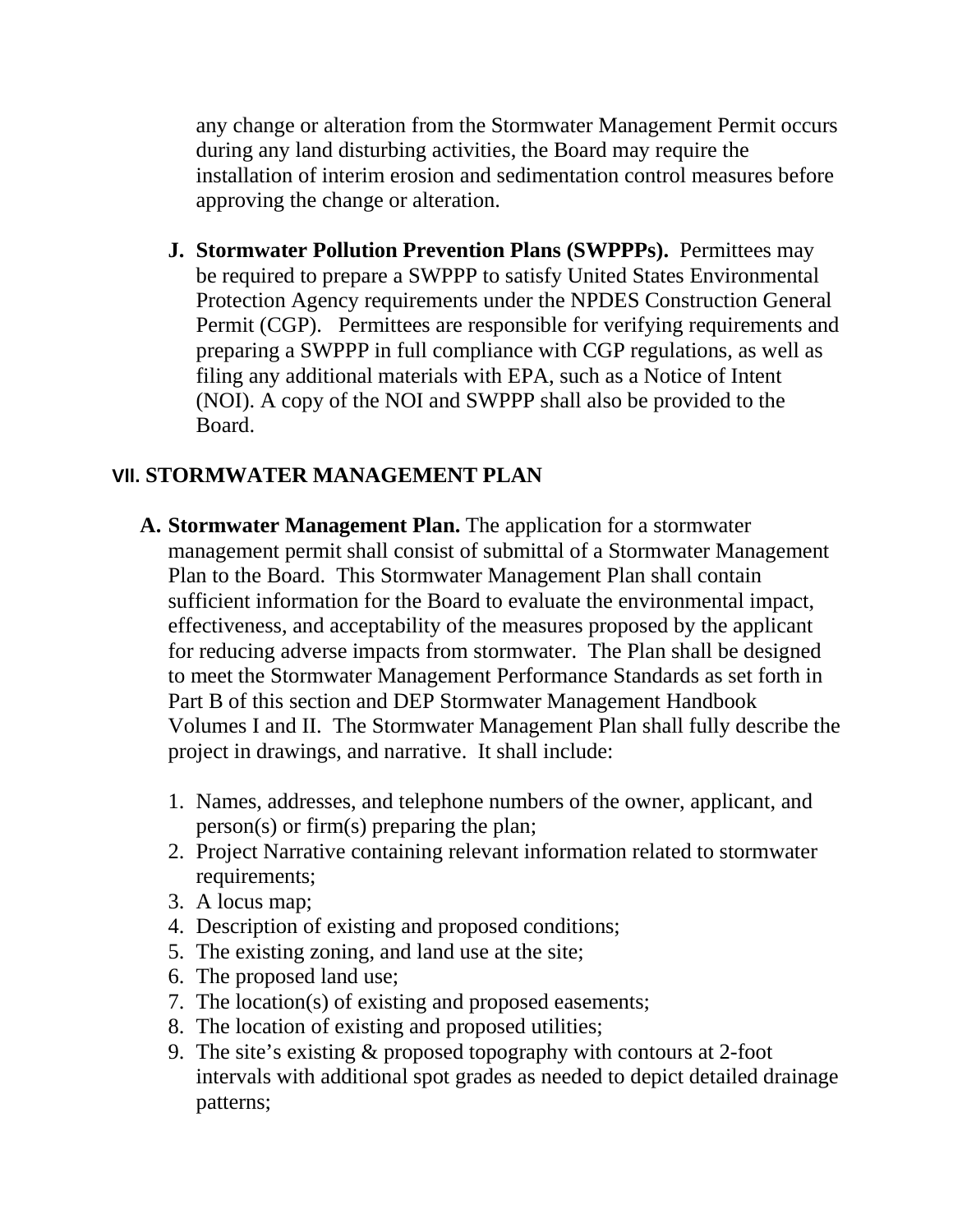any change or alteration from the Stormwater Management Permit occurs during any land disturbing activities, the Board may require the installation of interim erosion and sedimentation control measures before approving the change or alteration.

**J. Stormwater Pollution Prevention Plans (SWPPPs).** Permittees may be required to prepare a SWPPP to satisfy United States Environmental Protection Agency requirements under the NPDES Construction General Permit (CGP). Permittees are responsible for verifying requirements and preparing a SWPPP in full compliance with CGP regulations, as well as filing any additional materials with EPA, such as a Notice of Intent (NOI). A copy of the NOI and SWPPP shall also be provided to the Board.

## VII. STORMWATER MANAGEMENT PLAN

**A. Stormwater Management Plan.** The application for a stormwater management permit shall consist of submittal of a Stormwater Management Plan to the Board. This Stormwater Management Plan shall contain sufficient information for the Board to evaluate the environmental impact, effectiveness, and acceptability of the measures proposed by the applicant for reducing adverse impacts from stormwater. The Plan shall be designed to meet the Stormwater Management Performance Standards as set forth in Part B of this section and DEP Stormwater Management Handbook Volumes I and II. The Stormwater Management Plan shall fully describe the project in drawings, and narrative. It shall include:

1. Names, addresses, and telephone numbers of the owner, applicant, and person(s) or firm(s) preparing the plan;
2. Project Narrative containing relevant information related to stormwater requirements;
3. A locus map;
4. Description of existing and proposed conditions;
5. The existing zoning, and land use at the site;
6. The proposed land use;
7. The location(s) of existing and proposed easements;
8. The location of existing and proposed utilities;
9. The site's existing & proposed topography with contours at 2-foot intervals with additional spot grades as needed to depict detailed drainage patterns;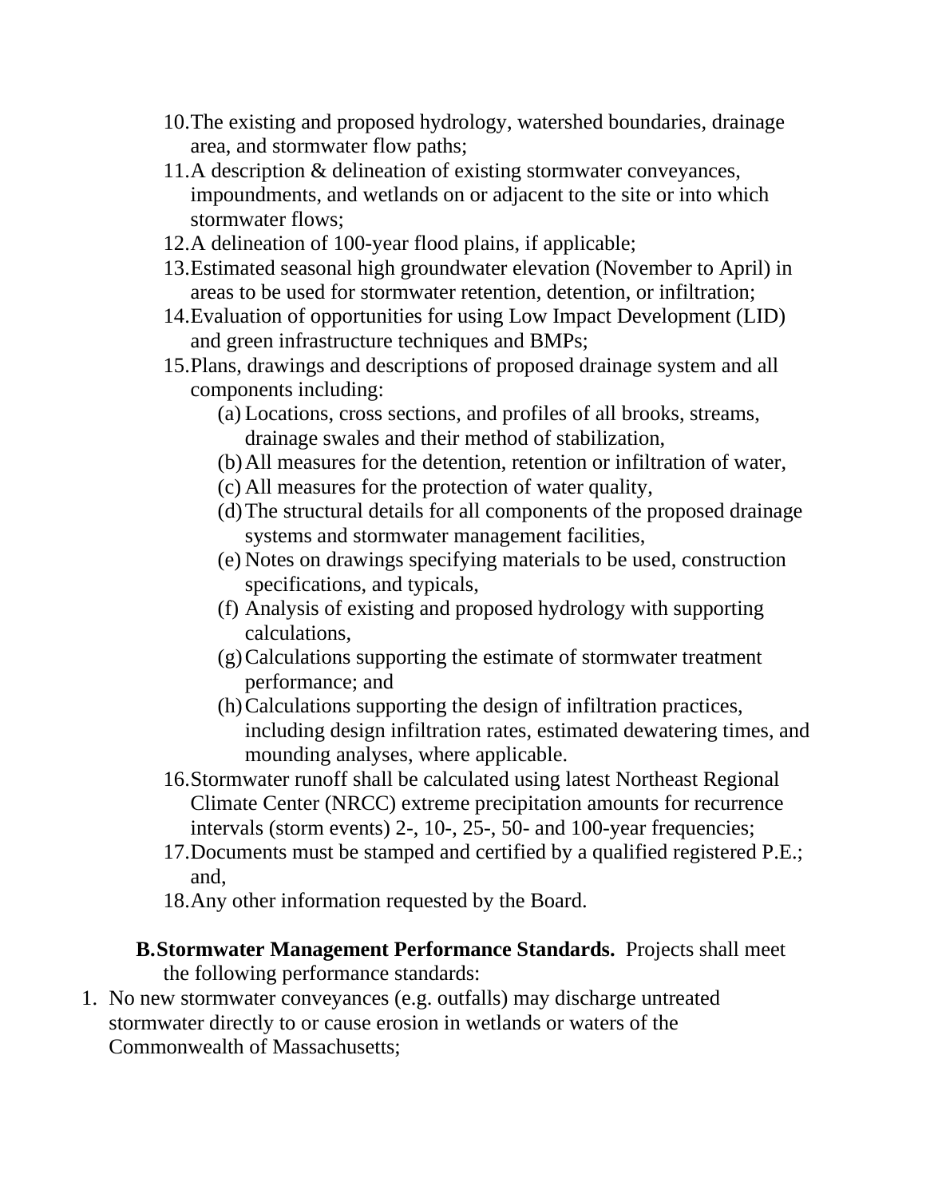10. The existing and proposed hydrology, watershed boundaries, drainage area, and stormwater flow paths;
11. A description & delineation of existing stormwater conveyances, impoundments, and wetlands on or adjacent to the site or into which stormwater flows;
12. A delineation of 100-year flood plains, if applicable;
13. Estimated seasonal high groundwater elevation (November to April) in areas to be used for stormwater retention, detention, or infiltration;
14. Evaluation of opportunities for using Low Impact Development (LID) and green infrastructure techniques and BMPs;
15. Plans, drawings and descriptions of proposed drainage system and all components including:
    - (a) Locations, cross sections, and profiles of all brooks, streams, drainage swales and their method of stabilization,
    - (b) All measures for the detention, retention or infiltration of water,
    - (c) All measures for the protection of water quality,
    - (d) The structural details for all components of the proposed drainage systems and stormwater management facilities,
    - (e) Notes on drawings specifying materials to be used, construction specifications, and typicals,
    - (f) Analysis of existing and proposed hydrology with supporting calculations,
    - (g) Calculations supporting the estimate of stormwater treatment performance; and
    - (h) Calculations supporting the design of infiltration practices, including design infiltration rates, estimated dewatering times, and mounding analyses, where applicable.
16. Stormwater runoff shall be calculated using latest Northeast Regional Climate Center (NRCC) extreme precipitation amounts for recurrence intervals (storm events) 2-, 10-, 25-, 50- and 100-year frequencies;
17. Documents must be stamped and certified by a qualified registered P.E.; and,
18. Any other information requested by the Board.

**B. Stormwater Management Performance Standards.** Projects shall meet the following performance standards:

1. No new stormwater conveyances (e.g. outfalls) may discharge untreated stormwater directly to or cause erosion in wetlands or waters of the Commonwealth of Massachusetts;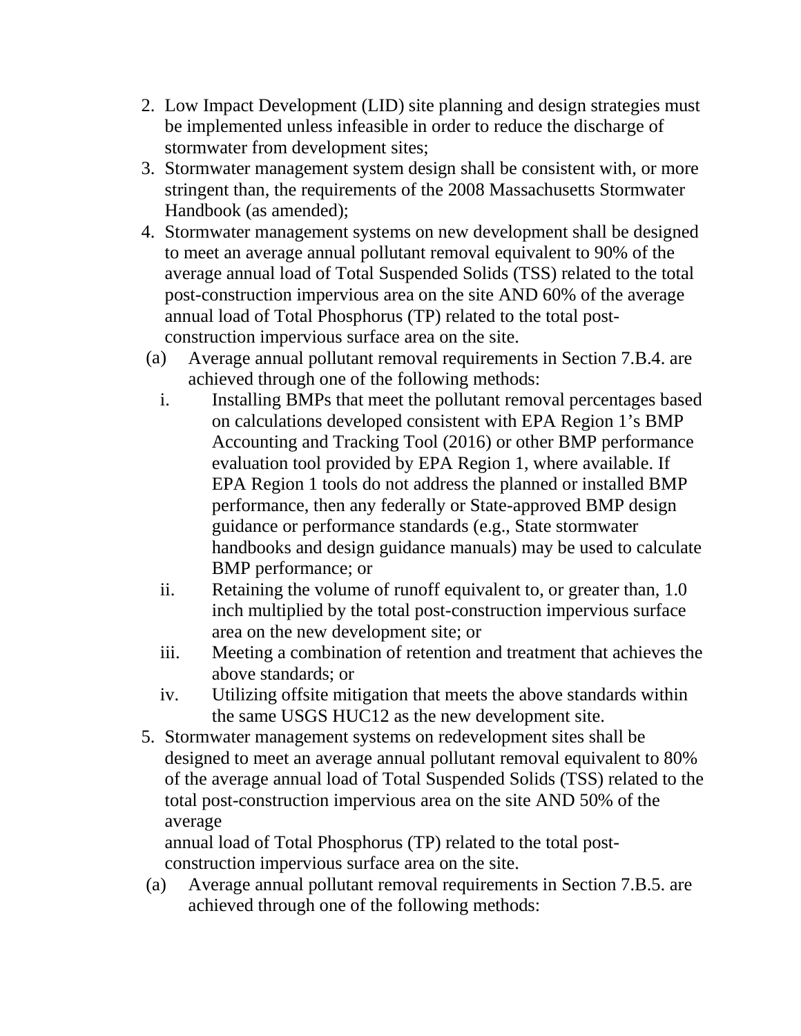2. Low Impact Development (LID) site planning and design strategies must be implemented unless infeasible in order to reduce the discharge of stormwater from development sites;
3. Stormwater management system design shall be consistent with, or more stringent than, the requirements of the 2008 Massachusetts Stormwater Handbook (as amended);
4. Stormwater management systems on new development shall be designed to meet an average annual pollutant removal equivalent to 90% of the average annual load of Total Suspended Solids (TSS) related to the total post-construction impervious area on the site AND 60% of the average annual load of Total Phosphorus (TP) related to the total post-construction impervious surface area on the site.

   (a) Average annual pollutant removal requirements in Section 7.B.4. are achieved through one of the following methods:

      i. Installing BMPs that meet the pollutant removal percentages based on calculations developed consistent with EPA Region 1's BMP Accounting and Tracking Tool (2016) or other BMP performance evaluation tool provided by EPA Region 1, where available. If EPA Region 1 tools do not address the planned or installed BMP performance, then any federally or State-approved BMP design guidance or performance standards (e.g., State stormwater handbooks and design guidance manuals) may be used to calculate BMP performance; or
      ii. Retaining the volume of runoff equivalent to, or greater than, 1.0 inch multiplied by the total post-construction impervious surface area on the new development site; or
      iii. Meeting a combination of retention and treatment that achieves the above standards; or
      iv. Utilizing offsite mitigation that meets the above standards within the same USGS HUC12 as the new development site.

5. Stormwater management systems on redevelopment sites shall be designed to meet an average annual pollutant removal equivalent to 80% of the average annual load of Total Suspended Solids (TSS) related to the total post-construction impervious area on the site AND 50% of the average annual load of Total Phosphorus (TP) related to the total post-construction impervious surface area on the site.

   (a) Average annual pollutant removal requirements in Section 7.B.5. are achieved through one of the following methods: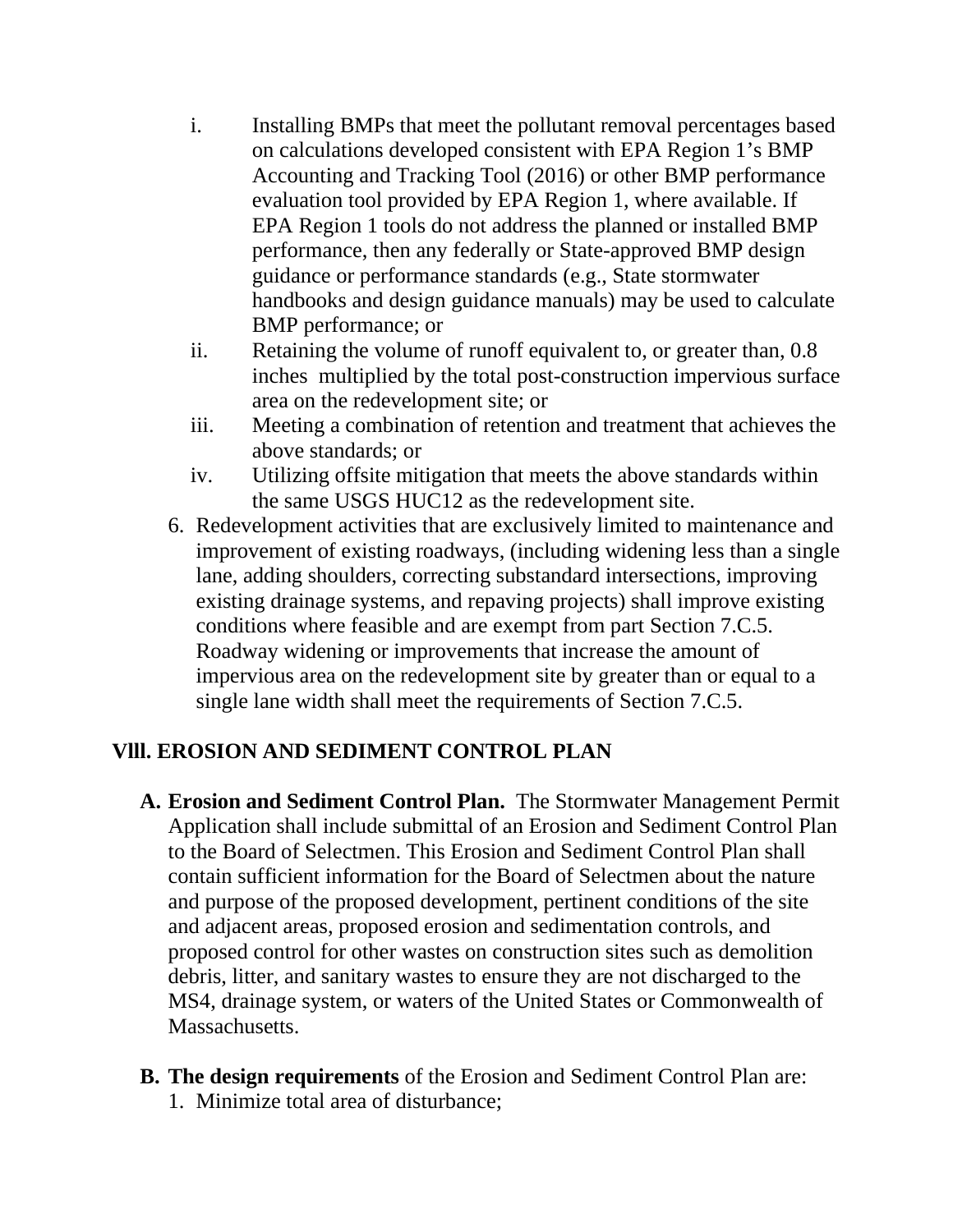i. Installing BMPs that meet the pollutant removal percentages based on calculations developed consistent with EPA Region 1's BMP Accounting and Tracking Tool (2016) or other BMP performance evaluation tool provided by EPA Region 1, where available. If EPA Region 1 tools do not address the planned or installed BMP performance, then any federally or State-approved BMP design guidance or performance standards (e.g., State stormwater handbooks and design guidance manuals) may be used to calculate BMP performance; or
ii. Retaining the volume of runoff equivalent to, or greater than, 0.8 inches multiplied by the total post-construction impervious surface area on the redevelopment site; or
iii. Meeting a combination of retention and treatment that achieves the above standards; or
iv. Utilizing offsite mitigation that meets the above standards within the same USGS HUC12 as the redevelopment site.

6. Redevelopment activities that are exclusively limited to maintenance and improvement of existing roadways, (including widening less than a single lane, adding shoulders, correcting substandard intersections, improving existing drainage systems, and repaving projects) shall improve existing conditions where feasible and are exempt from part Section 7.C.5. Roadway widening or improvements that increase the amount of impervious area on the redevelopment site by greater than or equal to a single lane width shall meet the requirements of Section 7.C.5.

## VIII. EROSION AND SEDIMENT CONTROL PLAN

**A. Erosion and Sediment Control Plan.** The Stormwater Management Permit Application shall include submittal of an Erosion and Sediment Control Plan to the Board of Selectmen. This Erosion and Sediment Control Plan shall contain sufficient information for the Board of Selectmen about the nature and purpose of the proposed development, pertinent conditions of the site and adjacent areas, proposed erosion and sedimentation controls, and proposed control for other wastes on construction sites such as demolition debris, litter, and sanitary wastes to ensure they are not discharged to the MS4, drainage system, or waters of the United States or Commonwealth of Massachusetts.

**B. The design requirements** of the Erosion and Sediment Control Plan are:

1. Minimize total area of disturbance;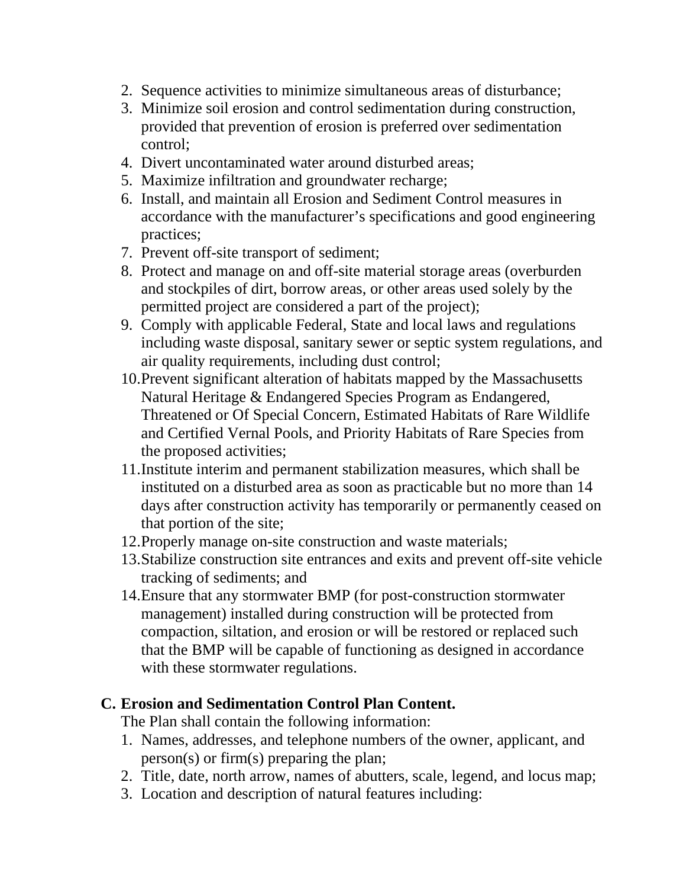2. Sequence activities to minimize simultaneous areas of disturbance;
3. Minimize soil erosion and control sedimentation during construction, provided that prevention of erosion is preferred over sedimentation control;
4. Divert uncontaminated water around disturbed areas;
5. Maximize infiltration and groundwater recharge;
6. Install, and maintain all Erosion and Sediment Control measures in accordance with the manufacturer's specifications and good engineering practices;
7. Prevent off-site transport of sediment;
8. Protect and manage on and off-site material storage areas (overburden and stockpiles of dirt, borrow areas, or other areas used solely by the permitted project are considered a part of the project);
9. Comply with applicable Federal, State and local laws and regulations including waste disposal, sanitary sewer or septic system regulations, and air quality requirements, including dust control;
10. Prevent significant alteration of habitats mapped by the Massachusetts Natural Heritage & Endangered Species Program as Endangered, Threatened or Of Special Concern, Estimated Habitats of Rare Wildlife and Certified Vernal Pools, and Priority Habitats of Rare Species from the proposed activities;
11. Institute interim and permanent stabilization measures, which shall be instituted on a disturbed area as soon as practicable but no more than 14 days after construction activity has temporarily or permanently ceased on that portion of the site;
12. Properly manage on-site construction and waste materials;
13. Stabilize construction site entrances and exits and prevent off-site vehicle tracking of sediments; and
14. Ensure that any stormwater BMP (for post-construction stormwater management) installed during construction will be protected from compaction, siltation, and erosion or will be restored or replaced such that the BMP will be capable of functioning as designed in accordance with these stormwater regulations.

**C. Erosion and Sedimentation Control Plan Content.**

The Plan shall contain the following information:

1. Names, addresses, and telephone numbers of the owner, applicant, and person(s) or firm(s) preparing the plan;
2. Title, date, north arrow, names of abutters, scale, legend, and locus map;
3. Location and description of natural features including: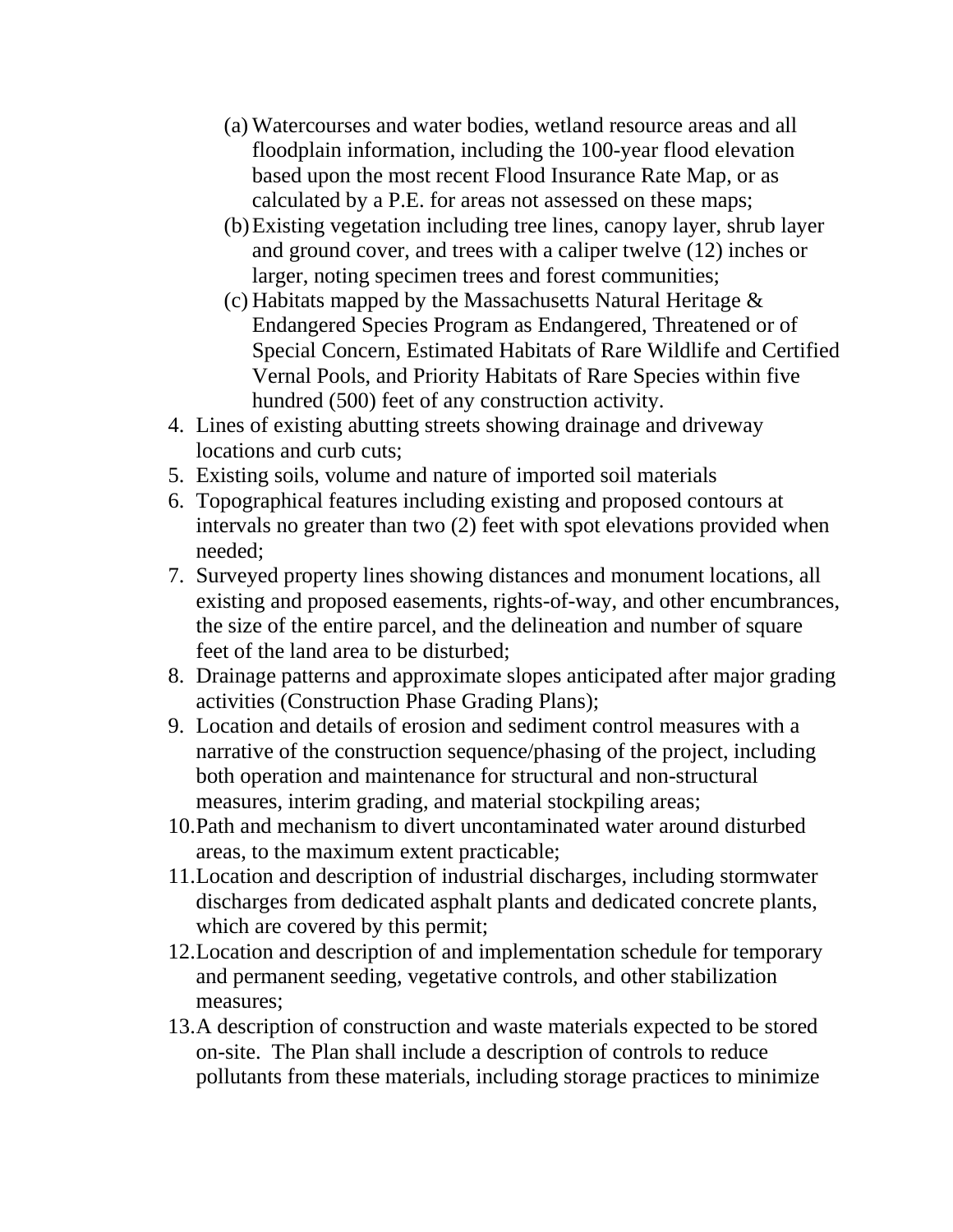(a) Watercourses and water bodies, wetland resource areas and all floodplain information, including the 100-year flood elevation based upon the most recent Flood Insurance Rate Map, or as calculated by a P.E. for areas not assessed on these maps;
   (b) Existing vegetation including tree lines, canopy layer, shrub layer and ground cover, and trees with a caliper twelve (12) inches or larger, noting specimen trees and forest communities;
   (c) Habitats mapped by the Massachusetts Natural Heritage & Endangered Species Program as Endangered, Threatened or of Special Concern, Estimated Habitats of Rare Wildlife and Certified Vernal Pools, and Priority Habitats of Rare Species within five hundred (500) feet of any construction activity.

4. Lines of existing abutting streets showing drainage and driveway locations and curb cuts;
5. Existing soils, volume and nature of imported soil materials
6. Topographical features including existing and proposed contours at intervals no greater than two (2) feet with spot elevations provided when needed;
7. Surveyed property lines showing distances and monument locations, all existing and proposed easements, rights-of-way, and other encumbrances, the size of the entire parcel, and the delineation and number of square feet of the land area to be disturbed;
8. Drainage patterns and approximate slopes anticipated after major grading activities (Construction Phase Grading Plans);
9. Location and details of erosion and sediment control measures with a narrative of the construction sequence/phasing of the project, including both operation and maintenance for structural and non-structural measures, interim grading, and material stockpiling areas;
10. Path and mechanism to divert uncontaminated water around disturbed areas, to the maximum extent practicable;
11. Location and description of industrial discharges, including stormwater discharges from dedicated asphalt plants and dedicated concrete plants, which are covered by this permit;
12. Location and description of and implementation schedule for temporary and permanent seeding, vegetative controls, and other stabilization measures;
13. A description of construction and waste materials expected to be stored on-site. The Plan shall include a description of controls to reduce pollutants from these materials, including storage practices to minimize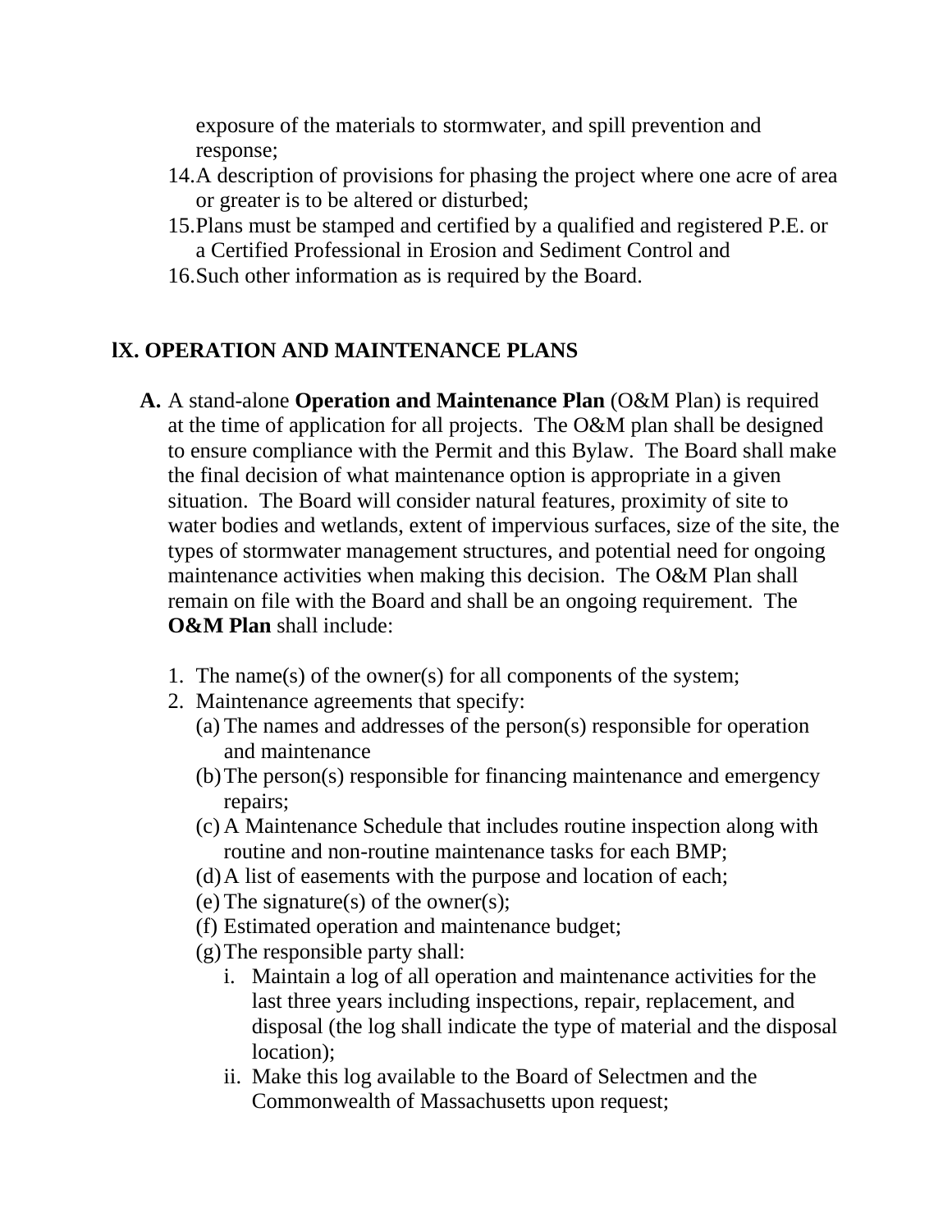exposure of the materials to stormwater, and spill prevention and response;

14. A description of provisions for phasing the project where one acre of area or greater is to be altered or disturbed;
15. Plans must be stamped and certified by a qualified and registered P.E. or a Certified Professional in Erosion and Sediment Control and
16. Such other information as is required by the Board.

## lX. OPERATION AND MAINTENANCE PLANS

**A.** A stand-alone **Operation and Maintenance Plan** (O&M Plan) is required at the time of application for all projects. The O&M plan shall be designed to ensure compliance with the Permit and this Bylaw. The Board shall make the final decision of what maintenance option is appropriate in a given situation. The Board will consider natural features, proximity of site to water bodies and wetlands, extent of impervious surfaces, size of the site, the types of stormwater management structures, and potential need for ongoing maintenance activities when making this decision. The O&M Plan shall remain on file with the Board and shall be an ongoing requirement. The **O&M Plan** shall include:

1. The name(s) of the owner(s) for all components of the system;
2. Maintenance agreements that specify:
   - (a) The names and addresses of the person(s) responsible for operation and maintenance
   - (b) The person(s) responsible for financing maintenance and emergency repairs;
   - (c) A Maintenance Schedule that includes routine inspection along with routine and non-routine maintenance tasks for each BMP;
   - (d) A list of easements with the purpose and location of each;
   - (e) The signature(s) of the owner(s);
   - (f) Estimated operation and maintenance budget;
   - (g) The responsible party shall:
     - i. Maintain a log of all operation and maintenance activities for the last three years including inspections, repair, replacement, and disposal (the log shall indicate the type of material and the disposal location);
     - ii. Make this log available to the Board of Selectmen and the Commonwealth of Massachusetts upon request;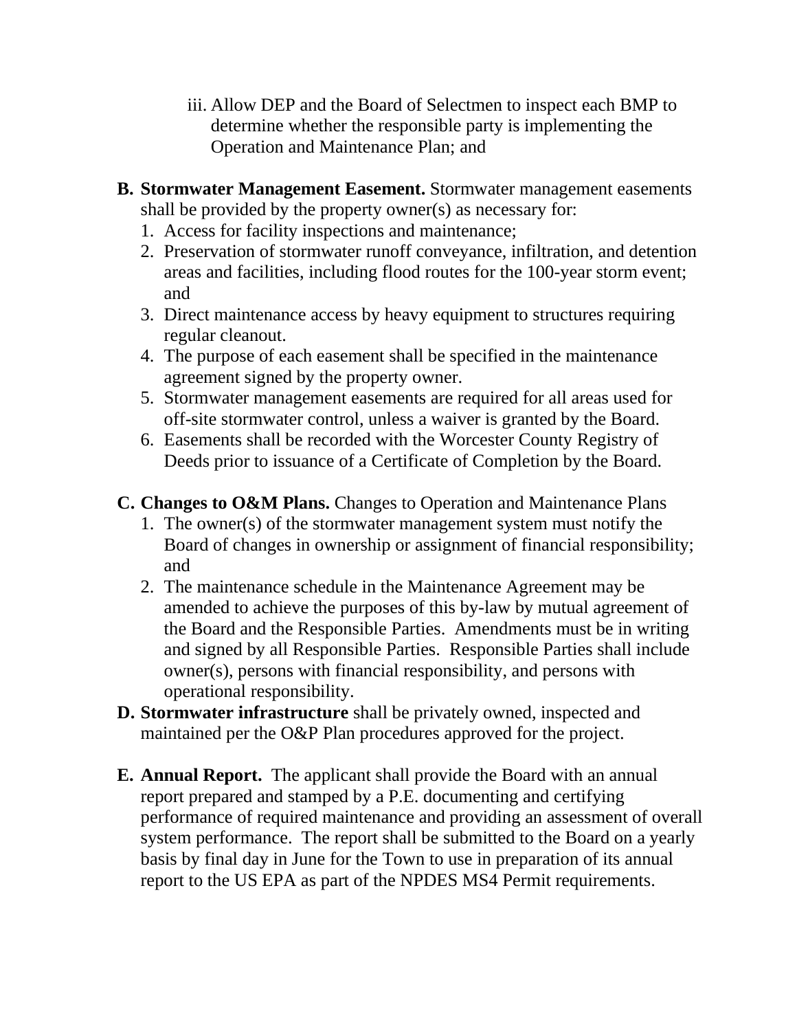iii. Allow DEP and the Board of Selectmen to inspect each BMP to determine whether the responsible party is implementing the Operation and Maintenance Plan; and

**B. Stormwater Management Easement.** Stormwater management easements shall be provided by the property owner(s) as necessary for:

1. Access for facility inspections and maintenance;
2. Preservation of stormwater runoff conveyance, infiltration, and detention areas and facilities, including flood routes for the 100-year storm event; and
3. Direct maintenance access by heavy equipment to structures requiring regular cleanout.
4. The purpose of each easement shall be specified in the maintenance agreement signed by the property owner.
5. Stormwater management easements are required for all areas used for off-site stormwater control, unless a waiver is granted by the Board.
6. Easements shall be recorded with the Worcester County Registry of Deeds prior to issuance of a Certificate of Completion by the Board.

**C. Changes to O&M Plans.** Changes to Operation and Maintenance Plans

1. The owner(s) of the stormwater management system must notify the Board of changes in ownership or assignment of financial responsibility; and
2. The maintenance schedule in the Maintenance Agreement may be amended to achieve the purposes of this by-law by mutual agreement of the Board and the Responsible Parties. Amendments must be in writing and signed by all Responsible Parties. Responsible Parties shall include owner(s), persons with financial responsibility, and persons with operational responsibility.

**D. Stormwater infrastructure** shall be privately owned, inspected and maintained per the O&P Plan procedures approved for the project.

**E. Annual Report.** The applicant shall provide the Board with an annual report prepared and stamped by a P.E. documenting and certifying performance of required maintenance and providing an assessment of overall system performance. The report shall be submitted to the Board on a yearly basis by final day in June for the Town to use in preparation of its annual report to the US EPA as part of the NPDES MS4 Permit requirements.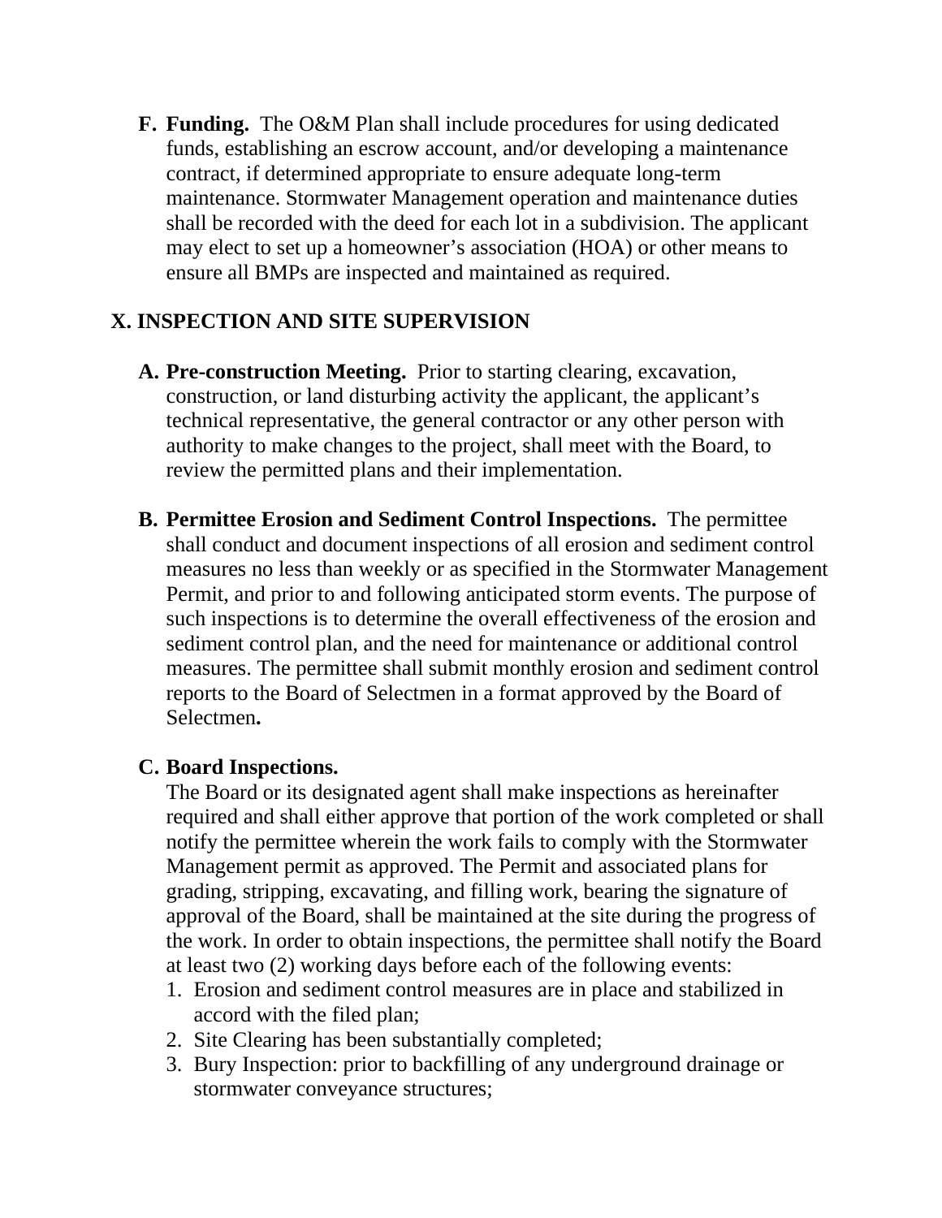**F. Funding.** The O&M Plan shall include procedures for using dedicated funds, establishing an escrow account, and/or developing a maintenance contract, if determined appropriate to ensure adequate long-term maintenance. Stormwater Management operation and maintenance duties shall be recorded with the deed for each lot in a subdivision. The applicant may elect to set up a homeowner's association (HOA) or other means to ensure all BMPs are inspected and maintained as required.

## X. INSPECTION AND SITE SUPERVISION

**A. Pre-construction Meeting.** Prior to starting clearing, excavation, construction, or land disturbing activity the applicant, the applicant's technical representative, the general contractor or any other person with authority to make changes to the project, shall meet with the Board, to review the permitted plans and their implementation.

**B. Permittee Erosion and Sediment Control Inspections.** The permittee shall conduct and document inspections of all erosion and sediment control measures no less than weekly or as specified in the Stormwater Management Permit, and prior to and following anticipated storm events. The purpose of such inspections is to determine the overall effectiveness of the erosion and sediment control plan, and the need for maintenance or additional control measures. The permittee shall submit monthly erosion and sediment control reports to the Board of Selectmen in a format approved by the Board of Selectmen**.**

**C. Board Inspections.**
The Board or its designated agent shall make inspections as hereinafter required and shall either approve that portion of the work completed or shall notify the permittee wherein the work fails to comply with the Stormwater Management permit as approved. The Permit and associated plans for grading, stripping, excavating, and filling work, bearing the signature of approval of the Board, shall be maintained at the site during the progress of the work. In order to obtain inspections, the permittee shall notify the Board at least two (2) working days before each of the following events:

1. Erosion and sediment control measures are in place and stabilized in accord with the filed plan;
2. Site Clearing has been substantially completed;
3. Bury Inspection: prior to backfilling of any underground drainage or stormwater conveyance structures;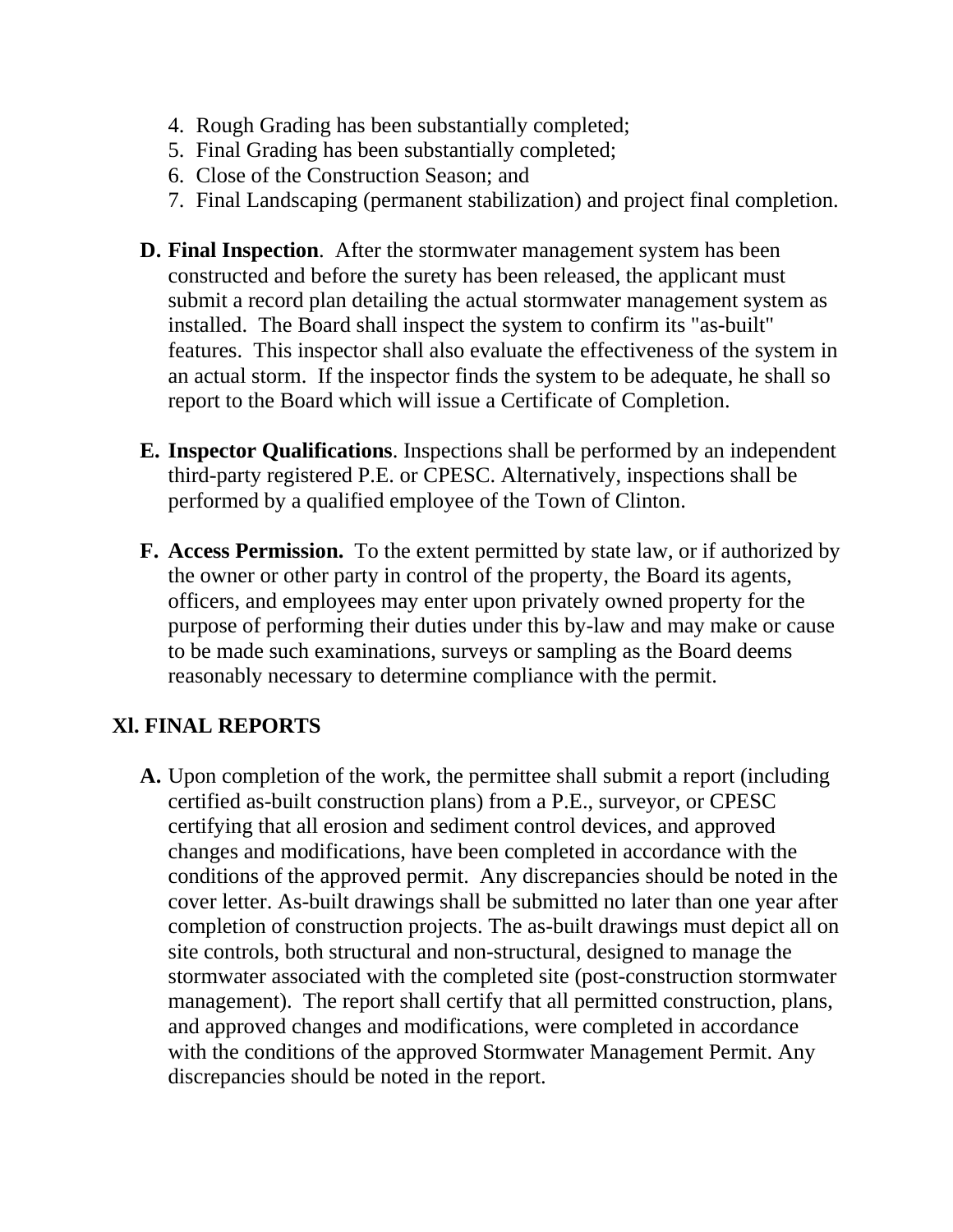4. Rough Grading has been substantially completed;
5. Final Grading has been substantially completed;
6. Close of the Construction Season; and
7. Final Landscaping (permanent stabilization) and project final completion.

**D. Final Inspection**. After the stormwater management system has been constructed and before the surety has been released, the applicant must submit a record plan detailing the actual stormwater management system as installed. The Board shall inspect the system to confirm its "as-built" features. This inspector shall also evaluate the effectiveness of the system in an actual storm. If the inspector finds the system to be adequate, he shall so report to the Board which will issue a Certificate of Completion.

**E. Inspector Qualifications**. Inspections shall be performed by an independent third-party registered P.E. or CPESC. Alternatively, inspections shall be performed by a qualified employee of the Town of Clinton.

**F. Access Permission.** To the extent permitted by state law, or if authorized by the owner or other party in control of the property, the Board its agents, officers, and employees may enter upon privately owned property for the purpose of performing their duties under this by-law and may make or cause to be made such examinations, surveys or sampling as the Board deems reasonably necessary to determine compliance with the permit.

## Xl. FINAL REPORTS

**A.** Upon completion of the work, the permittee shall submit a report (including certified as-built construction plans) from a P.E., surveyor, or CPESC certifying that all erosion and sediment control devices, and approved changes and modifications, have been completed in accordance with the conditions of the approved permit. Any discrepancies should be noted in the cover letter. As-built drawings shall be submitted no later than one year after completion of construction projects. The as-built drawings must depict all on site controls, both structural and non-structural, designed to manage the stormwater associated with the completed site (post-construction stormwater management). The report shall certify that all permitted construction, plans, and approved changes and modifications, were completed in accordance with the conditions of the approved Stormwater Management Permit. Any discrepancies should be noted in the report.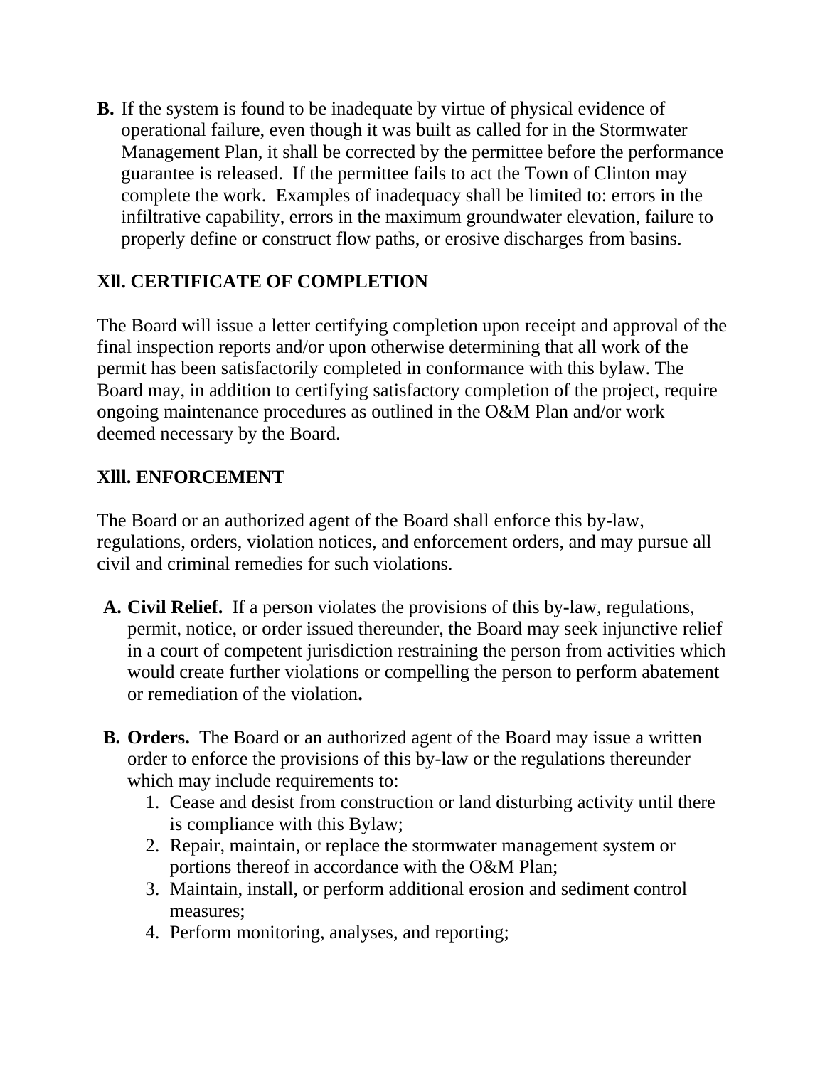**B.** If the system is found to be inadequate by virtue of physical evidence of operational failure, even though it was built as called for in the Stormwater Management Plan, it shall be corrected by the permittee before the performance guarantee is released. If the permittee fails to act the Town of Clinton may complete the work. Examples of inadequacy shall be limited to: errors in the infiltrative capability, errors in the maximum groundwater elevation, failure to properly define or construct flow paths, or erosive discharges from basins.

## Xll. CERTIFICATE OF COMPLETION

The Board will issue a letter certifying completion upon receipt and approval of the final inspection reports and/or upon otherwise determining that all work of the permit has been satisfactorily completed in conformance with this bylaw. The Board may, in addition to certifying satisfactory completion of the project, require ongoing maintenance procedures as outlined in the O&M Plan and/or work deemed necessary by the Board.

## Xlll. ENFORCEMENT

The Board or an authorized agent of the Board shall enforce this by-law, regulations, orders, violation notices, and enforcement orders, and may pursue all civil and criminal remedies for such violations.

**A. Civil Relief.** If a person violates the provisions of this by-law, regulations, permit, notice, or order issued thereunder, the Board may seek injunctive relief in a court of competent jurisdiction restraining the person from activities which would create further violations or compelling the person to perform abatement or remediation of the violation**.**

**B. Orders.** The Board or an authorized agent of the Board may issue a written order to enforce the provisions of this by-law or the regulations thereunder which may include requirements to:

1. Cease and desist from construction or land disturbing activity until there is compliance with this Bylaw;
2. Repair, maintain, or replace the stormwater management system or portions thereof in accordance with the O&M Plan;
3. Maintain, install, or perform additional erosion and sediment control measures;
4. Perform monitoring, analyses, and reporting;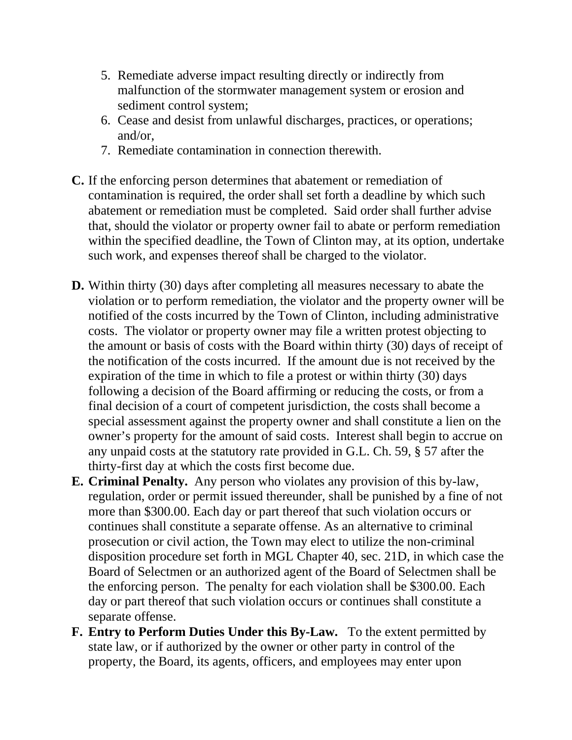5. Remediate adverse impact resulting directly or indirectly from malfunction of the stormwater management system or erosion and sediment control system;
6. Cease and desist from unlawful discharges, practices, or operations; and/or,
7. Remediate contamination in connection therewith.

**C.** If the enforcing person determines that abatement or remediation of contamination is required, the order shall set forth a deadline by which such abatement or remediation must be completed. Said order shall further advise that, should the violator or property owner fail to abate or perform remediation within the specified deadline, the Town of Clinton may, at its option, undertake such work, and expenses thereof shall be charged to the violator.

**D.** Within thirty (30) days after completing all measures necessary to abate the violation or to perform remediation, the violator and the property owner will be notified of the costs incurred by the Town of Clinton, including administrative costs. The violator or property owner may file a written protest objecting to the amount or basis of costs with the Board within thirty (30) days of receipt of the notification of the costs incurred. If the amount due is not received by the expiration of the time in which to file a protest or within thirty (30) days following a decision of the Board affirming or reducing the costs, or from a final decision of a court of competent jurisdiction, the costs shall become a special assessment against the property owner and shall constitute a lien on the owner's property for the amount of said costs. Interest shall begin to accrue on any unpaid costs at the statutory rate provided in G.L. Ch. 59, § 57 after the thirty-first day at which the costs first become due.

**E. Criminal Penalty.** Any person who violates any provision of this by-law, regulation, order or permit issued thereunder, shall be punished by a fine of not more than $300.00. Each day or part thereof that such violation occurs or continues shall constitute a separate offense. As an alternative to criminal prosecution or civil action, the Town may elect to utilize the non-criminal disposition procedure set forth in MGL Chapter 40, sec. 21D, in which case the Board of Selectmen or an authorized agent of the Board of Selectmen shall be the enforcing person. The penalty for each violation shall be $300.00. Each day or part thereof that such violation occurs or continues shall constitute a separate offense.

**F. Entry to Perform Duties Under this By-Law.** To the extent permitted by state law, or if authorized by the owner or other party in control of the property, the Board, its agents, officers, and employees may enter upon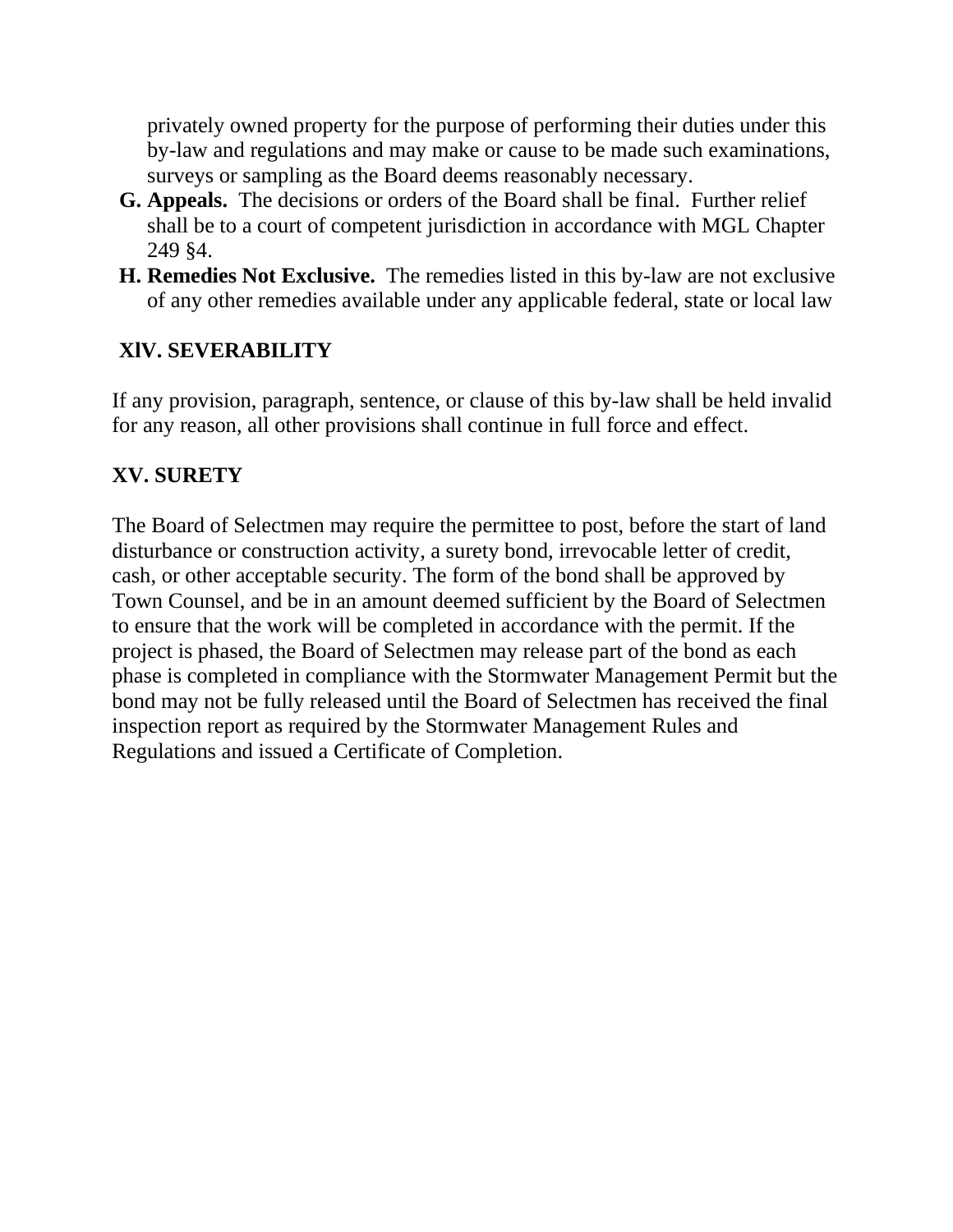privately owned property for the purpose of performing their duties under this by-law and regulations and may make or cause to be made such examinations, surveys or sampling as the Board deems reasonably necessary.

**G. Appeals.** The decisions or orders of the Board shall be final. Further relief shall be to a court of competent jurisdiction in accordance with MGL Chapter 249 §4.

**H. Remedies Not Exclusive.** The remedies listed in this by-law are not exclusive of any other remedies available under any applicable federal, state or local law

## XlV. SEVERABILITY

If any provision, paragraph, sentence, or clause of this by-law shall be held invalid for any reason, all other provisions shall continue in full force and effect.

## XV. SURETY

The Board of Selectmen may require the permittee to post, before the start of land disturbance or construction activity, a surety bond, irrevocable letter of credit, cash, or other acceptable security. The form of the bond shall be approved by Town Counsel, and be in an amount deemed sufficient by the Board of Selectmen to ensure that the work will be completed in accordance with the permit. If the project is phased, the Board of Selectmen may release part of the bond as each phase is completed in compliance with the Stormwater Management Permit but the bond may not be fully released until the Board of Selectmen has received the final inspection report as required by the Stormwater Management Rules and Regulations and issued a Certificate of Completion.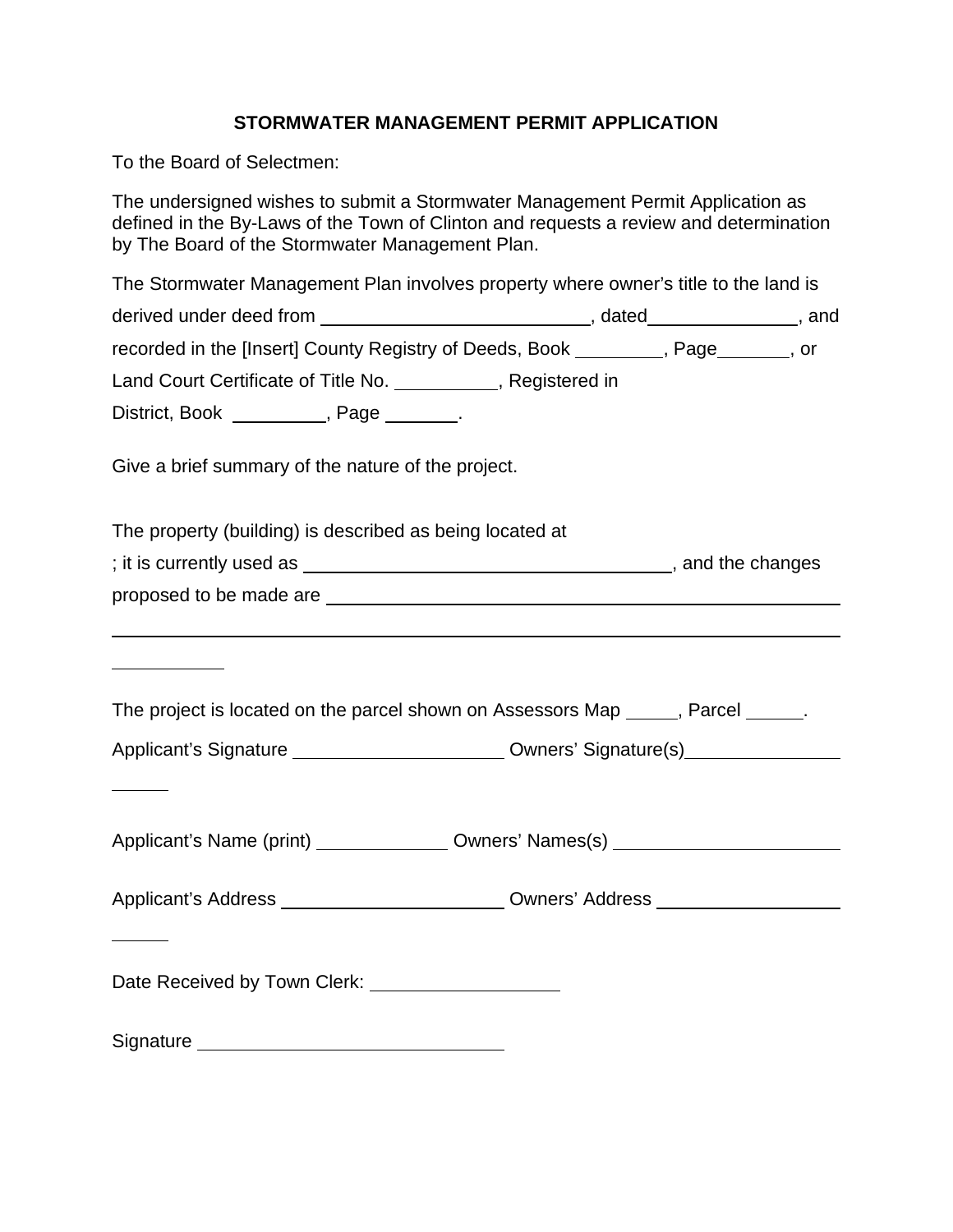**STORMWATER MANAGEMENT PERMIT APPLICATION**

To the Board of Selectmen:

The undersigned wishes to submit a Stormwater Management Permit Application as defined in the By-Laws of the Town of Clinton and requests a review and determination by The Board of the Stormwater Management Plan.

The Stormwater Management Plan involves property where owner's title to the land is derived under deed from ____________________________, dated________________, and recorded in the [Insert] County Registry of Deeds, Book _________, Page________, or Land Court Certificate of Title No. __________, Registered in District, Book _________, Page _______.

Give a brief summary of the nature of the project.

The property (building) is described as being located at ; it is currently used as ______________________________________, and the changes proposed to be made are ______________________________________________________

______________________________________________________________________

___________

The project is located on the parcel shown on Assessors Map _____, Parcel _____.

Applicant's Signature _____________________ Owners' Signature(s)______________________

Applicant's Name (print) _____________ Owners' Names(s) ______________________

Applicant's Address ______________________ Owners' Address ___________________________

Date Received by Town Clerk: ___________________

Signature _______________________________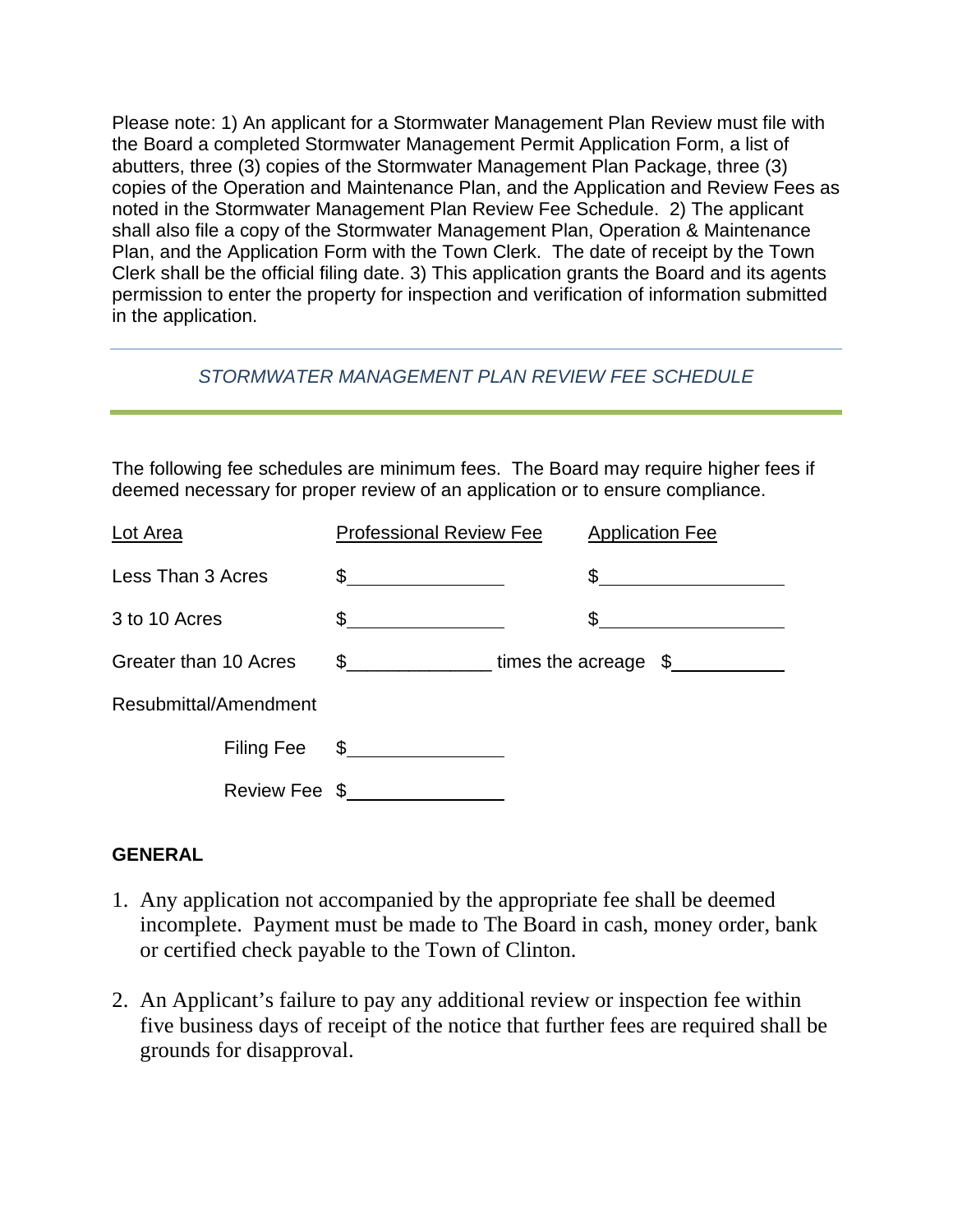Please note: 1) An applicant for a Stormwater Management Plan Review must file with the Board a completed Stormwater Management Permit Application Form, a list of abutters, three (3) copies of the Stormwater Management Plan Package, three (3) copies of the Operation and Maintenance Plan, and the Application and Review Fees as noted in the Stormwater Management Plan Review Fee Schedule. 2) The applicant shall also file a copy of the Stormwater Management Plan, Operation & Maintenance Plan, and the Application Form with the Town Clerk. The date of receipt by the Town Clerk shall be the official filing date. 3) This application grants the Board and its agents permission to enter the property for inspection and verification of information submitted in the application.

---

## *STORMWATER MANAGEMENT PLAN REVIEW FEE SCHEDULE*

---

The following fee schedules are minimum fees. The Board may require higher fees if deemed necessary for proper review of an application or to ensure compliance.

| Lot Area | Professional Review Fee | Application Fee |
|---|---|---|
| Less Than 3 Acres | $____________ | $____________ |
| 3 to 10 Acres | $____________ | $____________ |
| Greater than 10 Acres | $____________ times the acreage | $____________ |
| Resubmittal/Amendment | | |
| Filing Fee | $____________ | |
| Review Fee | $____________ | |

**GENERAL**

1. Any application not accompanied by the appropriate fee shall be deemed incomplete. Payment must be made to The Board in cash, money order, bank or certified check payable to the Town of Clinton.

2. An Applicant's failure to pay any additional review or inspection fee within five business days of receipt of the notice that further fees are required shall be grounds for disapproval.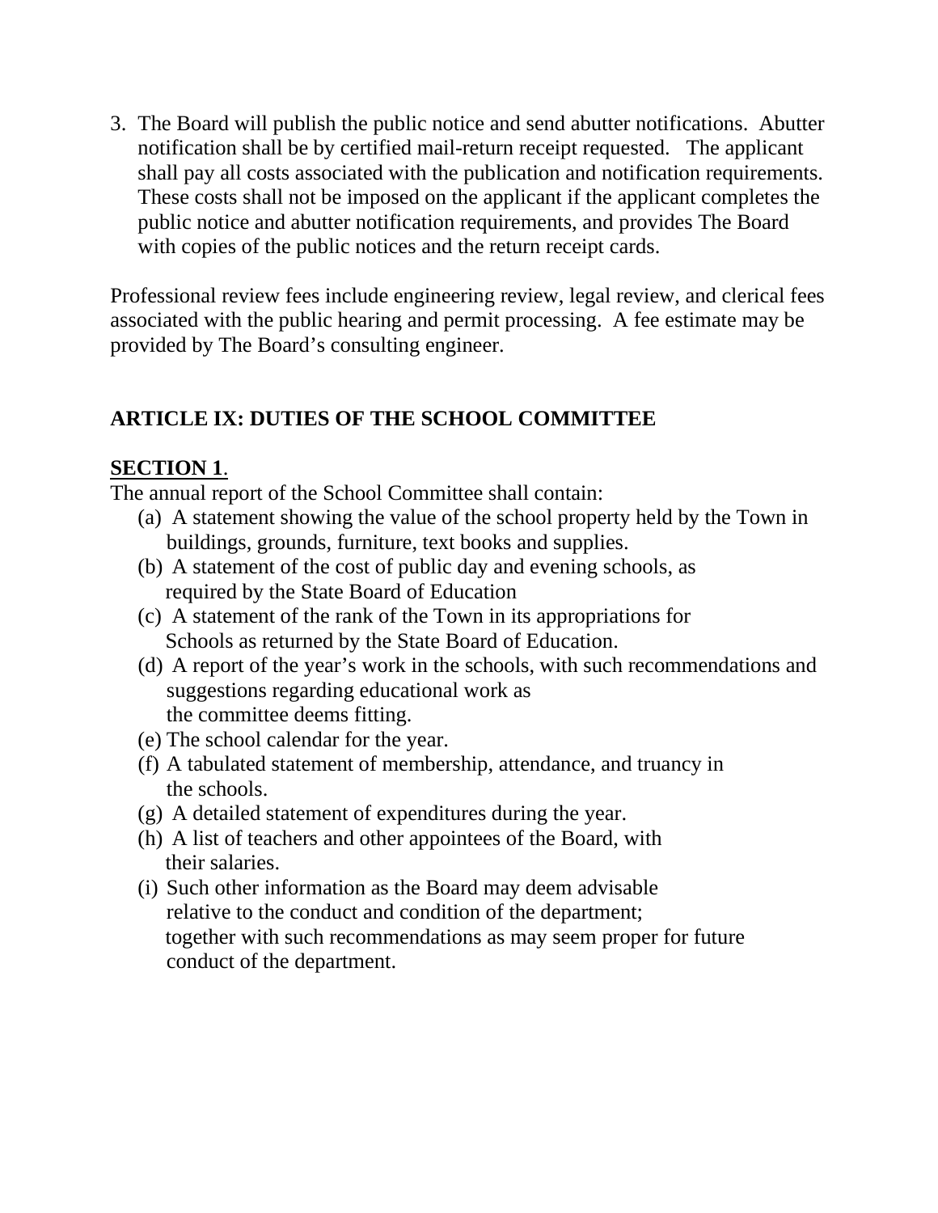3. The Board will publish the public notice and send abutter notifications. Abutter notification shall be by certified mail-return receipt requested. The applicant shall pay all costs associated with the publication and notification requirements. These costs shall not be imposed on the applicant if the applicant completes the public notice and abutter notification requirements, and provides The Board with copies of the public notices and the return receipt cards.

Professional review fees include engineering review, legal review, and clerical fees associated with the public hearing and permit processing. A fee estimate may be provided by The Board's consulting engineer.

## ARTICLE IX: DUTIES OF THE SCHOOL COMMITTEE

**SECTION 1**.

The annual report of the School Committee shall contain:

- (a) A statement showing the value of the school property held by the Town in buildings, grounds, furniture, text books and supplies.
- (b) A statement of the cost of public day and evening schools, as required by the State Board of Education
- (c) A statement of the rank of the Town in its appropriations for Schools as returned by the State Board of Education.
- (d) A report of the year's work in the schools, with such recommendations and suggestions regarding educational work as the committee deems fitting.
- (e) The school calendar for the year.
- (f) A tabulated statement of membership, attendance, and truancy in the schools.
- (g) A detailed statement of expenditures during the year.
- (h) A list of teachers and other appointees of the Board, with their salaries.
- (i) Such other information as the Board may deem advisable relative to the conduct and condition of the department; together with such recommendations as may seem proper for future conduct of the department.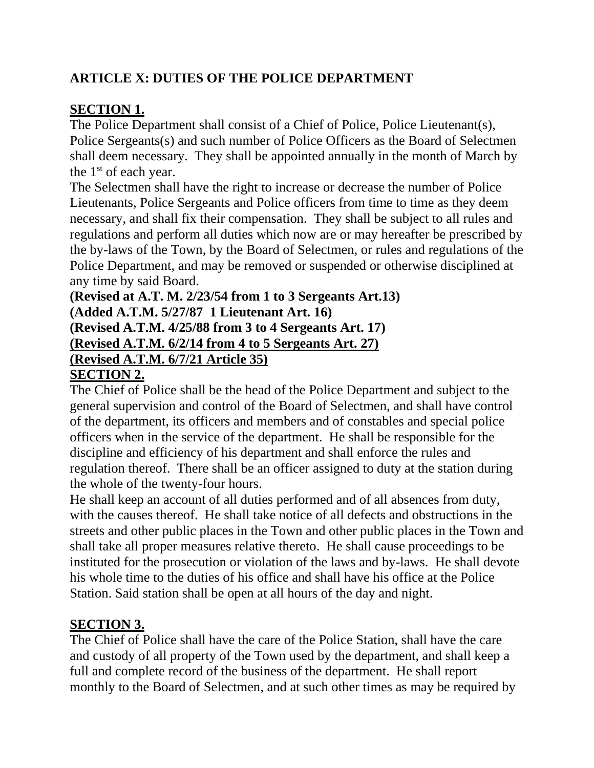## ARTICLE X: DUTIES OF THE POLICE DEPARTMENT

**SECTION 1.**

The Police Department shall consist of a Chief of Police, Police Lieutenant(s), Police Sergeants(s) and such number of Police Officers as the Board of Selectmen shall deem necessary. They shall be appointed annually in the month of March by the 1st of each year.

The Selectmen shall have the right to increase or decrease the number of Police Lieutenants, Police Sergeants and Police officers from time to time as they deem necessary, and shall fix their compensation. They shall be subject to all rules and regulations and perform all duties which now are or may hereafter be prescribed by the by-laws of the Town, by the Board of Selectmen, or rules and regulations of the Police Department, and may be removed or suspended or otherwise disciplined at any time by said Board.

**(Revised at A.T. M. 2/23/54 from 1 to 3 Sergeants Art.13)**
**(Added A.T.M. 5/27/87 1 Lieutenant Art. 16)**
**(Revised A.T.M. 4/25/88 from 3 to 4 Sergeants Art. 17)**
**(Revised A.T.M. 6/2/14 from 4 to 5 Sergeants Art. 27)**
**(Revised A.T.M. 6/7/21 Article 35)**

**SECTION 2.**

The Chief of Police shall be the head of the Police Department and subject to the general supervision and control of the Board of Selectmen, and shall have control of the department, its officers and members and of constables and special police officers when in the service of the department. He shall be responsible for the discipline and efficiency of his department and shall enforce the rules and regulation thereof. There shall be an officer assigned to duty at the station during the whole of the twenty-four hours.

He shall keep an account of all duties performed and of all absences from duty, with the causes thereof. He shall take notice of all defects and obstructions in the streets and other public places in the Town and other public places in the Town and shall take all proper measures relative thereto. He shall cause proceedings to be instituted for the prosecution or violation of the laws and by-laws. He shall devote his whole time to the duties of his office and shall have his office at the Police Station. Said station shall be open at all hours of the day and night.

**SECTION 3.**

The Chief of Police shall have the care of the Police Station, shall have the care and custody of all property of the Town used by the department, and shall keep a full and complete record of the business of the department. He shall report monthly to the Board of Selectmen, and at such other times as may be required by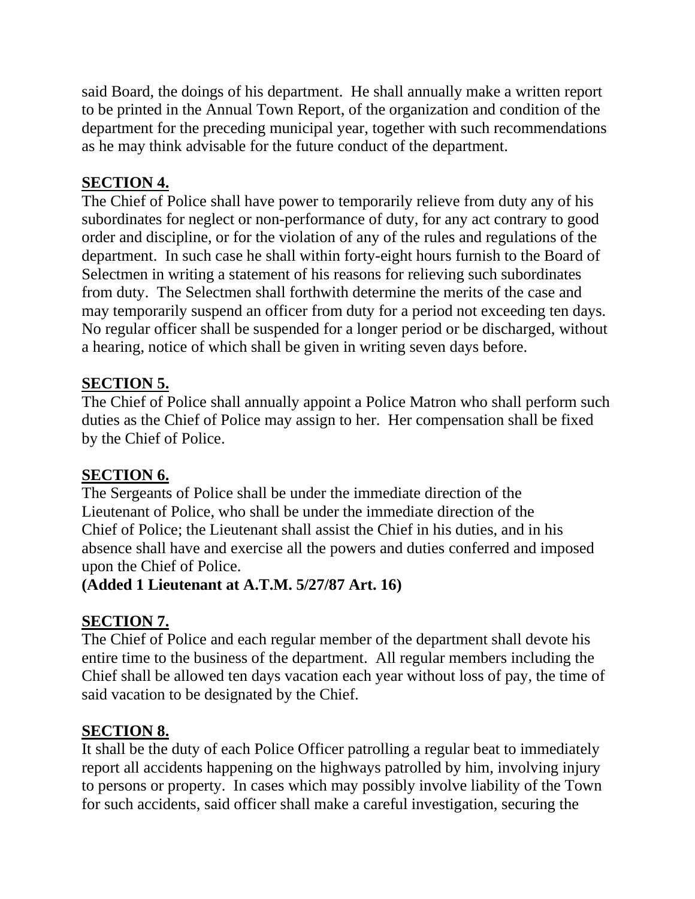said Board, the doings of his department. He shall annually make a written report to be printed in the Annual Town Report, of the organization and condition of the department for the preceding municipal year, together with such recommendations as he may think advisable for the future conduct of the department.

## SECTION 4.

The Chief of Police shall have power to temporarily relieve from duty any of his subordinates for neglect or non-performance of duty, for any act contrary to good order and discipline, or for the violation of any of the rules and regulations of the department. In such case he shall within forty-eight hours furnish to the Board of Selectmen in writing a statement of his reasons for relieving such subordinates from duty. The Selectmen shall forthwith determine the merits of the case and may temporarily suspend an officer from duty for a period not exceeding ten days. No regular officer shall be suspended for a longer period or be discharged, without a hearing, notice of which shall be given in writing seven days before.

## SECTION 5.

The Chief of Police shall annually appoint a Police Matron who shall perform such duties as the Chief of Police may assign to her. Her compensation shall be fixed by the Chief of Police.

## SECTION 6.

The Sergeants of Police shall be under the immediate direction of the Lieutenant of Police, who shall be under the immediate direction of the Chief of Police; the Lieutenant shall assist the Chief in his duties, and in his absence shall have and exercise all the powers and duties conferred and imposed upon the Chief of Police.
**(Added 1 Lieutenant at A.T.M. 5/27/87 Art. 16)**

## SECTION 7.

The Chief of Police and each regular member of the department shall devote his entire time to the business of the department. All regular members including the Chief shall be allowed ten days vacation each year without loss of pay, the time of said vacation to be designated by the Chief.

## SECTION 8.

It shall be the duty of each Police Officer patrolling a regular beat to immediately report all accidents happening on the highways patrolled by him, involving injury to persons or property. In cases which may possibly involve liability of the Town for such accidents, said officer shall make a careful investigation, securing the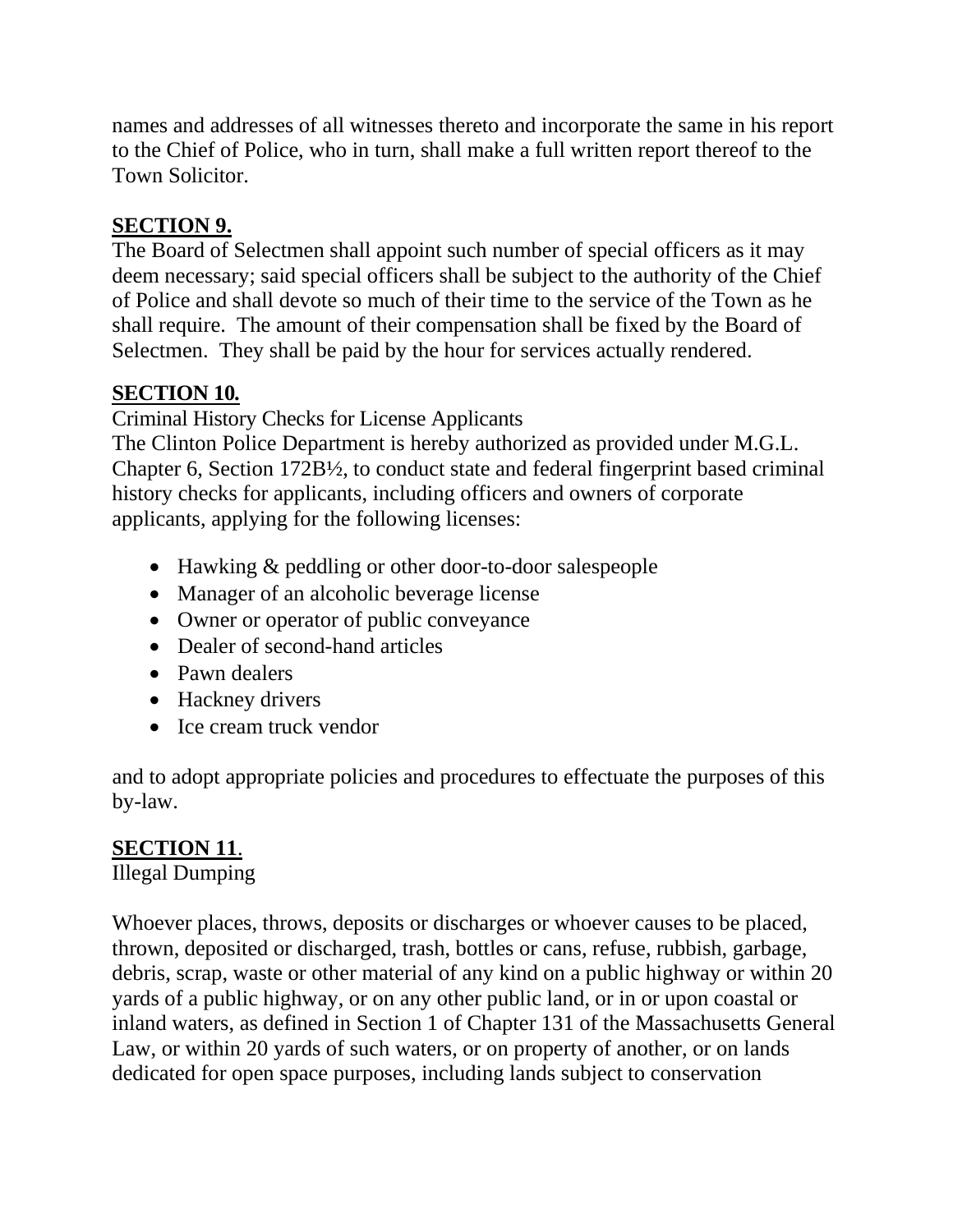names and addresses of all witnesses thereto and incorporate the same in his report to the Chief of Police, who in turn, shall make a full written report thereof to the Town Solicitor.

**SECTION 9.**

The Board of Selectmen shall appoint such number of special officers as it may deem necessary; said special officers shall be subject to the authority of the Chief of Police and shall devote so much of their time to the service of the Town as he shall require. The amount of their compensation shall be fixed by the Board of Selectmen. They shall be paid by the hour for services actually rendered.

**SECTION 10.**

Criminal History Checks for License Applicants

The Clinton Police Department is hereby authorized as provided under M.G.L. Chapter 6, Section 172B½, to conduct state and federal fingerprint based criminal history checks for applicants, including officers and owners of corporate applicants, applying for the following licenses:

- Hawking & peddling or other door-to-door salespeople
- Manager of an alcoholic beverage license
- Owner or operator of public conveyance
- Dealer of second-hand articles
- Pawn dealers
- Hackney drivers
- Ice cream truck vendor

and to adopt appropriate policies and procedures to effectuate the purposes of this by-law.

**SECTION 11.**

Illegal Dumping

Whoever places, throws, deposits or discharges or whoever causes to be placed, thrown, deposited or discharged, trash, bottles or cans, refuse, rubbish, garbage, debris, scrap, waste or other material of any kind on a public highway or within 20 yards of a public highway, or on any other public land, or in or upon coastal or inland waters, as defined in Section 1 of Chapter 131 of the Massachusetts General Law, or within 20 yards of such waters, or on property of another, or on lands dedicated for open space purposes, including lands subject to conservation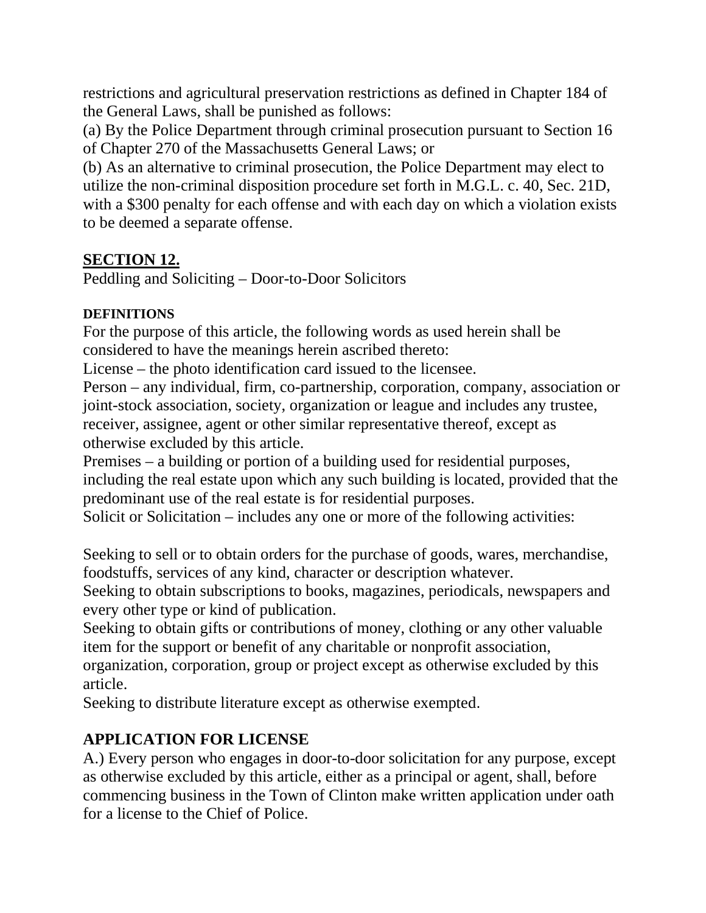restrictions and agricultural preservation restrictions as defined in Chapter 184 of the General Laws, shall be punished as follows:

(a) By the Police Department through criminal prosecution pursuant to Section 16 of Chapter 270 of the Massachusetts General Laws; or

(b) As an alternative to criminal prosecution, the Police Department may elect to utilize the non-criminal disposition procedure set forth in M.G.L. c. 40, Sec. 21D, with a $300 penalty for each offense and with each day on which a violation exists to be deemed a separate offense.

## SECTION 12.

Peddling and Soliciting – Door-to-Door Solicitors

#### DEFINITIONS

For the purpose of this article, the following words as used herein shall be considered to have the meanings herein ascribed thereto:

License – the photo identification card issued to the licensee.

Person – any individual, firm, co-partnership, corporation, company, association or joint-stock association, society, organization or league and includes any trustee, receiver, assignee, agent or other similar representative thereof, except as otherwise excluded by this article.

Premises – a building or portion of a building used for residential purposes, including the real estate upon which any such building is located, provided that the predominant use of the real estate is for residential purposes.

Solicit or Solicitation – includes any one or more of the following activities:

Seeking to sell or to obtain orders for the purchase of goods, wares, merchandise, foodstuffs, services of any kind, character or description whatever.

Seeking to obtain subscriptions to books, magazines, periodicals, newspapers and every other type or kind of publication.

Seeking to obtain gifts or contributions of money, clothing or any other valuable item for the support or benefit of any charitable or nonprofit association, organization, corporation, group or project except as otherwise excluded by this article.

Seeking to distribute literature except as otherwise exempted.

### APPLICATION FOR LICENSE

A.) Every person who engages in door-to-door solicitation for any purpose, except as otherwise excluded by this article, either as a principal or agent, shall, before commencing business in the Town of Clinton make written application under oath for a license to the Chief of Police.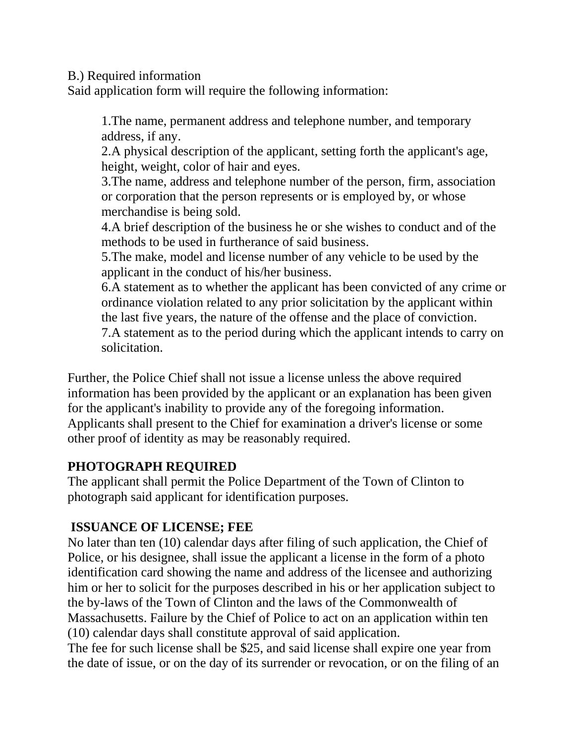B.) Required information

Said application form will require the following information:

1. The name, permanent address and telephone number, and temporary address, if any.
2. A physical description of the applicant, setting forth the applicant's age, height, weight, color of hair and eyes.
3. The name, address and telephone number of the person, firm, association or corporation that the person represents or is employed by, or whose merchandise is being sold.
4. A brief description of the business he or she wishes to conduct and of the methods to be used in furtherance of said business.
5. The make, model and license number of any vehicle to be used by the applicant in the conduct of his/her business.
6. A statement as to whether the applicant has been convicted of any crime or ordinance violation related to any prior solicitation by the applicant within the last five years, the nature of the offense and the place of conviction.
7. A statement as to the period during which the applicant intends to carry on solicitation.

Further, the Police Chief shall not issue a license unless the above required information has been provided by the applicant or an explanation has been given for the applicant's inability to provide any of the foregoing information. Applicants shall present to the Chief for examination a driver's license or some other proof of identity as may be reasonably required.

**PHOTOGRAPH REQUIRED**

The applicant shall permit the Police Department of the Town of Clinton to photograph said applicant for identification purposes.

**ISSUANCE OF LICENSE; FEE**

No later than ten (10) calendar days after filing of such application, the Chief of Police, or his designee, shall issue the applicant a license in the form of a photo identification card showing the name and address of the licensee and authorizing him or her to solicit for the purposes described in his or her application subject to the by-laws of the Town of Clinton and the laws of the Commonwealth of Massachusetts. Failure by the Chief of Police to act on an application within ten (10) calendar days shall constitute approval of said application.

The fee for such license shall be $25, and said license shall expire one year from the date of issue, or on the day of its surrender or revocation, or on the filing of an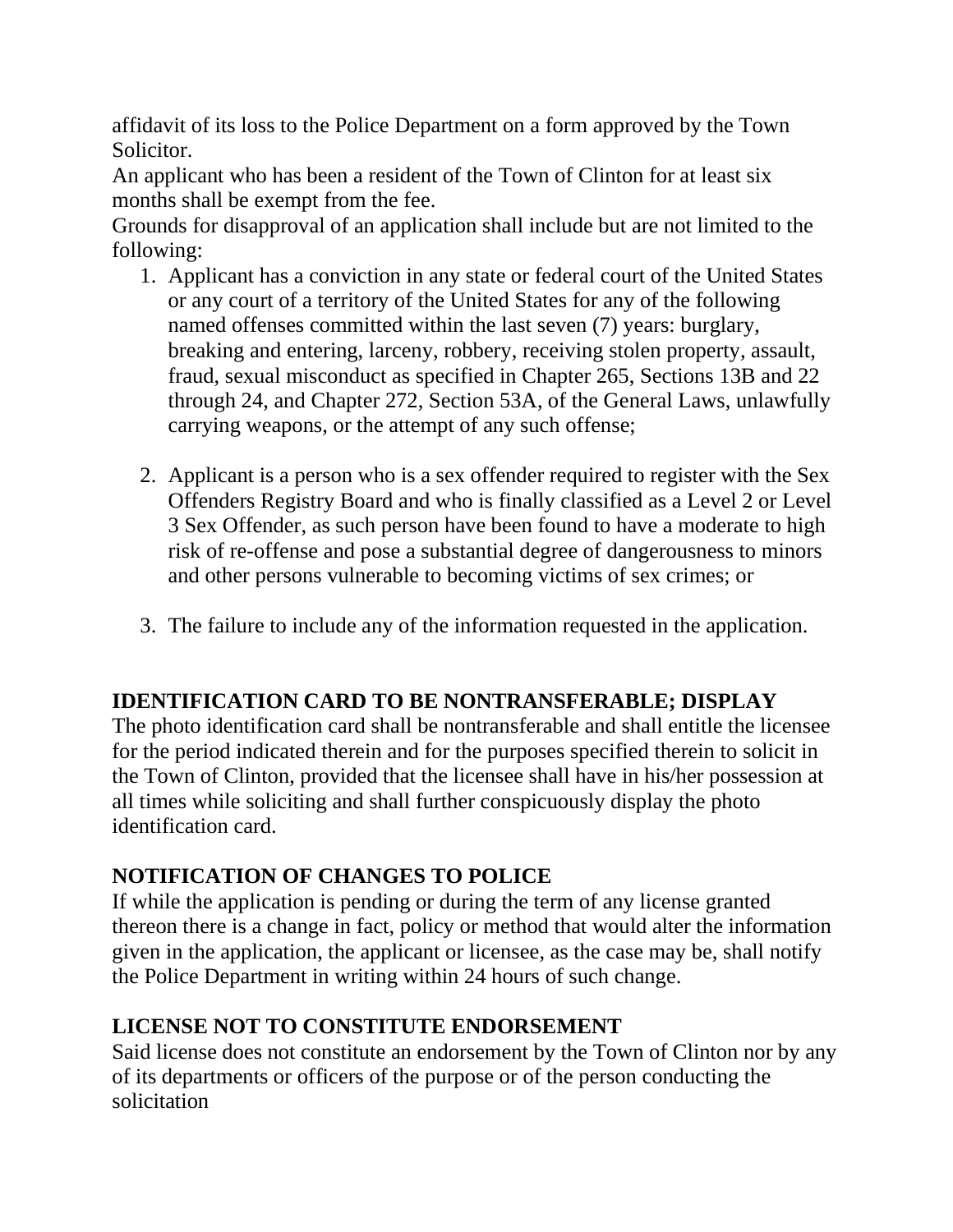affidavit of its loss to the Police Department on a form approved by the Town Solicitor.

An applicant who has been a resident of the Town of Clinton for at least six months shall be exempt from the fee.

Grounds for disapproval of an application shall include but are not limited to the following:

1. Applicant has a conviction in any state or federal court of the United States or any court of a territory of the United States for any of the following named offenses committed within the last seven (7) years: burglary, breaking and entering, larceny, robbery, receiving stolen property, assault, fraud, sexual misconduct as specified in Chapter 265, Sections 13B and 22 through 24, and Chapter 272, Section 53A, of the General Laws, unlawfully carrying weapons, or the attempt of any such offense;

2. Applicant is a person who is a sex offender required to register with the Sex Offenders Registry Board and who is finally classified as a Level 2 or Level 3 Sex Offender, as such person have been found to have a moderate to high risk of re-offense and pose a substantial degree of dangerousness to minors and other persons vulnerable to becoming victims of sex crimes; or

3. The failure to include any of the information requested in the application.

## IDENTIFICATION CARD TO BE NONTRANSFERABLE; DISPLAY

The photo identification card shall be nontransferable and shall entitle the licensee for the period indicated therein and for the purposes specified therein to solicit in the Town of Clinton, provided that the licensee shall have in his/her possession at all times while soliciting and shall further conspicuously display the photo identification card.

## NOTIFICATION OF CHANGES TO POLICE

If while the application is pending or during the term of any license granted thereon there is a change in fact, policy or method that would alter the information given in the application, the applicant or licensee, as the case may be, shall notify the Police Department in writing within 24 hours of such change.

## LICENSE NOT TO CONSTITUTE ENDORSEMENT

Said license does not constitute an endorsement by the Town of Clinton nor by any of its departments or officers of the purpose or of the person conducting the solicitation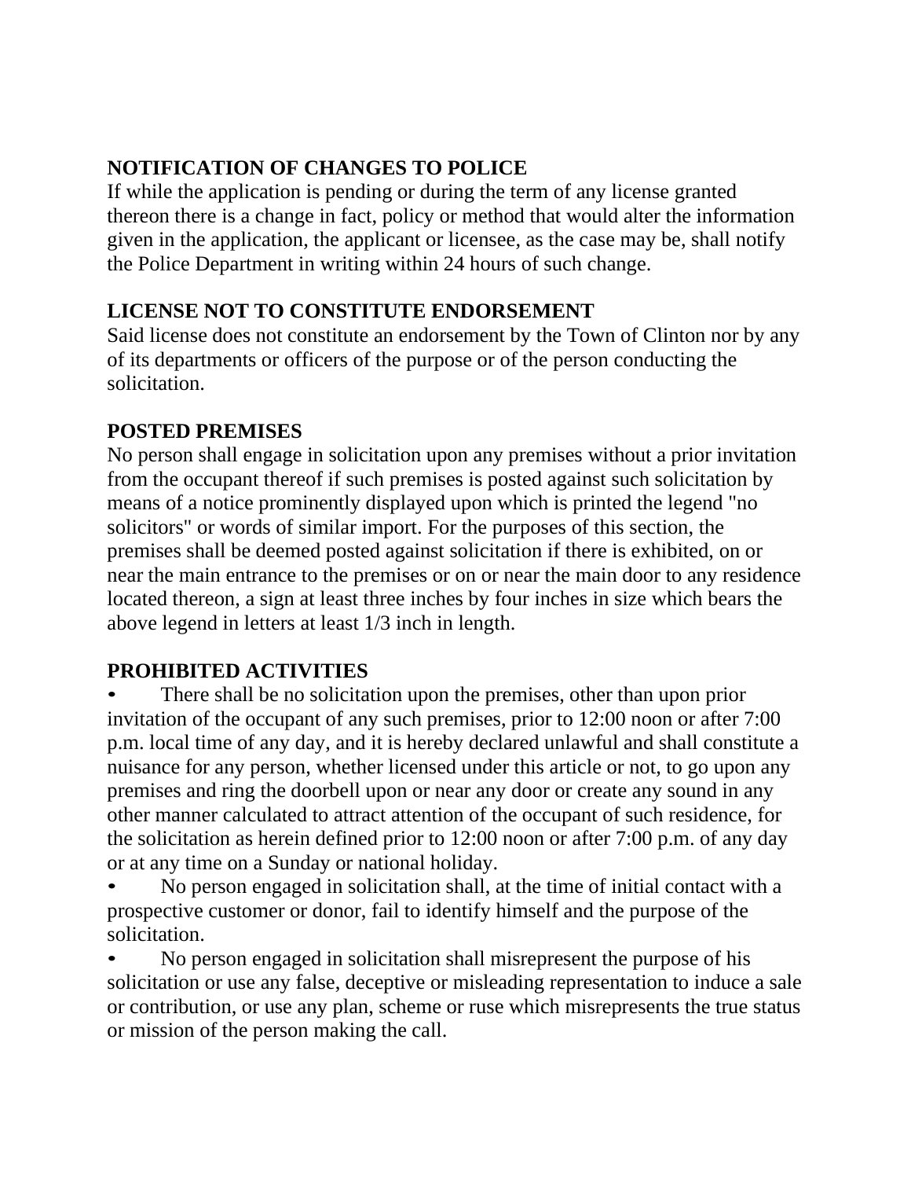**NOTIFICATION OF CHANGES TO POLICE**

If while the application is pending or during the term of any license granted thereon there is a change in fact, policy or method that would alter the information given in the application, the applicant or licensee, as the case may be, shall notify the Police Department in writing within 24 hours of such change.

**LICENSE NOT TO CONSTITUTE ENDORSEMENT**

Said license does not constitute an endorsement by the Town of Clinton nor by any of its departments or officers of the purpose or of the person conducting the solicitation.

**POSTED PREMISES**

No person shall engage in solicitation upon any premises without a prior invitation from the occupant thereof if such premises is posted against such solicitation by means of a notice prominently displayed upon which is printed the legend "no solicitors" or words of similar import. For the purposes of this section, the premises shall be deemed posted against solicitation if there is exhibited, on or near the main entrance to the premises or on or near the main door to any residence located thereon, a sign at least three inches by four inches in size which bears the above legend in letters at least 1/3 inch in length.

**PROHIBITED ACTIVITIES**

- There shall be no solicitation upon the premises, other than upon prior invitation of the occupant of any such premises, prior to 12:00 noon or after 7:00 p.m. local time of any day, and it is hereby declared unlawful and shall constitute a nuisance for any person, whether licensed under this article or not, to go upon any premises and ring the doorbell upon or near any door or create any sound in any other manner calculated to attract attention of the occupant of such residence, for the solicitation as herein defined prior to 12:00 noon or after 7:00 p.m. of any day or at any time on a Sunday or national holiday.
- No person engaged in solicitation shall, at the time of initial contact with a prospective customer or donor, fail to identify himself and the purpose of the solicitation.
- No person engaged in solicitation shall misrepresent the purpose of his solicitation or use any false, deceptive or misleading representation to induce a sale or contribution, or use any plan, scheme or ruse which misrepresents the true status or mission of the person making the call.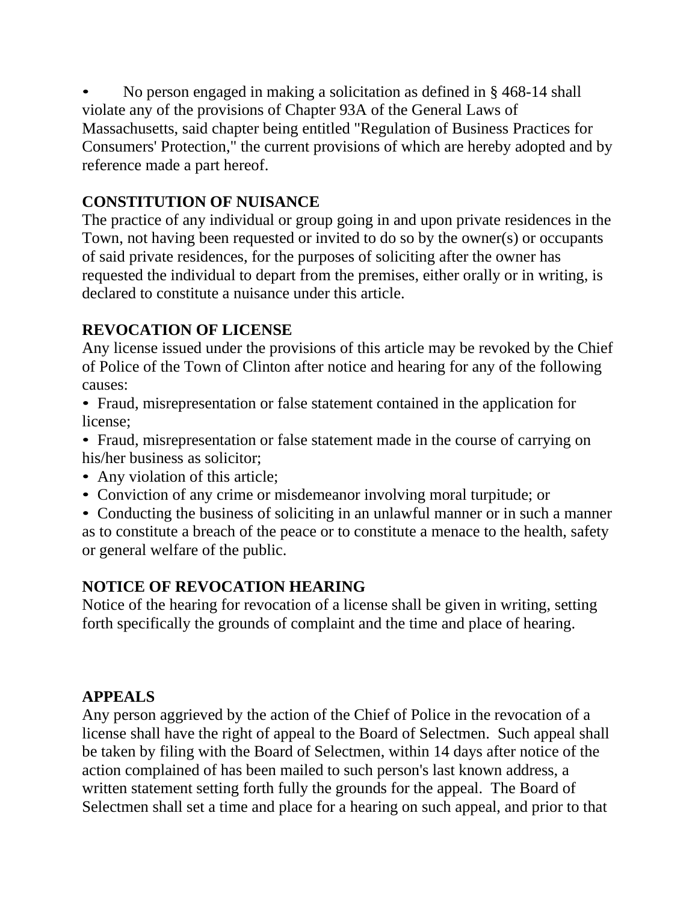- No person engaged in making a solicitation as defined in § 468-14 shall violate any of the provisions of Chapter 93A of the General Laws of Massachusetts, said chapter being entitled "Regulation of Business Practices for Consumers' Protection," the current provisions of which are hereby adopted and by reference made a part hereof.

**CONSTITUTION OF NUISANCE**

The practice of any individual or group going in and upon private residences in the Town, not having been requested or invited to do so by the owner(s) or occupants of said private residences, for the purposes of soliciting after the owner has requested the individual to depart from the premises, either orally or in writing, is declared to constitute a nuisance under this article.

**REVOCATION OF LICENSE**

Any license issued under the provisions of this article may be revoked by the Chief of Police of the Town of Clinton after notice and hearing for any of the following causes:

- Fraud, misrepresentation or false statement contained in the application for license;
- Fraud, misrepresentation or false statement made in the course of carrying on his/her business as solicitor;
- Any violation of this article;
- Conviction of any crime or misdemeanor involving moral turpitude; or
- Conducting the business of soliciting in an unlawful manner or in such a manner as to constitute a breach of the peace or to constitute a menace to the health, safety or general welfare of the public.

**NOTICE OF REVOCATION HEARING**

Notice of the hearing for revocation of a license shall be given in writing, setting forth specifically the grounds of complaint and the time and place of hearing.

**APPEALS**

Any person aggrieved by the action of the Chief of Police in the revocation of a license shall have the right of appeal to the Board of Selectmen. Such appeal shall be taken by filing with the Board of Selectmen, within 14 days after notice of the action complained of has been mailed to such person's last known address, a written statement setting forth fully the grounds for the appeal. The Board of Selectmen shall set a time and place for a hearing on such appeal, and prior to that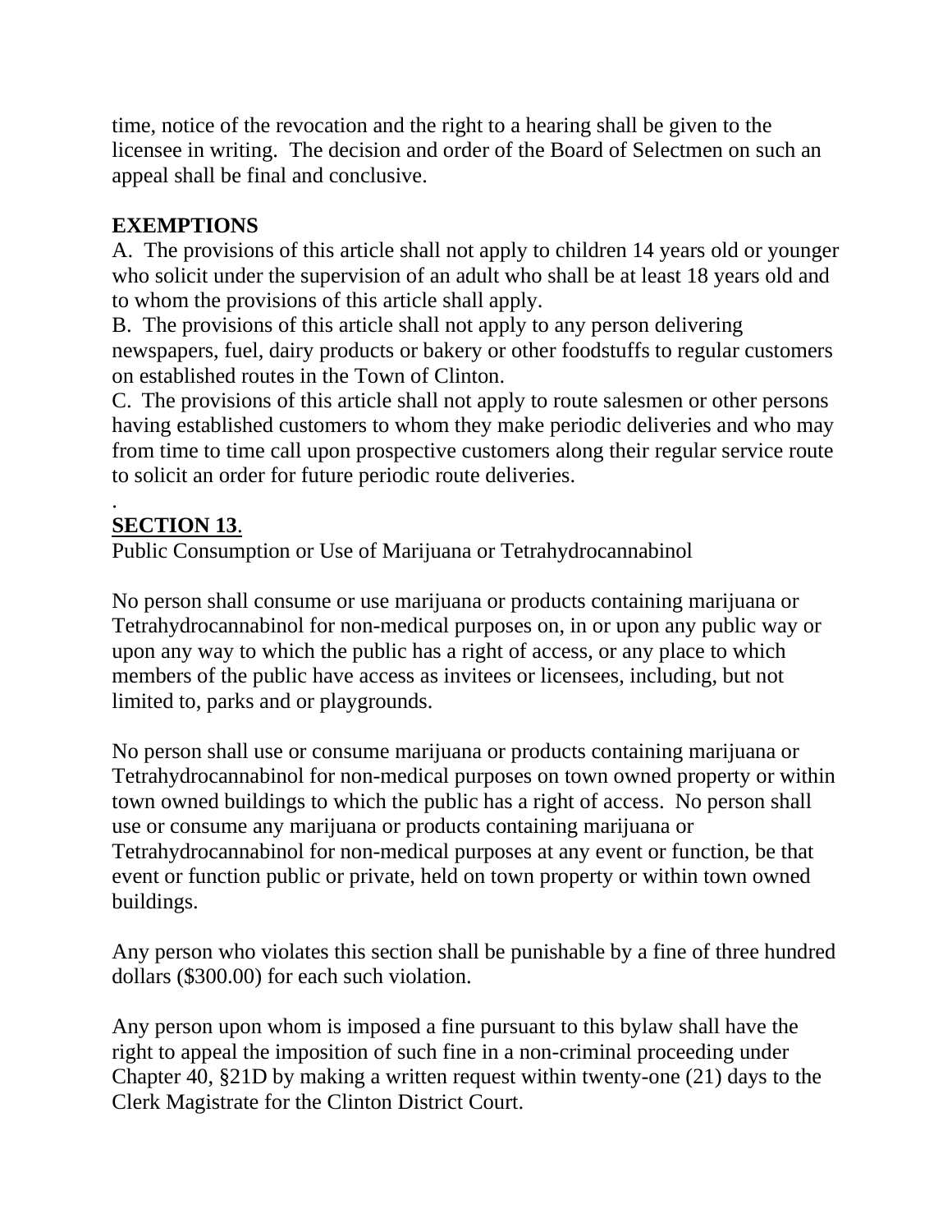time, notice of the revocation and the right to a hearing shall be given to the licensee in writing. The decision and order of the Board of Selectmen on such an appeal shall be final and conclusive.

**EXEMPTIONS**

A. The provisions of this article shall not apply to children 14 years old or younger who solicit under the supervision of an adult who shall be at least 18 years old and to whom the provisions of this article shall apply.

B. The provisions of this article shall not apply to any person delivering newspapers, fuel, dairy products or bakery or other foodstuffs to regular customers on established routes in the Town of Clinton.

C. The provisions of this article shall not apply to route salesmen or other persons having established customers to whom they make periodic deliveries and who may from time to time call upon prospective customers along their regular service route to solicit an order for future periodic route deliveries.

.

**SECTION 13**.

Public Consumption or Use of Marijuana or Tetrahydrocannabinol

No person shall consume or use marijuana or products containing marijuana or Tetrahydrocannabinol for non-medical purposes on, in or upon any public way or upon any way to which the public has a right of access, or any place to which members of the public have access as invitees or licensees, including, but not limited to, parks and or playgrounds.

No person shall use or consume marijuana or products containing marijuana or Tetrahydrocannabinol for non-medical purposes on town owned property or within town owned buildings to which the public has a right of access. No person shall use or consume any marijuana or products containing marijuana or Tetrahydrocannabinol for non-medical purposes at any event or function, be that event or function public or private, held on town property or within town owned buildings.

Any person who violates this section shall be punishable by a fine of three hundred dollars ($300.00) for each such violation.

Any person upon whom is imposed a fine pursuant to this bylaw shall have the right to appeal the imposition of such fine in a non-criminal proceeding under Chapter 40, §21D by making a written request within twenty-one (21) days to the Clerk Magistrate for the Clinton District Court.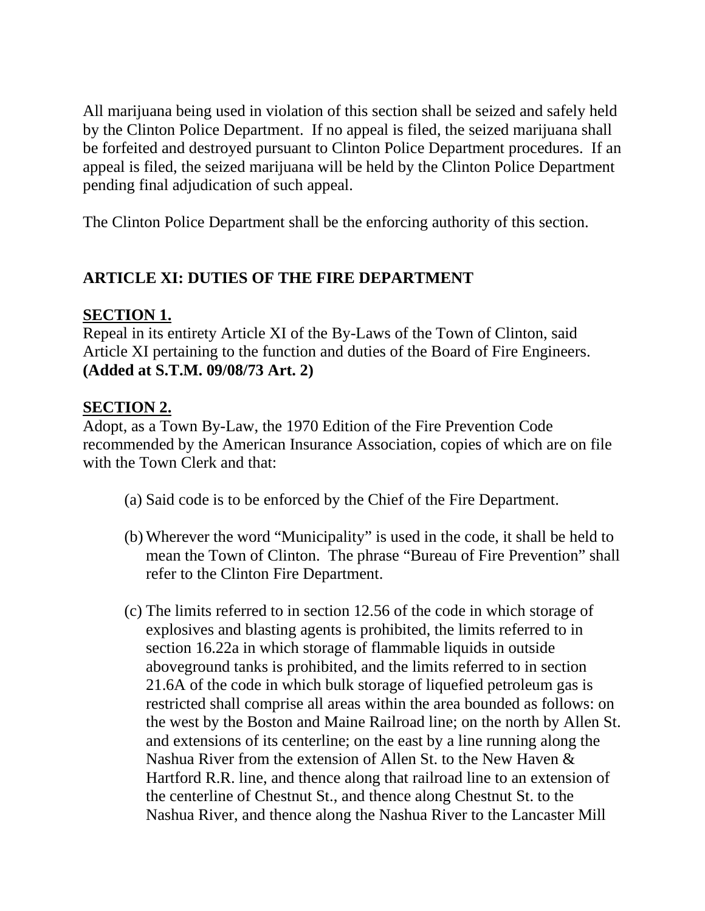All marijuana being used in violation of this section shall be seized and safely held by the Clinton Police Department. If no appeal is filed, the seized marijuana shall be forfeited and destroyed pursuant to Clinton Police Department procedures. If an appeal is filed, the seized marijuana will be held by the Clinton Police Department pending final adjudication of such appeal.

The Clinton Police Department shall be the enforcing authority of this section.

## ARTICLE XI: DUTIES OF THE FIRE DEPARTMENT

**SECTION 1.**
Repeal in its entirety Article XI of the By-Laws of the Town of Clinton, said Article XI pertaining to the function and duties of the Board of Fire Engineers. **(Added at S.T.M. 09/08/73 Art. 2)**

**SECTION 2.**
Adopt, as a Town By-Law, the 1970 Edition of the Fire Prevention Code recommended by the American Insurance Association, copies of which are on file with the Town Clerk and that:

(a) Said code is to be enforced by the Chief of the Fire Department.

(b) Wherever the word "Municipality" is used in the code, it shall be held to mean the Town of Clinton. The phrase "Bureau of Fire Prevention" shall refer to the Clinton Fire Department.

(c) The limits referred to in section 12.56 of the code in which storage of explosives and blasting agents is prohibited, the limits referred to in section 16.22a in which storage of flammable liquids in outside aboveground tanks is prohibited, and the limits referred to in section 21.6A of the code in which bulk storage of liquefied petroleum gas is restricted shall comprise all areas within the area bounded as follows: on the west by the Boston and Maine Railroad line; on the north by Allen St. and extensions of its centerline; on the east by a line running along the Nashua River from the extension of Allen St. to the New Haven & Hartford R.R. line, and thence along that railroad line to an extension of the centerline of Chestnut St., and thence along Chestnut St. to the Nashua River, and thence along the Nashua River to the Lancaster Mill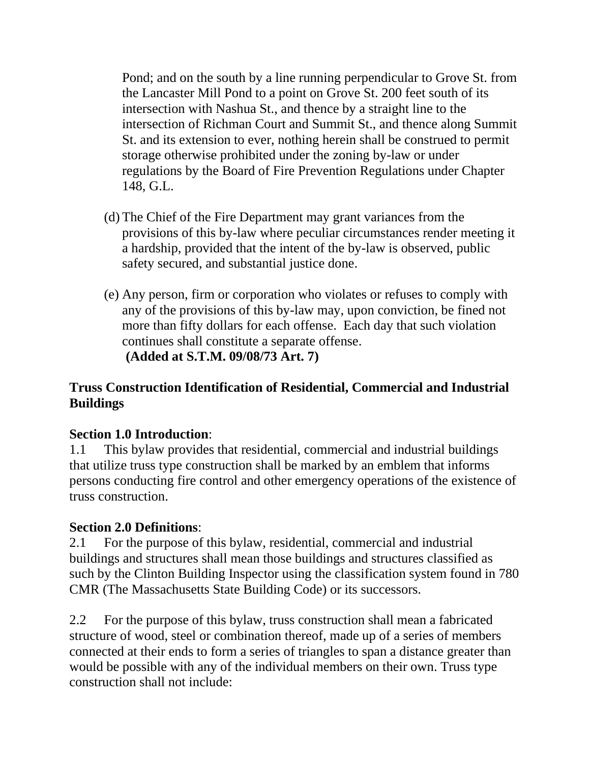Pond; and on the south by a line running perpendicular to Grove St. from the Lancaster Mill Pond to a point on Grove St. 200 feet south of its intersection with Nashua St., and thence by a straight line to the intersection of Richman Court and Summit St., and thence along Summit St. and its extension to ever, nothing herein shall be construed to permit storage otherwise prohibited under the zoning by-law or under regulations by the Board of Fire Prevention Regulations under Chapter 148, G.L.

(d) The Chief of the Fire Department may grant variances from the provisions of this by-law where peculiar circumstances render meeting it a hardship, provided that the intent of the by-law is observed, public safety secured, and substantial justice done.

(e) Any person, firm or corporation who violates or refuses to comply with any of the provisions of this by-law may, upon conviction, be fined not more than fifty dollars for each offense. Each day that such violation continues shall constitute a separate offense.
**(Added at S.T.M. 09/08/73 Art. 7)**

**Truss Construction Identification of Residential, Commercial and Industrial Buildings**

**Section 1.0 Introduction**:
1.1 This bylaw provides that residential, commercial and industrial buildings that utilize truss type construction shall be marked by an emblem that informs persons conducting fire control and other emergency operations of the existence of truss construction.

**Section 2.0 Definitions**:
2.1 For the purpose of this bylaw, residential, commercial and industrial buildings and structures shall mean those buildings and structures classified as such by the Clinton Building Inspector using the classification system found in 780 CMR (The Massachusetts State Building Code) or its successors.

2.2 For the purpose of this bylaw, truss construction shall mean a fabricated structure of wood, steel or combination thereof, made up of a series of members connected at their ends to form a series of triangles to span a distance greater than would be possible with any of the individual members on their own. Truss type construction shall not include: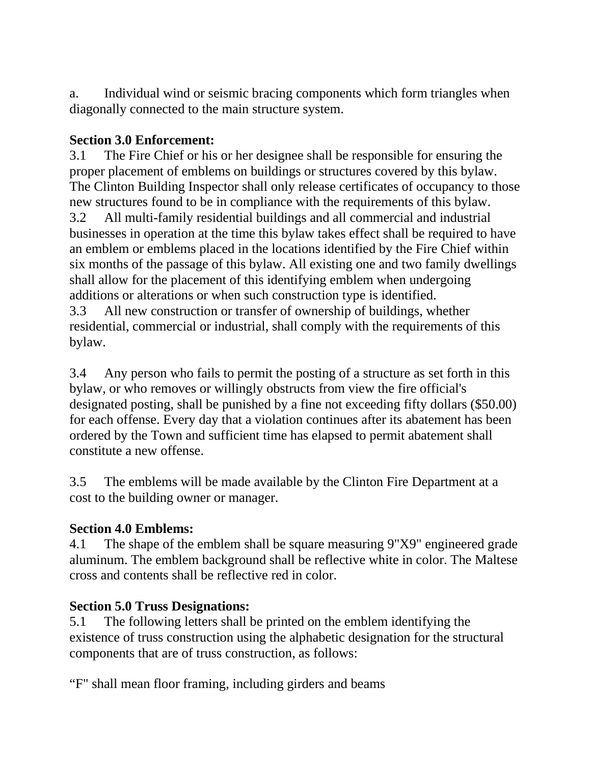a. Individual wind or seismic bracing components which form triangles when diagonally connected to the main structure system.

**Section 3.0 Enforcement:**

3.1 The Fire Chief or his or her designee shall be responsible for ensuring the proper placement of emblems on buildings or structures covered by this bylaw. The Clinton Building Inspector shall only release certificates of occupancy to those new structures found to be in compliance with the requirements of this bylaw.

3.2 All multi-family residential buildings and all commercial and industrial businesses in operation at the time this bylaw takes effect shall be required to have an emblem or emblems placed in the locations identified by the Fire Chief within six months of the passage of this bylaw. All existing one and two family dwellings shall allow for the placement of this identifying emblem when undergoing additions or alterations or when such construction type is identified.

3.3 All new construction or transfer of ownership of buildings, whether residential, commercial or industrial, shall comply with the requirements of this bylaw.

3.4 Any person who fails to permit the posting of a structure as set forth in this bylaw, or who removes or willingly obstructs from view the fire official's designated posting, shall be punished by a fine not exceeding fifty dollars ($50.00) for each offense. Every day that a violation continues after its abatement has been ordered by the Town and sufficient time has elapsed to permit abatement shall constitute a new offense.

3.5 The emblems will be made available by the Clinton Fire Department at a cost to the building owner or manager.

**Section 4.0 Emblems:**

4.1 The shape of the emblem shall be square measuring 9"X9" engineered grade aluminum. The emblem background shall be reflective white in color. The Maltese cross and contents shall be reflective red in color.

**Section 5.0 Truss Designations:**

5.1 The following letters shall be printed on the emblem identifying the existence of truss construction using the alphabetic designation for the structural components that are of truss construction, as follows:

“F" shall mean floor framing, including girders and beams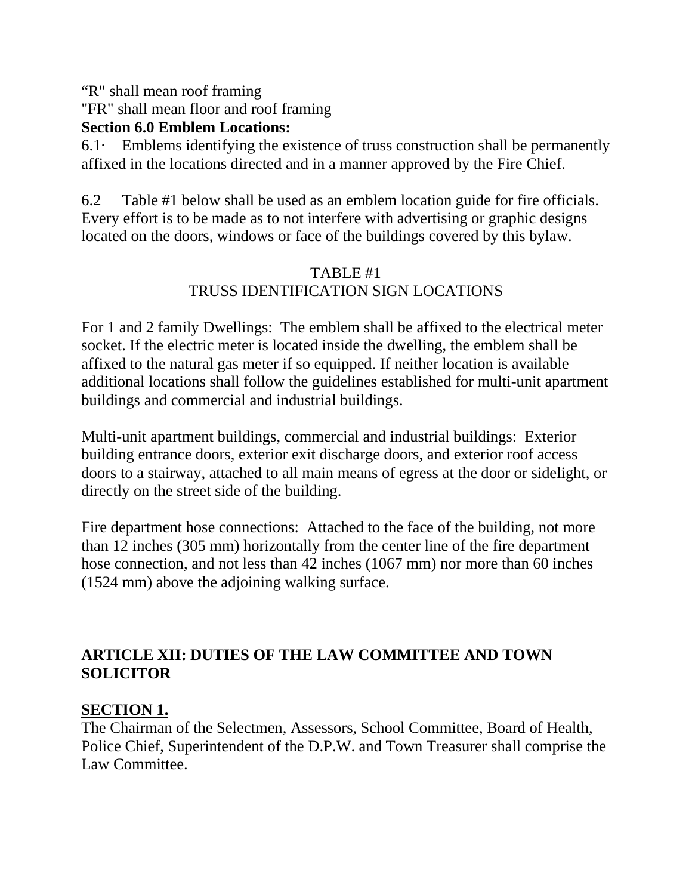“R" shall mean roof framing
"FR" shall mean floor and roof framing

**Section 6.0 Emblem Locations:**

6.1· Emblems identifying the existence of truss construction shall be permanently affixed in the locations directed and in a manner approved by the Fire Chief.

6.2 Table #1 below shall be used as an emblem location guide for fire officials. Every effort is to be made as to not interfere with advertising or graphic designs located on the doors, windows or face of the buildings covered by this bylaw.

TABLE #1
TRUSS IDENTIFICATION SIGN LOCATIONS

For 1 and 2 family Dwellings: The emblem shall be affixed to the electrical meter socket. If the electric meter is located inside the dwelling, the emblem shall be affixed to the natural gas meter if so equipped. If neither location is available additional locations shall follow the guidelines established for multi-unit apartment buildings and commercial and industrial buildings.

Multi-unit apartment buildings, commercial and industrial buildings: Exterior building entrance doors, exterior exit discharge doors, and exterior roof access doors to a stairway, attached to all main means of egress at the door or sidelight, or directly on the street side of the building.

Fire department hose connections: Attached to the face of the building, not more than 12 inches (305 mm) horizontally from the center line of the fire department hose connection, and not less than 42 inches (1067 mm) nor more than 60 inches (1524 mm) above the adjoining walking surface.

## ARTICLE XII: DUTIES OF THE LAW COMMITTEE AND TOWN SOLICITOR

### SECTION 1.

The Chairman of the Selectmen, Assessors, School Committee, Board of Health, Police Chief, Superintendent of the D.P.W. and Town Treasurer shall comprise the Law Committee.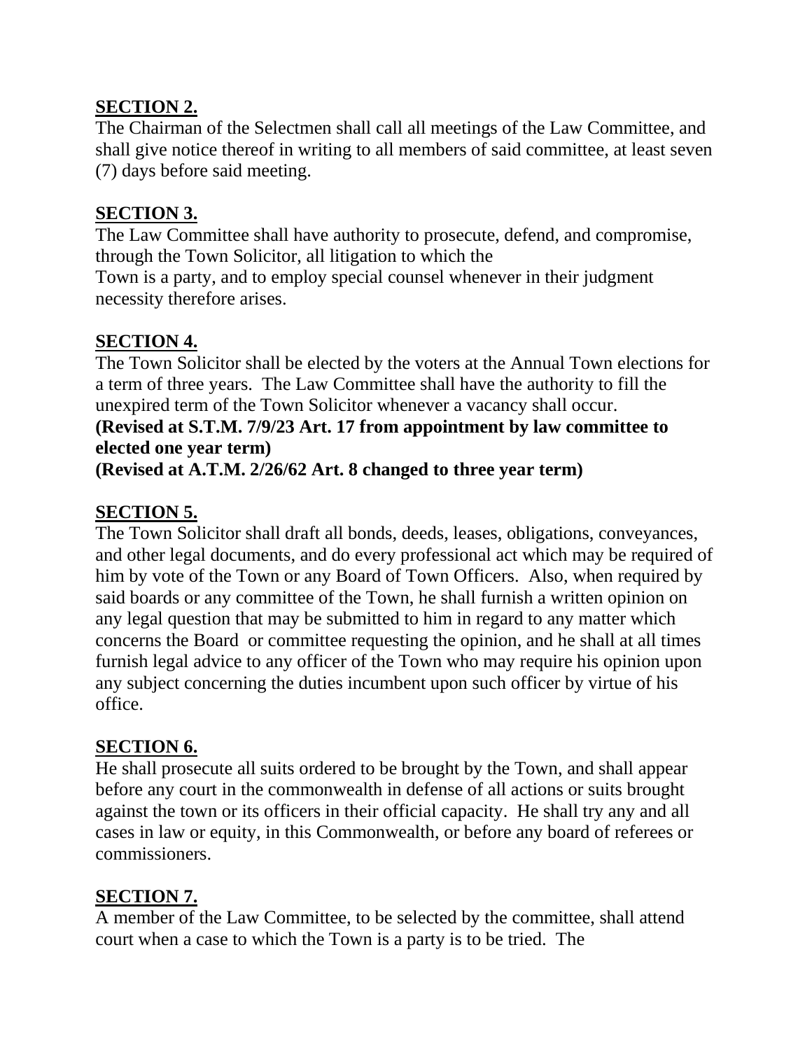**SECTION 2.**

The Chairman of the Selectmen shall call all meetings of the Law Committee, and shall give notice thereof in writing to all members of said committee, at least seven (7) days before said meeting.

**SECTION 3.**

The Law Committee shall have authority to prosecute, defend, and compromise, through the Town Solicitor, all litigation to which the Town is a party, and to employ special counsel whenever in their judgment necessity therefore arises.

**SECTION 4.**

The Town Solicitor shall be elected by the voters at the Annual Town elections for a term of three years. The Law Committee shall have the authority to fill the unexpired term of the Town Solicitor whenever a vacancy shall occur.

**(Revised at S.T.M. 7/9/23 Art. 17 from appointment by law committee to elected one year term)**

**(Revised at A.T.M. 2/26/62 Art. 8 changed to three year term)**

**SECTION 5.**

The Town Solicitor shall draft all bonds, deeds, leases, obligations, conveyances, and other legal documents, and do every professional act which may be required of him by vote of the Town or any Board of Town Officers. Also, when required by said boards or any committee of the Town, he shall furnish a written opinion on any legal question that may be submitted to him in regard to any matter which concerns the Board or committee requesting the opinion, and he shall at all times furnish legal advice to any officer of the Town who may require his opinion upon any subject concerning the duties incumbent upon such officer by virtue of his office.

**SECTION 6.**

He shall prosecute all suits ordered to be brought by the Town, and shall appear before any court in the commonwealth in defense of all actions or suits brought against the town or its officers in their official capacity. He shall try any and all cases in law or equity, in this Commonwealth, or before any board of referees or commissioners.

**SECTION 7.**

A member of the Law Committee, to be selected by the committee, shall attend court when a case to which the Town is a party is to be tried. The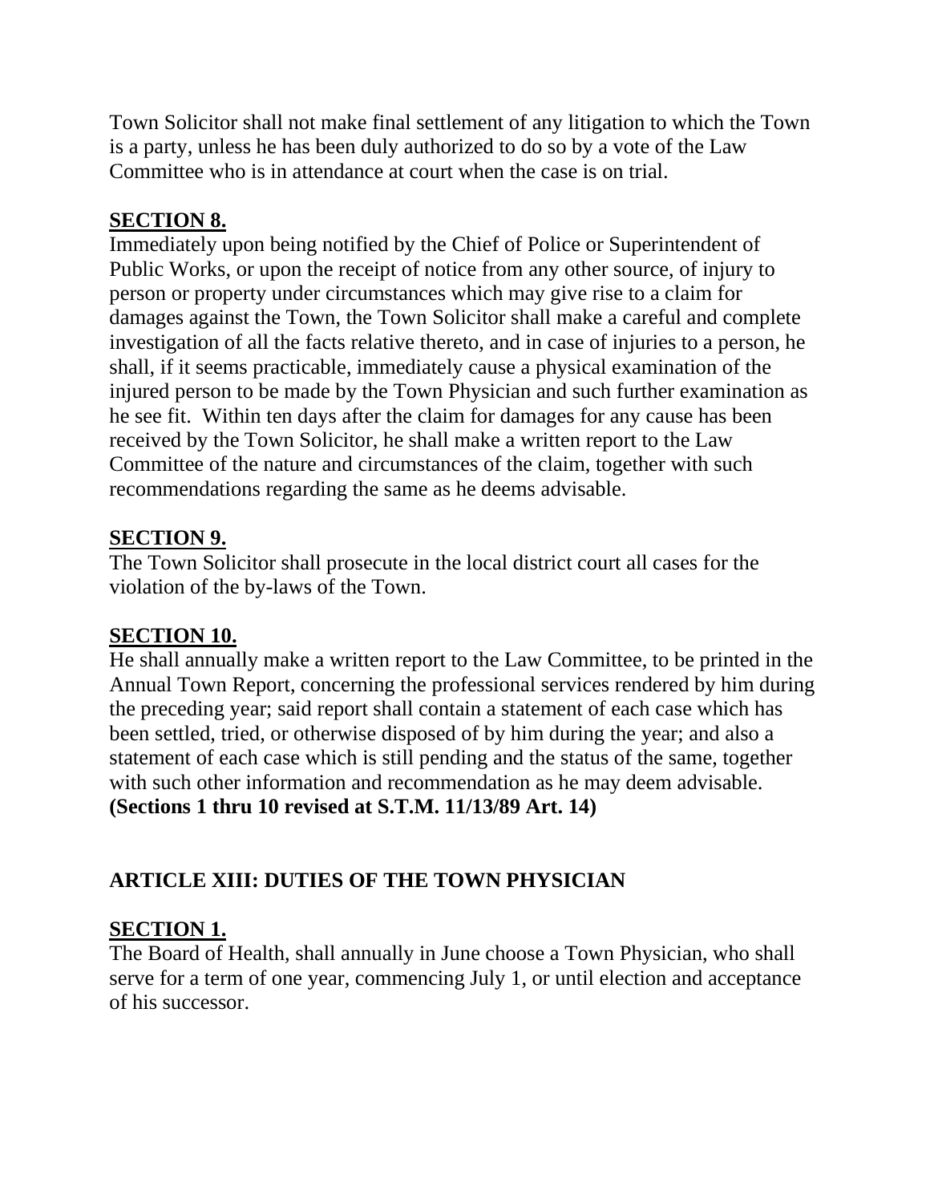Town Solicitor shall not make final settlement of any litigation to which the Town is a party, unless he has been duly authorized to do so by a vote of the Law Committee who is in attendance at court when the case is on trial.

**SECTION 8.**

Immediately upon being notified by the Chief of Police or Superintendent of Public Works, or upon the receipt of notice from any other source, of injury to person or property under circumstances which may give rise to a claim for damages against the Town, the Town Solicitor shall make a careful and complete investigation of all the facts relative thereto, and in case of injuries to a person, he shall, if it seems practicable, immediately cause a physical examination of the injured person to be made by the Town Physician and such further examination as he see fit. Within ten days after the claim for damages for any cause has been received by the Town Solicitor, he shall make a written report to the Law Committee of the nature and circumstances of the claim, together with such recommendations regarding the same as he deems advisable.

**SECTION 9.**

The Town Solicitor shall prosecute in the local district court all cases for the violation of the by-laws of the Town.

**SECTION 10.**

He shall annually make a written report to the Law Committee, to be printed in the Annual Town Report, concerning the professional services rendered by him during the preceding year; said report shall contain a statement of each case which has been settled, tried, or otherwise disposed of by him during the year; and also a statement of each case which is still pending and the status of the same, together with such other information and recommendation as he may deem advisable.
**(Sections 1 thru 10 revised at S.T.M. 11/13/89 Art. 14)**

## ARTICLE XIII: DUTIES OF THE TOWN PHYSICIAN

**SECTION 1.**

The Board of Health, shall annually in June choose a Town Physician, who shall serve for a term of one year, commencing July 1, or until election and acceptance of his successor.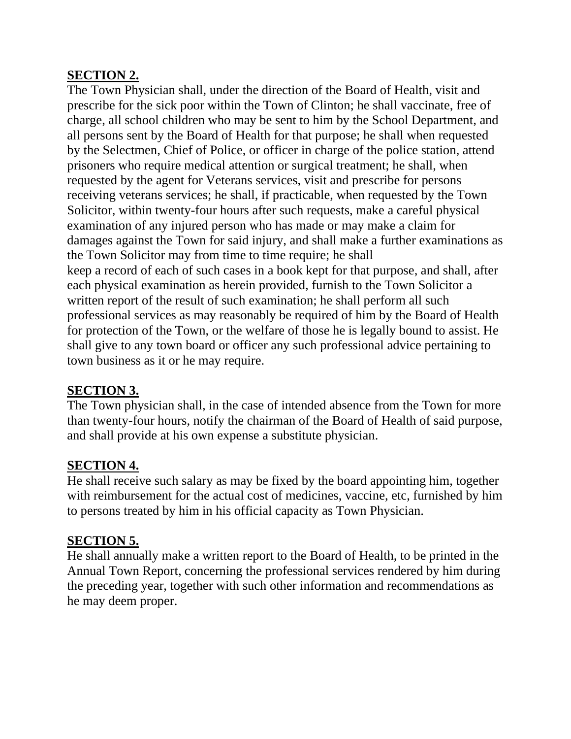**SECTION 2.**

The Town Physician shall, under the direction of the Board of Health, visit and prescribe for the sick poor within the Town of Clinton; he shall vaccinate, free of charge, all school children who may be sent to him by the School Department, and all persons sent by the Board of Health for that purpose; he shall when requested by the Selectmen, Chief of Police, or officer in charge of the police station, attend prisoners who require medical attention or surgical treatment; he shall, when requested by the agent for Veterans services, visit and prescribe for persons receiving veterans services; he shall, if practicable, when requested by the Town Solicitor, within twenty-four hours after such requests, make a careful physical examination of any injured person who has made or may make a claim for damages against the Town for said injury, and shall make a further examinations as the Town Solicitor may from time to time require; he shall keep a record of each of such cases in a book kept for that purpose, and shall, after each physical examination as herein provided, furnish to the Town Solicitor a written report of the result of such examination; he shall perform all such professional services as may reasonably be required of him by the Board of Health for protection of the Town, or the welfare of those he is legally bound to assist. He shall give to any town board or officer any such professional advice pertaining to town business as it or he may require.

**SECTION 3.**

The Town physician shall, in the case of intended absence from the Town for more than twenty-four hours, notify the chairman of the Board of Health of said purpose, and shall provide at his own expense a substitute physician.

**SECTION 4.**

He shall receive such salary as may be fixed by the board appointing him, together with reimbursement for the actual cost of medicines, vaccine, etc, furnished by him to persons treated by him in his official capacity as Town Physician.

**SECTION 5.**

He shall annually make a written report to the Board of Health, to be printed in the Annual Town Report, concerning the professional services rendered by him during the preceding year, together with such other information and recommendations as he may deem proper.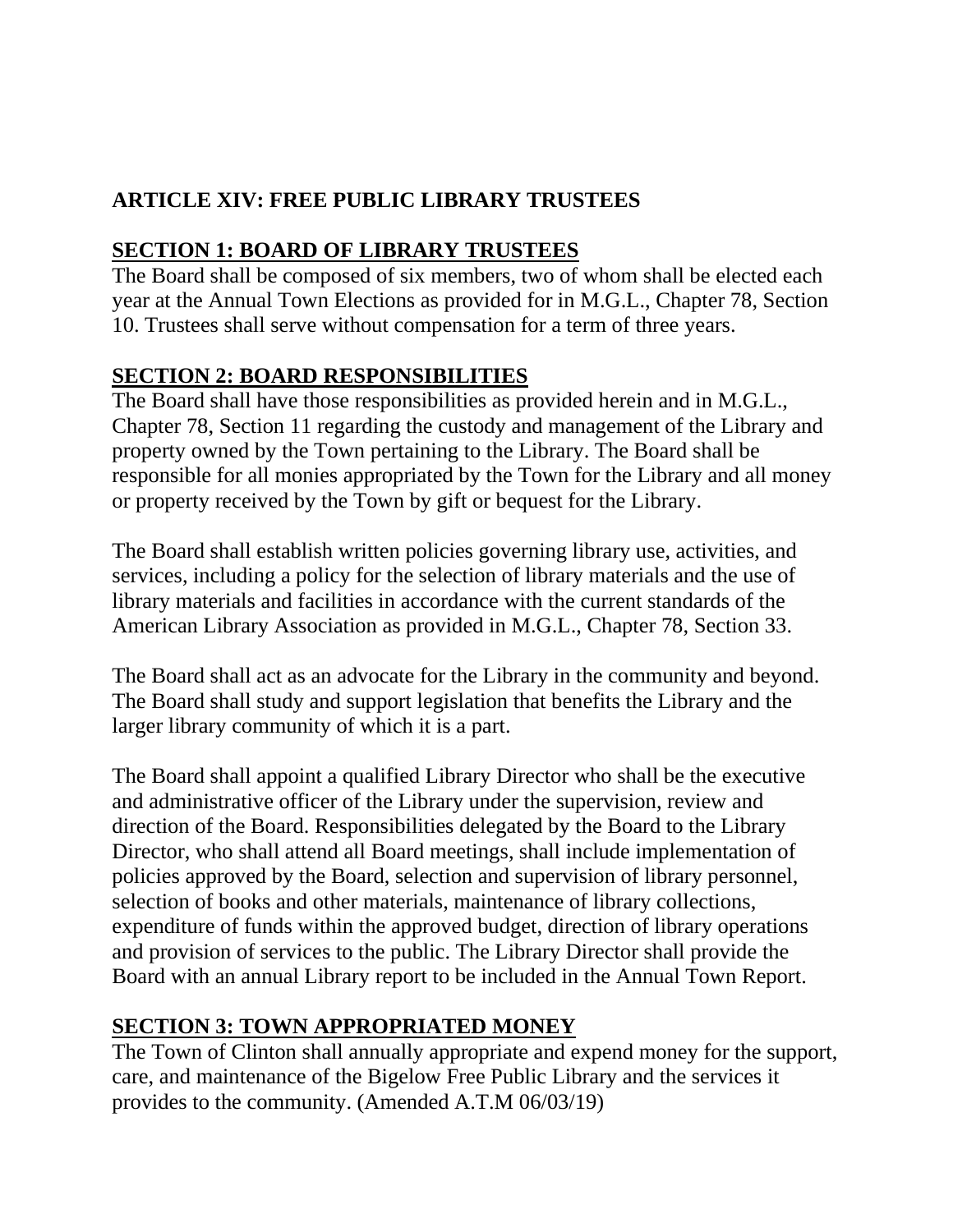## ARTICLE XIV: FREE PUBLIC LIBRARY TRUSTEES

### SECTION 1: BOARD OF LIBRARY TRUSTEES

The Board shall be composed of six members, two of whom shall be elected each year at the Annual Town Elections as provided for in M.G.L., Chapter 78, Section 10. Trustees shall serve without compensation for a term of three years.

### SECTION 2: BOARD RESPONSIBILITIES

The Board shall have those responsibilities as provided herein and in M.G.L., Chapter 78, Section 11 regarding the custody and management of the Library and property owned by the Town pertaining to the Library. The Board shall be responsible for all monies appropriated by the Town for the Library and all money or property received by the Town by gift or bequest for the Library.

The Board shall establish written policies governing library use, activities, and services, including a policy for the selection of library materials and the use of library materials and facilities in accordance with the current standards of the American Library Association as provided in M.G.L., Chapter 78, Section 33.

The Board shall act as an advocate for the Library in the community and beyond. The Board shall study and support legislation that benefits the Library and the larger library community of which it is a part.

The Board shall appoint a qualified Library Director who shall be the executive and administrative officer of the Library under the supervision, review and direction of the Board. Responsibilities delegated by the Board to the Library Director, who shall attend all Board meetings, shall include implementation of policies approved by the Board, selection and supervision of library personnel, selection of books and other materials, maintenance of library collections, expenditure of funds within the approved budget, direction of library operations and provision of services to the public. The Library Director shall provide the Board with an annual Library report to be included in the Annual Town Report.

### SECTION 3: TOWN APPROPRIATED MONEY

The Town of Clinton shall annually appropriate and expend money for the support, care, and maintenance of the Bigelow Free Public Library and the services it provides to the community. (Amended A.T.M 06/03/19)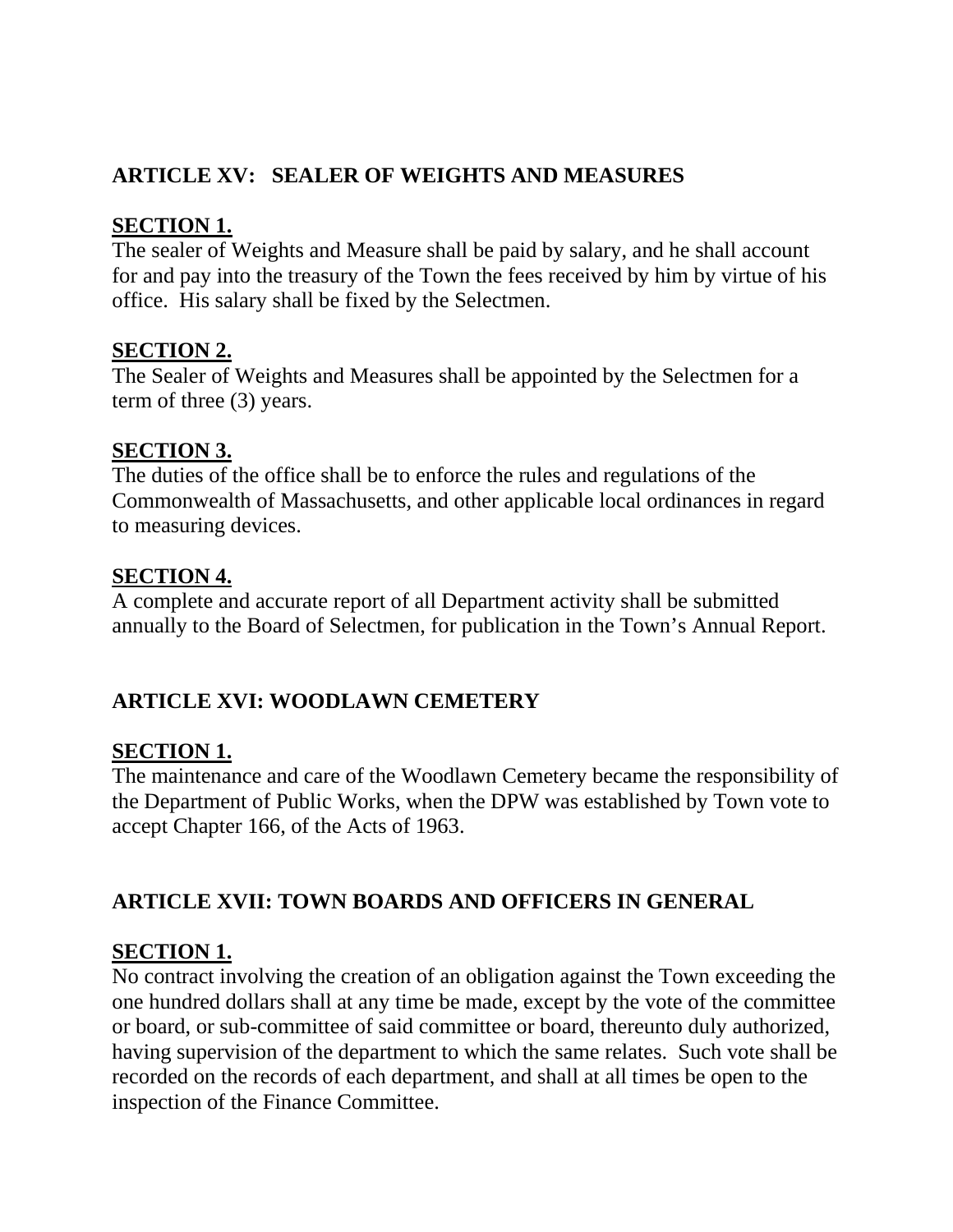## ARTICLE XV:  SEALER OF WEIGHTS AND MEASURES

**SECTION 1.**
The sealer of Weights and Measure shall be paid by salary, and he shall account for and pay into the treasury of the Town the fees received by him by virtue of his office.  His salary shall be fixed by the Selectmen.

**SECTION 2.**
The Sealer of Weights and Measures shall be appointed by the Selectmen for a term of three (3) years.

**SECTION 3.**
The duties of the office shall be to enforce the rules and regulations of the Commonwealth of Massachusetts, and other applicable local ordinances in regard to measuring devices.

**SECTION 4.**
A complete and accurate report of all Department activity shall be submitted annually to the Board of Selectmen, for publication in the Town's Annual Report.

## ARTICLE XVI: WOODLAWN CEMETERY

**SECTION 1.**
The maintenance and care of the Woodlawn Cemetery became the responsibility of the Department of Public Works, when the DPW was established by Town vote to accept Chapter 166, of the Acts of 1963.

## ARTICLE XVII: TOWN BOARDS AND OFFICERS IN GENERAL

**SECTION 1.**
No contract involving the creation of an obligation against the Town exceeding the one hundred dollars shall at any time be made, except by the vote of the committee or board, or sub-committee of said committee or board, thereunto duly authorized, having supervision of the department to which the same relates.  Such vote shall be recorded on the records of each department, and shall at all times be open to the inspection of the Finance Committee.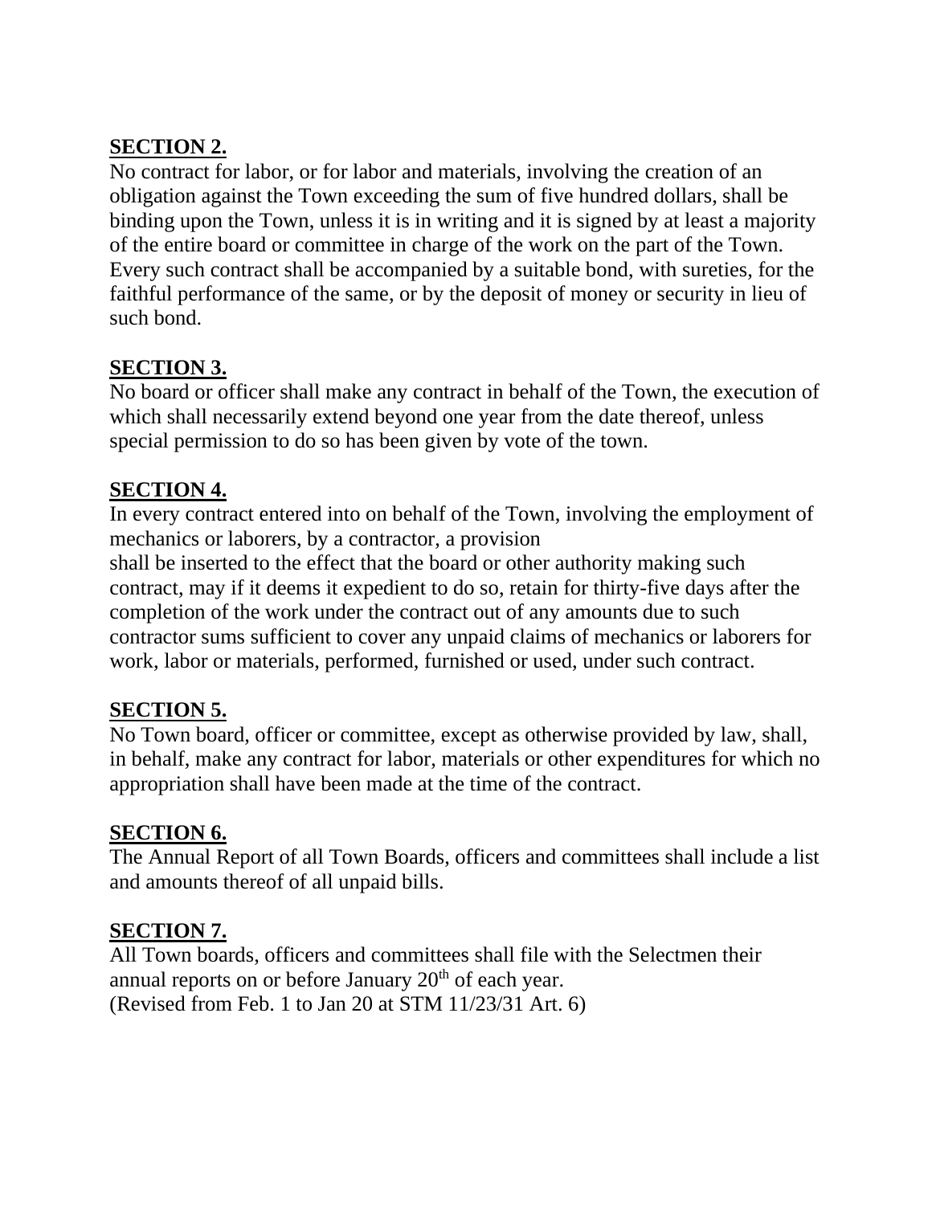**SECTION 2.**

No contract for labor, or for labor and materials, involving the creation of an obligation against the Town exceeding the sum of five hundred dollars, shall be binding upon the Town, unless it is in writing and it is signed by at least a majority of the entire board or committee in charge of the work on the part of the Town. Every such contract shall be accompanied by a suitable bond, with sureties, for the faithful performance of the same, or by the deposit of money or security in lieu of such bond.

**SECTION 3.**

No board or officer shall make any contract in behalf of the Town, the execution of which shall necessarily extend beyond one year from the date thereof, unless special permission to do so has been given by vote of the town.

**SECTION 4.**

In every contract entered into on behalf of the Town, involving the employment of mechanics or laborers, by a contractor, a provision
shall be inserted to the effect that the board or other authority making such contract, may if it deems it expedient to do so, retain for thirty-five days after the completion of the work under the contract out of any amounts due to such contractor sums sufficient to cover any unpaid claims of mechanics or laborers for work, labor or materials, performed, furnished or used, under such contract.

**SECTION 5.**

No Town board, officer or committee, except as otherwise provided by law, shall, in behalf, make any contract for labor, materials or other expenditures for which no appropriation shall have been made at the time of the contract.

**SECTION 6.**

The Annual Report of all Town Boards, officers and committees shall include a list and amounts thereof of all unpaid bills.

**SECTION 7.**

All Town boards, officers and committees shall file with the Selectmen their annual reports on or before January 20th of each year.
(Revised from Feb. 1 to Jan 20 at STM 11/23/31 Art. 6)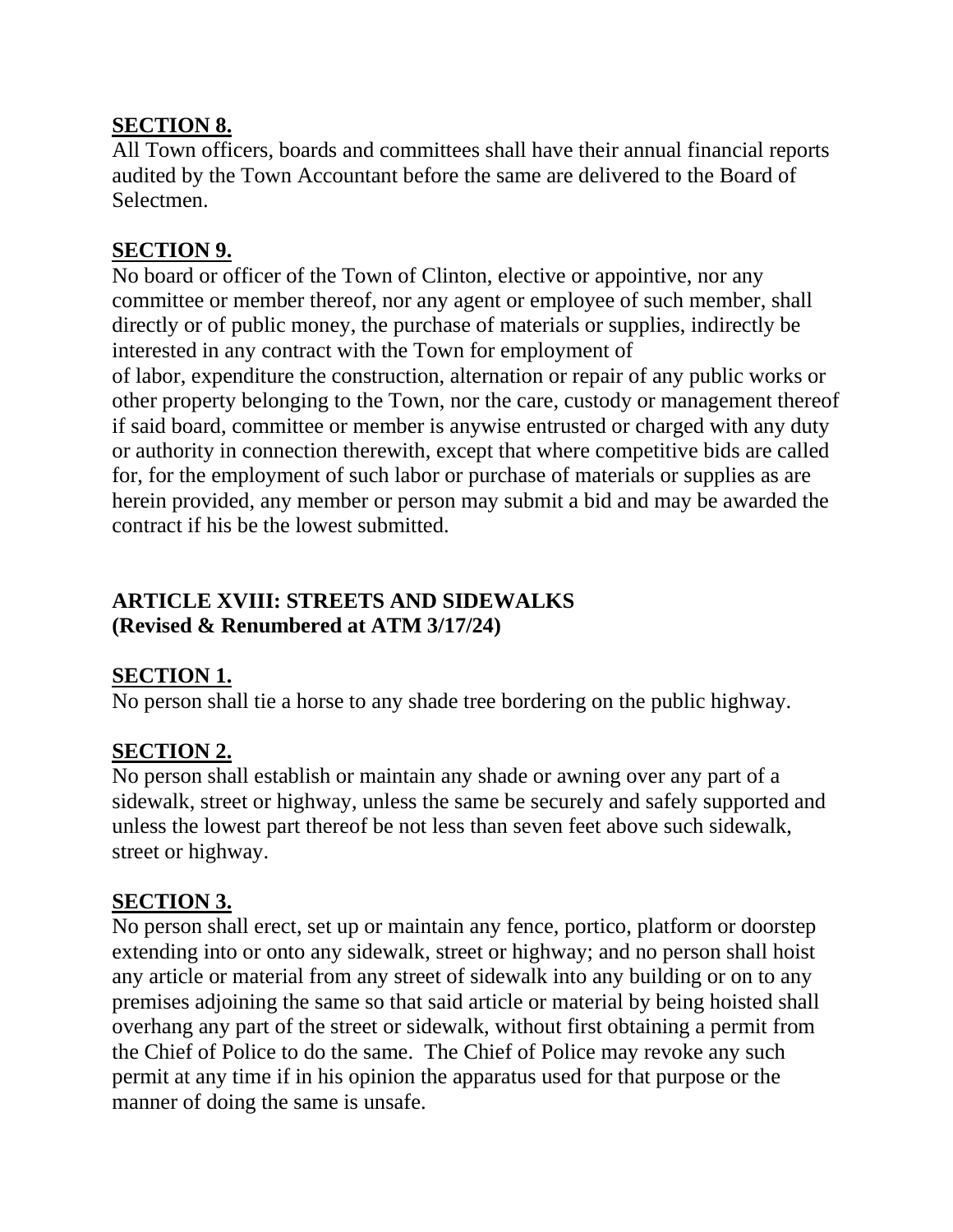**SECTION 8.**

All Town officers, boards and committees shall have their annual financial reports audited by the Town Accountant before the same are delivered to the Board of Selectmen.

**SECTION 9.**

No board or officer of the Town of Clinton, elective or appointive, nor any committee or member thereof, nor any agent or employee of such member, shall directly or of public money, the purchase of materials or supplies, indirectly be interested in any contract with the Town for employment of
of labor, expenditure the construction, alternation or repair of any public works or other property belonging to the Town, nor the care, custody or management thereof if said board, committee or member is anywise entrusted or charged with any duty or authority in connection therewith, except that where competitive bids are called for, for the employment of such labor or purchase of materials or supplies as are herein provided, any member or person may submit a bid and may be awarded the contract if his be the lowest submitted.

## ARTICLE XVIII: STREETS AND SIDEWALKS
## (Revised & Renumbered at ATM 3/17/24)

**SECTION 1.**

No person shall tie a horse to any shade tree bordering on the public highway.

**SECTION 2.**

No person shall establish or maintain any shade or awning over any part of a sidewalk, street or highway, unless the same be securely and safely supported and unless the lowest part thereof be not less than seven feet above such sidewalk, street or highway.

**SECTION 3.**

No person shall erect, set up or maintain any fence, portico, platform or doorstep extending into or onto any sidewalk, street or highway; and no person shall hoist any article or material from any street of sidewalk into any building or on to any premises adjoining the same so that said article or material by being hoisted shall overhang any part of the street or sidewalk, without first obtaining a permit from the Chief of Police to do the same. The Chief of Police may revoke any such permit at any time if in his opinion the apparatus used for that purpose or the manner of doing the same is unsafe.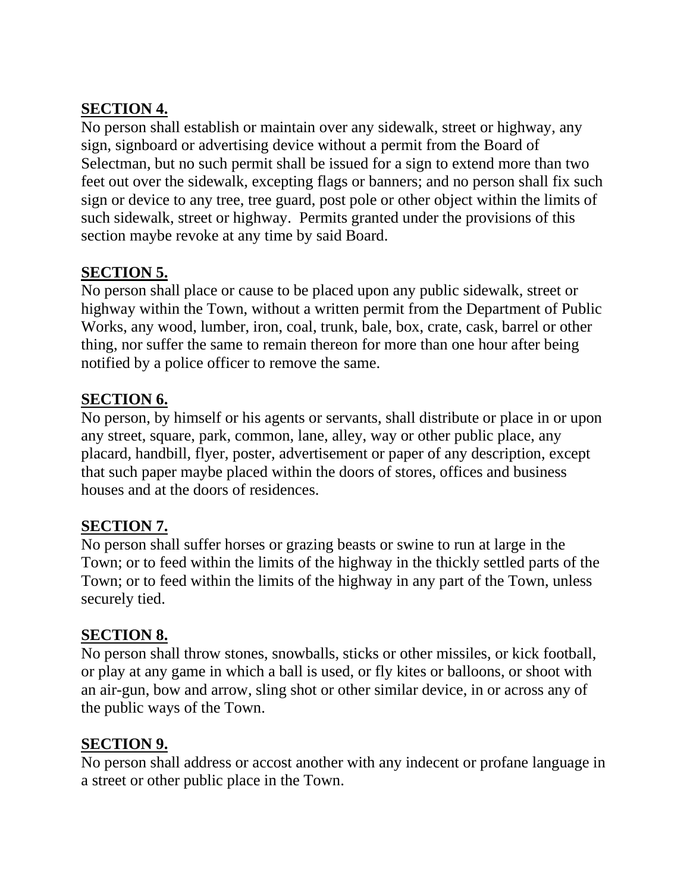**SECTION 4.**
No person shall establish or maintain over any sidewalk, street or highway, any sign, signboard or advertising device without a permit from the Board of Selectman, but no such permit shall be issued for a sign to extend more than two feet out over the sidewalk, excepting flags or banners; and no person shall fix such sign or device to any tree, tree guard, post pole or other object within the limits of such sidewalk, street or highway.  Permits granted under the provisions of this section maybe revoke at any time by said Board.

**SECTION 5.**
No person shall place or cause to be placed upon any public sidewalk, street or highway within the Town, without a written permit from the Department of Public Works, any wood, lumber, iron, coal, trunk, bale, box, crate, cask, barrel or other thing, nor suffer the same to remain thereon for more than one hour after being notified by a police officer to remove the same.

**SECTION 6.**
No person, by himself or his agents or servants, shall distribute or place in or upon any street, square, park, common, lane, alley, way or other public place, any placard, handbill, flyer, poster, advertisement or paper of any description, except that such paper maybe placed within the doors of stores, offices and business houses and at the doors of residences.

**SECTION 7.**
No person shall suffer horses or grazing beasts or swine to run at large in the Town; or to feed within the limits of the highway in the thickly settled parts of the Town; or to feed within the limits of the highway in any part of the Town, unless securely tied.

**SECTION 8.**
No person shall throw stones, snowballs, sticks or other missiles, or kick football, or play at any game in which a ball is used, or fly kites or balloons, or shoot with an air-gun, bow and arrow, sling shot or other similar device, in or across any of the public ways of the Town.

**SECTION 9.**
No person shall address or accost another with any indecent or profane language in a street or other public place in the Town.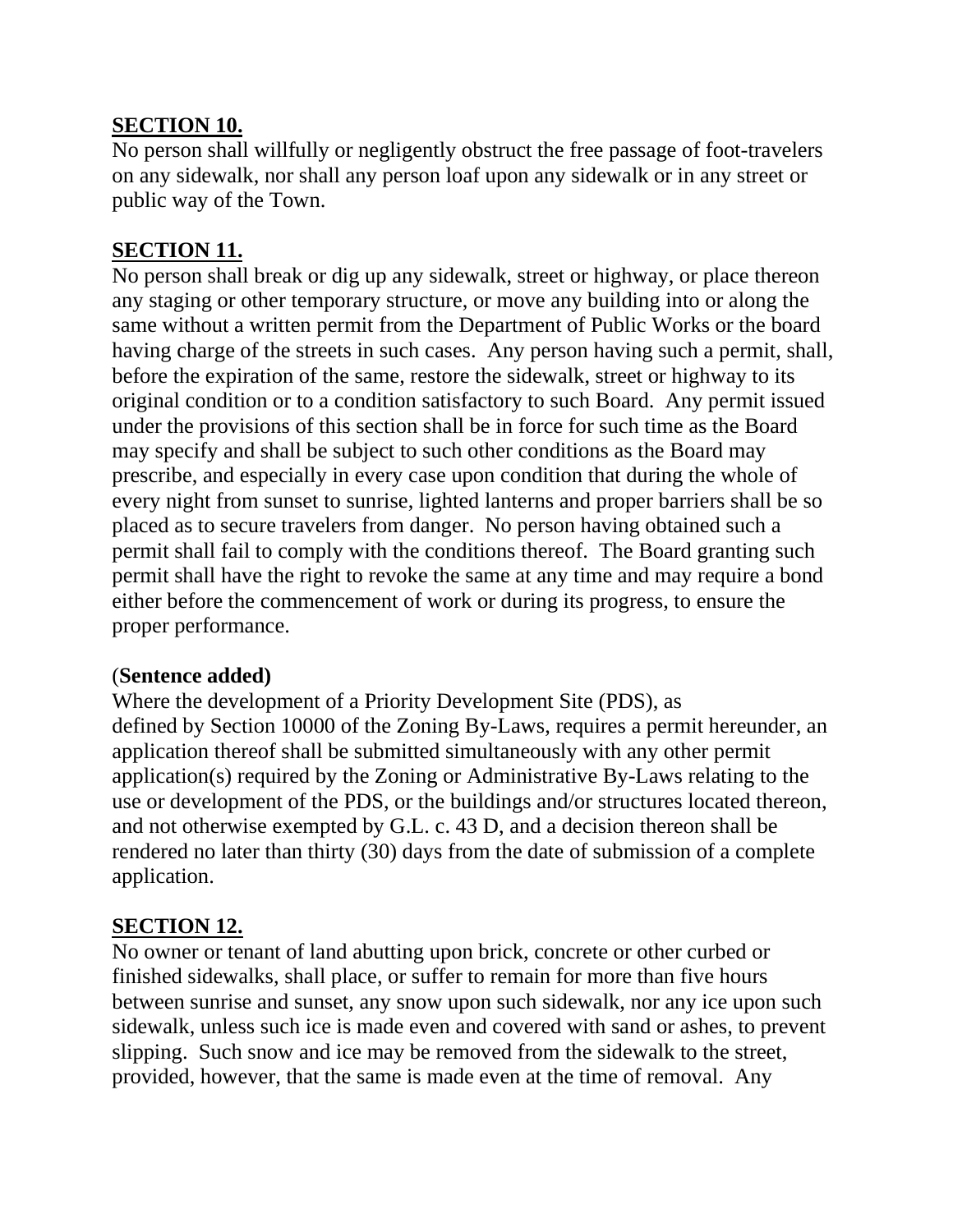**SECTION 10.**

No person shall willfully or negligently obstruct the free passage of foot-travelers on any sidewalk, nor shall any person loaf upon any sidewalk or in any street or public way of the Town.

**SECTION 11.**

No person shall break or dig up any sidewalk, street or highway, or place thereon any staging or other temporary structure, or move any building into or along the same without a written permit from the Department of Public Works or the board having charge of the streets in such cases. Any person having such a permit, shall, before the expiration of the same, restore the sidewalk, street or highway to its original condition or to a condition satisfactory to such Board. Any permit issued under the provisions of this section shall be in force for such time as the Board may specify and shall be subject to such other conditions as the Board may prescribe, and especially in every case upon condition that during the whole of every night from sunset to sunrise, lighted lanterns and proper barriers shall be so placed as to secure travelers from danger. No person having obtained such a permit shall fail to comply with the conditions thereof. The Board granting such permit shall have the right to revoke the same at any time and may require a bond either before the commencement of work or during its progress, to ensure the proper performance.

(**Sentence added)**

Where the development of a Priority Development Site (PDS), as defined by Section 10000 of the Zoning By-Laws, requires a permit hereunder, an application thereof shall be submitted simultaneously with any other permit application(s) required by the Zoning or Administrative By-Laws relating to the use or development of the PDS, or the buildings and/or structures located thereon, and not otherwise exempted by G.L. c. 43 D, and a decision thereon shall be rendered no later than thirty (30) days from the date of submission of a complete application.

**SECTION 12.**

No owner or tenant of land abutting upon brick, concrete or other curbed or finished sidewalks, shall place, or suffer to remain for more than five hours between sunrise and sunset, any snow upon such sidewalk, nor any ice upon such sidewalk, unless such ice is made even and covered with sand or ashes, to prevent slipping. Such snow and ice may be removed from the sidewalk to the street, provided, however, that the same is made even at the time of removal. Any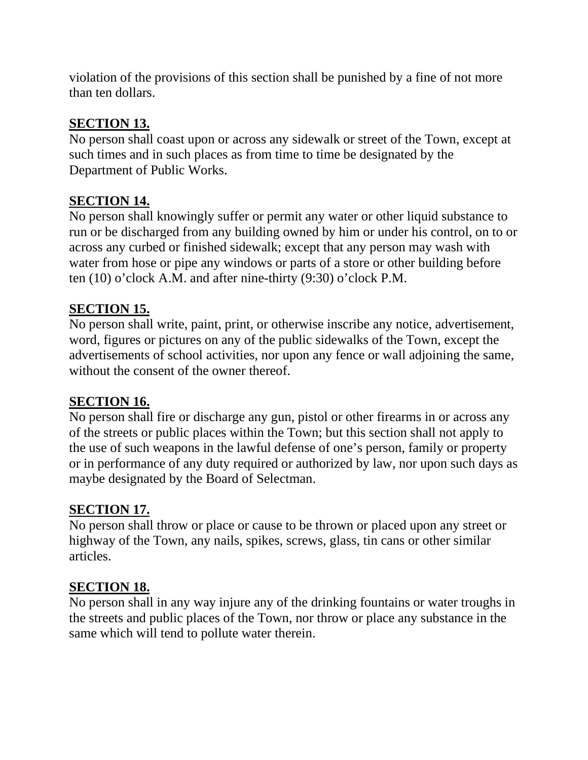violation of the provisions of this section shall be punished by a fine of not more than ten dollars.

**SECTION 13.**

No person shall coast upon or across any sidewalk or street of the Town, except at such times and in such places as from time to time be designated by the Department of Public Works.

**SECTION 14.**

No person shall knowingly suffer or permit any water or other liquid substance to run or be discharged from any building owned by him or under his control, on to or across any curbed or finished sidewalk; except that any person may wash with water from hose or pipe any windows or parts of a store or other building before ten (10) o'clock A.M. and after nine-thirty (9:30) o'clock P.M.

**SECTION 15.**

No person shall write, paint, print, or otherwise inscribe any notice, advertisement, word, figures or pictures on any of the public sidewalks of the Town, except the advertisements of school activities, nor upon any fence or wall adjoining the same, without the consent of the owner thereof.

**SECTION 16.**

No person shall fire or discharge any gun, pistol or other firearms in or across any of the streets or public places within the Town; but this section shall not apply to the use of such weapons in the lawful defense of one's person, family or property or in performance of any duty required or authorized by law, nor upon such days as maybe designated by the Board of Selectman.

**SECTION 17.**

No person shall throw or place or cause to be thrown or placed upon any street or highway of the Town, any nails, spikes, screws, glass, tin cans or other similar articles.

**SECTION 18.**

No person shall in any way injure any of the drinking fountains or water troughs in the streets and public places of the Town, nor throw or place any substance in the same which will tend to pollute water therein.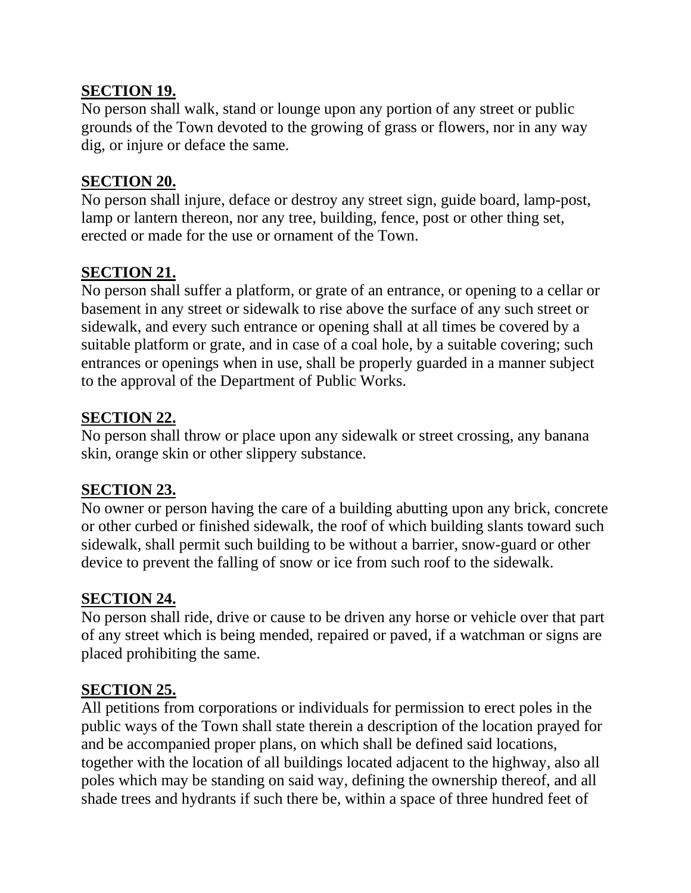**SECTION 19.**

No person shall walk, stand or lounge upon any portion of any street or public grounds of the Town devoted to the growing of grass or flowers, nor in any way dig, or injure or deface the same.

**SECTION 20.**

No person shall injure, deface or destroy any street sign, guide board, lamp-post, lamp or lantern thereon, nor any tree, building, fence, post or other thing set, erected or made for the use or ornament of the Town.

**SECTION 21.**

No person shall suffer a platform, or grate of an entrance, or opening to a cellar or basement in any street or sidewalk to rise above the surface of any such street or sidewalk, and every such entrance or opening shall at all times be covered by a suitable platform or grate, and in case of a coal hole, by a suitable covering; such entrances or openings when in use, shall be properly guarded in a manner subject to the approval of the Department of Public Works.

**SECTION 22.**

No person shall throw or place upon any sidewalk or street crossing, any banana skin, orange skin or other slippery substance.

**SECTION 23.**

No owner or person having the care of a building abutting upon any brick, concrete or other curbed or finished sidewalk, the roof of which building slants toward such sidewalk, shall permit such building to be without a barrier, snow-guard or other device to prevent the falling of snow or ice from such roof to the sidewalk.

**SECTION 24.**

No person shall ride, drive or cause to be driven any horse or vehicle over that part of any street which is being mended, repaired or paved, if a watchman or signs are placed prohibiting the same.

**SECTION 25.**

All petitions from corporations or individuals for permission to erect poles in the public ways of the Town shall state therein a description of the location prayed for and be accompanied proper plans, on which shall be defined said locations, together with the location of all buildings located adjacent to the highway, also all poles which may be standing on said way, defining the ownership thereof, and all shade trees and hydrants if such there be, within a space of three hundred feet of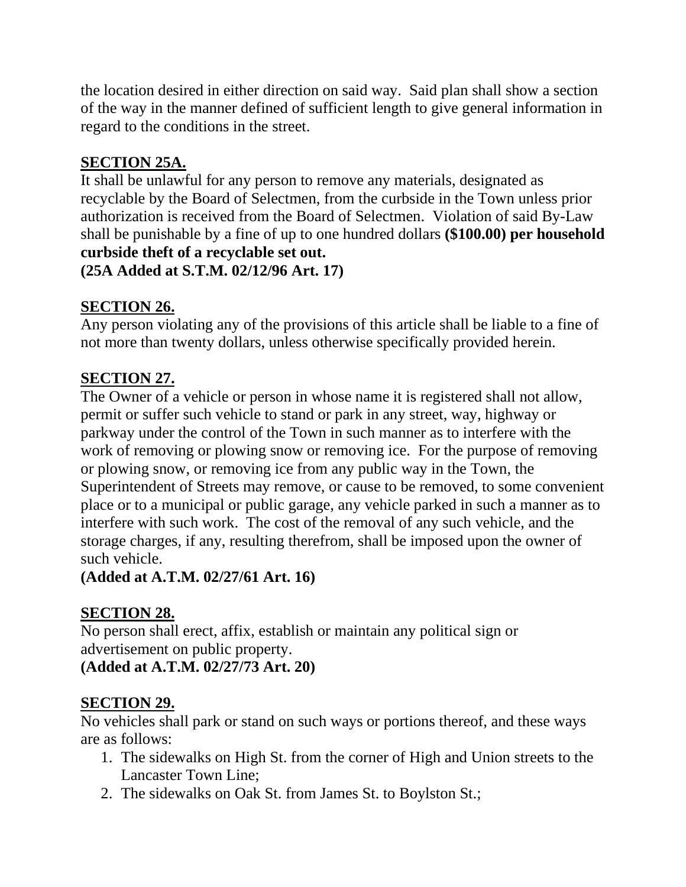the location desired in either direction on said way. Said plan shall show a section of the way in the manner defined of sufficient length to give general information in regard to the conditions in the street.

**SECTION 25A.**

It shall be unlawful for any person to remove any materials, designated as recyclable by the Board of Selectmen, from the curbside in the Town unless prior authorization is received from the Board of Selectmen. Violation of said By-Law shall be punishable by a fine of up to one hundred dollars **($100.00) per household curbside theft of a recyclable set out.**
**(25A Added at S.T.M. 02/12/96 Art. 17)**

**SECTION 26.**

Any person violating any of the provisions of this article shall be liable to a fine of not more than twenty dollars, unless otherwise specifically provided herein.

**SECTION 27.**

The Owner of a vehicle or person in whose name it is registered shall not allow, permit or suffer such vehicle to stand or park in any street, way, highway or parkway under the control of the Town in such manner as to interfere with the work of removing or plowing snow or removing ice. For the purpose of removing or plowing snow, or removing ice from any public way in the Town, the Superintendent of Streets may remove, or cause to be removed, to some convenient place or to a municipal or public garage, any vehicle parked in such a manner as to interfere with such work. The cost of the removal of any such vehicle, and the storage charges, if any, resulting therefrom, shall be imposed upon the owner of such vehicle.
**(Added at A.T.M. 02/27/61 Art. 16)**

**SECTION 28.**

No person shall erect, affix, establish or maintain any political sign or advertisement on public property.
**(Added at A.T.M. 02/27/73 Art. 20)**

**SECTION 29.**

No vehicles shall park or stand on such ways or portions thereof, and these ways are as follows:

1. The sidewalks on High St. from the corner of High and Union streets to the Lancaster Town Line;
2. The sidewalks on Oak St. from James St. to Boylston St.;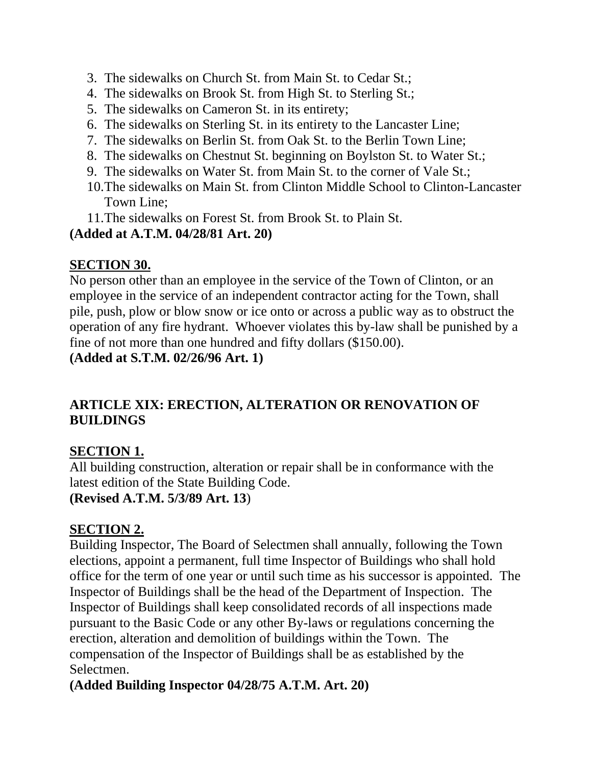3. The sidewalks on Church St. from Main St. to Cedar St.;
4. The sidewalks on Brook St. from High St. to Sterling St.;
5. The sidewalks on Cameron St. in its entirety;
6. The sidewalks on Sterling St. in its entirety to the Lancaster Line;
7. The sidewalks on Berlin St. from Oak St. to the Berlin Town Line;
8. The sidewalks on Chestnut St. beginning on Boylston St. to Water St.;
9. The sidewalks on Water St. from Main St. to the corner of Vale St.;
10. The sidewalks on Main St. from Clinton Middle School to Clinton-Lancaster Town Line;
11. The sidewalks on Forest St. from Brook St. to Plain St.

**(Added at A.T.M. 04/28/81 Art. 20)**

**SECTION 30.**

No person other than an employee in the service of the Town of Clinton, or an employee in the service of an independent contractor acting for the Town, shall pile, push, plow or blow snow or ice onto or across a public way as to obstruct the operation of any fire hydrant. Whoever violates this by-law shall be punished by a fine of not more than one hundred and fifty dollars ($150.00).

**(Added at S.T.M. 02/26/96 Art. 1)**

## ARTICLE XIX: ERECTION, ALTERATION OR RENOVATION OF BUILDINGS

**SECTION 1.**

All building construction, alteration or repair shall be in conformance with the latest edition of the State Building Code.

**(Revised A.T.M. 5/3/89 Art. 13)**

**SECTION 2.**

Building Inspector, The Board of Selectmen shall annually, following the Town elections, appoint a permanent, full time Inspector of Buildings who shall hold office for the term of one year or until such time as his successor is appointed. The Inspector of Buildings shall be the head of the Department of Inspection. The Inspector of Buildings shall keep consolidated records of all inspections made pursuant to the Basic Code or any other By-laws or regulations concerning the erection, alteration and demolition of buildings within the Town. The compensation of the Inspector of Buildings shall be as established by the Selectmen.

**(Added Building Inspector 04/28/75 A.T.M. Art. 20)**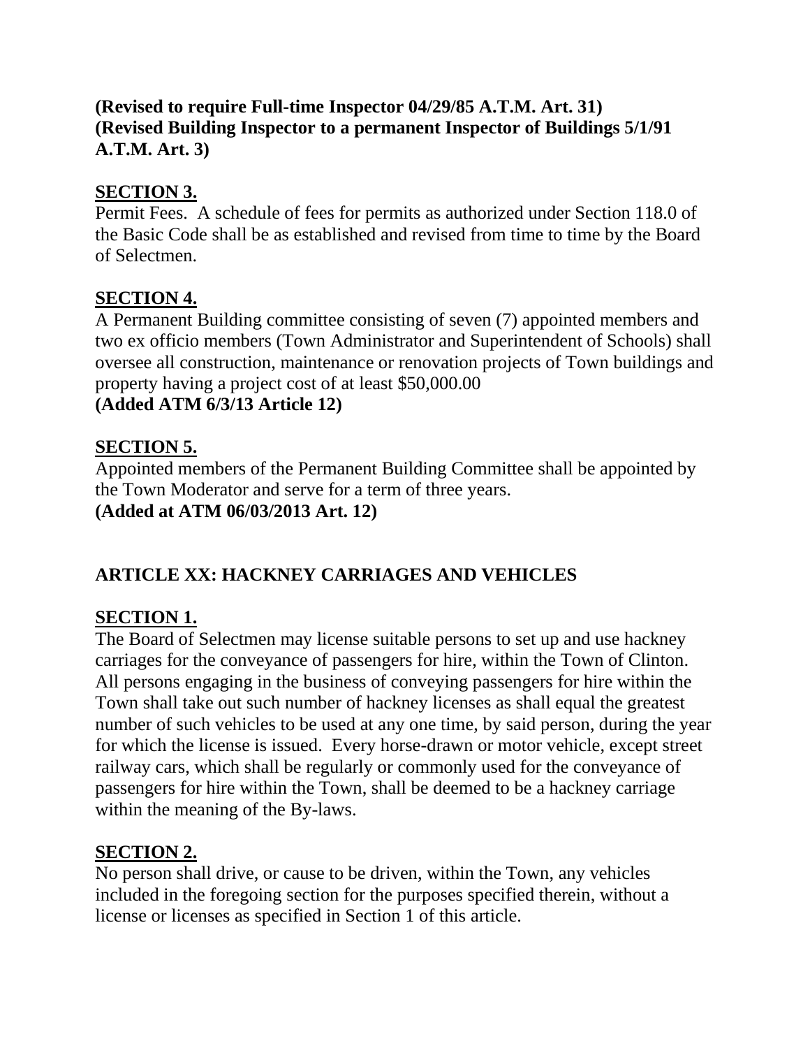**(Revised to require Full-time Inspector 04/29/85 A.T.M. Art. 31)**
**(Revised Building Inspector to a permanent Inspector of Buildings 5/1/91 A.T.M. Art. 3)**

## SECTION 3.

Permit Fees. A schedule of fees for permits as authorized under Section 118.0 of the Basic Code shall be as established and revised from time to time by the Board of Selectmen.

## SECTION 4.

A Permanent Building committee consisting of seven (7) appointed members and two ex officio members (Town Administrator and Superintendent of Schools) shall oversee all construction, maintenance or renovation projects of Town buildings and property having a project cost of at least $50,000.00
**(Added ATM 6/3/13 Article 12)**

## SECTION 5.

Appointed members of the Permanent Building Committee shall be appointed by the Town Moderator and serve for a term of three years.
**(Added at ATM 06/03/2013 Art. 12)**

# ARTICLE XX: HACKNEY CARRIAGES AND VEHICLES

## SECTION 1.

The Board of Selectmen may license suitable persons to set up and use hackney carriages for the conveyance of passengers for hire, within the Town of Clinton. All persons engaging in the business of conveying passengers for hire within the Town shall take out such number of hackney licenses as shall equal the greatest number of such vehicles to be used at any one time, by said person, during the year for which the license is issued. Every horse-drawn or motor vehicle, except street railway cars, which shall be regularly or commonly used for the conveyance of passengers for hire within the Town, shall be deemed to be a hackney carriage within the meaning of the By-laws.

## SECTION 2.

No person shall drive, or cause to be driven, within the Town, any vehicles included in the foregoing section for the purposes specified therein, without a license or licenses as specified in Section 1 of this article.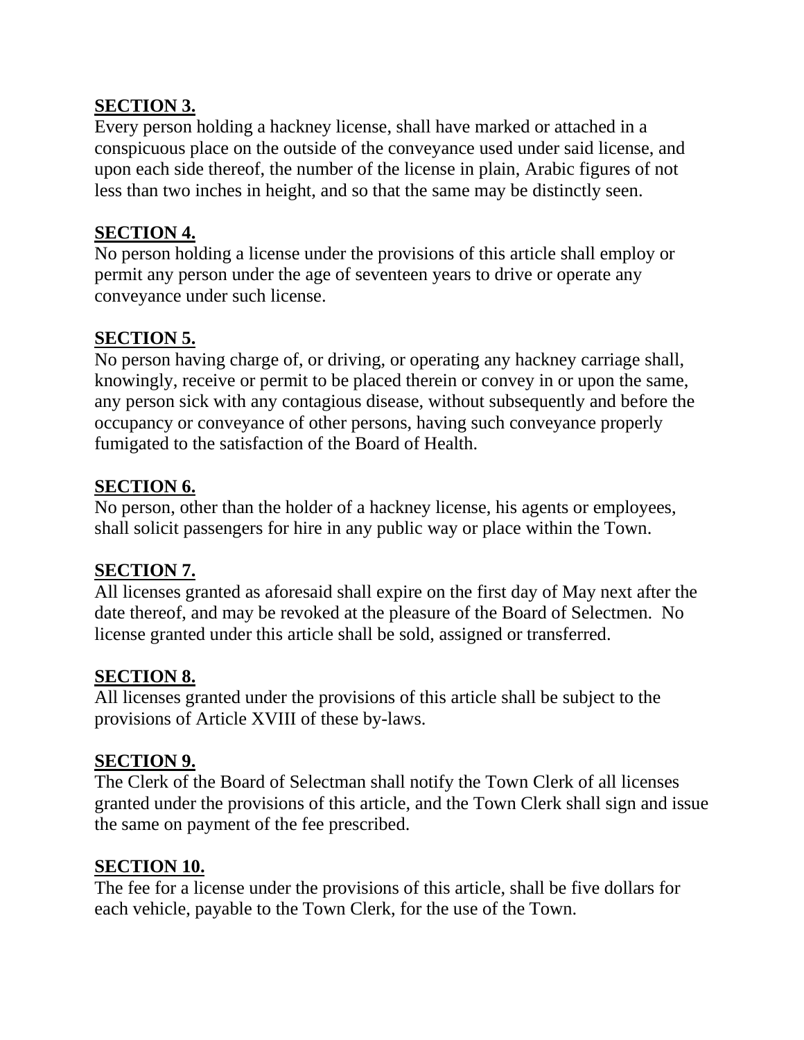**SECTION 3.**

Every person holding a hackney license, shall have marked or attached in a conspicuous place on the outside of the conveyance used under said license, and upon each side thereof, the number of the license in plain, Arabic figures of not less than two inches in height, and so that the same may be distinctly seen.

**SECTION 4.**

No person holding a license under the provisions of this article shall employ or permit any person under the age of seventeen years to drive or operate any conveyance under such license.

**SECTION 5.**

No person having charge of, or driving, or operating any hackney carriage shall, knowingly, receive or permit to be placed therein or convey in or upon the same, any person sick with any contagious disease, without subsequently and before the occupancy or conveyance of other persons, having such conveyance properly fumigated to the satisfaction of the Board of Health.

**SECTION 6.**

No person, other than the holder of a hackney license, his agents or employees, shall solicit passengers for hire in any public way or place within the Town.

**SECTION 7.**

All licenses granted as aforesaid shall expire on the first day of May next after the date thereof, and may be revoked at the pleasure of the Board of Selectmen. No license granted under this article shall be sold, assigned or transferred.

**SECTION 8.**

All licenses granted under the provisions of this article shall be subject to the provisions of Article XVIII of these by-laws.

**SECTION 9.**

The Clerk of the Board of Selectman shall notify the Town Clerk of all licenses granted under the provisions of this article, and the Town Clerk shall sign and issue the same on payment of the fee prescribed.

**SECTION 10.**

The fee for a license under the provisions of this article, shall be five dollars for each vehicle, payable to the Town Clerk, for the use of the Town.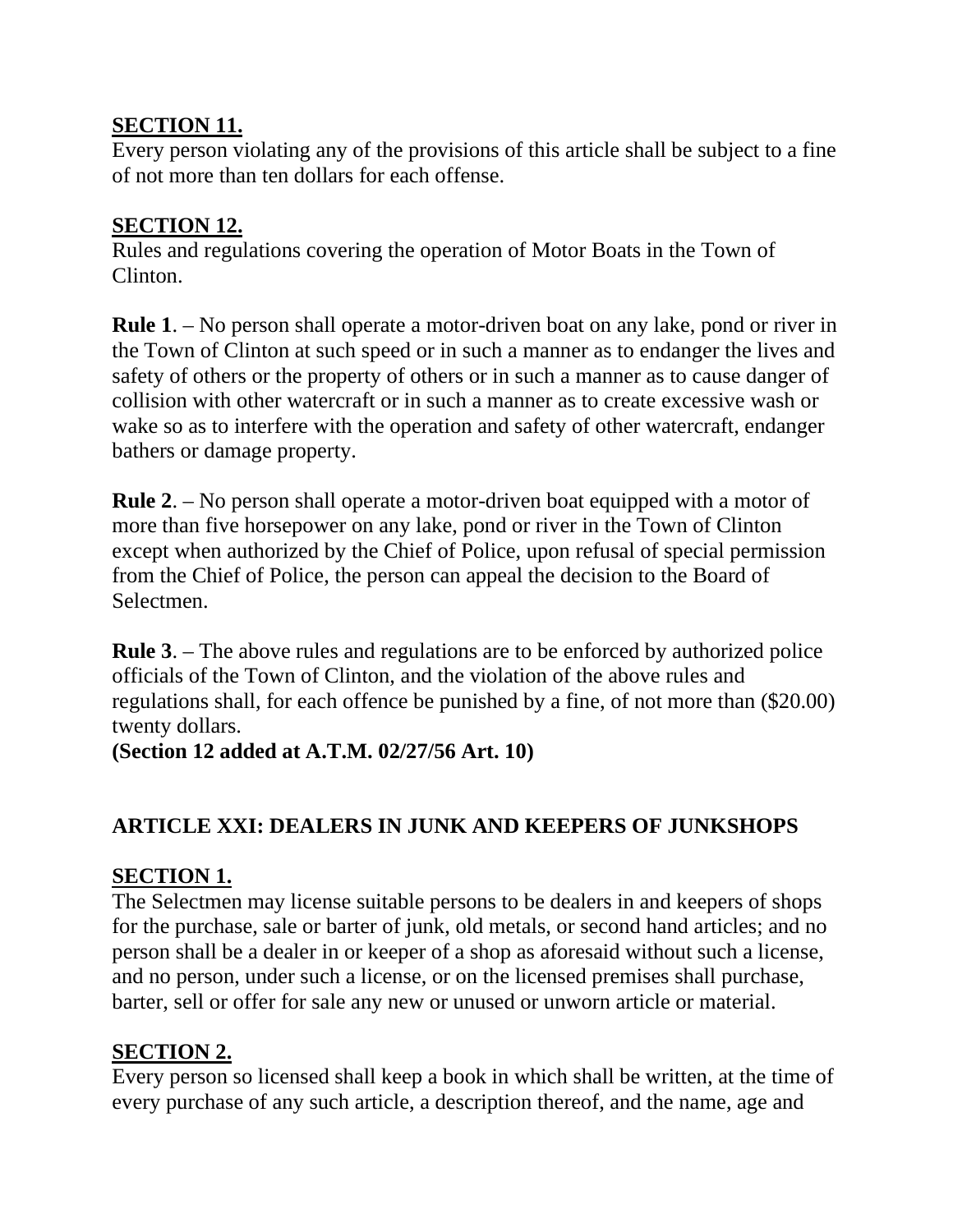**SECTION 11.**

Every person violating any of the provisions of this article shall be subject to a fine of not more than ten dollars for each offense.

**SECTION 12.**

Rules and regulations covering the operation of Motor Boats in the Town of Clinton.

**Rule 1**. – No person shall operate a motor-driven boat on any lake, pond or river in the Town of Clinton at such speed or in such a manner as to endanger the lives and safety of others or the property of others or in such a manner as to cause danger of collision with other watercraft or in such a manner as to create excessive wash or wake so as to interfere with the operation and safety of other watercraft, endanger bathers or damage property.

**Rule 2**. – No person shall operate a motor-driven boat equipped with a motor of more than five horsepower on any lake, pond or river in the Town of Clinton except when authorized by the Chief of Police, upon refusal of special permission from the Chief of Police, the person can appeal the decision to the Board of Selectmen.

**Rule 3**. – The above rules and regulations are to be enforced by authorized police officials of the Town of Clinton, and the violation of the above rules and regulations shall, for each offence be punished by a fine, of not more than ($20.00) twenty dollars.

**(Section 12 added at A.T.M. 02/27/56 Art. 10)**

## ARTICLE XXI: DEALERS IN JUNK AND KEEPERS OF JUNKSHOPS

**SECTION 1.**

The Selectmen may license suitable persons to be dealers in and keepers of shops for the purchase, sale or barter of junk, old metals, or second hand articles; and no person shall be a dealer in or keeper of a shop as aforesaid without such a license, and no person, under such a license, or on the licensed premises shall purchase, barter, sell or offer for sale any new or unused or unworn article or material.

**SECTION 2.**

Every person so licensed shall keep a book in which shall be written, at the time of every purchase of any such article, a description thereof, and the name, age and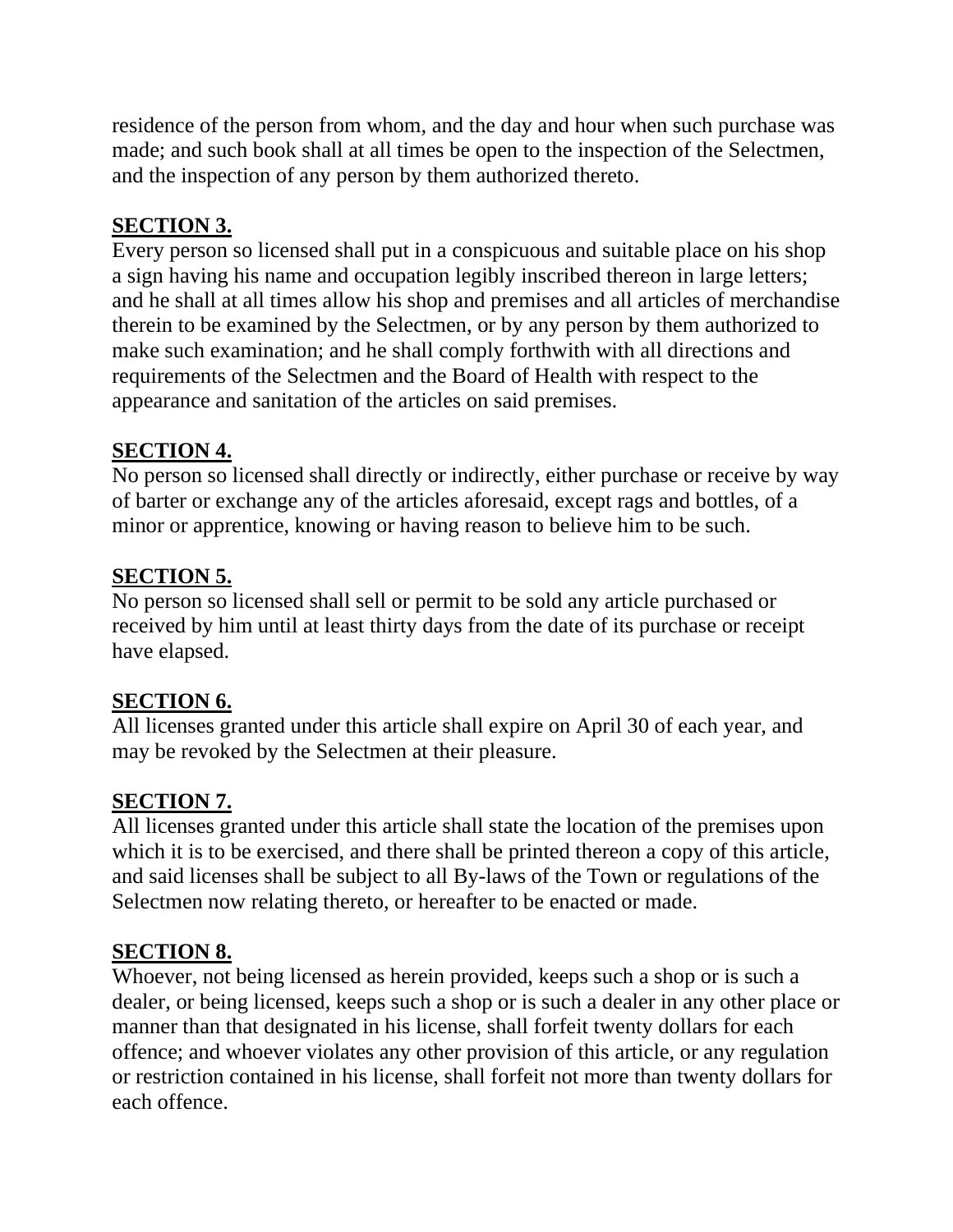residence of the person from whom, and the day and hour when such purchase was made; and such book shall at all times be open to the inspection of the Selectmen, and the inspection of any person by them authorized thereto.

**SECTION 3.**
Every person so licensed shall put in a conspicuous and suitable place on his shop a sign having his name and occupation legibly inscribed thereon in large letters; and he shall at all times allow his shop and premises and all articles of merchandise therein to be examined by the Selectmen, or by any person by them authorized to make such examination; and he shall comply forthwith with all directions and requirements of the Selectmen and the Board of Health with respect to the appearance and sanitation of the articles on said premises.

**SECTION 4.**
No person so licensed shall directly or indirectly, either purchase or receive by way of barter or exchange any of the articles aforesaid, except rags and bottles, of a minor or apprentice, knowing or having reason to believe him to be such.

**SECTION 5.**
No person so licensed shall sell or permit to be sold any article purchased or received by him until at least thirty days from the date of its purchase or receipt have elapsed.

**SECTION 6.**
All licenses granted under this article shall expire on April 30 of each year, and may be revoked by the Selectmen at their pleasure.

**SECTION 7.**
All licenses granted under this article shall state the location of the premises upon which it is to be exercised, and there shall be printed thereon a copy of this article, and said licenses shall be subject to all By-laws of the Town or regulations of the Selectmen now relating thereto, or hereafter to be enacted or made.

**SECTION 8.**
Whoever, not being licensed as herein provided, keeps such a shop or is such a dealer, or being licensed, keeps such a shop or is such a dealer in any other place or manner than that designated in his license, shall forfeit twenty dollars for each offence; and whoever violates any other provision of this article, or any regulation or restriction contained in his license, shall forfeit not more than twenty dollars for each offence.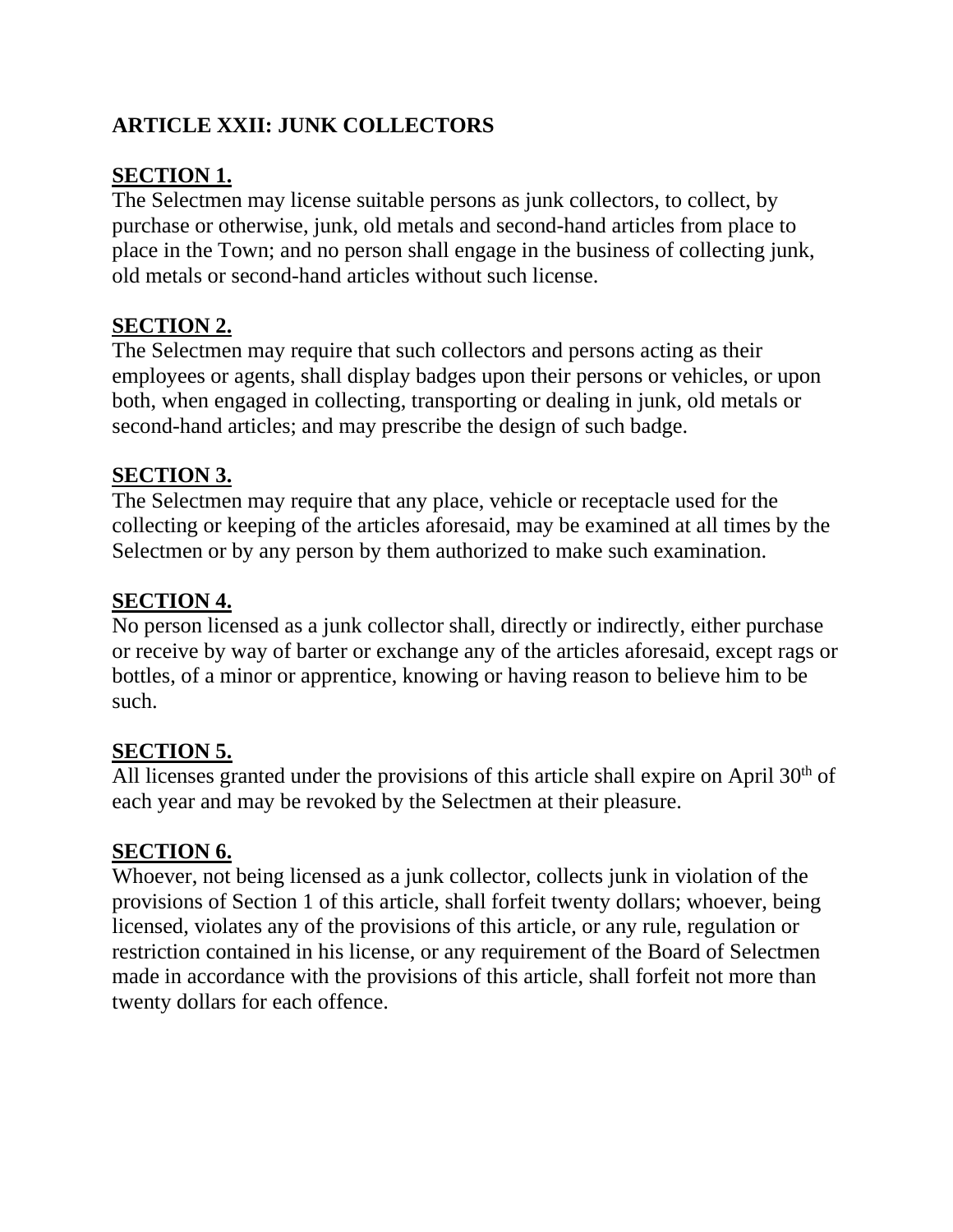## ARTICLE XXII: JUNK COLLECTORS

### SECTION 1.

The Selectmen may license suitable persons as junk collectors, to collect, by purchase or otherwise, junk, old metals and second-hand articles from place to place in the Town; and no person shall engage in the business of collecting junk, old metals or second-hand articles without such license.

### SECTION 2.

The Selectmen may require that such collectors and persons acting as their employees or agents, shall display badges upon their persons or vehicles, or upon both, when engaged in collecting, transporting or dealing in junk, old metals or second-hand articles; and may prescribe the design of such badge.

### SECTION 3.

The Selectmen may require that any place, vehicle or receptacle used for the collecting or keeping of the articles aforesaid, may be examined at all times by the Selectmen or by any person by them authorized to make such examination.

### SECTION 4.

No person licensed as a junk collector shall, directly or indirectly, either purchase or receive by way of barter or exchange any of the articles aforesaid, except rags or bottles, of a minor or apprentice, knowing or having reason to believe him to be such.

### SECTION 5.

All licenses granted under the provisions of this article shall expire on April 30th of each year and may be revoked by the Selectmen at their pleasure.

### SECTION 6.

Whoever, not being licensed as a junk collector, collects junk in violation of the provisions of Section 1 of this article, shall forfeit twenty dollars; whoever, being licensed, violates any of the provisions of this article, or any rule, regulation or restriction contained in his license, or any requirement of the Board of Selectmen made in accordance with the provisions of this article, shall forfeit not more than twenty dollars for each offence.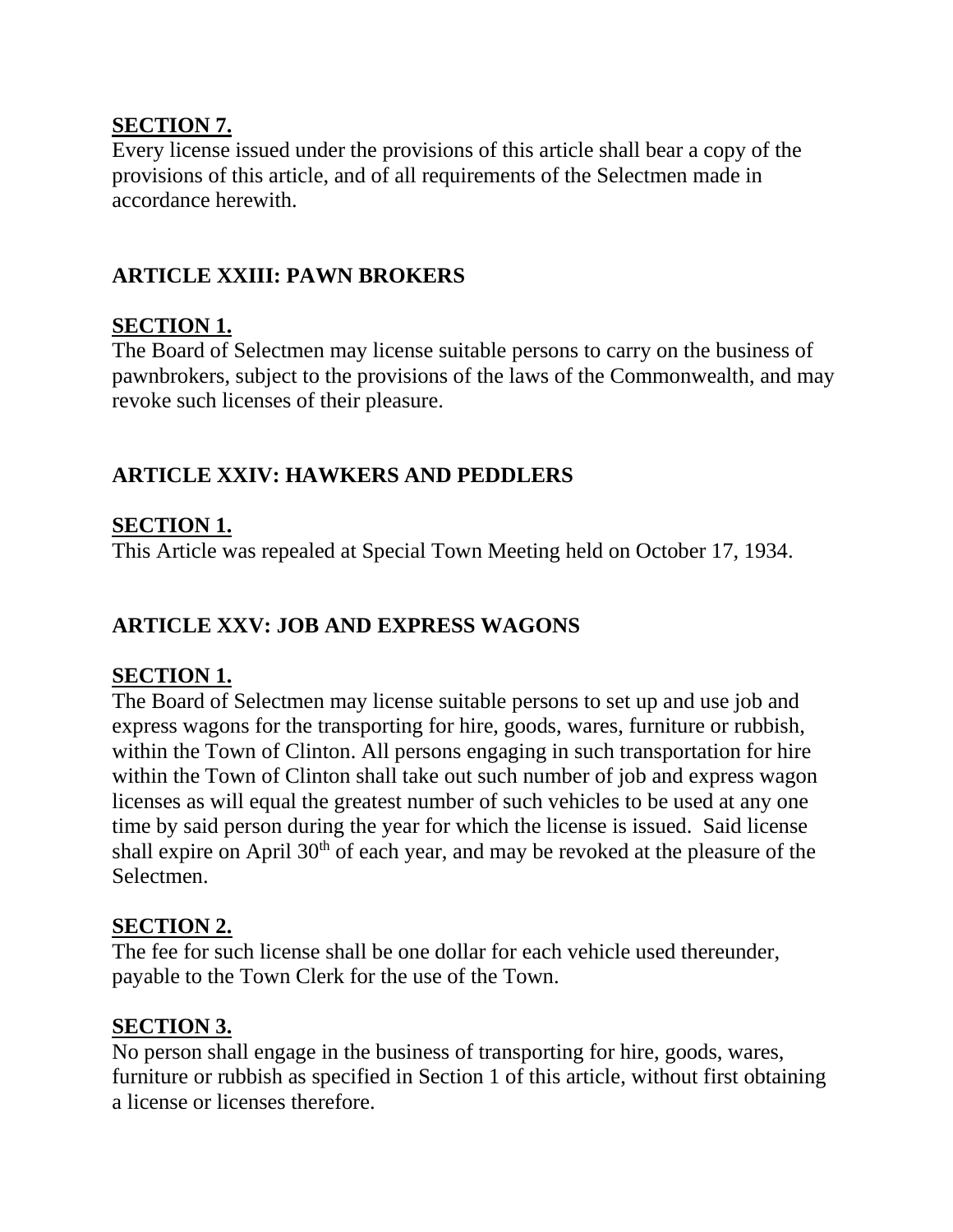**SECTION 7.**
Every license issued under the provisions of this article shall bear a copy of the provisions of this article, and of all requirements of the Selectmen made in accordance herewith.

## ARTICLE XXIII: PAWN BROKERS

**SECTION 1.**
The Board of Selectmen may license suitable persons to carry on the business of pawnbrokers, subject to the provisions of the laws of the Commonwealth, and may revoke such licenses of their pleasure.

## ARTICLE XXIV: HAWKERS AND PEDDLERS

**SECTION 1.**
This Article was repealed at Special Town Meeting held on October 17, 1934.

## ARTICLE XXV: JOB AND EXPRESS WAGONS

**SECTION 1.**
The Board of Selectmen may license suitable persons to set up and use job and express wagons for the transporting for hire, goods, wares, furniture or rubbish, within the Town of Clinton. All persons engaging in such transportation for hire within the Town of Clinton shall take out such number of job and express wagon licenses as will equal the greatest number of such vehicles to be used at any one time by said person during the year for which the license is issued. Said license shall expire on April 30th of each year, and may be revoked at the pleasure of the Selectmen.

**SECTION 2.**
The fee for such license shall be one dollar for each vehicle used thereunder, payable to the Town Clerk for the use of the Town.

**SECTION 3.**
No person shall engage in the business of transporting for hire, goods, wares, furniture or rubbish as specified in Section 1 of this article, without first obtaining a license or licenses therefore.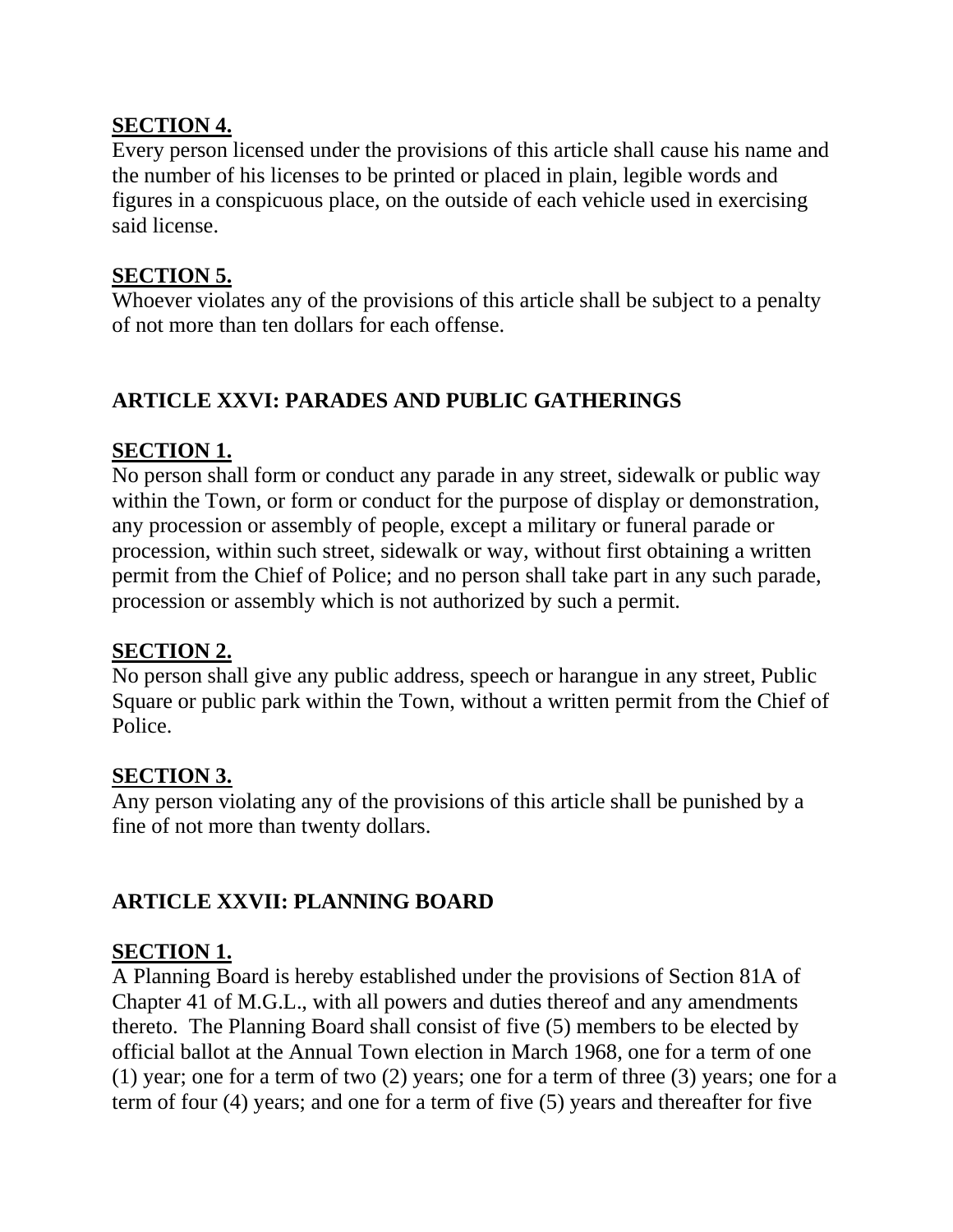**SECTION 4.**

Every person licensed under the provisions of this article shall cause his name and the number of his licenses to be printed or placed in plain, legible words and figures in a conspicuous place, on the outside of each vehicle used in exercising said license.

**SECTION 5.**

Whoever violates any of the provisions of this article shall be subject to a penalty of not more than ten dollars for each offense.

## ARTICLE XXVI: PARADES AND PUBLIC GATHERINGS

**SECTION 1.**

No person shall form or conduct any parade in any street, sidewalk or public way within the Town, or form or conduct for the purpose of display or demonstration, any procession or assembly of people, except a military or funeral parade or procession, within such street, sidewalk or way, without first obtaining a written permit from the Chief of Police; and no person shall take part in any such parade, procession or assembly which is not authorized by such a permit.

**SECTION 2.**

No person shall give any public address, speech or harangue in any street, Public Square or public park within the Town, without a written permit from the Chief of Police.

**SECTION 3.**

Any person violating any of the provisions of this article shall be punished by a fine of not more than twenty dollars.

## ARTICLE XXVII: PLANNING BOARD

**SECTION 1.**

A Planning Board is hereby established under the provisions of Section 81A of Chapter 41 of M.G.L., with all powers and duties thereof and any amendments thereto. The Planning Board shall consist of five (5) members to be elected by official ballot at the Annual Town election in March 1968, one for a term of one (1) year; one for a term of two (2) years; one for a term of three (3) years; one for a term of four (4) years; and one for a term of five (5) years and thereafter for five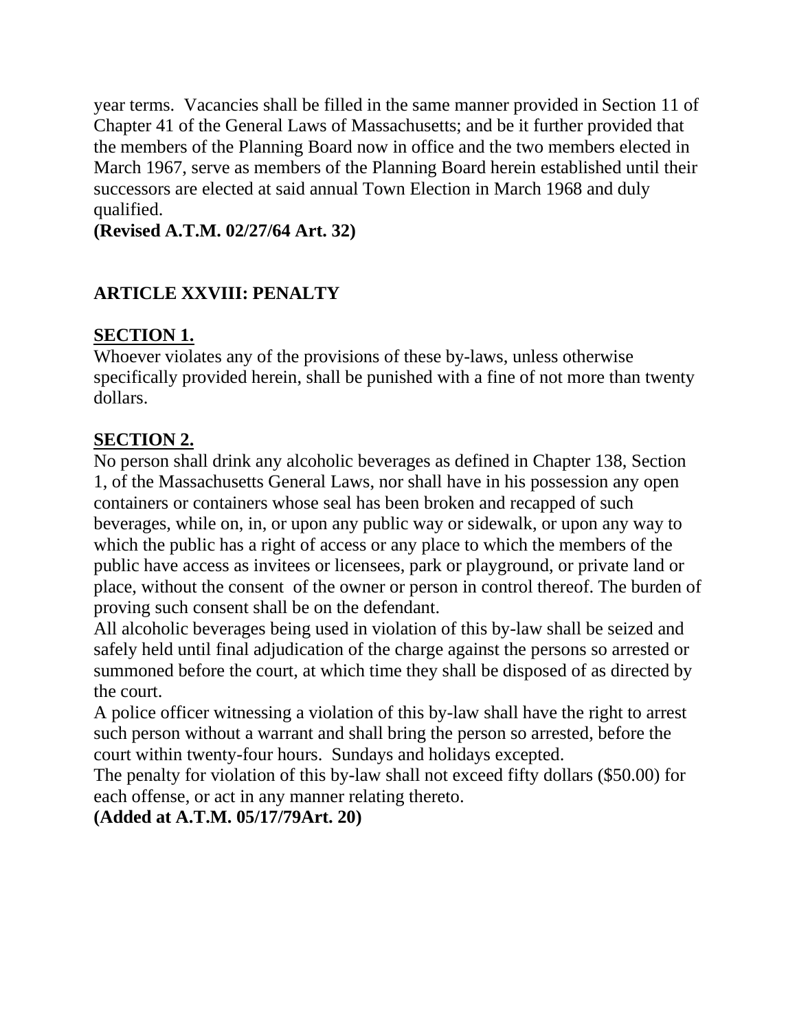year terms.  Vacancies shall be filled in the same manner provided in Section 11 of Chapter 41 of the General Laws of Massachusetts; and be it further provided that the members of the Planning Board now in office and the two members elected in March 1967, serve as members of the Planning Board herein established until their successors are elected at said annual Town Election in March 1968 and duly qualified.
**(Revised A.T.M. 02/27/64 Art. 32)**

## ARTICLE XXVIII: PENALTY

### SECTION 1.

Whoever violates any of the provisions of these by-laws, unless otherwise specifically provided herein, shall be punished with a fine of not more than twenty dollars.

### SECTION 2.

No person shall drink any alcoholic beverages as defined in Chapter 138, Section 1, of the Massachusetts General Laws, nor shall have in his possession any open containers or containers whose seal has been broken and recapped of such beverages, while on, in, or upon any public way or sidewalk, or upon any way to which the public has a right of access or any place to which the members of the public have access as invitees or licensees, park or playground, or private land or place, without the consent of the owner or person in control thereof. The burden of proving such consent shall be on the defendant.
All alcoholic beverages being used in violation of this by-law shall be seized and safely held until final adjudication of the charge against the persons so arrested or summoned before the court, at which time they shall be disposed of as directed by the court.
A police officer witnessing a violation of this by-law shall have the right to arrest such person without a warrant and shall bring the person so arrested, before the court within twenty-four hours.  Sundays and holidays excepted.
The penalty for violation of this by-law shall not exceed fifty dollars ($50.00) for each offense, or act in any manner relating thereto.
**(Added at A.T.M. 05/17/79Art. 20)**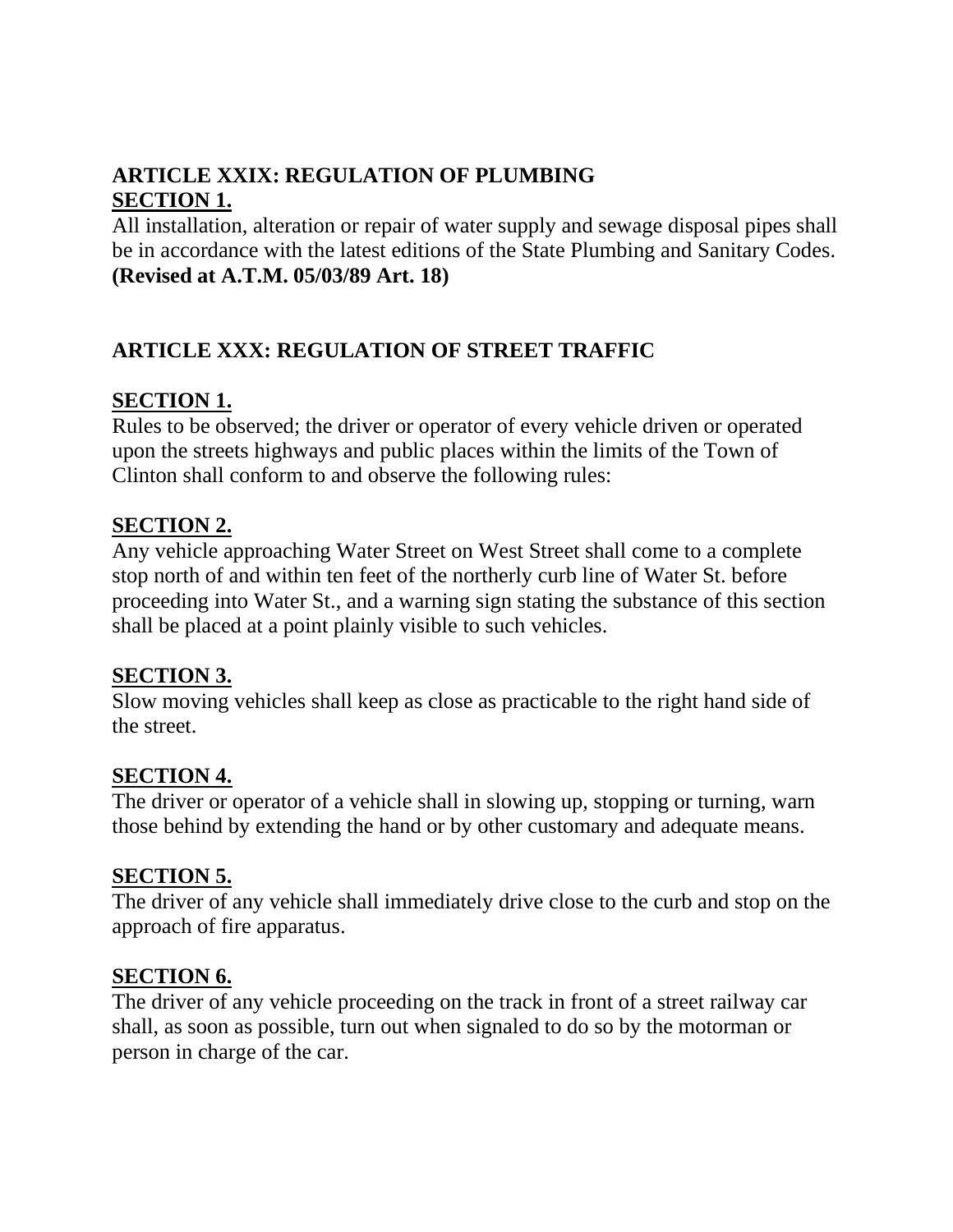## ARTICLE XXIX: REGULATION OF PLUMBING

**SECTION 1.**

All installation, alteration or repair of water supply and sewage disposal pipes shall be in accordance with the latest editions of the State Plumbing and Sanitary Codes. **(Revised at A.T.M. 05/03/89 Art. 18)**

## ARTICLE XXX: REGULATION OF STREET TRAFFIC

**SECTION 1.**

Rules to be observed; the driver or operator of every vehicle driven or operated upon the streets highways and public places within the limits of the Town of Clinton shall conform to and observe the following rules:

**SECTION 2.**

Any vehicle approaching Water Street on West Street shall come to a complete stop north of and within ten feet of the northerly curb line of Water St. before proceeding into Water St., and a warning sign stating the substance of this section shall be placed at a point plainly visible to such vehicles.

**SECTION 3.**

Slow moving vehicles shall keep as close as practicable to the right hand side of the street.

**SECTION 4.**

The driver or operator of a vehicle shall in slowing up, stopping or turning, warn those behind by extending the hand or by other customary and adequate means.

**SECTION 5.**

The driver of any vehicle shall immediately drive close to the curb and stop on the approach of fire apparatus.

**SECTION 6.**

The driver of any vehicle proceeding on the track in front of a street railway car shall, as soon as possible, turn out when signaled to do so by the motorman or person in charge of the car.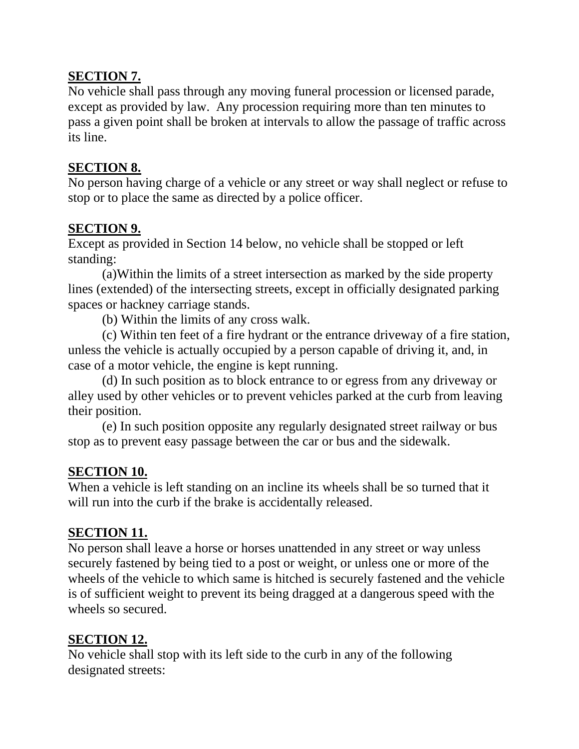**SECTION 7.**

No vehicle shall pass through any moving funeral procession or licensed parade, except as provided by law. Any procession requiring more than ten minutes to pass a given point shall be broken at intervals to allow the passage of traffic across its line.

**SECTION 8.**

No person having charge of a vehicle or any street or way shall neglect or refuse to stop or to place the same as directed by a police officer.

**SECTION 9.**

Except as provided in Section 14 below, no vehicle shall be stopped or left standing:

(a)Within the limits of a street intersection as marked by the side property lines (extended) of the intersecting streets, except in officially designated parking spaces or hackney carriage stands.

(b) Within the limits of any cross walk.

(c) Within ten feet of a fire hydrant or the entrance driveway of a fire station, unless the vehicle is actually occupied by a person capable of driving it, and, in case of a motor vehicle, the engine is kept running.

(d) In such position as to block entrance to or egress from any driveway or alley used by other vehicles or to prevent vehicles parked at the curb from leaving their position.

(e) In such position opposite any regularly designated street railway or bus stop as to prevent easy passage between the car or bus and the sidewalk.

**SECTION 10.**

When a vehicle is left standing on an incline its wheels shall be so turned that it will run into the curb if the brake is accidentally released.

**SECTION 11.**

No person shall leave a horse or horses unattended in any street or way unless securely fastened by being tied to a post or weight, or unless one or more of the wheels of the vehicle to which same is hitched is securely fastened and the vehicle is of sufficient weight to prevent its being dragged at a dangerous speed with the wheels so secured.

**SECTION 12.**

No vehicle shall stop with its left side to the curb in any of the following designated streets: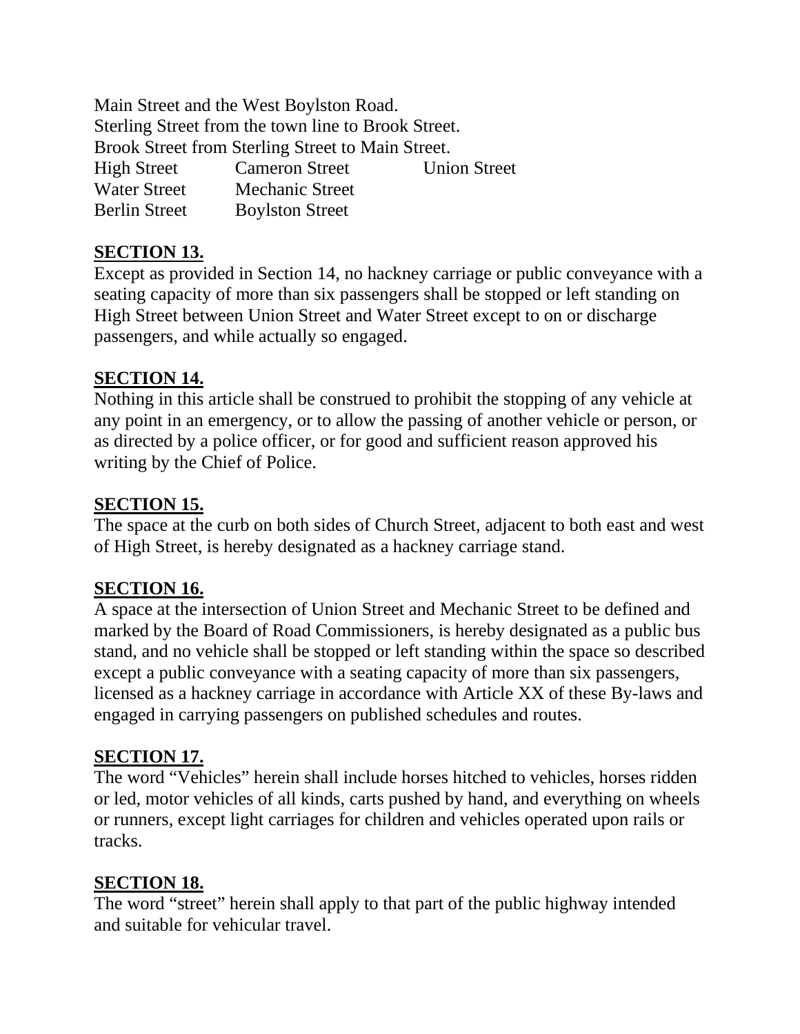Main Street and the West Boylston Road.
Sterling Street from the town line to Brook Street.
Brook Street from Sterling Street to Main Street.

| | | |
|---|---|---|
| High Street | Cameron Street | Union Street |
| Water Street | Mechanic Street | |
| Berlin Street | Boylston Street | |

**SECTION 13.**
Except as provided in Section 14, no hackney carriage or public conveyance with a seating capacity of more than six passengers shall be stopped or left standing on High Street between Union Street and Water Street except to on or discharge passengers, and while actually so engaged.

**SECTION 14.**
Nothing in this article shall be construed to prohibit the stopping of any vehicle at any point in an emergency, or to allow the passing of another vehicle or person, or as directed by a police officer, or for good and sufficient reason approved his writing by the Chief of Police.

**SECTION 15.**
The space at the curb on both sides of Church Street, adjacent to both east and west of High Street, is hereby designated as a hackney carriage stand.

**SECTION 16.**
A space at the intersection of Union Street and Mechanic Street to be defined and marked by the Board of Road Commissioners, is hereby designated as a public bus stand, and no vehicle shall be stopped or left standing within the space so described except a public conveyance with a seating capacity of more than six passengers, licensed as a hackney carriage in accordance with Article XX of these By-laws and engaged in carrying passengers on published schedules and routes.

**SECTION 17.**
The word "Vehicles" herein shall include horses hitched to vehicles, horses ridden or led, motor vehicles of all kinds, carts pushed by hand, and everything on wheels or runners, except light carriages for children and vehicles operated upon rails or tracks.

**SECTION 18.**
The word "street" herein shall apply to that part of the public highway intended and suitable for vehicular travel.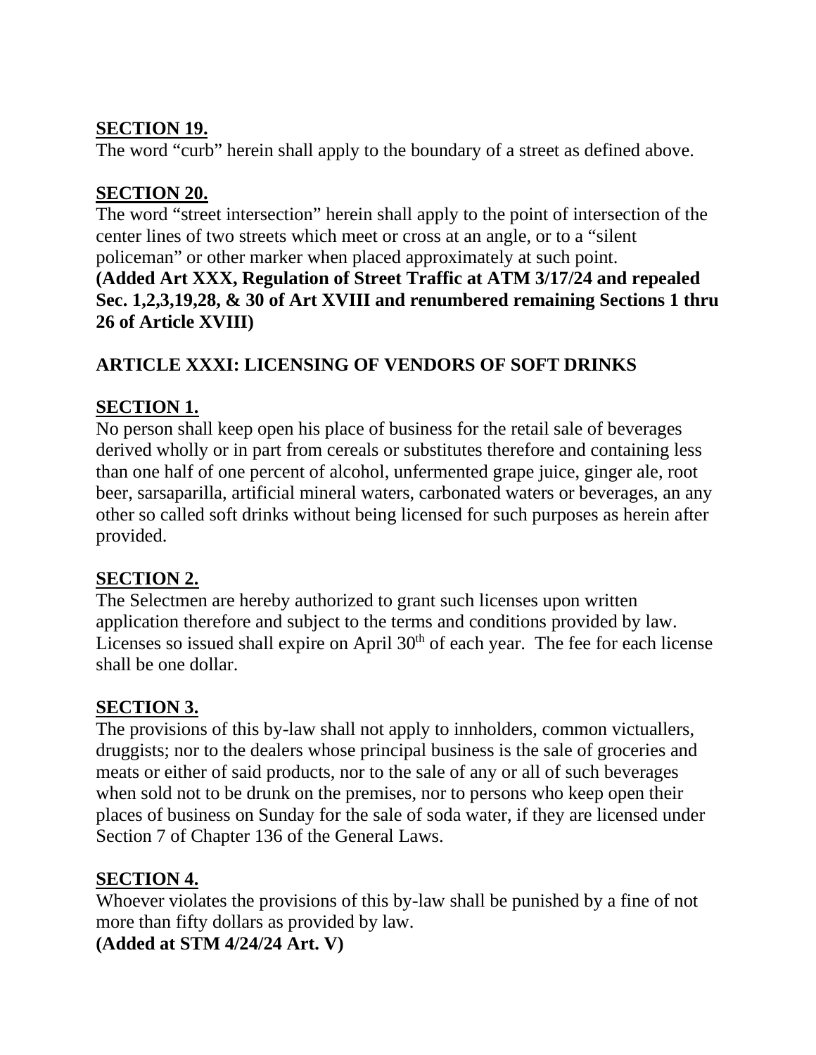**SECTION 19.**
The word “curb” herein shall apply to the boundary of a street as defined above.

**SECTION 20.**
The word “street intersection” herein shall apply to the point of intersection of the center lines of two streets which meet or cross at an angle, or to a “silent policeman” or other marker when placed approximately at such point.
**(Added Art XXX, Regulation of Street Traffic at ATM 3/17/24 and repealed Sec. 1,2,3,19,28, & 30 of Art XVIII and renumbered remaining Sections 1 thru 26 of Article XVIII)**

## ARTICLE XXXI: LICENSING OF VENDORS OF SOFT DRINKS

**SECTION 1.**
No person shall keep open his place of business for the retail sale of beverages derived wholly or in part from cereals or substitutes therefore and containing less than one half of one percent of alcohol, unfermented grape juice, ginger ale, root beer, sarsaparilla, artificial mineral waters, carbonated waters or beverages, an any other so called soft drinks without being licensed for such purposes as herein after provided.

**SECTION 2.**
The Selectmen are hereby authorized to grant such licenses upon written application therefore and subject to the terms and conditions provided by law. Licenses so issued shall expire on April 30th of each year. The fee for each license shall be one dollar.

**SECTION 3.**
The provisions of this by-law shall not apply to innholders, common victuallers, druggists; nor to the dealers whose principal business is the sale of groceries and meats or either of said products, nor to the sale of any or all of such beverages when sold not to be drunk on the premises, nor to persons who keep open their places of business on Sunday for the sale of soda water, if they are licensed under Section 7 of Chapter 136 of the General Laws.

**SECTION 4.**
Whoever violates the provisions of this by-law shall be punished by a fine of not more than fifty dollars as provided by law.
**(Added at STM 4/24/24 Art. V)**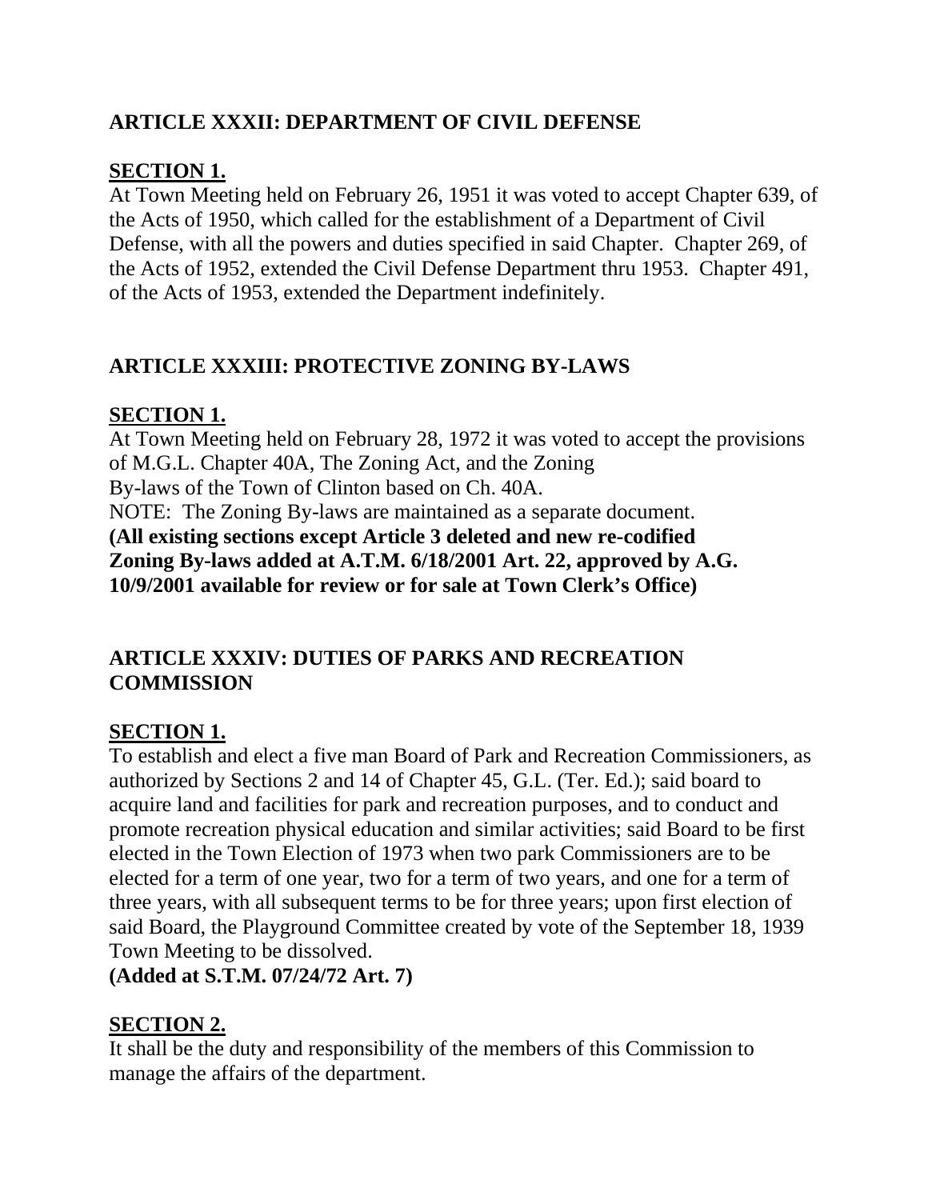## ARTICLE XXXII: DEPARTMENT OF CIVIL DEFENSE

**SECTION 1.**

At Town Meeting held on February 26, 1951 it was voted to accept Chapter 639, of the Acts of 1950, which called for the establishment of a Department of Civil Defense, with all the powers and duties specified in said Chapter. Chapter 269, of the Acts of 1952, extended the Civil Defense Department thru 1953. Chapter 491, of the Acts of 1953, extended the Department indefinitely.

## ARTICLE XXXIII: PROTECTIVE ZONING BY-LAWS

**SECTION 1.**

At Town Meeting held on February 28, 1972 it was voted to accept the provisions of M.G.L. Chapter 40A, The Zoning Act, and the Zoning By-laws of the Town of Clinton based on Ch. 40A.

NOTE: The Zoning By-laws are maintained as a separate document.
**(All existing sections except Article 3 deleted and new re-codified Zoning By-laws added at A.T.M. 6/18/2001 Art. 22, approved by A.G. 10/9/2001 available for review or for sale at Town Clerk's Office)**

## ARTICLE XXXIV: DUTIES OF PARKS AND RECREATION COMMISSION

**SECTION 1.**

To establish and elect a five man Board of Park and Recreation Commissioners, as authorized by Sections 2 and 14 of Chapter 45, G.L. (Ter. Ed.); said board to acquire land and facilities for park and recreation purposes, and to conduct and promote recreation physical education and similar activities; said Board to be first elected in the Town Election of 1973 when two park Commissioners are to be elected for a term of one year, two for a term of two years, and one for a term of three years, with all subsequent terms to be for three years; upon first election of said Board, the Playground Committee created by vote of the September 18, 1939 Town Meeting to be dissolved.
**(Added at S.T.M. 07/24/72 Art. 7)**

**SECTION 2.**

It shall be the duty and responsibility of the members of this Commission to manage the affairs of the department.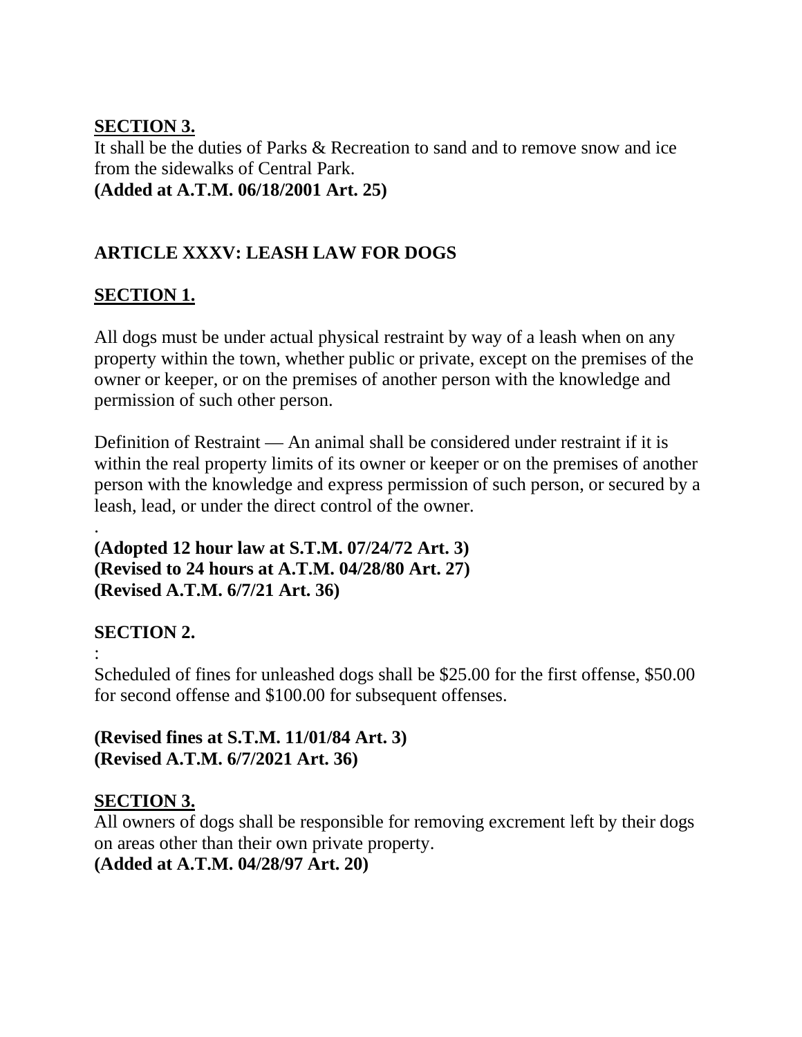**SECTION 3.**
It shall be the duties of Parks & Recreation to sand and to remove snow and ice from the sidewalks of Central Park.
**(Added at A.T.M. 06/18/2001 Art. 25)**

## ARTICLE XXXV: LEASH LAW FOR DOGS

**SECTION 1.**

All dogs must be under actual physical restraint by way of a leash when on any property within the town, whether public or private, except on the premises of the owner or keeper, or on the premises of another person with the knowledge and permission of such other person.

Definition of Restraint — An animal shall be considered under restraint if it is within the real property limits of its owner or keeper or on the premises of another person with the knowledge and express permission of such person, or secured by a leash, lead, or under the direct control of the owner.

.
**(Adopted 12 hour law at S.T.M. 07/24/72 Art. 3)**
**(Revised to 24 hours at A.T.M. 04/28/80 Art. 27)**
**(Revised A.T.M. 6/7/21 Art. 36)**

**SECTION 2.**
:
Scheduled of fines for unleashed dogs shall be $25.00 for the first offense, $50.00 for second offense and $100.00 for subsequent offenses.

**(Revised fines at S.T.M. 11/01/84 Art. 3)**
**(Revised A.T.M. 6/7/2021 Art. 36)**

**SECTION 3.**
All owners of dogs shall be responsible for removing excrement left by their dogs on areas other than their own private property.
**(Added at A.T.M. 04/28/97 Art. 20)**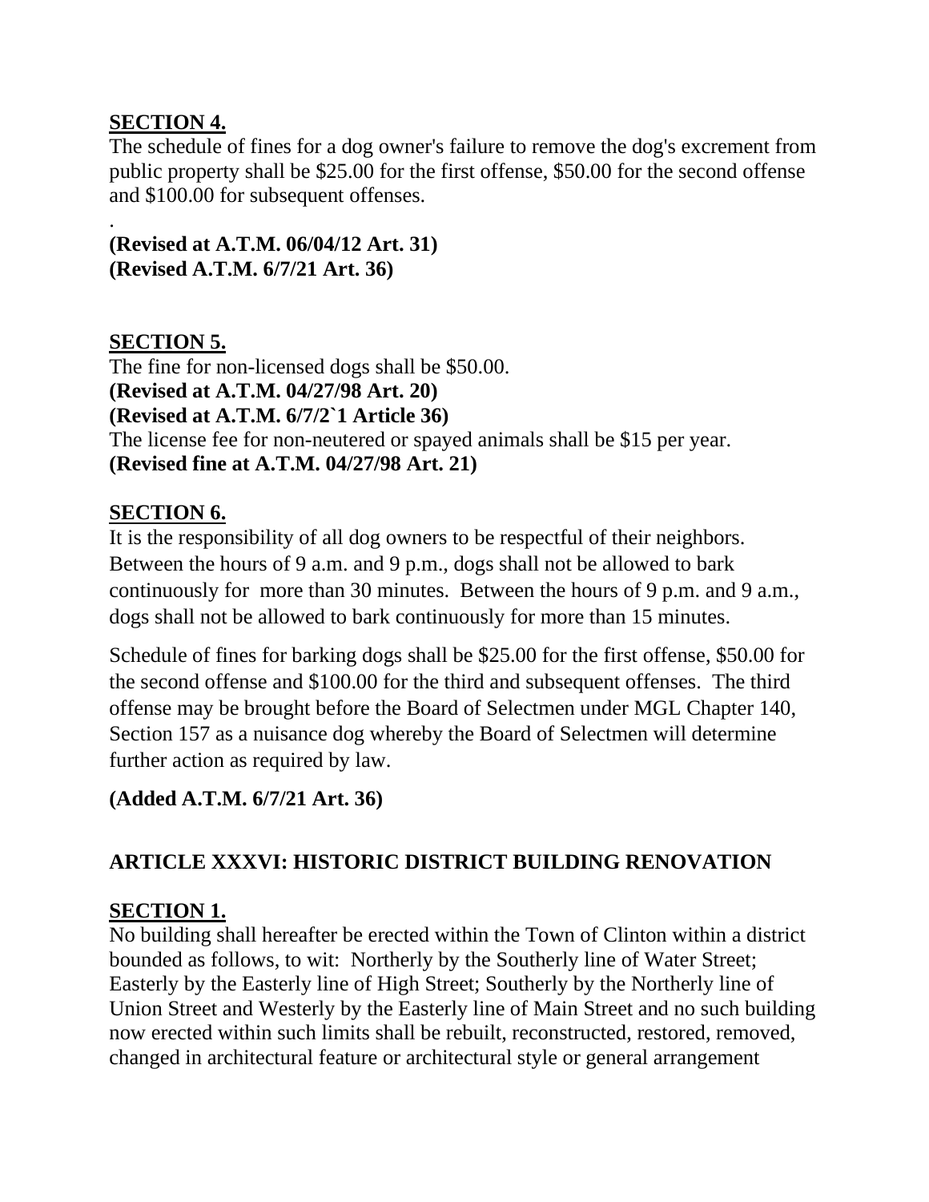**SECTION 4.**

The schedule of fines for a dog owner's failure to remove the dog's excrement from public property shall be $25.00 for the first offense, $50.00 for the second offense and $100.00 for subsequent offenses.

.

**(Revised at A.T.M. 06/04/12 Art. 31)**
**(Revised A.T.M. 6/7/21 Art. 36)**

**SECTION 5.**

The fine for non-licensed dogs shall be $50.00.
**(Revised at A.T.M. 04/27/98 Art. 20)**
**(Revised at A.T.M. 6/7/2`1 Article 36)**
The license fee for non-neutered or spayed animals shall be $15 per year.
**(Revised fine at A.T.M. 04/27/98 Art. 21)**

**SECTION 6.**

It is the responsibility of all dog owners to be respectful of their neighbors. Between the hours of 9 a.m. and 9 p.m., dogs shall not be allowed to bark continuously for more than 30 minutes. Between the hours of 9 p.m. and 9 a.m., dogs shall not be allowed to bark continuously for more than 15 minutes.

Schedule of fines for barking dogs shall be $25.00 for the first offense, $50.00 for the second offense and $100.00 for the third and subsequent offenses. The third offense may be brought before the Board of Selectmen under MGL Chapter 140, Section 157 as a nuisance dog whereby the Board of Selectmen will determine further action as required by law.

**(Added A.T.M. 6/7/21 Art. 36)**

## ARTICLE XXXVI: HISTORIC DISTRICT BUILDING RENOVATION

**SECTION 1.**

No building shall hereafter be erected within the Town of Clinton within a district bounded as follows, to wit: Northerly by the Southerly line of Water Street; Easterly by the Easterly line of High Street; Southerly by the Northerly line of Union Street and Westerly by the Easterly line of Main Street and no such building now erected within such limits shall be rebuilt, reconstructed, restored, removed, changed in architectural feature or architectural style or general arrangement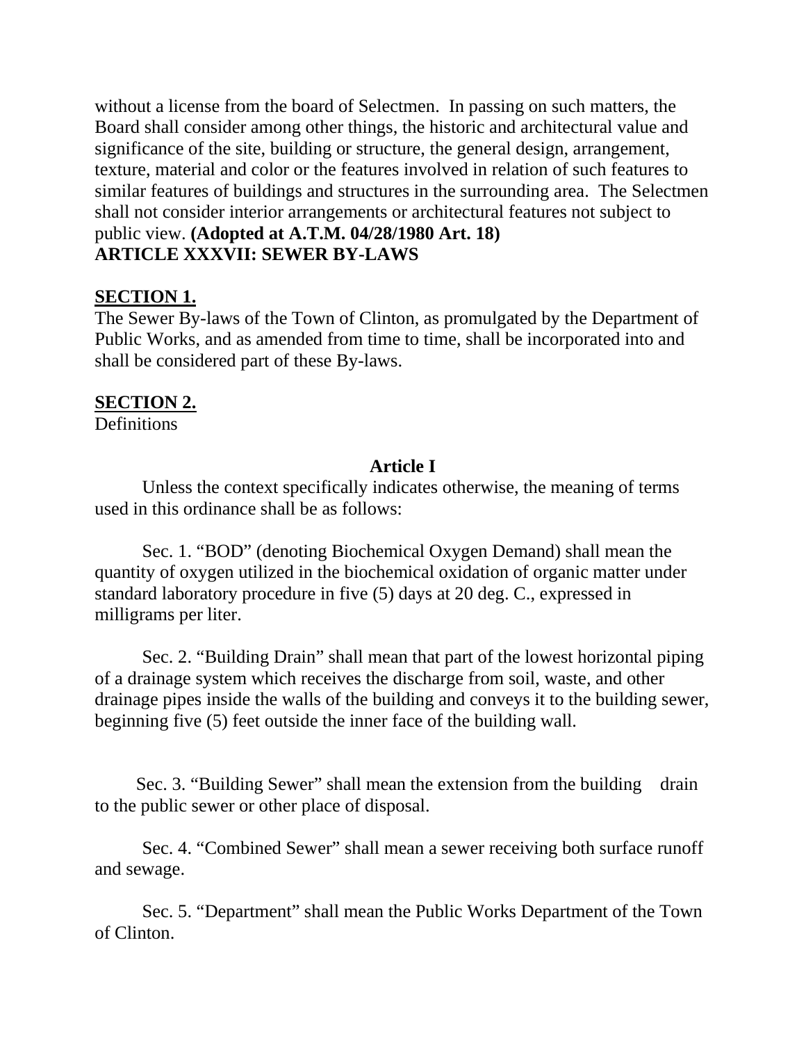without a license from the board of Selectmen. In passing on such matters, the Board shall consider among other things, the historic and architectural value and significance of the site, building or structure, the general design, arrangement, texture, material and color or the features involved in relation of such features to similar features of buildings and structures in the surrounding area. The Selectmen shall not consider interior arrangements or architectural features not subject to public view. **(Adopted at A.T.M. 04/28/1980 Art. 18)**

## ARTICLE XXXVII: SEWER BY-LAWS

### SECTION 1.

The Sewer By-laws of the Town of Clinton, as promulgated by the Department of Public Works, and as amended from time to time, shall be incorporated into and shall be considered part of these By-laws.

### SECTION 2.

Definitions

**Article I**

Unless the context specifically indicates otherwise, the meaning of terms used in this ordinance shall be as follows:

Sec. 1. "BOD" (denoting Biochemical Oxygen Demand) shall mean the quantity of oxygen utilized in the biochemical oxidation of organic matter under standard laboratory procedure in five (5) days at 20 deg. C., expressed in milligrams per liter.

Sec. 2. "Building Drain" shall mean that part of the lowest horizontal piping of a drainage system which receives the discharge from soil, waste, and other drainage pipes inside the walls of the building and conveys it to the building sewer, beginning five (5) feet outside the inner face of the building wall.

Sec. 3. "Building Sewer" shall mean the extension from the building drain to the public sewer or other place of disposal.

Sec. 4. "Combined Sewer" shall mean a sewer receiving both surface runoff and sewage.

Sec. 5. "Department" shall mean the Public Works Department of the Town of Clinton.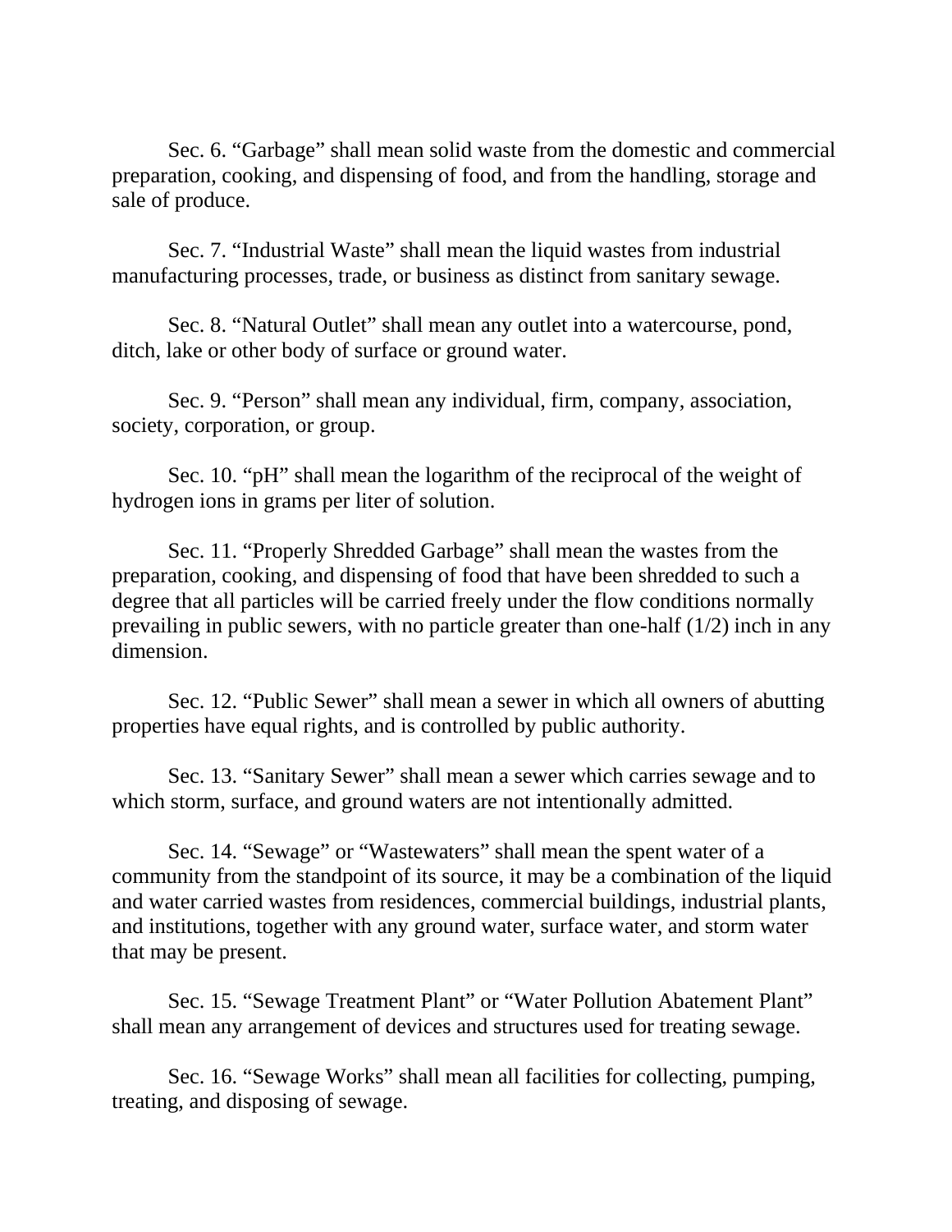Sec. 6. “Garbage” shall mean solid waste from the domestic and commercial preparation, cooking, and dispensing of food, and from the handling, storage and sale of produce.

Sec. 7. “Industrial Waste” shall mean the liquid wastes from industrial manufacturing processes, trade, or business as distinct from sanitary sewage.

Sec. 8. “Natural Outlet” shall mean any outlet into a watercourse, pond, ditch, lake or other body of surface or ground water.

Sec. 9. “Person” shall mean any individual, firm, company, association, society, corporation, or group.

Sec. 10. “pH” shall mean the logarithm of the reciprocal of the weight of hydrogen ions in grams per liter of solution.

Sec. 11. “Properly Shredded Garbage” shall mean the wastes from the preparation, cooking, and dispensing of food that have been shredded to such a degree that all particles will be carried freely under the flow conditions normally prevailing in public sewers, with no particle greater than one-half (1/2) inch in any dimension.

Sec. 12. “Public Sewer” shall mean a sewer in which all owners of abutting properties have equal rights, and is controlled by public authority.

Sec. 13. “Sanitary Sewer” shall mean a sewer which carries sewage and to which storm, surface, and ground waters are not intentionally admitted.

Sec. 14. “Sewage” or “Wastewaters” shall mean the spent water of a community from the standpoint of its source, it may be a combination of the liquid and water carried wastes from residences, commercial buildings, industrial plants, and institutions, together with any ground water, surface water, and storm water that may be present.

Sec. 15. “Sewage Treatment Plant” or “Water Pollution Abatement Plant” shall mean any arrangement of devices and structures used for treating sewage.

Sec. 16. “Sewage Works” shall mean all facilities for collecting, pumping, treating, and disposing of sewage.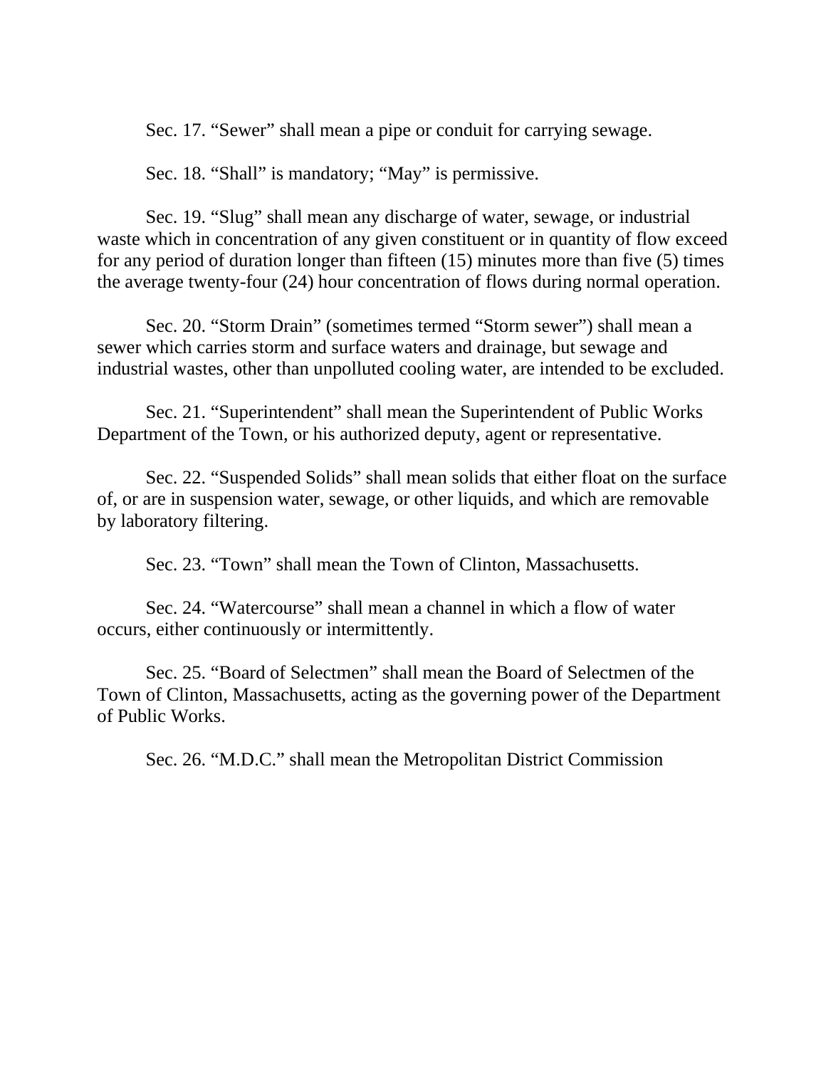Sec. 17. “Sewer” shall mean a pipe or conduit for carrying sewage.

Sec. 18. “Shall” is mandatory; “May” is permissive.

Sec. 19. “Slug” shall mean any discharge of water, sewage, or industrial waste which in concentration of any given constituent or in quantity of flow exceed for any period of duration longer than fifteen (15) minutes more than five (5) times the average twenty-four (24) hour concentration of flows during normal operation.

Sec. 20. “Storm Drain” (sometimes termed “Storm sewer”) shall mean a sewer which carries storm and surface waters and drainage, but sewage and industrial wastes, other than unpolluted cooling water, are intended to be excluded.

Sec. 21. “Superintendent” shall mean the Superintendent of Public Works Department of the Town, or his authorized deputy, agent or representative.

Sec. 22. “Suspended Solids” shall mean solids that either float on the surface of, or are in suspension water, sewage, or other liquids, and which are removable by laboratory filtering.

Sec. 23. “Town” shall mean the Town of Clinton, Massachusetts.

Sec. 24. “Watercourse” shall mean a channel in which a flow of water occurs, either continuously or intermittently.

Sec. 25. “Board of Selectmen” shall mean the Board of Selectmen of the Town of Clinton, Massachusetts, acting as the governing power of the Department of Public Works.

Sec. 26. “M.D.C.” shall mean the Metropolitan District Commission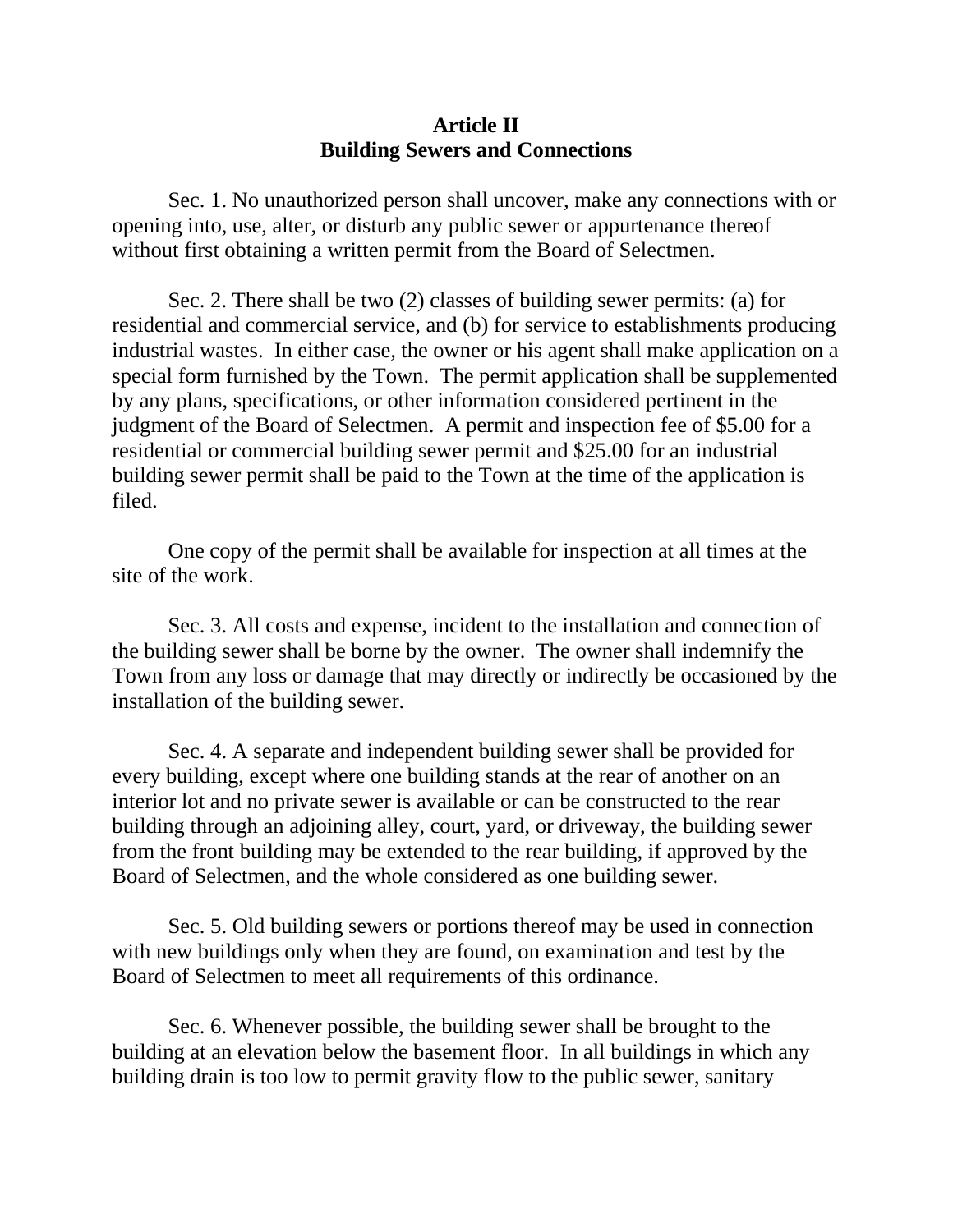## Article II
## Building Sewers and Connections

Sec. 1. No unauthorized person shall uncover, make any connections with or opening into, use, alter, or disturb any public sewer or appurtenance thereof without first obtaining a written permit from the Board of Selectmen.

Sec. 2. There shall be two (2) classes of building sewer permits: (a) for residential and commercial service, and (b) for service to establishments producing industrial wastes. In either case, the owner or his agent shall make application on a special form furnished by the Town. The permit application shall be supplemented by any plans, specifications, or other information considered pertinent in the judgment of the Board of Selectmen. A permit and inspection fee of $5.00 for a residential or commercial building sewer permit and $25.00 for an industrial building sewer permit shall be paid to the Town at the time of the application is filed.

One copy of the permit shall be available for inspection at all times at the site of the work.

Sec. 3. All costs and expense, incident to the installation and connection of the building sewer shall be borne by the owner. The owner shall indemnify the Town from any loss or damage that may directly or indirectly be occasioned by the installation of the building sewer.

Sec. 4. A separate and independent building sewer shall be provided for every building, except where one building stands at the rear of another on an interior lot and no private sewer is available or can be constructed to the rear building through an adjoining alley, court, yard, or driveway, the building sewer from the front building may be extended to the rear building, if approved by the Board of Selectmen, and the whole considered as one building sewer.

Sec. 5. Old building sewers or portions thereof may be used in connection with new buildings only when they are found, on examination and test by the Board of Selectmen to meet all requirements of this ordinance.

Sec. 6. Whenever possible, the building sewer shall be brought to the building at an elevation below the basement floor. In all buildings in which any building drain is too low to permit gravity flow to the public sewer, sanitary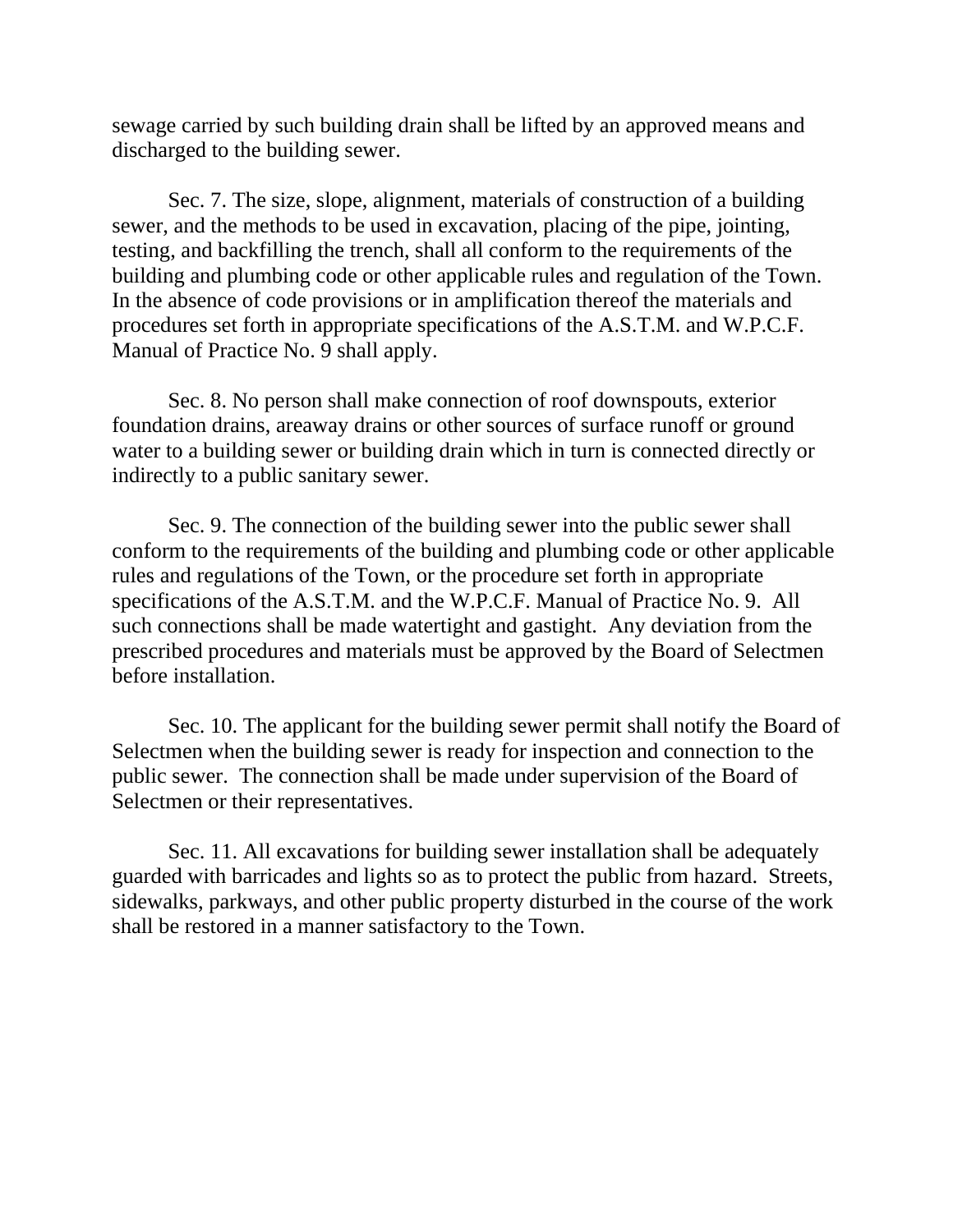sewage carried by such building drain shall be lifted by an approved means and discharged to the building sewer.

Sec. 7. The size, slope, alignment, materials of construction of a building sewer, and the methods to be used in excavation, placing of the pipe, jointing, testing, and backfilling the trench, shall all conform to the requirements of the building and plumbing code or other applicable rules and regulation of the Town. In the absence of code provisions or in amplification thereof the materials and procedures set forth in appropriate specifications of the A.S.T.M. and W.P.C.F. Manual of Practice No. 9 shall apply.

Sec. 8. No person shall make connection of roof downspouts, exterior foundation drains, areaway drains or other sources of surface runoff or ground water to a building sewer or building drain which in turn is connected directly or indirectly to a public sanitary sewer.

Sec. 9. The connection of the building sewer into the public sewer shall conform to the requirements of the building and plumbing code or other applicable rules and regulations of the Town, or the procedure set forth in appropriate specifications of the A.S.T.M. and the W.P.C.F. Manual of Practice No. 9. All such connections shall be made watertight and gastight. Any deviation from the prescribed procedures and materials must be approved by the Board of Selectmen before installation.

Sec. 10. The applicant for the building sewer permit shall notify the Board of Selectmen when the building sewer is ready for inspection and connection to the public sewer. The connection shall be made under supervision of the Board of Selectmen or their representatives.

Sec. 11. All excavations for building sewer installation shall be adequately guarded with barricades and lights so as to protect the public from hazard. Streets, sidewalks, parkways, and other public property disturbed in the course of the work shall be restored in a manner satisfactory to the Town.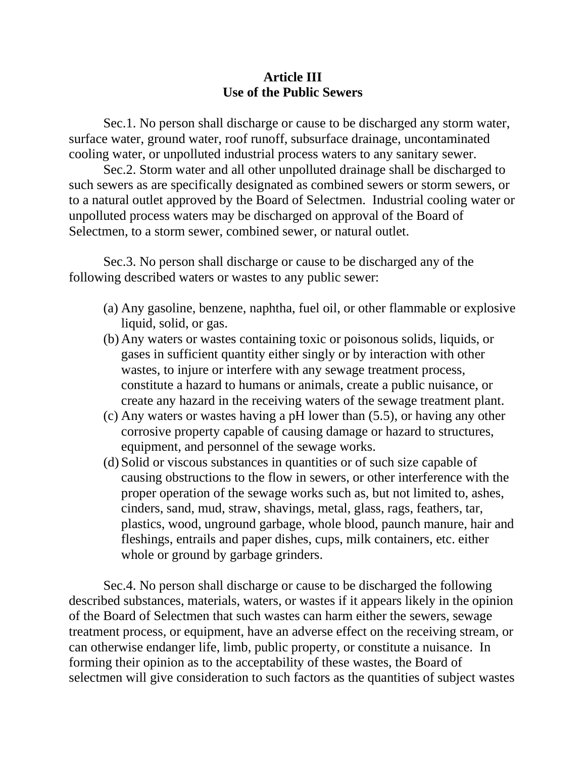# Article III
# Use of the Public Sewers

Sec.1. No person shall discharge or cause to be discharged any storm water, surface water, ground water, roof runoff, subsurface drainage, uncontaminated cooling water, or unpolluted industrial process waters to any sanitary sewer.

Sec.2. Storm water and all other unpolluted drainage shall be discharged to such sewers as are specifically designated as combined sewers or storm sewers, or to a natural outlet approved by the Board of Selectmen. Industrial cooling water or unpolluted process waters may be discharged on approval of the Board of Selectmen, to a storm sewer, combined sewer, or natural outlet.

Sec.3. No person shall discharge or cause to be discharged any of the following described waters or wastes to any public sewer:

(a) Any gasoline, benzene, naphtha, fuel oil, or other flammable or explosive liquid, solid, or gas.

(b) Any waters or wastes containing toxic or poisonous solids, liquids, or gases in sufficient quantity either singly or by interaction with other wastes, to injure or interfere with any sewage treatment process, constitute a hazard to humans or animals, create a public nuisance, or create any hazard in the receiving waters of the sewage treatment plant.

(c) Any waters or wastes having a pH lower than (5.5), or having any other corrosive property capable of causing damage or hazard to structures, equipment, and personnel of the sewage works.

(d) Solid or viscous substances in quantities or of such size capable of causing obstructions to the flow in sewers, or other interference with the proper operation of the sewage works such as, but not limited to, ashes, cinders, sand, mud, straw, shavings, metal, glass, rags, feathers, tar, plastics, wood, unground garbage, whole blood, paunch manure, hair and fleshings, entrails and paper dishes, cups, milk containers, etc. either whole or ground by garbage grinders.

Sec.4. No person shall discharge or cause to be discharged the following described substances, materials, waters, or wastes if it appears likely in the opinion of the Board of Selectmen that such wastes can harm either the sewers, sewage treatment process, or equipment, have an adverse effect on the receiving stream, or can otherwise endanger life, limb, public property, or constitute a nuisance. In forming their opinion as to the acceptability of these wastes, the Board of selectmen will give consideration to such factors as the quantities of subject wastes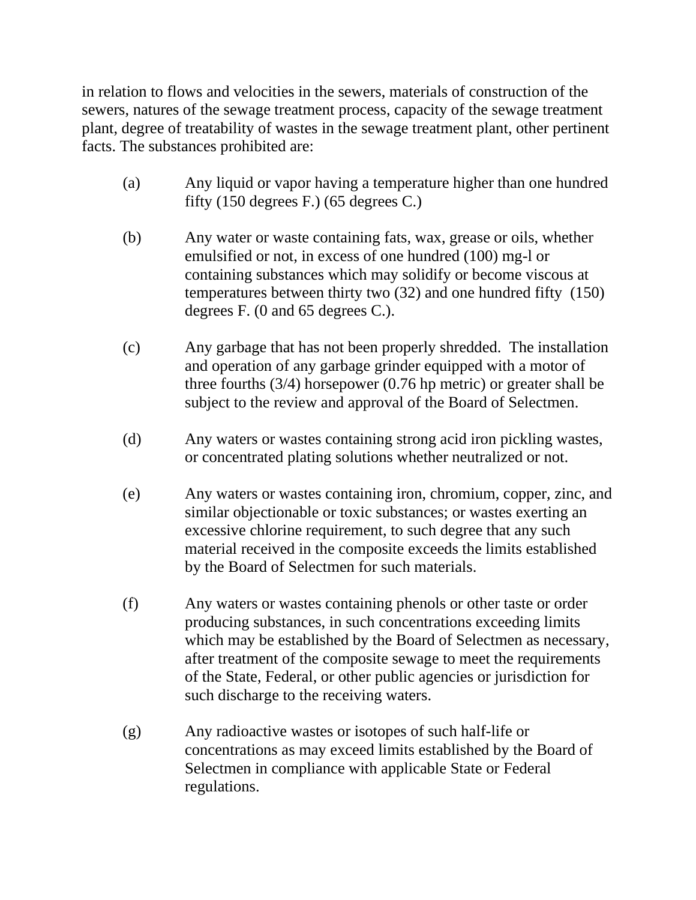in relation to flows and velocities in the sewers, materials of construction of the sewers, natures of the sewage treatment process, capacity of the sewage treatment plant, degree of treatability of wastes in the sewage treatment plant, other pertinent facts. The substances prohibited are:

(a) Any liquid or vapor having a temperature higher than one hundred fifty (150 degrees F.) (65 degrees C.)

(b) Any water or waste containing fats, wax, grease or oils, whether emulsified or not, in excess of one hundred (100) mg-l or containing substances which may solidify or become viscous at temperatures between thirty two (32) and one hundred fifty (150) degrees F. (0 and 65 degrees C.).

(c) Any garbage that has not been properly shredded. The installation and operation of any garbage grinder equipped with a motor of three fourths (3/4) horsepower (0.76 hp metric) or greater shall be subject to the review and approval of the Board of Selectmen.

(d) Any waters or wastes containing strong acid iron pickling wastes, or concentrated plating solutions whether neutralized or not.

(e) Any waters or wastes containing iron, chromium, copper, zinc, and similar objectionable or toxic substances; or wastes exerting an excessive chlorine requirement, to such degree that any such material received in the composite exceeds the limits established by the Board of Selectmen for such materials.

(f) Any waters or wastes containing phenols or other taste or order producing substances, in such concentrations exceeding limits which may be established by the Board of Selectmen as necessary, after treatment of the composite sewage to meet the requirements of the State, Federal, or other public agencies or jurisdiction for such discharge to the receiving waters.

(g) Any radioactive wastes or isotopes of such half-life or concentrations as may exceed limits established by the Board of Selectmen in compliance with applicable State or Federal regulations.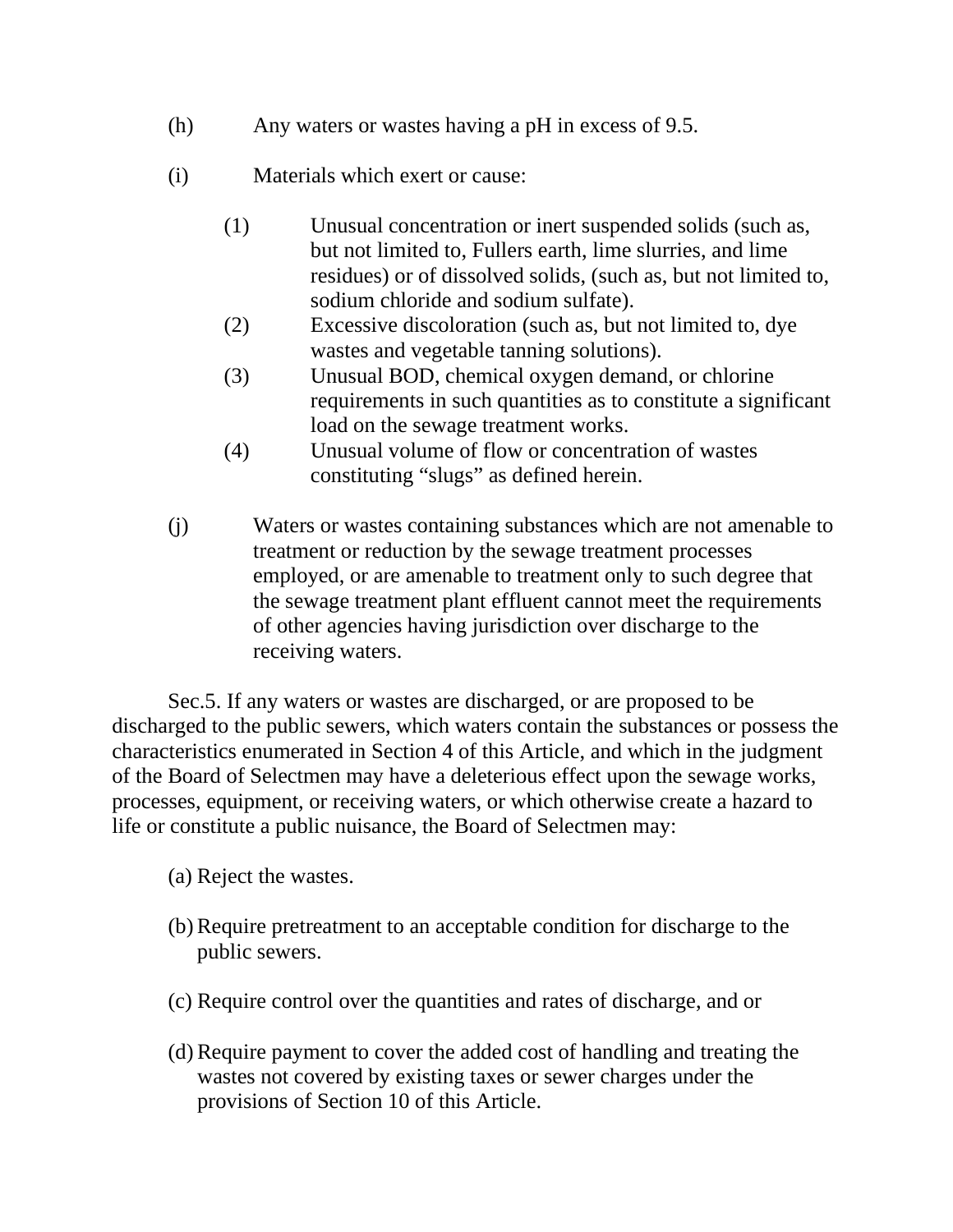(h) Any waters or wastes having a pH in excess of 9.5.

(i) Materials which exert or cause:

  (1) Unusual concentration or inert suspended solids (such as, but not limited to, Fullers earth, lime slurries, and lime residues) or of dissolved solids, (such as, but not limited to, sodium chloride and sodium sulfate).
  (2) Excessive discoloration (such as, but not limited to, dye wastes and vegetable tanning solutions).
  (3) Unusual BOD, chemical oxygen demand, or chlorine requirements in such quantities as to constitute a significant load on the sewage treatment works.
  (4) Unusual volume of flow or concentration of wastes constituting "slugs" as defined herein.

(j) Waters or wastes containing substances which are not amenable to treatment or reduction by the sewage treatment processes employed, or are amenable to treatment only to such degree that the sewage treatment plant effluent cannot meet the requirements of other agencies having jurisdiction over discharge to the receiving waters.

Sec.5. If any waters or wastes are discharged, or are proposed to be discharged to the public sewers, which waters contain the substances or possess the characteristics enumerated in Section 4 of this Article, and which in the judgment of the Board of Selectmen may have a deleterious effect upon the sewage works, processes, equipment, or receiving waters, or which otherwise create a hazard to life or constitute a public nuisance, the Board of Selectmen may:

(a) Reject the wastes.

(b) Require pretreatment to an acceptable condition for discharge to the public sewers.

(c) Require control over the quantities and rates of discharge, and or

(d) Require payment to cover the added cost of handling and treating the wastes not covered by existing taxes or sewer charges under the provisions of Section 10 of this Article.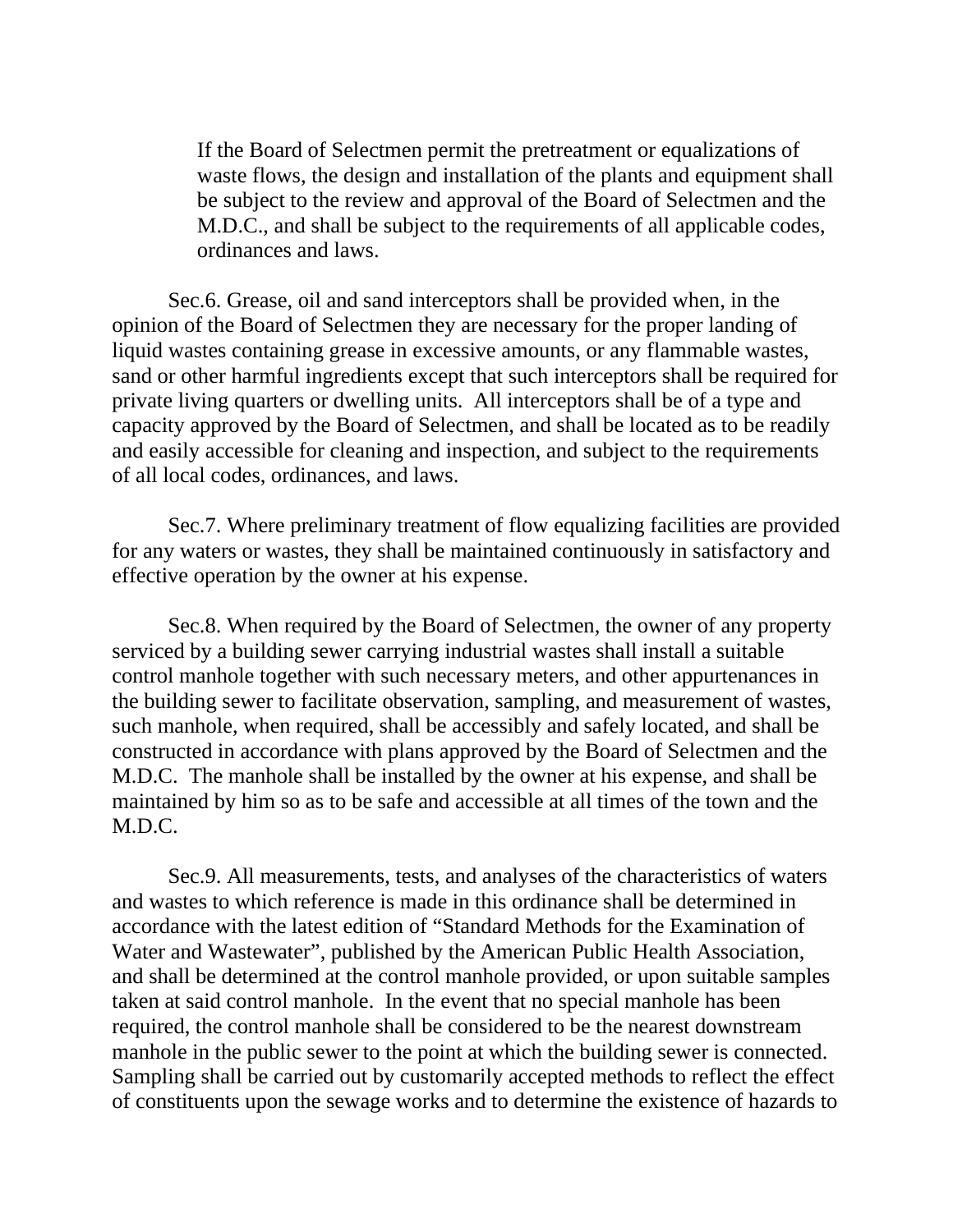If the Board of Selectmen permit the pretreatment or equalizations of waste flows, the design and installation of the plants and equipment shall be subject to the review and approval of the Board of Selectmen and the M.D.C., and shall be subject to the requirements of all applicable codes, ordinances and laws.

Sec.6. Grease, oil and sand interceptors shall be provided when, in the opinion of the Board of Selectmen they are necessary for the proper landing of liquid wastes containing grease in excessive amounts, or any flammable wastes, sand or other harmful ingredients except that such interceptors shall be required for private living quarters or dwelling units. All interceptors shall be of a type and capacity approved by the Board of Selectmen, and shall be located as to be readily and easily accessible for cleaning and inspection, and subject to the requirements of all local codes, ordinances, and laws.

Sec.7. Where preliminary treatment of flow equalizing facilities are provided for any waters or wastes, they shall be maintained continuously in satisfactory and effective operation by the owner at his expense.

Sec.8. When required by the Board of Selectmen, the owner of any property serviced by a building sewer carrying industrial wastes shall install a suitable control manhole together with such necessary meters, and other appurtenances in the building sewer to facilitate observation, sampling, and measurement of wastes, such manhole, when required, shall be accessibly and safely located, and shall be constructed in accordance with plans approved by the Board of Selectmen and the M.D.C. The manhole shall be installed by the owner at his expense, and shall be maintained by him so as to be safe and accessible at all times of the town and the M.D.C.

Sec.9. All measurements, tests, and analyses of the characteristics of waters and wastes to which reference is made in this ordinance shall be determined in accordance with the latest edition of "Standard Methods for the Examination of Water and Wastewater", published by the American Public Health Association, and shall be determined at the control manhole provided, or upon suitable samples taken at said control manhole. In the event that no special manhole has been required, the control manhole shall be considered to be the nearest downstream manhole in the public sewer to the point at which the building sewer is connected. Sampling shall be carried out by customarily accepted methods to reflect the effect of constituents upon the sewage works and to determine the existence of hazards to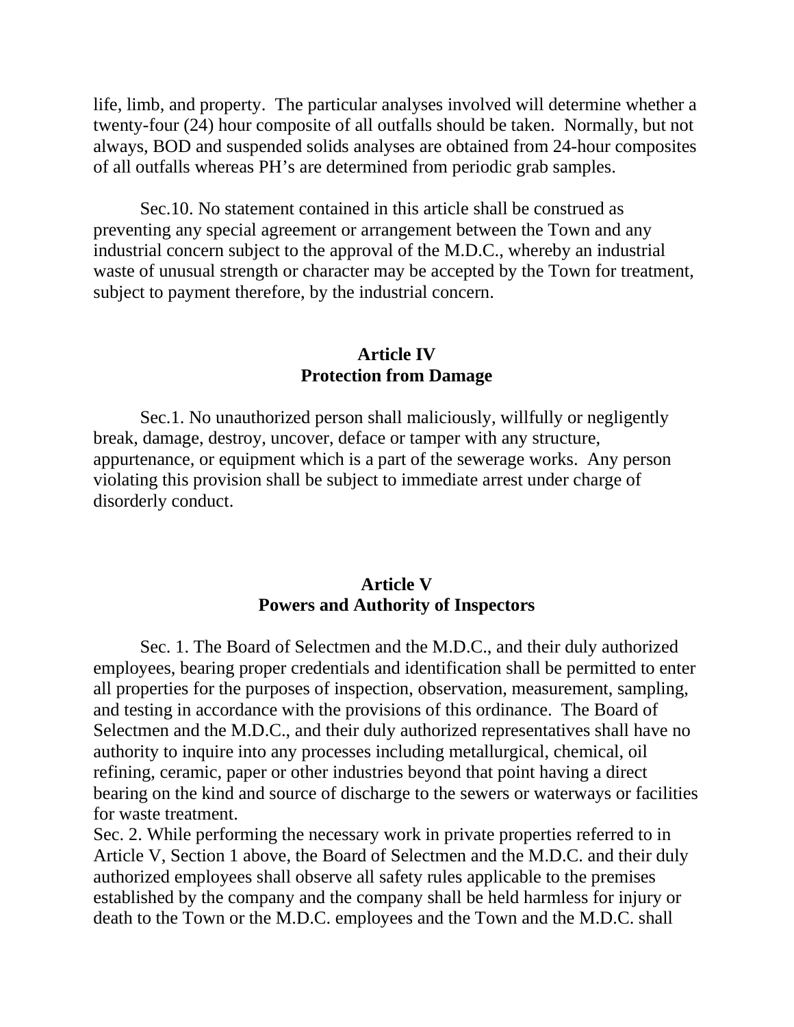life, limb, and property. The particular analyses involved will determine whether a twenty-four (24) hour composite of all outfalls should be taken. Normally, but not always, BOD and suspended solids analyses are obtained from 24-hour composites of all outfalls whereas PH's are determined from periodic grab samples.

Sec.10. No statement contained in this article shall be construed as preventing any special agreement or arrangement between the Town and any industrial concern subject to the approval of the M.D.C., whereby an industrial waste of unusual strength or character may be accepted by the Town for treatment, subject to payment therefore, by the industrial concern.

## Article IV
## Protection from Damage

Sec.1. No unauthorized person shall maliciously, willfully or negligently break, damage, destroy, uncover, deface or tamper with any structure, appurtenance, or equipment which is a part of the sewerage works. Any person violating this provision shall be subject to immediate arrest under charge of disorderly conduct.

## Article V
## Powers and Authority of Inspectors

Sec. 1. The Board of Selectmen and the M.D.C., and their duly authorized employees, bearing proper credentials and identification shall be permitted to enter all properties for the purposes of inspection, observation, measurement, sampling, and testing in accordance with the provisions of this ordinance. The Board of Selectmen and the M.D.C., and their duly authorized representatives shall have no authority to inquire into any processes including metallurgical, chemical, oil refining, ceramic, paper or other industries beyond that point having a direct bearing on the kind and source of discharge to the sewers or waterways or facilities for waste treatment.

Sec. 2. While performing the necessary work in private properties referred to in Article V, Section 1 above, the Board of Selectmen and the M.D.C. and their duly authorized employees shall observe all safety rules applicable to the premises established by the company and the company shall be held harmless for injury or death to the Town or the M.D.C. employees and the Town and the M.D.C. shall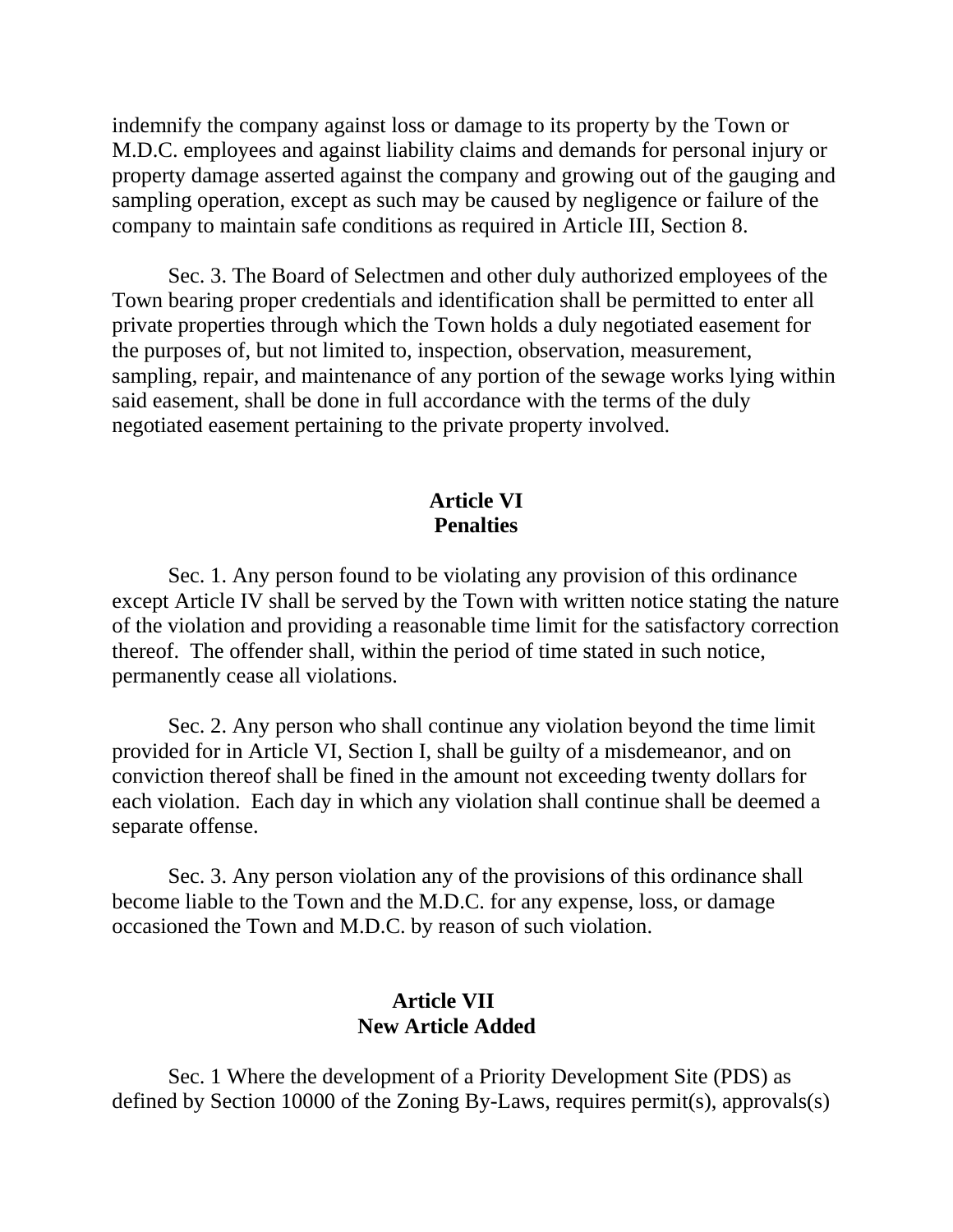indemnify the company against loss or damage to its property by the Town or M.D.C. employees and against liability claims and demands for personal injury or property damage asserted against the company and growing out of the gauging and sampling operation, except as such may be caused by negligence or failure of the company to maintain safe conditions as required in Article III, Section 8.

Sec. 3. The Board of Selectmen and other duly authorized employees of the Town bearing proper credentials and identification shall be permitted to enter all private properties through which the Town holds a duly negotiated easement for the purposes of, but not limited to, inspection, observation, measurement, sampling, repair, and maintenance of any portion of the sewage works lying within said easement, shall be done in full accordance with the terms of the duly negotiated easement pertaining to the private property involved.

## Article VI
## Penalties

Sec. 1. Any person found to be violating any provision of this ordinance except Article IV shall be served by the Town with written notice stating the nature of the violation and providing a reasonable time limit for the satisfactory correction thereof. The offender shall, within the period of time stated in such notice, permanently cease all violations.

Sec. 2. Any person who shall continue any violation beyond the time limit provided for in Article VI, Section I, shall be guilty of a misdemeanor, and on conviction thereof shall be fined in the amount not exceeding twenty dollars for each violation. Each day in which any violation shall continue shall be deemed a separate offense.

Sec. 3. Any person violation any of the provisions of this ordinance shall become liable to the Town and the M.D.C. for any expense, loss, or damage occasioned the Town and M.D.C. by reason of such violation.

## Article VII
## New Article Added

Sec. 1 Where the development of a Priority Development Site (PDS) as defined by Section 10000 of the Zoning By-Laws, requires permit(s), approvals(s)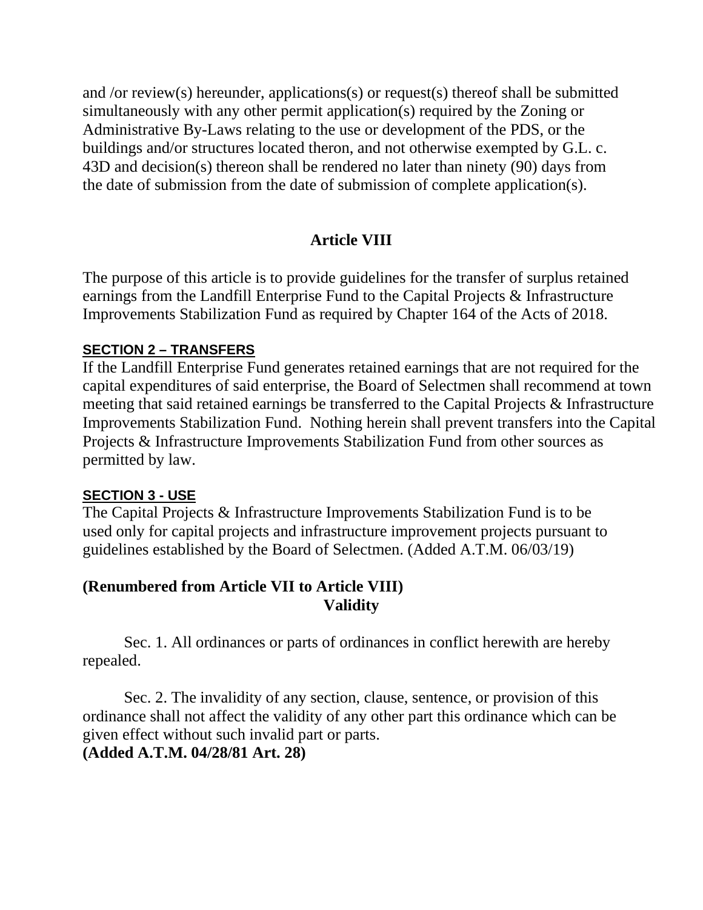and /or review(s) hereunder, applications(s) or request(s) thereof shall be submitted simultaneously with any other permit application(s) required by the Zoning or Administrative By-Laws relating to the use or development of the PDS, or the buildings and/or structures located theron, and not otherwise exempted by G.L. c. 43D and decision(s) thereon shall be rendered no later than ninety (90) days from the date of submission from the date of submission of complete application(s).

## Article VIII

The purpose of this article is to provide guidelines for the transfer of surplus retained earnings from the Landfill Enterprise Fund to the Capital Projects & Infrastructure Improvements Stabilization Fund as required by Chapter 164 of the Acts of 2018.

### SECTION 2 – TRANSFERS

If the Landfill Enterprise Fund generates retained earnings that are not required for the capital expenditures of said enterprise, the Board of Selectmen shall recommend at town meeting that said retained earnings be transferred to the Capital Projects & Infrastructure Improvements Stabilization Fund. Nothing herein shall prevent transfers into the Capital Projects & Infrastructure Improvements Stabilization Fund from other sources as permitted by law.

### SECTION 3 - USE

The Capital Projects & Infrastructure Improvements Stabilization Fund is to be used only for capital projects and infrastructure improvement projects pursuant to guidelines established by the Board of Selectmen. (Added A.T.M. 06/03/19)

**(Renumbered from Article VII to Article VIII)**

## Validity

Sec. 1. All ordinances or parts of ordinances in conflict herewith are hereby repealed.

Sec. 2. The invalidity of any section, clause, sentence, or provision of this ordinance shall not affect the validity of any other part this ordinance which can be given effect without such invalid part or parts.
**(Added A.T.M. 04/28/81 Art. 28)**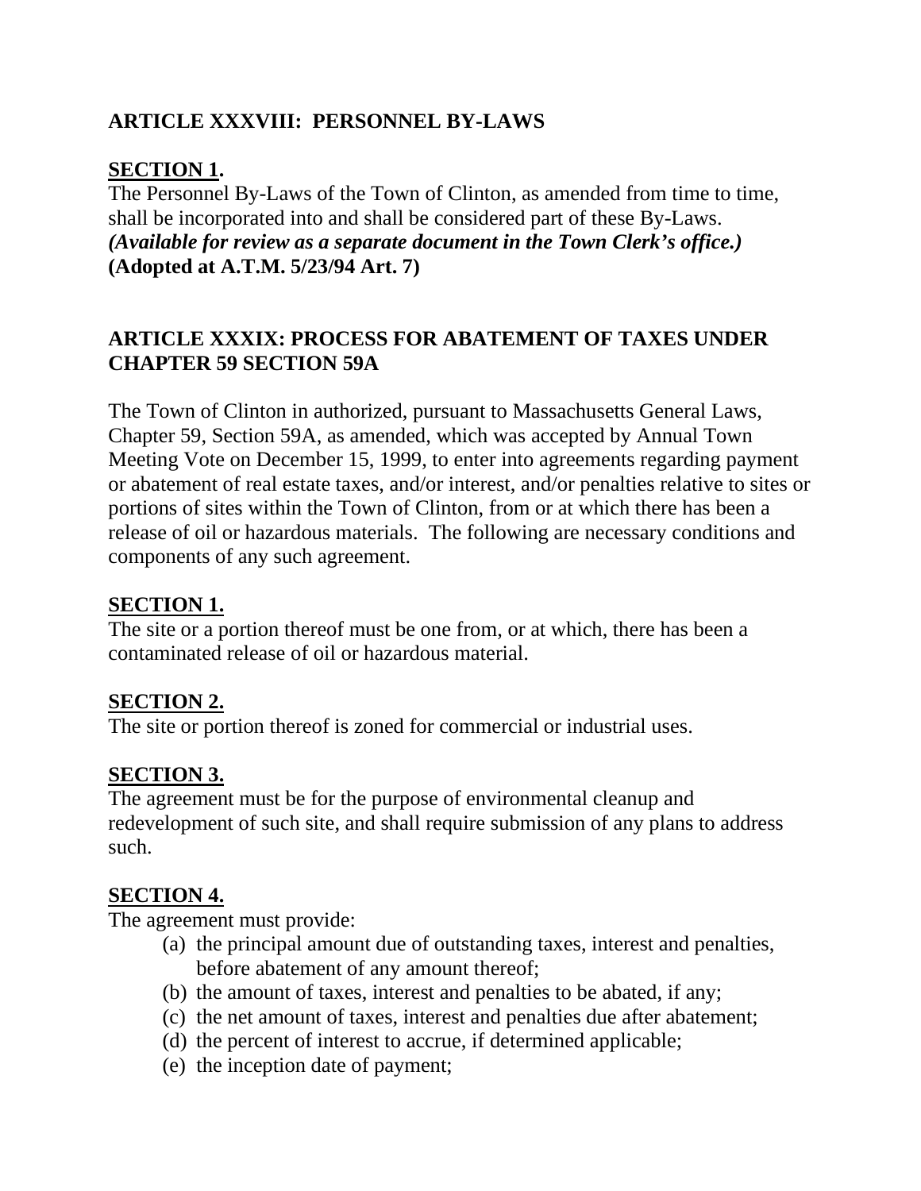## ARTICLE XXXVIII: PERSONNEL BY-LAWS

**SECTION 1.**

The Personnel By-Laws of the Town of Clinton, as amended from time to time, shall be incorporated into and shall be considered part of these By-Laws. ***(Available for review as a separate document in the Town Clerk's office.)*** **(Adopted at A.T.M. 5/23/94 Art. 7)**

## ARTICLE XXXIX: PROCESS FOR ABATEMENT OF TAXES UNDER CHAPTER 59 SECTION 59A

The Town of Clinton in authorized, pursuant to Massachusetts General Laws, Chapter 59, Section 59A, as amended, which was accepted by Annual Town Meeting Vote on December 15, 1999, to enter into agreements regarding payment or abatement of real estate taxes, and/or interest, and/or penalties relative to sites or portions of sites within the Town of Clinton, from or at which there has been a release of oil or hazardous materials. The following are necessary conditions and components of any such agreement.

**SECTION 1.**

The site or a portion thereof must be one from, or at which, there has been a contaminated release of oil or hazardous material.

**SECTION 2.**

The site or portion thereof is zoned for commercial or industrial uses.

**SECTION 3.**

The agreement must be for the purpose of environmental cleanup and redevelopment of such site, and shall require submission of any plans to address such.

**SECTION 4.**

The agreement must provide:

(a) the principal amount due of outstanding taxes, interest and penalties, before abatement of any amount thereof;
(b) the amount of taxes, interest and penalties to be abated, if any;
(c) the net amount of taxes, interest and penalties due after abatement;
(d) the percent of interest to accrue, if determined applicable;
(e) the inception date of payment;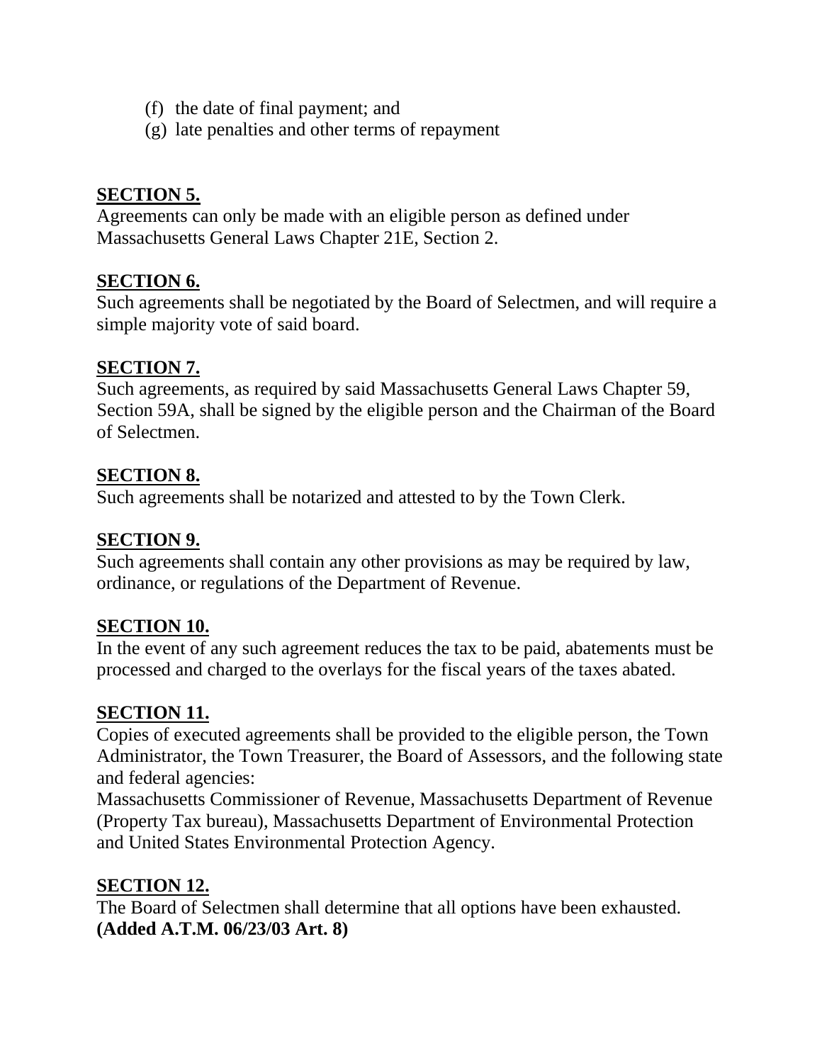(f) the date of final payment; and
(g) late penalties and other terms of repayment

**SECTION 5.**
Agreements can only be made with an eligible person as defined under Massachusetts General Laws Chapter 21E, Section 2.

**SECTION 6.**
Such agreements shall be negotiated by the Board of Selectmen, and will require a simple majority vote of said board.

**SECTION 7.**
Such agreements, as required by said Massachusetts General Laws Chapter 59, Section 59A, shall be signed by the eligible person and the Chairman of the Board of Selectmen.

**SECTION 8.**
Such agreements shall be notarized and attested to by the Town Clerk.

**SECTION 9.**
Such agreements shall contain any other provisions as may be required by law, ordinance, or regulations of the Department of Revenue.

**SECTION 10.**
In the event of any such agreement reduces the tax to be paid, abatements must be processed and charged to the overlays for the fiscal years of the taxes abated.

**SECTION 11.**
Copies of executed agreements shall be provided to the eligible person, the Town Administrator, the Town Treasurer, the Board of Assessors, and the following state and federal agencies:
Massachusetts Commissioner of Revenue, Massachusetts Department of Revenue (Property Tax bureau), Massachusetts Department of Environmental Protection and United States Environmental Protection Agency.

**SECTION 12.**
The Board of Selectmen shall determine that all options have been exhausted.
**(Added A.T.M. 06/23/03 Art. 8)**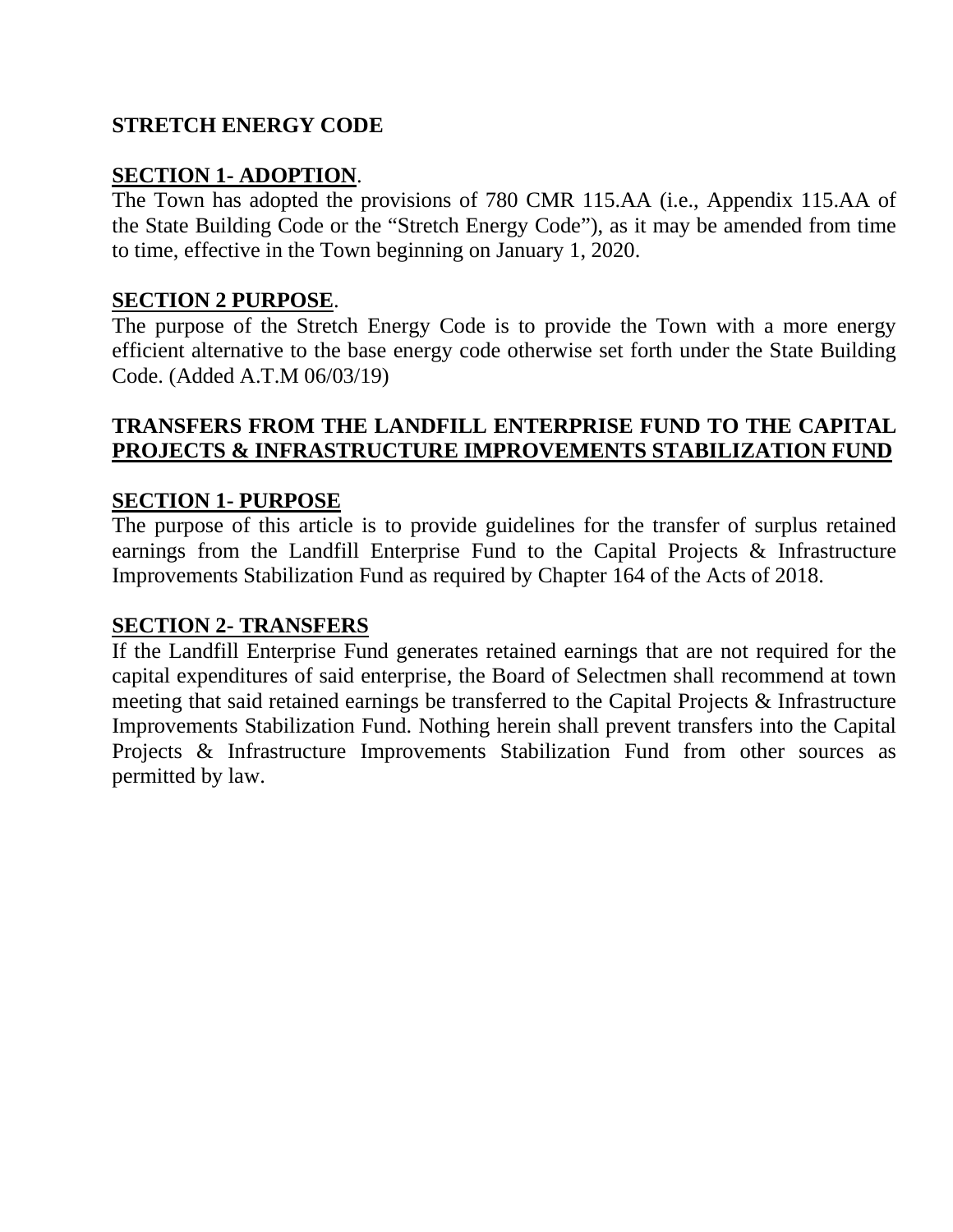## STRETCH ENERGY CODE

### SECTION 1- ADOPTION.

The Town has adopted the provisions of 780 CMR 115.AA (i.e., Appendix 115.AA of the State Building Code or the "Stretch Energy Code"), as it may be amended from time to time, effective in the Town beginning on January 1, 2020.

### SECTION 2 PURPOSE.

The purpose of the Stretch Energy Code is to provide the Town with a more energy efficient alternative to the base energy code otherwise set forth under the State Building Code. (Added A.T.M 06/03/19)

## TRANSFERS FROM THE LANDFILL ENTERPRISE FUND TO THE CAPITAL PROJECTS & INFRASTRUCTURE IMPROVEMENTS STABILIZATION FUND

### SECTION 1- PURPOSE

The purpose of this article is to provide guidelines for the transfer of surplus retained earnings from the Landfill Enterprise Fund to the Capital Projects & Infrastructure Improvements Stabilization Fund as required by Chapter 164 of the Acts of 2018.

### SECTION 2- TRANSFERS

If the Landfill Enterprise Fund generates retained earnings that are not required for the capital expenditures of said enterprise, the Board of Selectmen shall recommend at town meeting that said retained earnings be transferred to the Capital Projects & Infrastructure Improvements Stabilization Fund. Nothing herein shall prevent transfers into the Capital Projects & Infrastructure Improvements Stabilization Fund from other sources as permitted by law.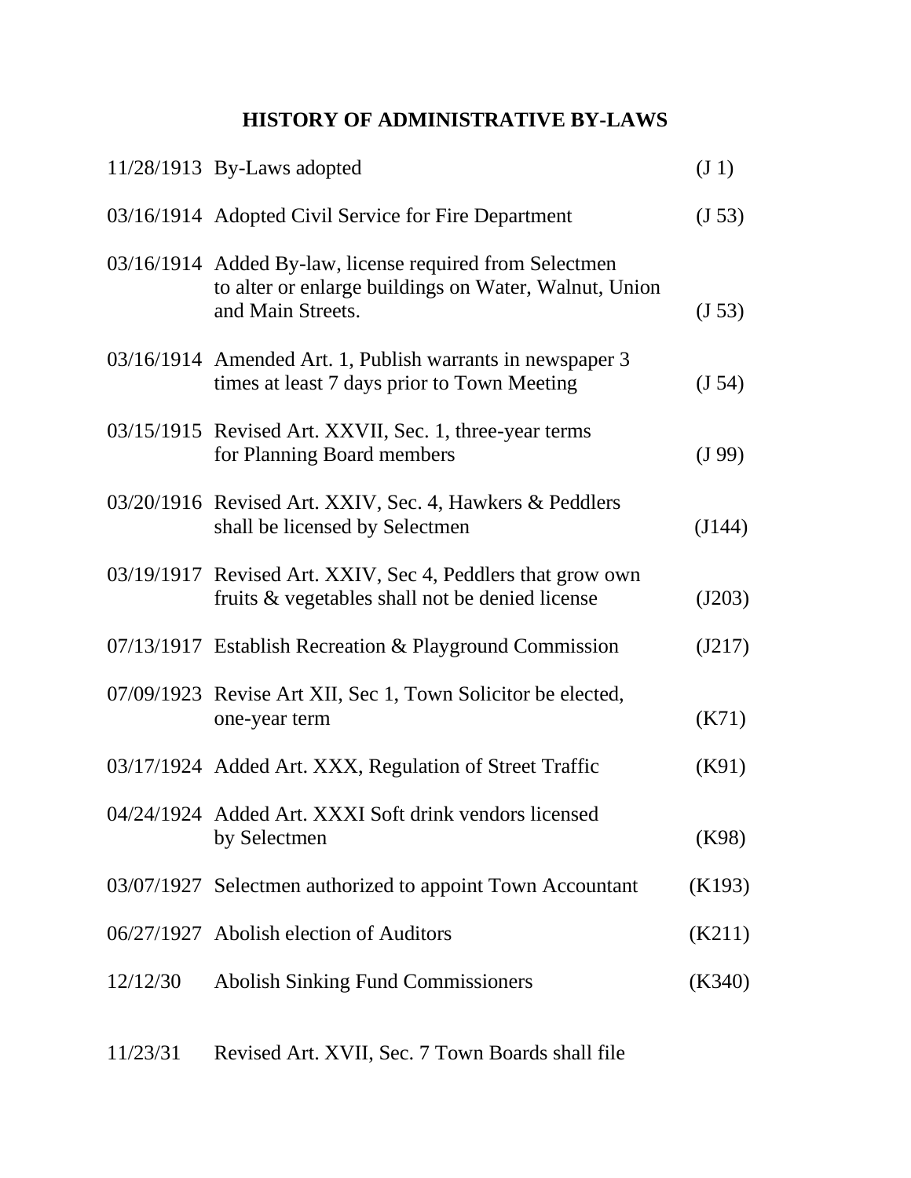# HISTORY OF ADMINISTRATIVE BY-LAWS

| | | |
|---|---|---|
| 11/28/1913 | By-Laws adopted | (J 1) |
| 03/16/1914 | Adopted Civil Service for Fire Department | (J 53) |
| 03/16/1914 | Added By-law, license required from Selectmen to alter or enlarge buildings on Water, Walnut, Union and Main Streets. | (J 53) |
| 03/16/1914 | Amended Art. 1, Publish warrants in newspaper 3 times at least 7 days prior to Town Meeting | (J 54) |
| 03/15/1915 | Revised Art. XXVII, Sec. 1, three-year terms for Planning Board members | (J 99) |
| 03/20/1916 | Revised Art. XXIV, Sec. 4, Hawkers & Peddlers shall be licensed by Selectmen | (J144) |
| 03/19/1917 | Revised Art. XXIV, Sec 4, Peddlers that grow own fruits & vegetables shall not be denied license | (J203) |
| 07/13/1917 | Establish Recreation & Playground Commission | (J217) |
| 07/09/1923 | Revise Art XII, Sec 1, Town Solicitor be elected, one-year term | (K71) |
| 03/17/1924 | Added Art. XXX, Regulation of Street Traffic | (K91) |
| 04/24/1924 | Added Art. XXXI Soft drink vendors licensed by Selectmen | (K98) |
| 03/07/1927 | Selectmen authorized to appoint Town Accountant | (K193) |
| 06/27/1927 | Abolish election of Auditors | (K211) |
| 12/12/30 | Abolish Sinking Fund Commissioners | (K340) |
| 11/23/31 | Revised Art. XVII, Sec. 7 Town Boards shall file | |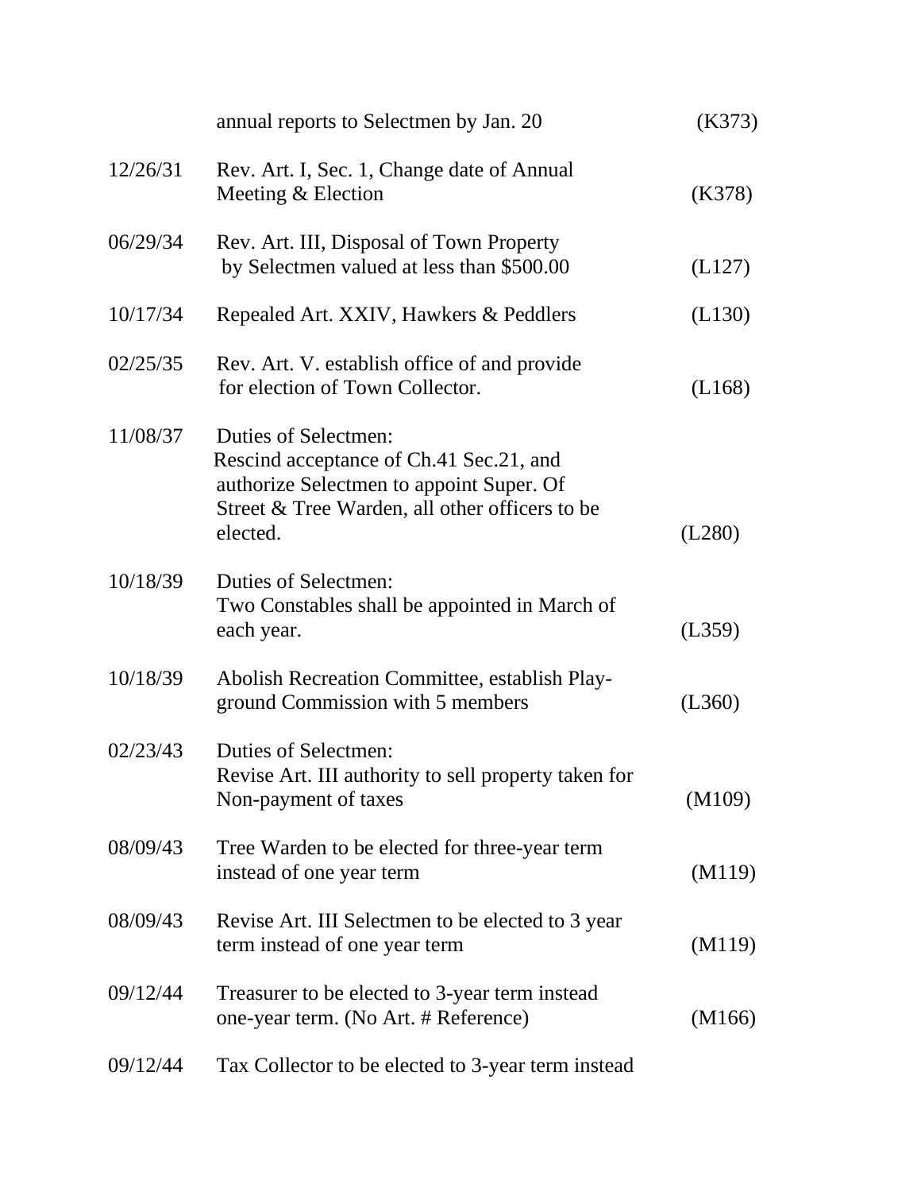| | | |
|---|---|---|
| | annual reports to Selectmen by Jan. 20 | (K373) |
| 12/26/31 | Rev. Art. I, Sec. 1, Change date of Annual Meeting & Election | (K378) |
| 06/29/34 | Rev. Art. III, Disposal of Town Property by Selectmen valued at less than $500.00 | (L127) |
| 10/17/34 | Repealed Art. XXIV, Hawkers & Peddlers | (L130) |
| 02/25/35 | Rev. Art. V. establish office of and provide for election of Town Collector. | (L168) |
| 11/08/37 | Duties of Selectmen: Rescind acceptance of Ch.41 Sec.21, and authorize Selectmen to appoint Super. Of Street & Tree Warden, all other officers to be elected. | (L280) |
| 10/18/39 | Duties of Selectmen: Two Constables shall be appointed in March of each year. | (L359) |
| 10/18/39 | Abolish Recreation Committee, establish Play-ground Commission with 5 members | (L360) |
| 02/23/43 | Duties of Selectmen: Revise Art. III authority to sell property taken for Non-payment of taxes | (M109) |
| 08/09/43 | Tree Warden to be elected for three-year term instead of one year term | (M119) |
| 08/09/43 | Revise Art. III Selectmen to be elected to 3 year term instead of one year term | (M119) |
| 09/12/44 | Treasurer to be elected to 3-year term instead one-year term. (No Art. # Reference) | (M166) |
| 09/12/44 | Tax Collector to be elected to 3-year term instead | |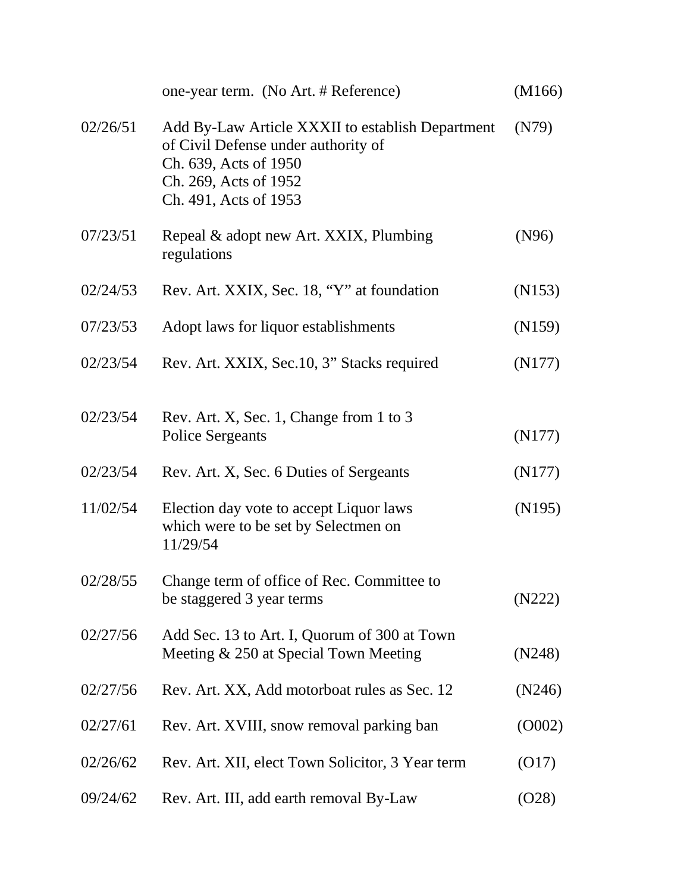| | | |
|---|---|---|
| | one-year term. (No Art. # Reference) | (M166) |
| 02/26/51 | Add By-Law Article XXXII to establish Department of Civil Defense under authority of<br>Ch. 639, Acts of 1950<br>Ch. 269, Acts of 1952<br>Ch. 491, Acts of 1953 | (N79) |
| 07/23/51 | Repeal & adopt new Art. XXIX, Plumbing regulations | (N96) |
| 02/24/53 | Rev. Art. XXIX, Sec. 18, "Y" at foundation | (N153) |
| 07/23/53 | Adopt laws for liquor establishments | (N159) |
| 02/23/54 | Rev. Art. XXIX, Sec.10, 3" Stacks required | (N177) |
| 02/23/54 | Rev. Art. X, Sec. 1, Change from 1 to 3 Police Sergeants | (N177) |
| 02/23/54 | Rev. Art. X, Sec. 6 Duties of Sergeants | (N177) |
| 11/02/54 | Election day vote to accept Liquor laws which were to be set by Selectmen on 11/29/54 | (N195) |
| 02/28/55 | Change term of office of Rec. Committee to be staggered 3 year terms | (N222) |
| 02/27/56 | Add Sec. 13 to Art. I, Quorum of 300 at Town Meeting & 250 at Special Town Meeting | (N248) |
| 02/27/56 | Rev. Art. XX, Add motorboat rules as Sec. 12 | (N246) |
| 02/27/61 | Rev. Art. XVIII, snow removal parking ban | (O002) |
| 02/26/62 | Rev. Art. XII, elect Town Solicitor, 3 Year term | (O17) |
| 09/24/62 | Rev. Art. III, add earth removal By-Law | (O28) |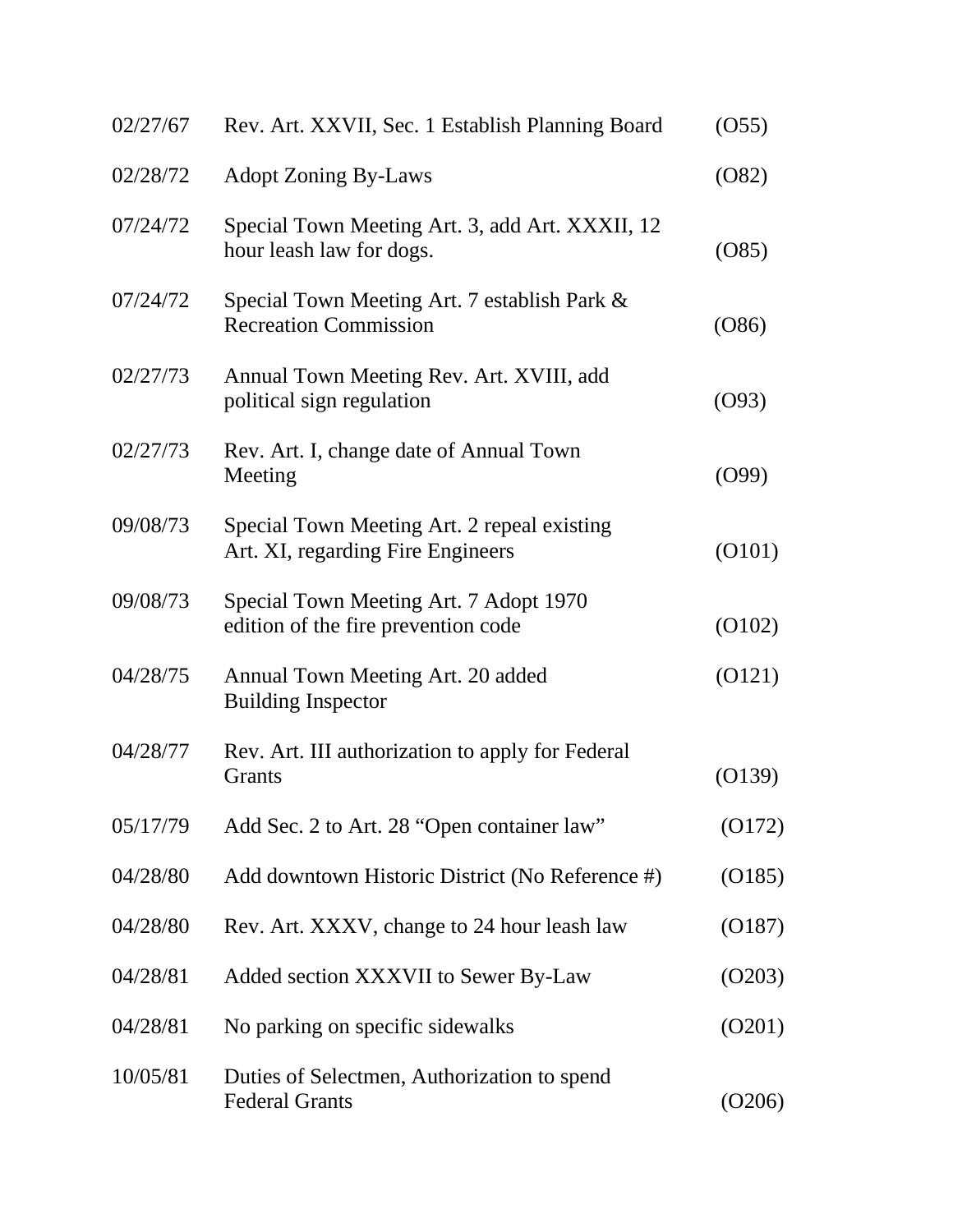| | | |
|---|---|---|
| 02/27/67 | Rev. Art. XXVII, Sec. 1 Establish Planning Board | (O55) |
| 02/28/72 | Adopt Zoning By-Laws | (O82) |
| 07/24/72 | Special Town Meeting Art. 3, add Art. XXXII, 12 hour leash law for dogs. | (O85) |
| 07/24/72 | Special Town Meeting Art. 7 establish Park & Recreation Commission | (O86) |
| 02/27/73 | Annual Town Meeting Rev. Art. XVIII, add political sign regulation | (O93) |
| 02/27/73 | Rev. Art. I, change date of Annual Town Meeting | (O99) |
| 09/08/73 | Special Town Meeting Art. 2 repeal existing Art. XI, regarding Fire Engineers | (O101) |
| 09/08/73 | Special Town Meeting Art. 7 Adopt 1970 edition of the fire prevention code | (O102) |
| 04/28/75 | Annual Town Meeting Art. 20 added Building Inspector | (O121) |
| 04/28/77 | Rev. Art. III authorization to apply for Federal Grants | (O139) |
| 05/17/79 | Add Sec. 2 to Art. 28 "Open container law" | (O172) |
| 04/28/80 | Add downtown Historic District (No Reference #) | (O185) |
| 04/28/80 | Rev. Art. XXXV, change to 24 hour leash law | (O187) |
| 04/28/81 | Added section XXXVII to Sewer By-Law | (O203) |
| 04/28/81 | No parking on specific sidewalks | (O201) |
| 10/05/81 | Duties of Selectmen, Authorization to spend Federal Grants | (O206) |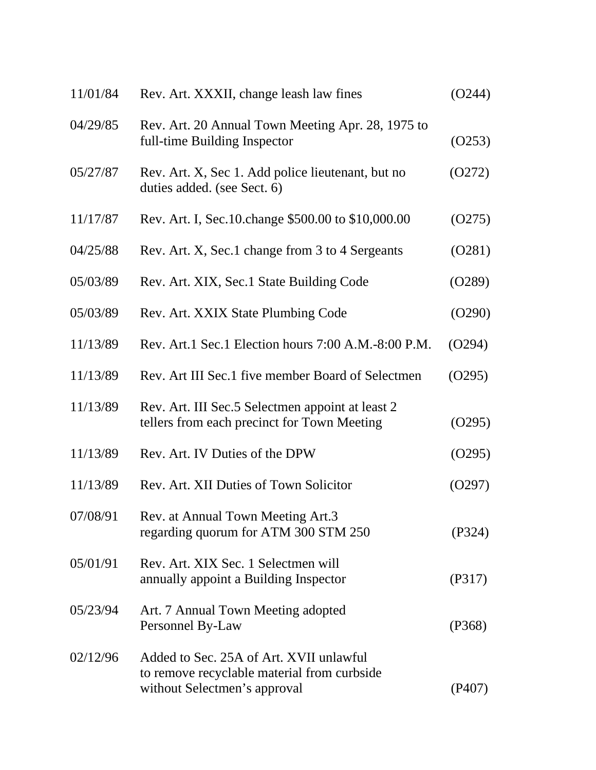| | | |
|---|---|---|
| 11/01/84 | Rev. Art. XXXII, change leash law fines | (O244) |
| 04/29/85 | Rev. Art. 20 Annual Town Meeting Apr. 28, 1975 to full-time Building Inspector | (O253) |
| 05/27/87 | Rev. Art. X, Sec 1. Add police lieutenant, but no duties added. (see Sect. 6) | (O272) |
| 11/17/87 | Rev. Art. I, Sec.10.change \$500.00 to \$10,000.00 | (O275) |
| 04/25/88 | Rev. Art. X, Sec.1 change from 3 to 4 Sergeants | (O281) |
| 05/03/89 | Rev. Art. XIX, Sec.1 State Building Code | (O289) |
| 05/03/89 | Rev. Art. XXIX State Plumbing Code | (O290) |
| 11/13/89 | Rev. Art.1 Sec.1 Election hours 7:00 A.M.-8:00 P.M. | (O294) |
| 11/13/89 | Rev. Art III Sec.1 five member Board of Selectmen | (O295) |
| 11/13/89 | Rev. Art. III Sec.5 Selectmen appoint at least 2 tellers from each precinct for Town Meeting | (O295) |
| 11/13/89 | Rev. Art. IV Duties of the DPW | (O295) |
| 11/13/89 | Rev. Art. XII Duties of Town Solicitor | (O297) |
| 07/08/91 | Rev. at Annual Town Meeting Art.3 regarding quorum for ATM 300 STM 250 | (P324) |
| 05/01/91 | Rev. Art. XIX Sec. 1 Selectmen will annually appoint a Building Inspector | (P317) |
| 05/23/94 | Art. 7 Annual Town Meeting adopted Personnel By-Law | (P368) |
| 02/12/96 | Added to Sec. 25A of Art. XVII unlawful to remove recyclable material from curbside without Selectmen's approval | (P407) |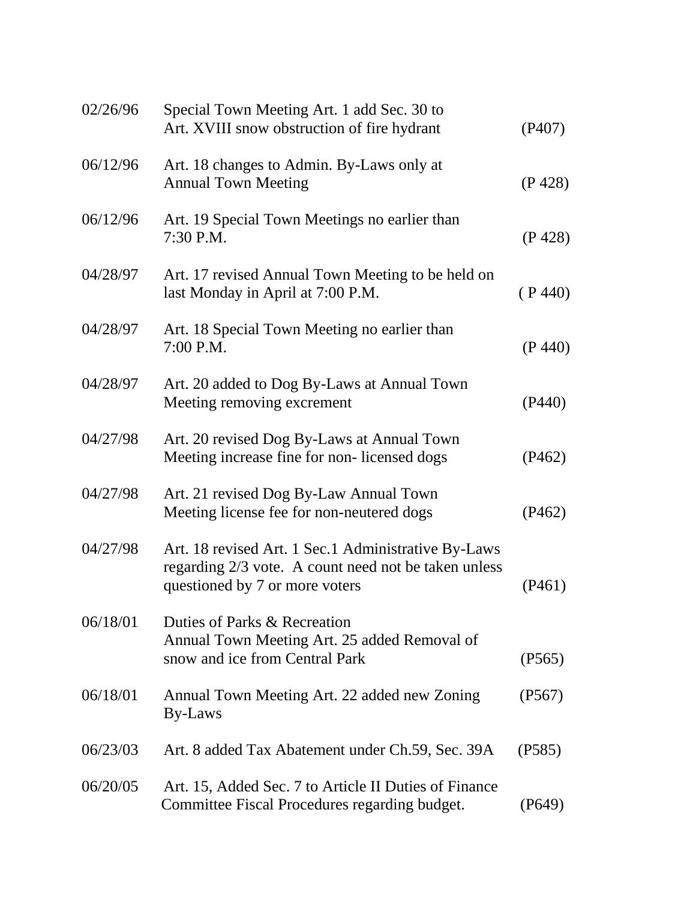| | | |
|---|---|---|
| 02/26/96 | Special Town Meeting Art. 1 add Sec. 30 to Art. XVIII snow obstruction of fire hydrant | (P407) |
| 06/12/96 | Art. 18 changes to Admin. By-Laws only at Annual Town Meeting | (P 428) |
| 06/12/96 | Art. 19 Special Town Meetings no earlier than 7:30 P.M. | (P 428) |
| 04/28/97 | Art. 17 revised Annual Town Meeting to be held on last Monday in April at 7:00 P.M. | ( P 440) |
| 04/28/97 | Art. 18 Special Town Meeting no earlier than 7:00 P.M. | (P 440) |
| 04/28/97 | Art. 20 added to Dog By-Laws at Annual Town Meeting removing excrement | (P440) |
| 04/27/98 | Art. 20 revised Dog By-Laws at Annual Town Meeting increase fine for non- licensed dogs | (P462) |
| 04/27/98 | Art. 21 revised Dog By-Law Annual Town Meeting license fee for non-neutered dogs | (P462) |
| 04/27/98 | Art. 18 revised Art. 1 Sec.1 Administrative By-Laws regarding 2/3 vote. A count need not be taken unless questioned by 7 or more voters | (P461) |
| 06/18/01 | Duties of Parks & Recreation Annual Town Meeting Art. 25 added Removal of snow and ice from Central Park | (P565) |
| 06/18/01 | Annual Town Meeting Art. 22 added new Zoning By-Laws | (P567) |
| 06/23/03 | Art. 8 added Tax Abatement under Ch.59, Sec. 39A | (P585) |
| 06/20/05 | Art. 15, Added Sec. 7 to Article II Duties of Finance Committee Fiscal Procedures regarding budget. | (P649) |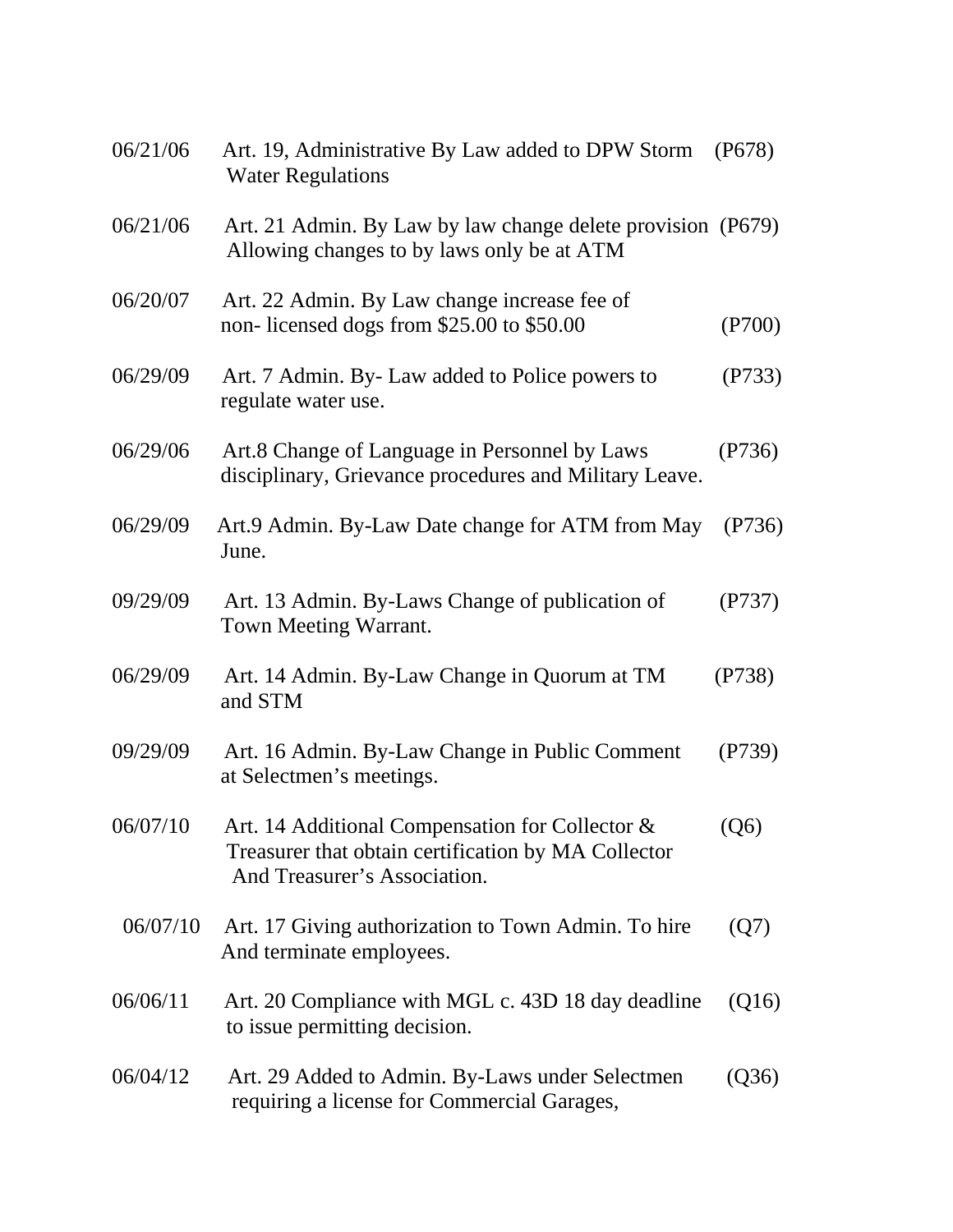| | | |
|---|---|---|
| 06/21/06 | Art. 19, Administrative By Law added to DPW Storm Water Regulations | (P678) |
| 06/21/06 | Art. 21 Admin. By Law by law change delete provision Allowing changes to by laws only be at ATM | (P679) |
| 06/20/07 | Art. 22 Admin. By Law change increase fee of non- licensed dogs from $25.00 to $50.00 | (P700) |
| 06/29/09 | Art. 7 Admin. By- Law added to Police powers to regulate water use. | (P733) |
| 06/29/06 | Art.8 Change of Language in Personnel by Laws disciplinary, Grievance procedures and Military Leave. | (P736) |
| 06/29/09 | Art.9 Admin. By-Law Date change for ATM from May June. | (P736) |
| 09/29/09 | Art. 13 Admin. By-Laws Change of publication of Town Meeting Warrant. | (P737) |
| 06/29/09 | Art. 14 Admin. By-Law Change in Quorum at TM and STM | (P738) |
| 09/29/09 | Art. 16 Admin. By-Law Change in Public Comment at Selectmen's meetings. | (P739) |
| 06/07/10 | Art. 14 Additional Compensation for Collector & Treasurer that obtain certification by MA Collector And Treasurer's Association. | (Q6) |
| 06/07/10 | Art. 17 Giving authorization to Town Admin. To hire And terminate employees. | (Q7) |
| 06/06/11 | Art. 20 Compliance with MGL c. 43D 18 day deadline to issue permitting decision. | (Q16) |
| 06/04/12 | Art. 29 Added to Admin. By-Laws under Selectmen requiring a license for Commercial Garages, | (Q36) |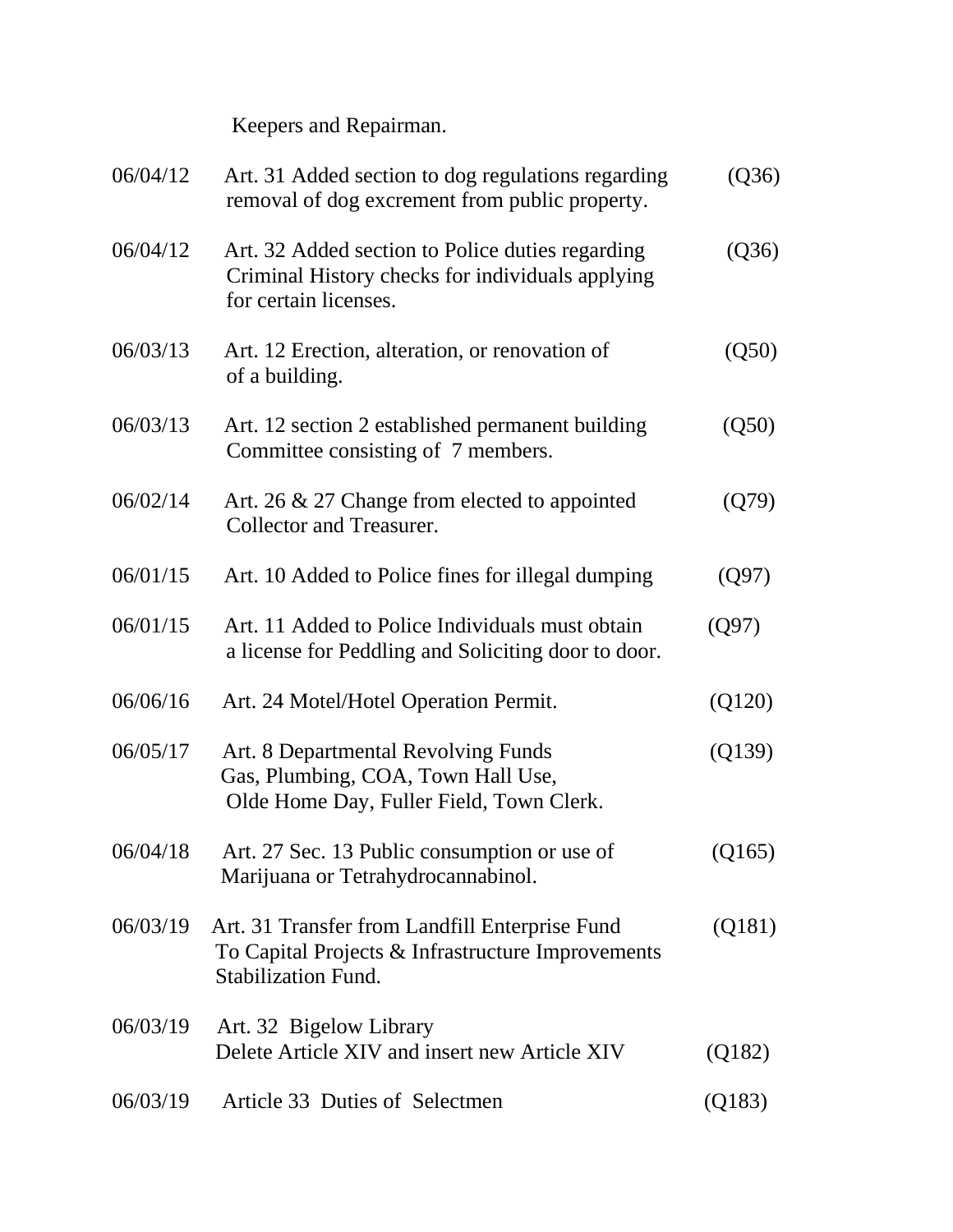Keepers and Repairman.

| | | |
|---|---|---|
| 06/04/12 | Art. 31 Added section to dog regulations regarding removal of dog excrement from public property. | (Q36) |
| 06/04/12 | Art. 32 Added section to Police duties regarding Criminal History checks for individuals applying for certain licenses. | (Q36) |
| 06/03/13 | Art. 12 Erection, alteration, or renovation of of a building. | (Q50) |
| 06/03/13 | Art. 12 section 2 established permanent building Committee consisting of 7 members. | (Q50) |
| 06/02/14 | Art. 26 & 27 Change from elected to appointed Collector and Treasurer. | (Q79) |
| 06/01/15 | Art. 10 Added to Police fines for illegal dumping | (Q97) |
| 06/01/15 | Art. 11 Added to Police Individuals must obtain a license for Peddling and Soliciting door to door. | (Q97) |
| 06/06/16 | Art. 24 Motel/Hotel Operation Permit. | (Q120) |
| 06/05/17 | Art. 8 Departmental Revolving Funds Gas, Plumbing, COA, Town Hall Use, Olde Home Day, Fuller Field, Town Clerk. | (Q139) |
| 06/04/18 | Art. 27 Sec. 13 Public consumption or use of Marijuana or Tetrahydrocannabinol. | (Q165) |
| 06/03/19 | Art. 31 Transfer from Landfill Enterprise Fund To Capital Projects & Infrastructure Improvements Stabilization Fund. | (Q181) |
| 06/03/19 | Art. 32 Bigelow Library Delete Article XIV and insert new Article XIV | (Q182) |
| 06/03/19 | Article 33 Duties of Selectmen | (Q183) |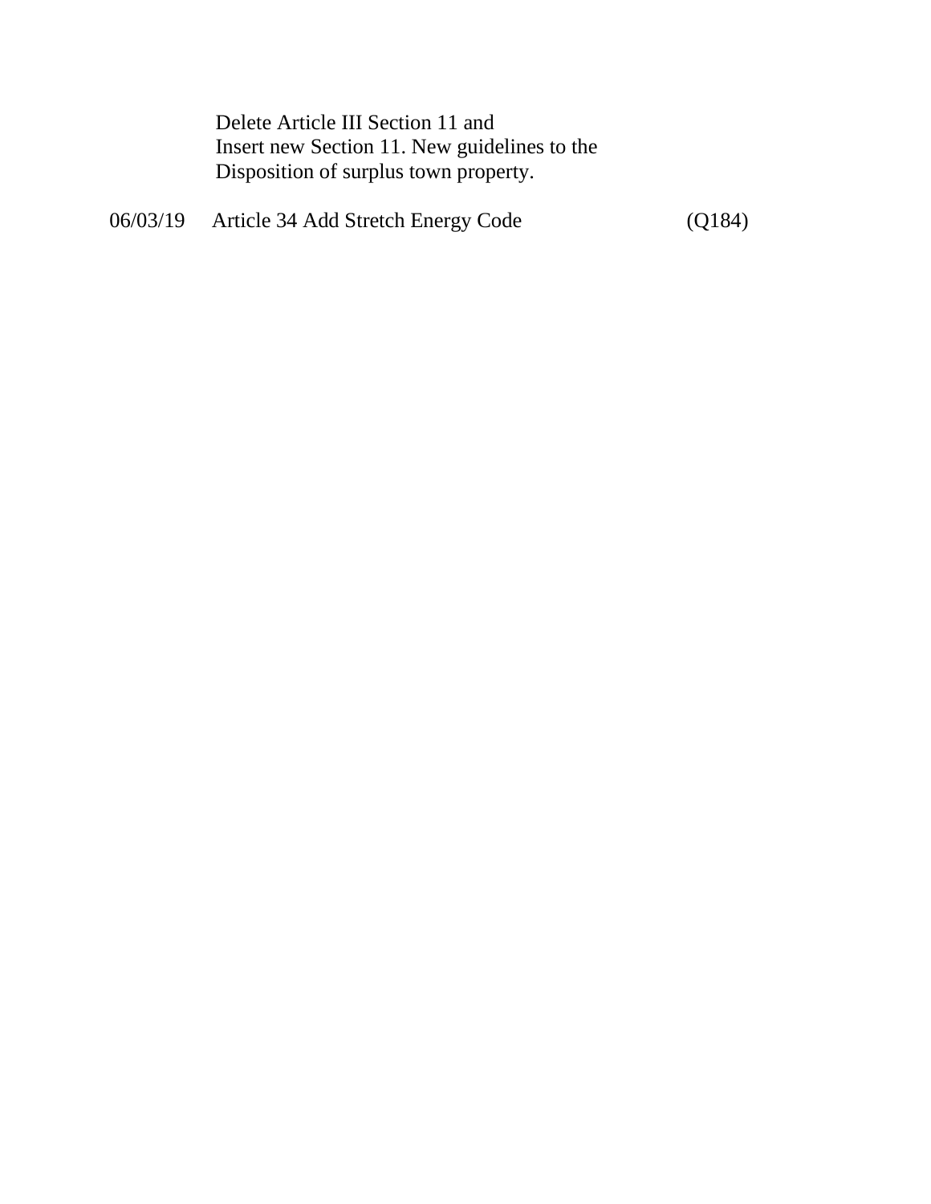Delete Article III Section 11 and
Insert new Section 11. New guidelines to the
Disposition of surplus town property.

| | | |
|---|---|---|
| 06/03/19 | Article 34 Add Stretch Energy Code | (Q184) |